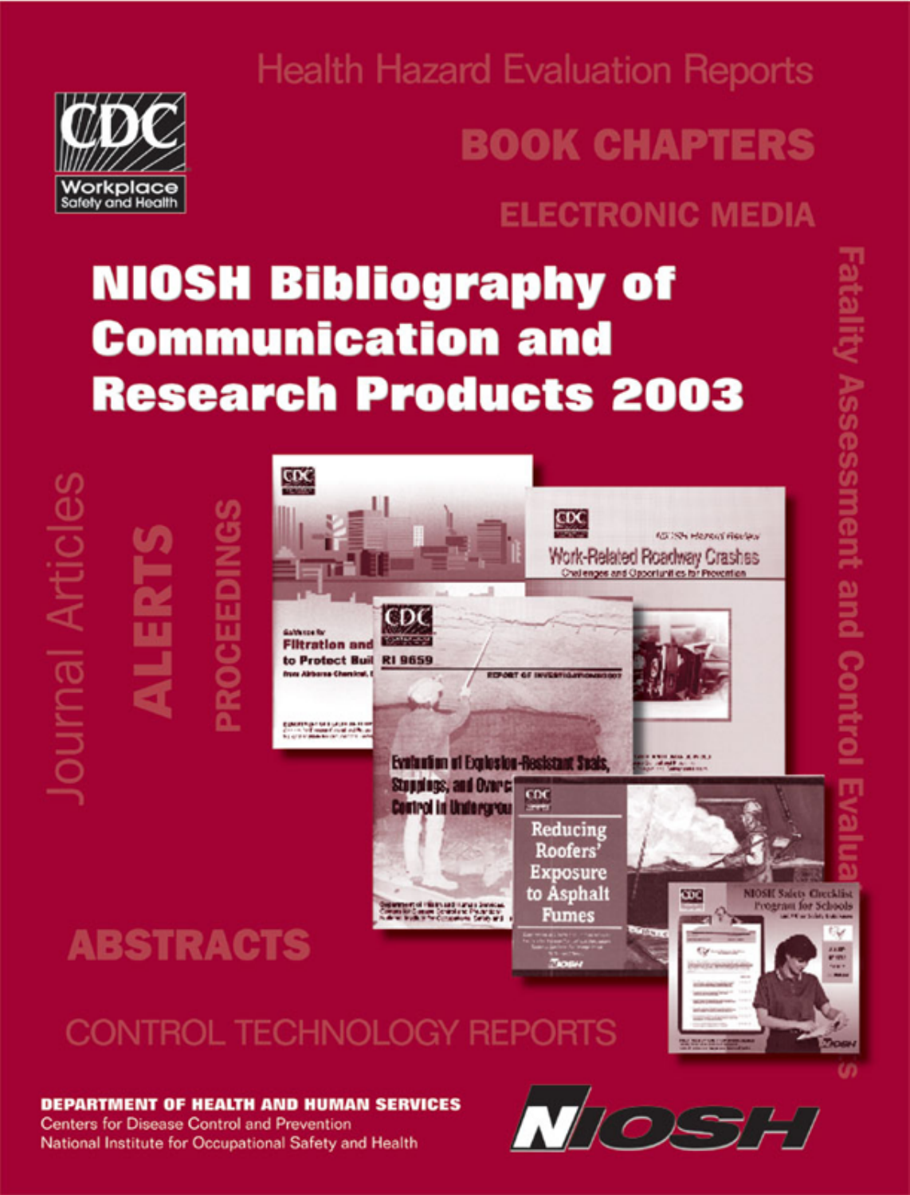# NIOSH Bibliography of Communication and Research Products 2003

Health Hazard Evaluation Reports

BOOK CHAPTERS

ELECTRONIC MEDIA

Journal Articles

ALERTS

PROCEEDINGS

Fatality Assessment and Control Evaluations

ABSTRACTS

CONTROL TECHNOLOGY REPORTS

**DEPARTMENT OF HEALTH AND HUMAN SERVICES**
Centers for Disease Control and Prevention
National Institute for Occupational Safety and Health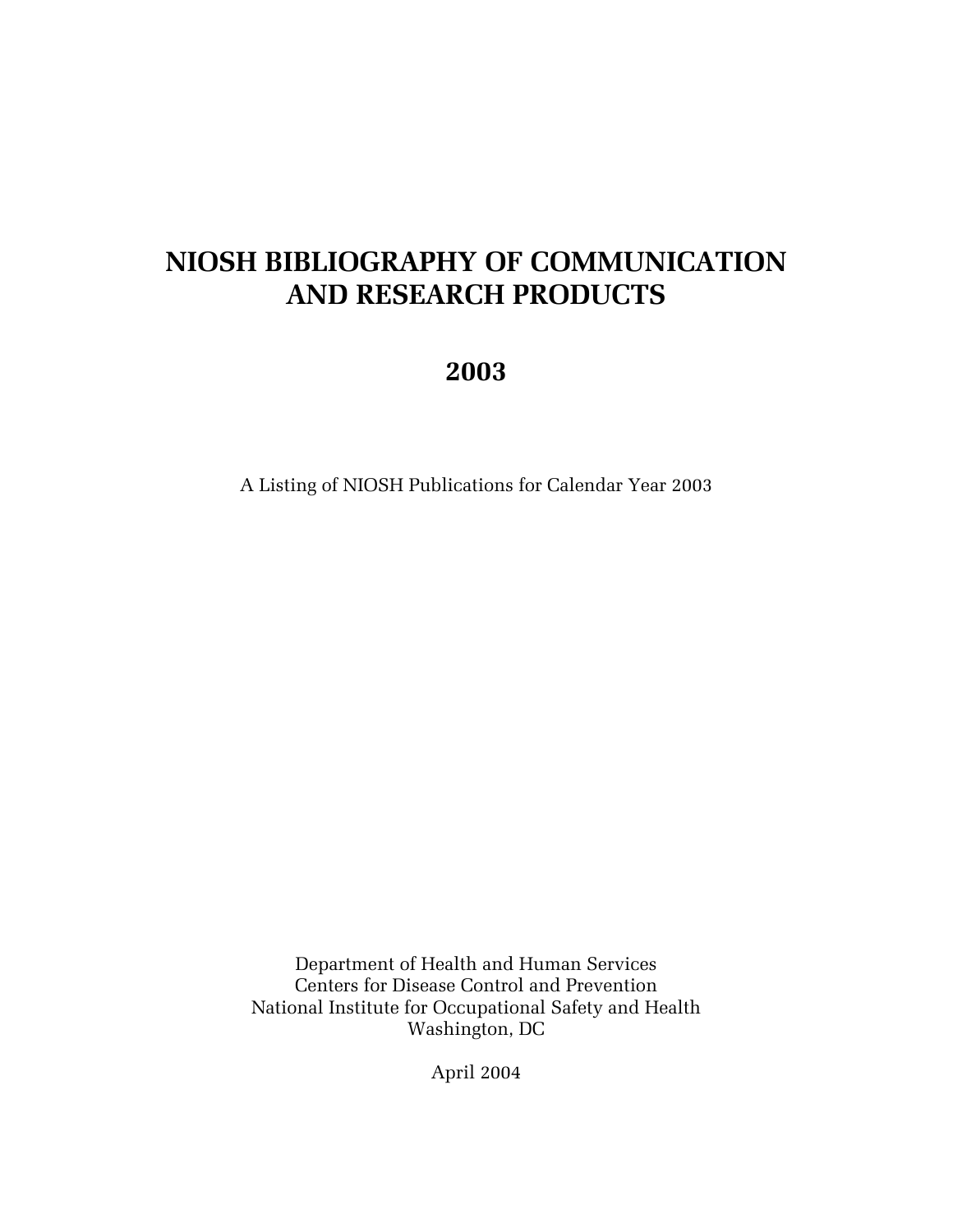# NIOSH BIBLIOGRAPHY OF COMMUNICATION AND RESEARCH PRODUCTS

## 2003

A Listing of NIOSH Publications for Calendar Year 2003

Department of Health and Human Services
Centers for Disease Control and Prevention
National Institute for Occupational Safety and Health
Washington, DC

April 2004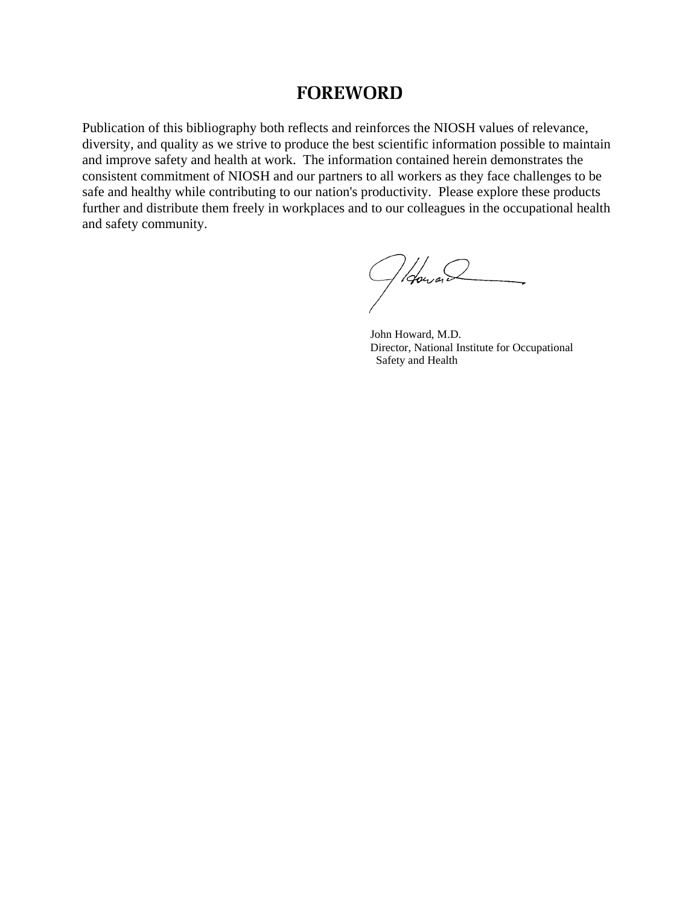# FOREWORD

Publication of this bibliography both reflects and reinforces the NIOSH values of relevance, diversity, and quality as we strive to produce the best scientific information possible to maintain and improve safety and health at work. The information contained herein demonstrates the consistent commitment of NIOSH and our partners to all workers as they face challenges to be safe and healthy while contributing to our nation's productivity. Please explore these products further and distribute them freely in workplaces and to our colleagues in the occupational health and safety community.

John Howard, M.D.
Director, National Institute for Occupational Safety and Health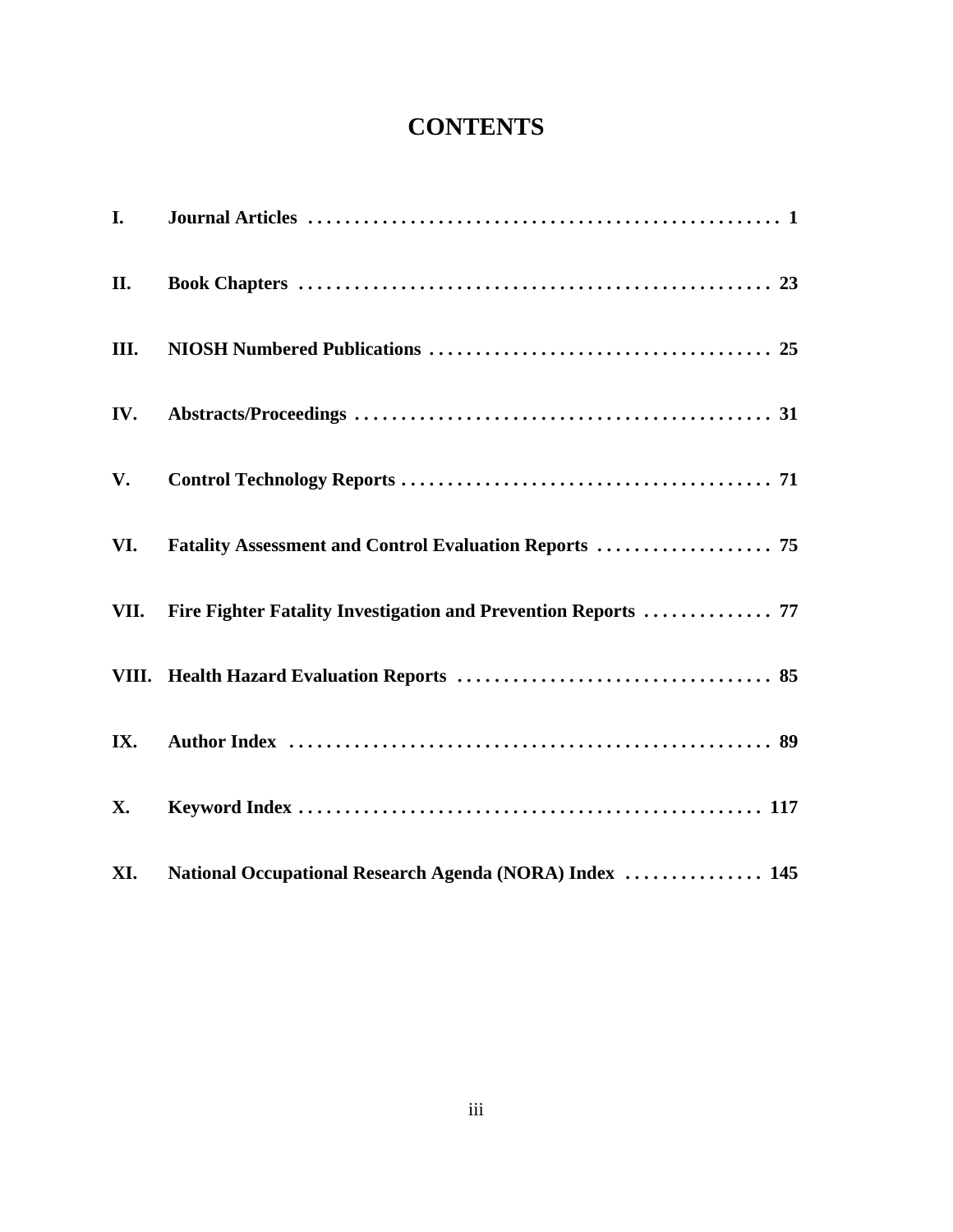# CONTENTS

| | | |
|---|---|---|
| **I.** | **Journal Articles** | **1** |
| **II.** | **Book Chapters** | **23** |
| **III.** | **NIOSH Numbered Publications** | **25** |
| **IV.** | **Abstracts/Proceedings** | **31** |
| **V.** | **Control Technology Reports** | **71** |
| **VI.** | **Fatality Assessment and Control Evaluation Reports** | **75** |
| **VII.** | **Fire Fighter Fatality Investigation and Prevention Reports** | **77** |
| **VIII.** | **Health Hazard Evaluation Reports** | **85** |
| **IX.** | **Author Index** | **89** |
| **X.** | **Keyword Index** | **117** |
| **XI.** | **National Occupational Research Agenda (NORA) Index** | **145** |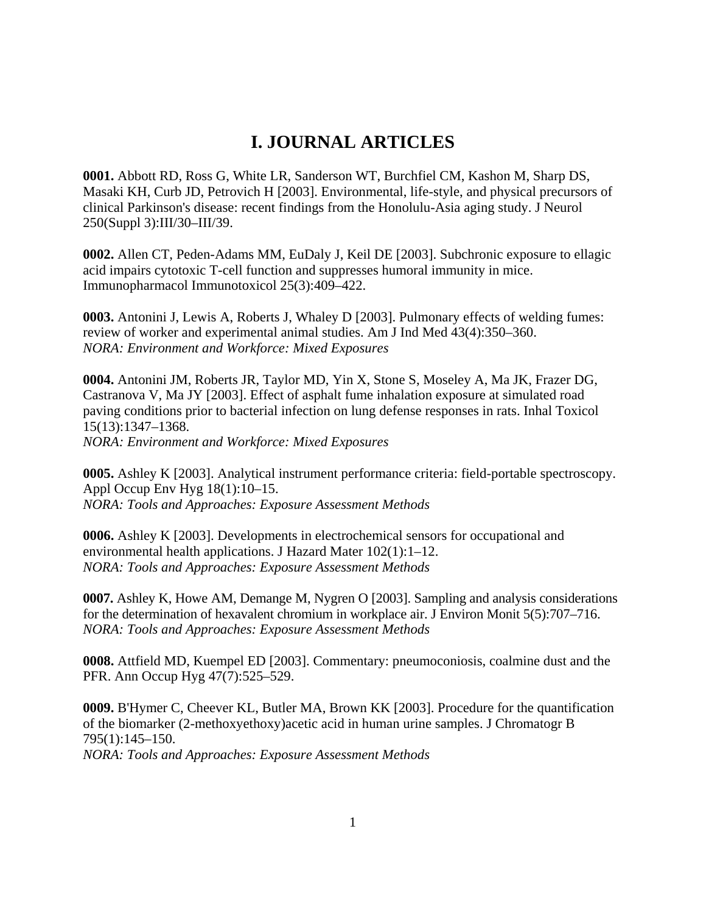# I. JOURNAL ARTICLES

**0001.** Abbott RD, Ross G, White LR, Sanderson WT, Burchfiel CM, Kashon M, Sharp DS, Masaki KH, Curb JD, Petrovich H [2003]. Environmental, life-style, and physical precursors of clinical Parkinson's disease: recent findings from the Honolulu-Asia aging study. J Neurol 250(Suppl 3):III/30–III/39.

**0002.** Allen CT, Peden-Adams MM, EuDaly J, Keil DE [2003]. Subchronic exposure to ellagic acid impairs cytotoxic T-cell function and suppresses humoral immunity in mice. Immunopharmacol Immunotoxicol 25(3):409–422.

**0003.** Antonini J, Lewis A, Roberts J, Whaley D [2003]. Pulmonary effects of welding fumes: review of worker and experimental animal studies. Am J Ind Med 43(4):350–360.
*NORA: Environment and Workforce: Mixed Exposures*

**0004.** Antonini JM, Roberts JR, Taylor MD, Yin X, Stone S, Moseley A, Ma JK, Frazer DG, Castranova V, Ma JY [2003]. Effect of asphalt fume inhalation exposure at simulated road paving conditions prior to bacterial infection on lung defense responses in rats. Inhal Toxicol 15(13):1347–1368.
*NORA: Environment and Workforce: Mixed Exposures*

**0005.** Ashley K [2003]. Analytical instrument performance criteria: field-portable spectroscopy. Appl Occup Env Hyg 18(1):10–15.
*NORA: Tools and Approaches: Exposure Assessment Methods*

**0006.** Ashley K [2003]. Developments in electrochemical sensors for occupational and environmental health applications. J Hazard Mater 102(1):1–12.
*NORA: Tools and Approaches: Exposure Assessment Methods*

**0007.** Ashley K, Howe AM, Demange M, Nygren O [2003]. Sampling and analysis considerations for the determination of hexavalent chromium in workplace air. J Environ Monit 5(5):707–716.
*NORA: Tools and Approaches: Exposure Assessment Methods*

**0008.** Attfield MD, Kuempel ED [2003]. Commentary: pneumoconiosis, coalmine dust and the PFR. Ann Occup Hyg 47(7):525–529.

**0009.** B'Hymer C, Cheever KL, Butler MA, Brown KK [2003]. Procedure for the quantification of the biomarker (2-methoxyethoxy)acetic acid in human urine samples. J Chromatogr B 795(1):145–150.
*NORA: Tools and Approaches: Exposure Assessment Methods*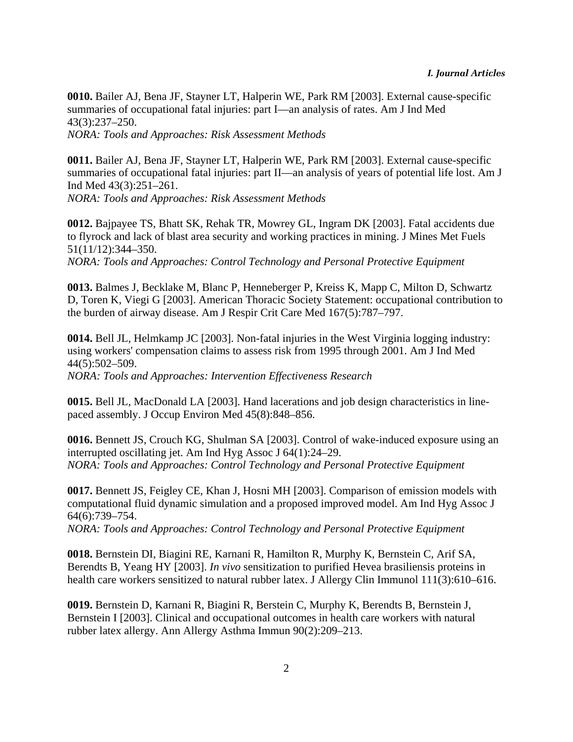**0010.** Bailer AJ, Bena JF, Stayner LT, Halperin WE, Park RM [2003]. External cause-specific summaries of occupational fatal injuries: part I—an analysis of rates. Am J Ind Med 43(3):237–250.
*NORA: Tools and Approaches: Risk Assessment Methods*

**0011.** Bailer AJ, Bena JF, Stayner LT, Halperin WE, Park RM [2003]. External cause-specific summaries of occupational fatal injuries: part II—an analysis of years of potential life lost. Am J Ind Med 43(3):251–261.
*NORA: Tools and Approaches: Risk Assessment Methods*

**0012.** Bajpayee TS, Bhatt SK, Rehak TR, Mowrey GL, Ingram DK [2003]. Fatal accidents due to flyrock and lack of blast area security and working practices in mining. J Mines Met Fuels 51(11/12):344–350.
*NORA: Tools and Approaches: Control Technology and Personal Protective Equipment*

**0013.** Balmes J, Becklake M, Blanc P, Henneberger P, Kreiss K, Mapp C, Milton D, Schwartz D, Toren K, Viegi G [2003]. American Thoracic Society Statement: occupational contribution to the burden of airway disease. Am J Respir Crit Care Med 167(5):787–797.

**0014.** Bell JL, Helmkamp JC [2003]. Non-fatal injuries in the West Virginia logging industry: using workers' compensation claims to assess risk from 1995 through 2001. Am J Ind Med 44(5):502–509.
*NORA: Tools and Approaches: Intervention Effectiveness Research*

**0015.** Bell JL, MacDonald LA [2003]. Hand lacerations and job design characteristics in line-paced assembly. J Occup Environ Med 45(8):848–856.

**0016.** Bennett JS, Crouch KG, Shulman SA [2003]. Control of wake-induced exposure using an interrupted oscillating jet. Am Ind Hyg Assoc J 64(1):24–29.
*NORA: Tools and Approaches: Control Technology and Personal Protective Equipment*

**0017.** Bennett JS, Feigley CE, Khan J, Hosni MH [2003]. Comparison of emission models with computational fluid dynamic simulation and a proposed improved model. Am Ind Hyg Assoc J 64(6):739–754.
*NORA: Tools and Approaches: Control Technology and Personal Protective Equipment*

**0018.** Bernstein DI, Biagini RE, Karnani R, Hamilton R, Murphy K, Bernstein C, Arif SA, Berendts B, Yeang HY [2003]. *In vivo* sensitization to purified Hevea brasiliensis proteins in health care workers sensitized to natural rubber latex. J Allergy Clin Immunol 111(3):610–616.

**0019.** Bernstein D, Karnani R, Biagini R, Berstein C, Murphy K, Berendts B, Bernstein J, Bernstein I [2003]. Clinical and occupational outcomes in health care workers with natural rubber latex allergy. Ann Allergy Asthma Immun 90(2):209–213.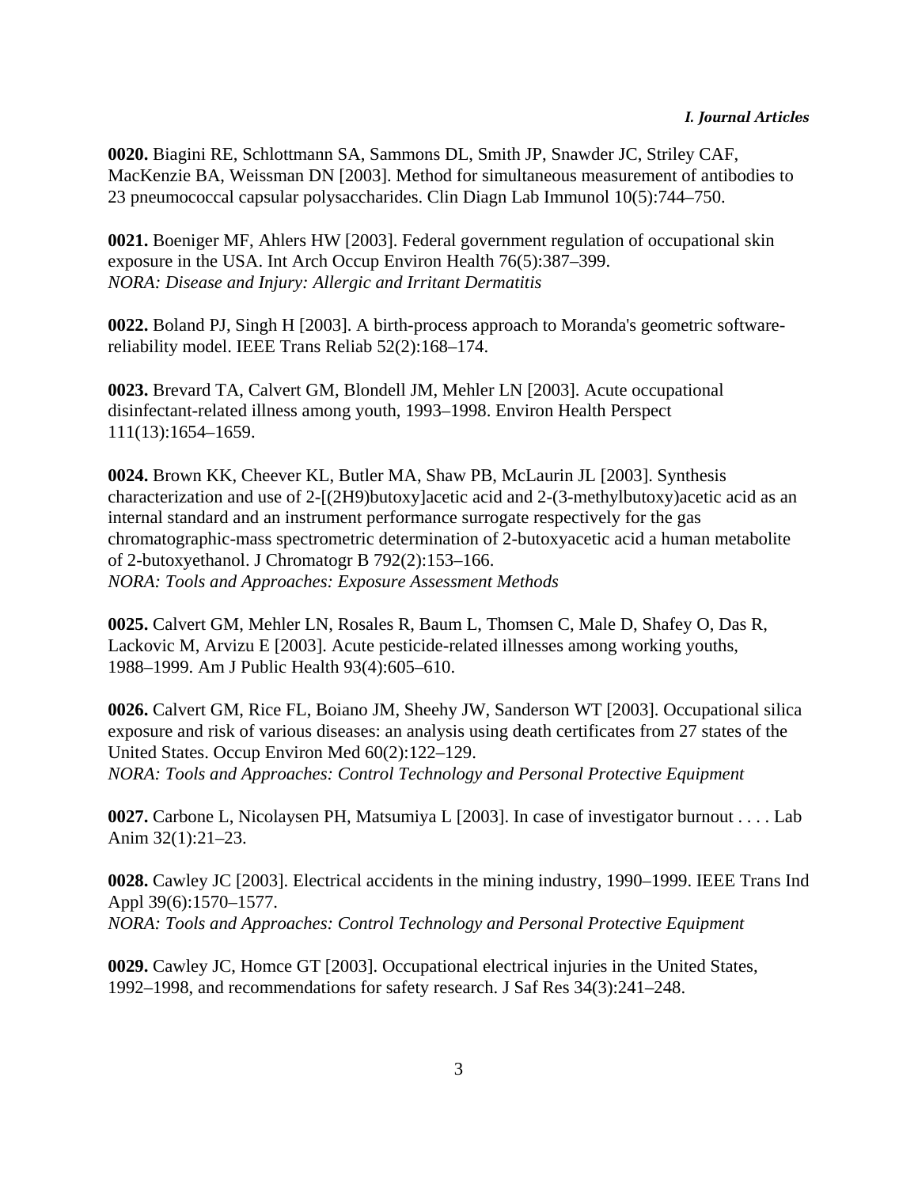**0020.** Biagini RE, Schlottmann SA, Sammons DL, Smith JP, Snawder JC, Striley CAF, MacKenzie BA, Weissman DN [2003]. Method for simultaneous measurement of antibodies to 23 pneumococcal capsular polysaccharides. Clin Diagn Lab Immunol 10(5):744–750.

**0021.** Boeniger MF, Ahlers HW [2003]. Federal government regulation of occupational skin exposure in the USA. Int Arch Occup Environ Health 76(5):387–399.
*NORA: Disease and Injury: Allergic and Irritant Dermatitis*

**0022.** Boland PJ, Singh H [2003]. A birth-process approach to Moranda's geometric software-reliability model. IEEE Trans Reliab 52(2):168–174.

**0023.** Brevard TA, Calvert GM, Blondell JM, Mehler LN [2003]. Acute occupational disinfectant-related illness among youth, 1993–1998. Environ Health Perspect 111(13):1654–1659.

**0024.** Brown KK, Cheever KL, Butler MA, Shaw PB, McLaurin JL [2003]. Synthesis characterization and use of 2-[(2H9)butoxy]acetic acid and 2-(3-methylbutoxy)acetic acid as an internal standard and an instrument performance surrogate respectively for the gas chromatographic-mass spectrometric determination of 2-butoxyacetic acid a human metabolite of 2-butoxyethanol. J Chromatogr B 792(2):153–166.
*NORA: Tools and Approaches: Exposure Assessment Methods*

**0025.** Calvert GM, Mehler LN, Rosales R, Baum L, Thomsen C, Male D, Shafey O, Das R, Lackovic M, Arvizu E [2003]. Acute pesticide-related illnesses among working youths, 1988–1999. Am J Public Health 93(4):605–610.

**0026.** Calvert GM, Rice FL, Boiano JM, Sheehy JW, Sanderson WT [2003]. Occupational silica exposure and risk of various diseases: an analysis using death certificates from 27 states of the United States. Occup Environ Med 60(2):122–129.
*NORA: Tools and Approaches: Control Technology and Personal Protective Equipment*

**0027.** Carbone L, Nicolaysen PH, Matsumiya L [2003]. In case of investigator burnout . . . . Lab Anim 32(1):21–23.

**0028.** Cawley JC [2003]. Electrical accidents in the mining industry, 1990–1999. IEEE Trans Ind Appl 39(6):1570–1577.
*NORA: Tools and Approaches: Control Technology and Personal Protective Equipment*

**0029.** Cawley JC, Homce GT [2003]. Occupational electrical injuries in the United States, 1992–1998, and recommendations for safety research. J Saf Res 34(3):241–248.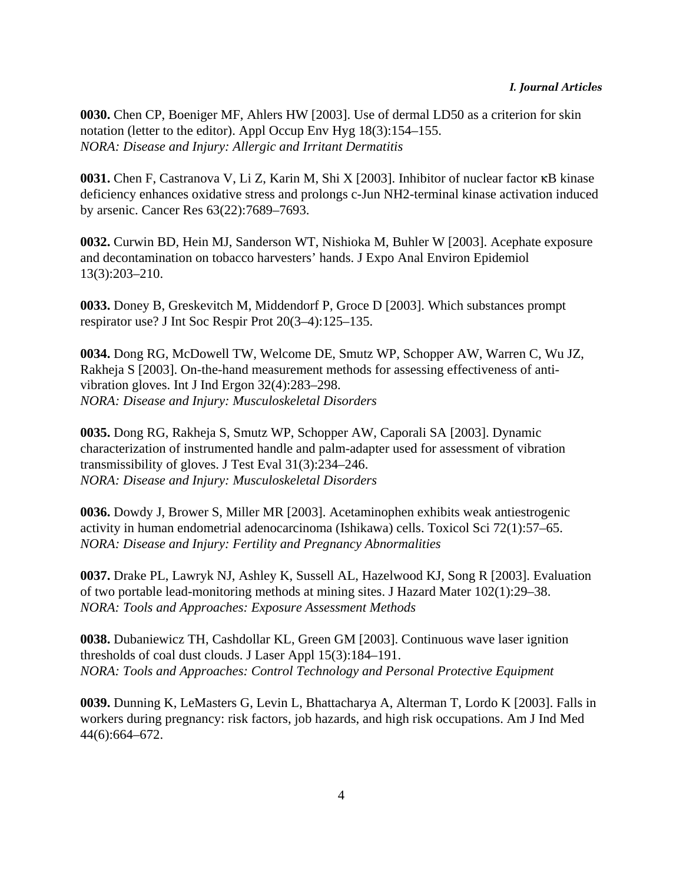**0030.** Chen CP, Boeniger MF, Ahlers HW [2003]. Use of dermal LD50 as a criterion for skin notation (letter to the editor). Appl Occup Env Hyg 18(3):154–155.
*NORA: Disease and Injury: Allergic and Irritant Dermatitis*

**0031.** Chen F, Castranova V, Li Z, Karin M, Shi X [2003]. Inhibitor of nuclear factor κB kinase deficiency enhances oxidative stress and prolongs c-Jun NH2-terminal kinase activation induced by arsenic. Cancer Res 63(22):7689–7693.

**0032.** Curwin BD, Hein MJ, Sanderson WT, Nishioka M, Buhler W [2003]. Acephate exposure and decontamination on tobacco harvesters' hands. J Expo Anal Environ Epidemiol 13(3):203–210.

**0033.** Doney B, Greskevitch M, Middendorf P, Groce D [2003]. Which substances prompt respirator use? J Int Soc Respir Prot 20(3–4):125–135.

**0034.** Dong RG, McDowell TW, Welcome DE, Smutz WP, Schopper AW, Warren C, Wu JZ, Rakheja S [2003]. On-the-hand measurement methods for assessing effectiveness of anti-vibration gloves. Int J Ind Ergon 32(4):283–298.
*NORA: Disease and Injury: Musculoskeletal Disorders*

**0035.** Dong RG, Rakheja S, Smutz WP, Schopper AW, Caporali SA [2003]. Dynamic characterization of instrumented handle and palm-adapter used for assessment of vibration transmissibility of gloves. J Test Eval 31(3):234–246.
*NORA: Disease and Injury: Musculoskeletal Disorders*

**0036.** Dowdy J, Brower S, Miller MR [2003]. Acetaminophen exhibits weak antiestrogenic activity in human endometrial adenocarcinoma (Ishikawa) cells. Toxicol Sci 72(1):57–65.
*NORA: Disease and Injury: Fertility and Pregnancy Abnormalities*

**0037.** Drake PL, Lawryk NJ, Ashley K, Sussell AL, Hazelwood KJ, Song R [2003]. Evaluation of two portable lead-monitoring methods at mining sites. J Hazard Mater 102(1):29–38.
*NORA: Tools and Approaches: Exposure Assessment Methods*

**0038.** Dubaniewicz TH, Cashdollar KL, Green GM [2003]. Continuous wave laser ignition thresholds of coal dust clouds. J Laser Appl 15(3):184–191.
*NORA: Tools and Approaches: Control Technology and Personal Protective Equipment*

**0039.** Dunning K, LeMasters G, Levin L, Bhattacharya A, Alterman T, Lordo K [2003]. Falls in workers during pregnancy: risk factors, job hazards, and high risk occupations. Am J Ind Med 44(6):664–672.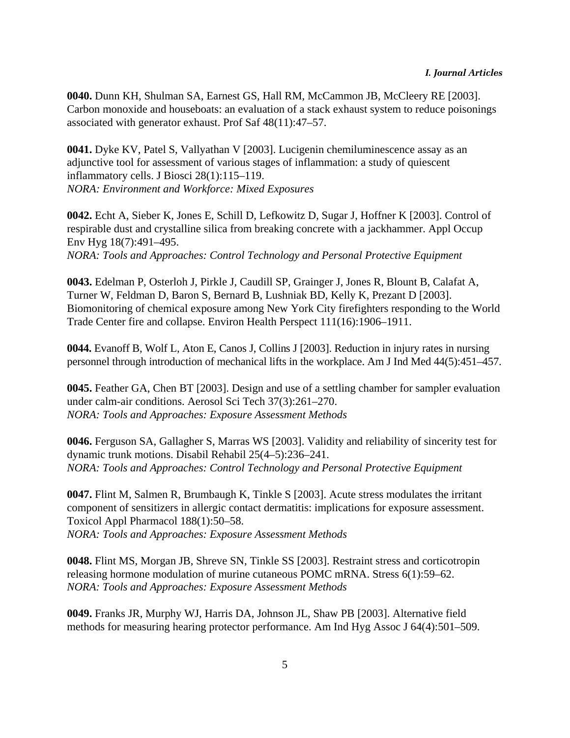**0040.** Dunn KH, Shulman SA, Earnest GS, Hall RM, McCammon JB, McCleery RE [2003]. Carbon monoxide and houseboats: an evaluation of a stack exhaust system to reduce poisonings associated with generator exhaust. Prof Saf 48(11):47–57.

**0041.** Dyke KV, Patel S, Vallyathan V [2003]. Lucigenin chemiluminescence assay as an adjunctive tool for assessment of various stages of inflammation: a study of quiescent inflammatory cells. J Biosci 28(1):115–119.
*NORA: Environment and Workforce: Mixed Exposures*

**0042.** Echt A, Sieber K, Jones E, Schill D, Lefkowitz D, Sugar J, Hoffner K [2003]. Control of respirable dust and crystalline silica from breaking concrete with a jackhammer. Appl Occup Env Hyg 18(7):491–495.
*NORA: Tools and Approaches: Control Technology and Personal Protective Equipment*

**0043.** Edelman P, Osterloh J, Pirkle J, Caudill SP, Grainger J, Jones R, Blount B, Calafat A, Turner W, Feldman D, Baron S, Bernard B, Lushniak BD, Kelly K, Prezant D [2003]. Biomonitoring of chemical exposure among New York City firefighters responding to the World Trade Center fire and collapse. Environ Health Perspect 111(16):1906–1911.

**0044.** Evanoff B, Wolf L, Aton E, Canos J, Collins J [2003]. Reduction in injury rates in nursing personnel through introduction of mechanical lifts in the workplace. Am J Ind Med 44(5):451–457.

**0045.** Feather GA, Chen BT [2003]. Design and use of a settling chamber for sampler evaluation under calm-air conditions. Aerosol Sci Tech 37(3):261–270.
*NORA: Tools and Approaches: Exposure Assessment Methods*

**0046.** Ferguson SA, Gallagher S, Marras WS [2003]. Validity and reliability of sincerity test for dynamic trunk motions. Disabil Rehabil 25(4–5):236–241.
*NORA: Tools and Approaches: Control Technology and Personal Protective Equipment*

**0047.** Flint M, Salmen R, Brumbaugh K, Tinkle S [2003]. Acute stress modulates the irritant component of sensitizers in allergic contact dermatitis: implications for exposure assessment. Toxicol Appl Pharmacol 188(1):50–58.
*NORA: Tools and Approaches: Exposure Assessment Methods*

**0048.** Flint MS, Morgan JB, Shreve SN, Tinkle SS [2003]. Restraint stress and corticotropin releasing hormone modulation of murine cutaneous POMC mRNA. Stress 6(1):59–62.
*NORA: Tools and Approaches: Exposure Assessment Methods*

**0049.** Franks JR, Murphy WJ, Harris DA, Johnson JL, Shaw PB [2003]. Alternative field methods for measuring hearing protector performance. Am Ind Hyg Assoc J 64(4):501–509.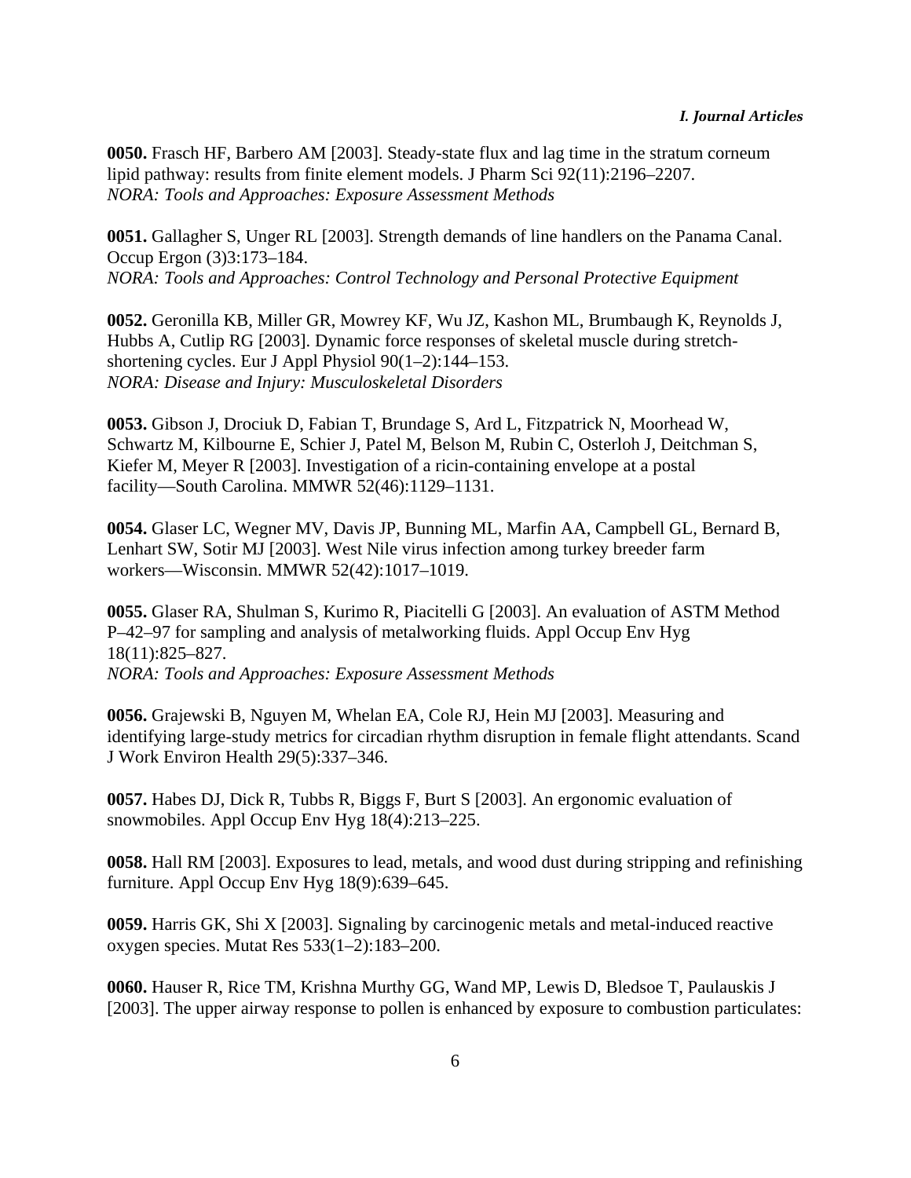**0050.** Frasch HF, Barbero AM [2003]. Steady-state flux and lag time in the stratum corneum lipid pathway: results from finite element models. J Pharm Sci 92(11):2196–2207.
*NORA: Tools and Approaches: Exposure Assessment Methods*

**0051.** Gallagher S, Unger RL [2003]. Strength demands of line handlers on the Panama Canal. Occup Ergon (3)3:173–184.
*NORA: Tools and Approaches: Control Technology and Personal Protective Equipment*

**0052.** Geronilla KB, Miller GR, Mowrey KF, Wu JZ, Kashon ML, Brumbaugh K, Reynolds J, Hubbs A, Cutlip RG [2003]. Dynamic force responses of skeletal muscle during stretch-shortening cycles. Eur J Appl Physiol 90(1–2):144–153.
*NORA: Disease and Injury: Musculoskeletal Disorders*

**0053.** Gibson J, Drociuk D, Fabian T, Brundage S, Ard L, Fitzpatrick N, Moorhead W, Schwartz M, Kilbourne E, Schier J, Patel M, Belson M, Rubin C, Osterloh J, Deitchman S, Kiefer M, Meyer R [2003]. Investigation of a ricin-containing envelope at a postal facility—South Carolina. MMWR 52(46):1129–1131.

**0054.** Glaser LC, Wegner MV, Davis JP, Bunning ML, Marfin AA, Campbell GL, Bernard B, Lenhart SW, Sotir MJ [2003]. West Nile virus infection among turkey breeder farm workers—Wisconsin. MMWR 52(42):1017–1019.

**0055.** Glaser RA, Shulman S, Kurimo R, Piacitelli G [2003]. An evaluation of ASTM Method P–42–97 for sampling and analysis of metalworking fluids. Appl Occup Env Hyg 18(11):825–827.
*NORA: Tools and Approaches: Exposure Assessment Methods*

**0056.** Grajewski B, Nguyen M, Whelan EA, Cole RJ, Hein MJ [2003]. Measuring and identifying large-study metrics for circadian rhythm disruption in female flight attendants. Scand J Work Environ Health 29(5):337–346.

**0057.** Habes DJ, Dick R, Tubbs R, Biggs F, Burt S [2003]. An ergonomic evaluation of snowmobiles. Appl Occup Env Hyg 18(4):213–225.

**0058.** Hall RM [2003]. Exposures to lead, metals, and wood dust during stripping and refinishing furniture. Appl Occup Env Hyg 18(9):639–645.

**0059.** Harris GK, Shi X [2003]. Signaling by carcinogenic metals and metal-induced reactive oxygen species. Mutat Res 533(1–2):183–200.

**0060.** Hauser R, Rice TM, Krishna Murthy GG, Wand MP, Lewis D, Bledsoe T, Paulauskis J [2003]. The upper airway response to pollen is enhanced by exposure to combustion particulates: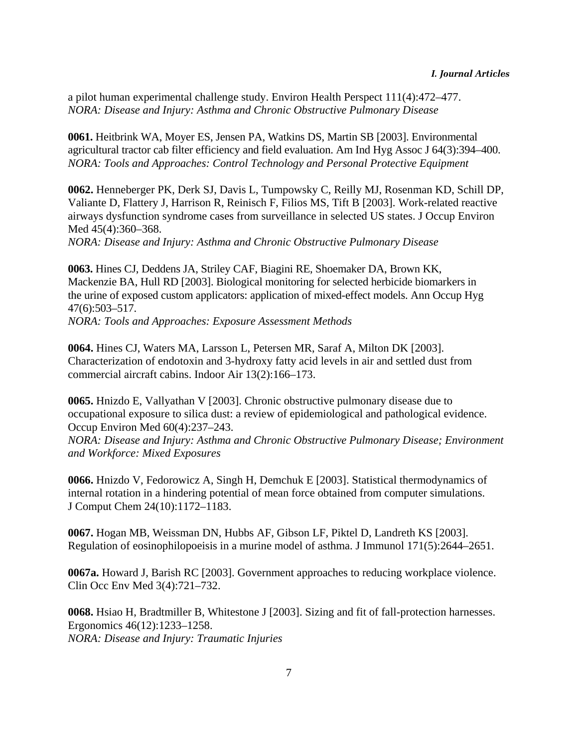a pilot human experimental challenge study. Environ Health Perspect 111(4):472–477.
*NORA: Disease and Injury: Asthma and Chronic Obstructive Pulmonary Disease*

**0061.** Heitbrink WA, Moyer ES, Jensen PA, Watkins DS, Martin SB [2003]. Environmental agricultural tractor cab filter efficiency and field evaluation. Am Ind Hyg Assoc J 64(3):394–400.
*NORA: Tools and Approaches: Control Technology and Personal Protective Equipment*

**0062.** Henneberger PK, Derk SJ, Davis L, Tumpowsky C, Reilly MJ, Rosenman KD, Schill DP, Valiante D, Flattery J, Harrison R, Reinisch F, Filios MS, Tift B [2003]. Work-related reactive airways dysfunction syndrome cases from surveillance in selected US states. J Occup Environ Med 45(4):360–368.
*NORA: Disease and Injury: Asthma and Chronic Obstructive Pulmonary Disease*

**0063.** Hines CJ, Deddens JA, Striley CAF, Biagini RE, Shoemaker DA, Brown KK, Mackenzie BA, Hull RD [2003]. Biological monitoring for selected herbicide biomarkers in the urine of exposed custom applicators: application of mixed-effect models. Ann Occup Hyg 47(6):503–517.
*NORA: Tools and Approaches: Exposure Assessment Methods*

**0064.** Hines CJ, Waters MA, Larsson L, Petersen MR, Saraf A, Milton DK [2003]. Characterization of endotoxin and 3-hydroxy fatty acid levels in air and settled dust from commercial aircraft cabins. Indoor Air 13(2):166–173.

**0065.** Hnizdo E, Vallyathan V [2003]. Chronic obstructive pulmonary disease due to occupational exposure to silica dust: a review of epidemiological and pathological evidence. Occup Environ Med 60(4):237–243.
*NORA: Disease and Injury: Asthma and Chronic Obstructive Pulmonary Disease; Environment and Workforce: Mixed Exposures*

**0066.** Hnizdo V, Fedorowicz A, Singh H, Demchuk E [2003]. Statistical thermodynamics of internal rotation in a hindering potential of mean force obtained from computer simulations. J Comput Chem 24(10):1172–1183.

**0067.** Hogan MB, Weissman DN, Hubbs AF, Gibson LF, Piktel D, Landreth KS [2003]. Regulation of eosinophilopoeisis in a murine model of asthma. J Immunol 171(5):2644–2651.

**0067a.** Howard J, Barish RC [2003]. Government approaches to reducing workplace violence. Clin Occ Env Med 3(4):721–732.

**0068.** Hsiao H, Bradtmiller B, Whitestone J [2003]. Sizing and fit of fall-protection harnesses. Ergonomics 46(12):1233–1258.
*NORA: Disease and Injury: Traumatic Injuries*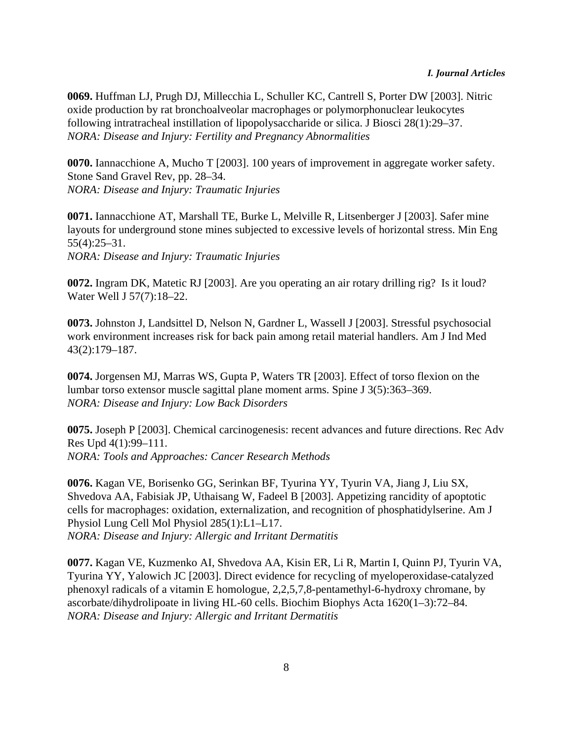**0069.** Huffman LJ, Prugh DJ, Millecchia L, Schuller KC, Cantrell S, Porter DW [2003]. Nitric oxide production by rat bronchoalveolar macrophages or polymorphonuclear leukocytes following intratracheal instillation of lipopolysaccharide or silica. J Biosci 28(1):29–37.
*NORA: Disease and Injury: Fertility and Pregnancy Abnormalities*

**0070.** Iannacchione A, Mucho T [2003]. 100 years of improvement in aggregate worker safety. Stone Sand Gravel Rev, pp. 28–34.
*NORA: Disease and Injury: Traumatic Injuries*

**0071.** Iannacchione AT, Marshall TE, Burke L, Melville R, Litsenberger J [2003]. Safer mine layouts for underground stone mines subjected to excessive levels of horizontal stress. Min Eng 55(4):25–31.
*NORA: Disease and Injury: Traumatic Injuries*

**0072.** Ingram DK, Matetic RJ [2003]. Are you operating an air rotary drilling rig? Is it loud? Water Well J 57(7):18–22.

**0073.** Johnston J, Landsittel D, Nelson N, Gardner L, Wassell J [2003]. Stressful psychosocial work environment increases risk for back pain among retail material handlers. Am J Ind Med 43(2):179–187.

**0074.** Jorgensen MJ, Marras WS, Gupta P, Waters TR [2003]. Effect of torso flexion on the lumbar torso extensor muscle sagittal plane moment arms. Spine J 3(5):363–369.
*NORA: Disease and Injury: Low Back Disorders*

**0075.** Joseph P [2003]. Chemical carcinogenesis: recent advances and future directions. Rec Adv Res Upd 4(1):99–111.
*NORA: Tools and Approaches: Cancer Research Methods*

**0076.** Kagan VE, Borisenko GG, Serinkan BF, Tyurina YY, Tyurin VA, Jiang J, Liu SX, Shvedova AA, Fabisiak JP, Uthaisang W, Fadeel B [2003]. Appetizing rancidity of apoptotic cells for macrophages: oxidation, externalization, and recognition of phosphatidylserine. Am J Physiol Lung Cell Mol Physiol 285(1):L1–L17.
*NORA: Disease and Injury: Allergic and Irritant Dermatitis*

**0077.** Kagan VE, Kuzmenko AI, Shvedova AA, Kisin ER, Li R, Martin I, Quinn PJ, Tyurin VA, Tyurina YY, Yalowich JC [2003]. Direct evidence for recycling of myeloperoxidase-catalyzed phenoxyl radicals of a vitamin E homologue, 2,2,5,7,8-pentamethyl-6-hydroxy chromane, by ascorbate/dihydrolipoate in living HL-60 cells. Biochim Biophys Acta 1620(1–3):72–84.
*NORA: Disease and Injury: Allergic and Irritant Dermatitis*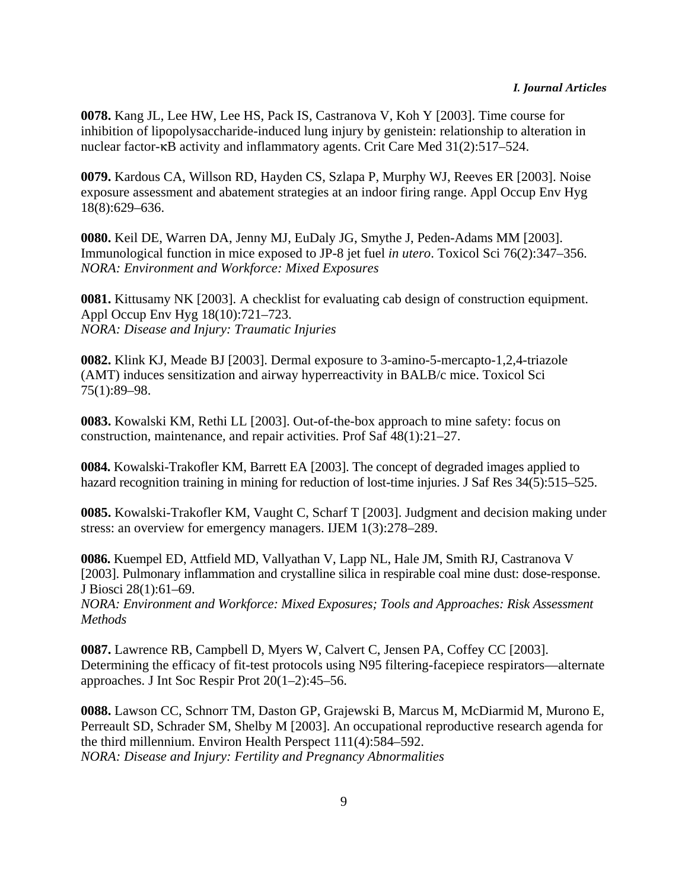**0078.** Kang JL, Lee HW, Lee HS, Pack IS, Castranova V, Koh Y [2003]. Time course for inhibition of lipopolysaccharide-induced lung injury by genistein: relationship to alteration in nuclear factor-κB activity and inflammatory agents. Crit Care Med 31(2):517–524.

**0079.** Kardous CA, Willson RD, Hayden CS, Szlapa P, Murphy WJ, Reeves ER [2003]. Noise exposure assessment and abatement strategies at an indoor firing range. Appl Occup Env Hyg 18(8):629–636.

**0080.** Keil DE, Warren DA, Jenny MJ, EuDaly JG, Smythe J, Peden-Adams MM [2003]. Immunological function in mice exposed to JP-8 jet fuel *in utero*. Toxicol Sci 76(2):347–356.
*NORA: Environment and Workforce: Mixed Exposures*

**0081.** Kittusamy NK [2003]. A checklist for evaluating cab design of construction equipment. Appl Occup Env Hyg 18(10):721–723.
*NORA: Disease and Injury: Traumatic Injuries*

**0082.** Klink KJ, Meade BJ [2003]. Dermal exposure to 3-amino-5-mercapto-1,2,4-triazole (AMT) induces sensitization and airway hyperreactivity in BALB/c mice. Toxicol Sci 75(1):89–98.

**0083.** Kowalski KM, Rethi LL [2003]. Out-of-the-box approach to mine safety: focus on construction, maintenance, and repair activities. Prof Saf 48(1):21–27.

**0084.** Kowalski-Trakofler KM, Barrett EA [2003]. The concept of degraded images applied to hazard recognition training in mining for reduction of lost-time injuries. J Saf Res 34(5):515–525.

**0085.** Kowalski-Trakofler KM, Vaught C, Scharf T [2003]. Judgment and decision making under stress: an overview for emergency managers. IJEM 1(3):278–289.

**0086.** Kuempel ED, Attfield MD, Vallyathan V, Lapp NL, Hale JM, Smith RJ, Castranova V [2003]. Pulmonary inflammation and crystalline silica in respirable coal mine dust: dose-response. J Biosci 28(1):61–69.
*NORA: Environment and Workforce: Mixed Exposures; Tools and Approaches: Risk Assessment Methods*

**0087.** Lawrence RB, Campbell D, Myers W, Calvert C, Jensen PA, Coffey CC [2003]. Determining the efficacy of fit-test protocols using N95 filtering-facepiece respirators—alternate approaches. J Int Soc Respir Prot 20(1–2):45–56.

**0088.** Lawson CC, Schnorr TM, Daston GP, Grajewski B, Marcus M, McDiarmid M, Murono E, Perreault SD, Schrader SM, Shelby M [2003]. An occupational reproductive research agenda for the third millennium. Environ Health Perspect 111(4):584–592.
*NORA: Disease and Injury: Fertility and Pregnancy Abnormalities*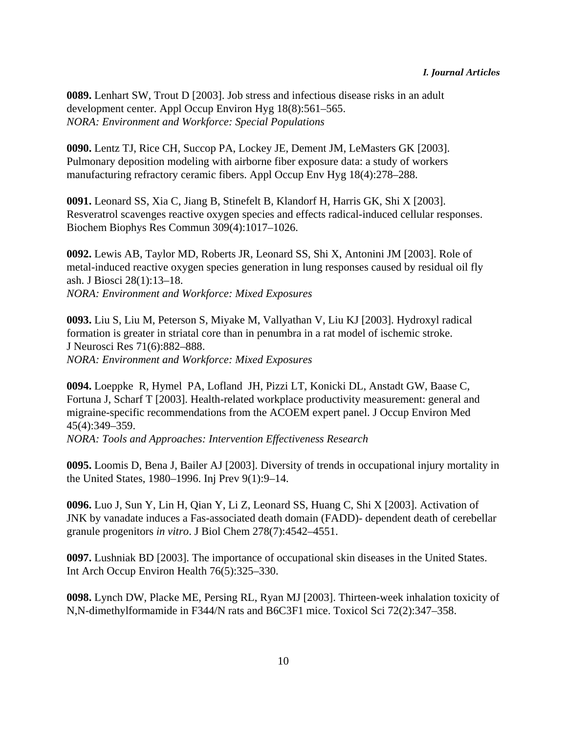**0089.** Lenhart SW, Trout D [2003]. Job stress and infectious disease risks in an adult development center. Appl Occup Environ Hyg 18(8):561–565.
*NORA: Environment and Workforce: Special Populations*

**0090.** Lentz TJ, Rice CH, Succop PA, Lockey JE, Dement JM, LeMasters GK [2003]. Pulmonary deposition modeling with airborne fiber exposure data: a study of workers manufacturing refractory ceramic fibers. Appl Occup Env Hyg 18(4):278–288.

**0091.** Leonard SS, Xia C, Jiang B, Stinefelt B, Klandorf H, Harris GK, Shi X [2003]. Resveratrol scavenges reactive oxygen species and effects radical-induced cellular responses. Biochem Biophys Res Commun 309(4):1017–1026.

**0092.** Lewis AB, Taylor MD, Roberts JR, Leonard SS, Shi X, Antonini JM [2003]. Role of metal-induced reactive oxygen species generation in lung responses caused by residual oil fly ash. J Biosci 28(1):13–18.
*NORA: Environment and Workforce: Mixed Exposures*

**0093.** Liu S, Liu M, Peterson S, Miyake M, Vallyathan V, Liu KJ [2003]. Hydroxyl radical formation is greater in striatal core than in penumbra in a rat model of ischemic stroke. J Neurosci Res 71(6):882–888.
*NORA: Environment and Workforce: Mixed Exposures*

**0094.** Loeppke R, Hymel PA, Lofland JH, Pizzi LT, Konicki DL, Anstadt GW, Baase C, Fortuna J, Scharf T [2003]. Health-related workplace productivity measurement: general and migraine-specific recommendations from the ACOEM expert panel. J Occup Environ Med 45(4):349–359.
*NORA: Tools and Approaches: Intervention Effectiveness Research*

**0095.** Loomis D, Bena J, Bailer AJ [2003]. Diversity of trends in occupational injury mortality in the United States, 1980–1996. Inj Prev 9(1):9–14.

**0096.** Luo J, Sun Y, Lin H, Qian Y, Li Z, Leonard SS, Huang C, Shi X [2003]. Activation of JNK by vanadate induces a Fas-associated death domain (FADD)- dependent death of cerebellar granule progenitors *in vitro*. J Biol Chem 278(7):4542–4551.

**0097.** Lushniak BD [2003]. The importance of occupational skin diseases in the United States. Int Arch Occup Environ Health 76(5):325–330.

**0098.** Lynch DW, Placke ME, Persing RL, Ryan MJ [2003]. Thirteen-week inhalation toxicity of N,N-dimethylformamide in F344/N rats and B6C3F1 mice. Toxicol Sci 72(2):347–358.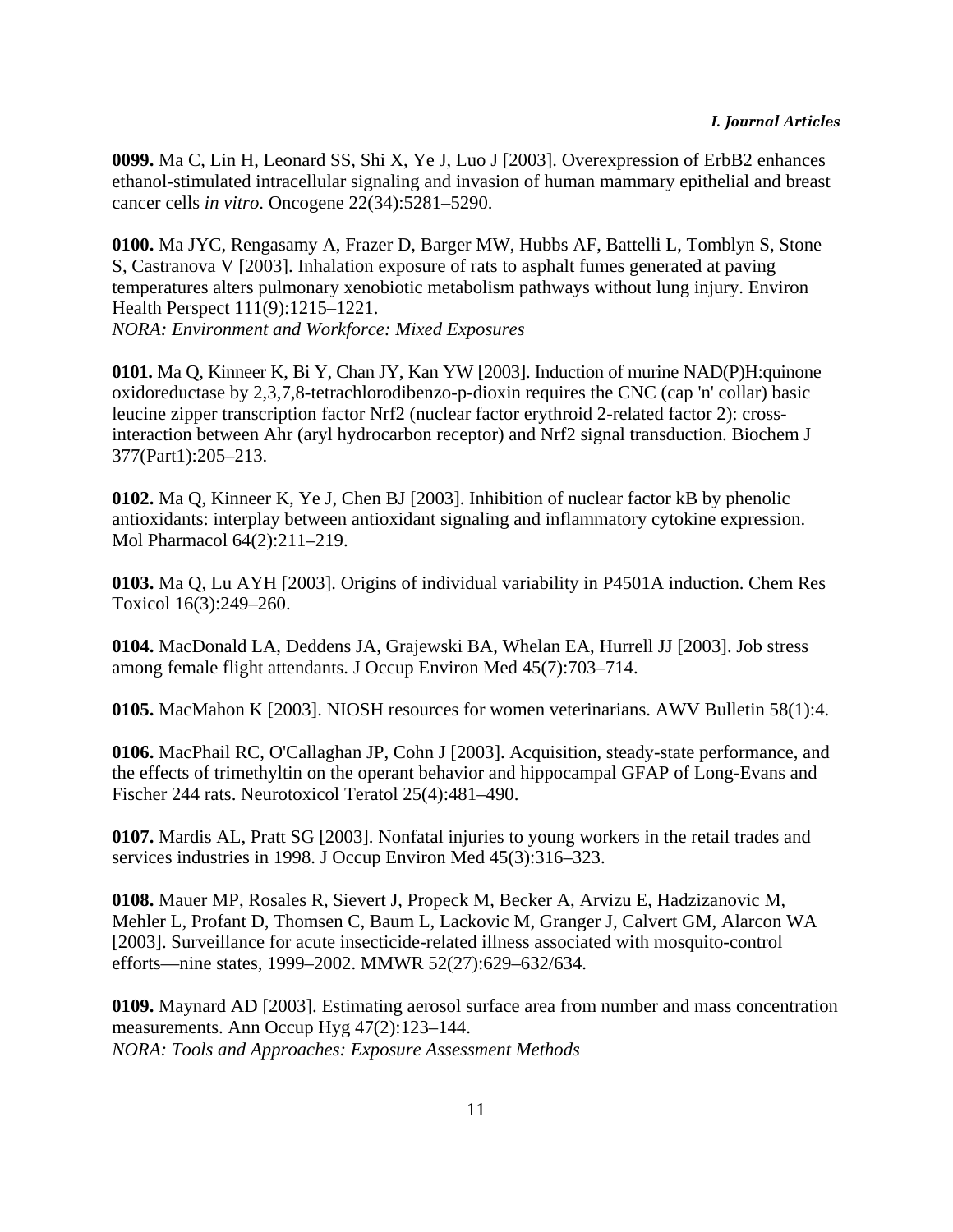**0099.** Ma C, Lin H, Leonard SS, Shi X, Ye J, Luo J [2003]. Overexpression of ErbB2 enhances ethanol-stimulated intracellular signaling and invasion of human mammary epithelial and breast cancer cells *in vitro*. Oncogene 22(34):5281–5290.

**0100.** Ma JYC, Rengasamy A, Frazer D, Barger MW, Hubbs AF, Battelli L, Tomblyn S, Stone S, Castranova V [2003]. Inhalation exposure of rats to asphalt fumes generated at paving temperatures alters pulmonary xenobiotic metabolism pathways without lung injury. Environ Health Perspect 111(9):1215–1221.
*NORA: Environment and Workforce: Mixed Exposures*

**0101.** Ma Q, Kinneer K, Bi Y, Chan JY, Kan YW [2003]. Induction of murine NAD(P)H:quinone oxidoreductase by 2,3,7,8-tetrachlorodibenzo-p-dioxin requires the CNC (cap 'n' collar) basic leucine zipper transcription factor Nrf2 (nuclear factor erythroid 2-related factor 2): cross-interaction between Ahr (aryl hydrocarbon receptor) and Nrf2 signal transduction. Biochem J 377(Part1):205–213.

**0102.** Ma Q, Kinneer K, Ye J, Chen BJ [2003]. Inhibition of nuclear factor kB by phenolic antioxidants: interplay between antioxidant signaling and inflammatory cytokine expression. Mol Pharmacol 64(2):211–219.

**0103.** Ma Q, Lu AYH [2003]. Origins of individual variability in P4501A induction. Chem Res Toxicol 16(3):249–260.

**0104.** MacDonald LA, Deddens JA, Grajewski BA, Whelan EA, Hurrell JJ [2003]. Job stress among female flight attendants. J Occup Environ Med 45(7):703–714.

**0105.** MacMahon K [2003]. NIOSH resources for women veterinarians. AWV Bulletin 58(1):4.

**0106.** MacPhail RC, O'Callaghan JP, Cohn J [2003]. Acquisition, steady-state performance, and the effects of trimethyltin on the operant behavior and hippocampal GFAP of Long-Evans and Fischer 244 rats. Neurotoxicol Teratol 25(4):481–490.

**0107.** Mardis AL, Pratt SG [2003]. Nonfatal injuries to young workers in the retail trades and services industries in 1998. J Occup Environ Med 45(3):316–323.

**0108.** Mauer MP, Rosales R, Sievert J, Propeck M, Becker A, Arvizu E, Hadzizanovic M, Mehler L, Profant D, Thomsen C, Baum L, Lackovic M, Granger J, Calvert GM, Alarcon WA [2003]. Surveillance for acute insecticide-related illness associated with mosquito-control efforts—nine states, 1999–2002. MMWR 52(27):629–632/634.

**0109.** Maynard AD [2003]. Estimating aerosol surface area from number and mass concentration measurements. Ann Occup Hyg 47(2):123–144.
*NORA: Tools and Approaches: Exposure Assessment Methods*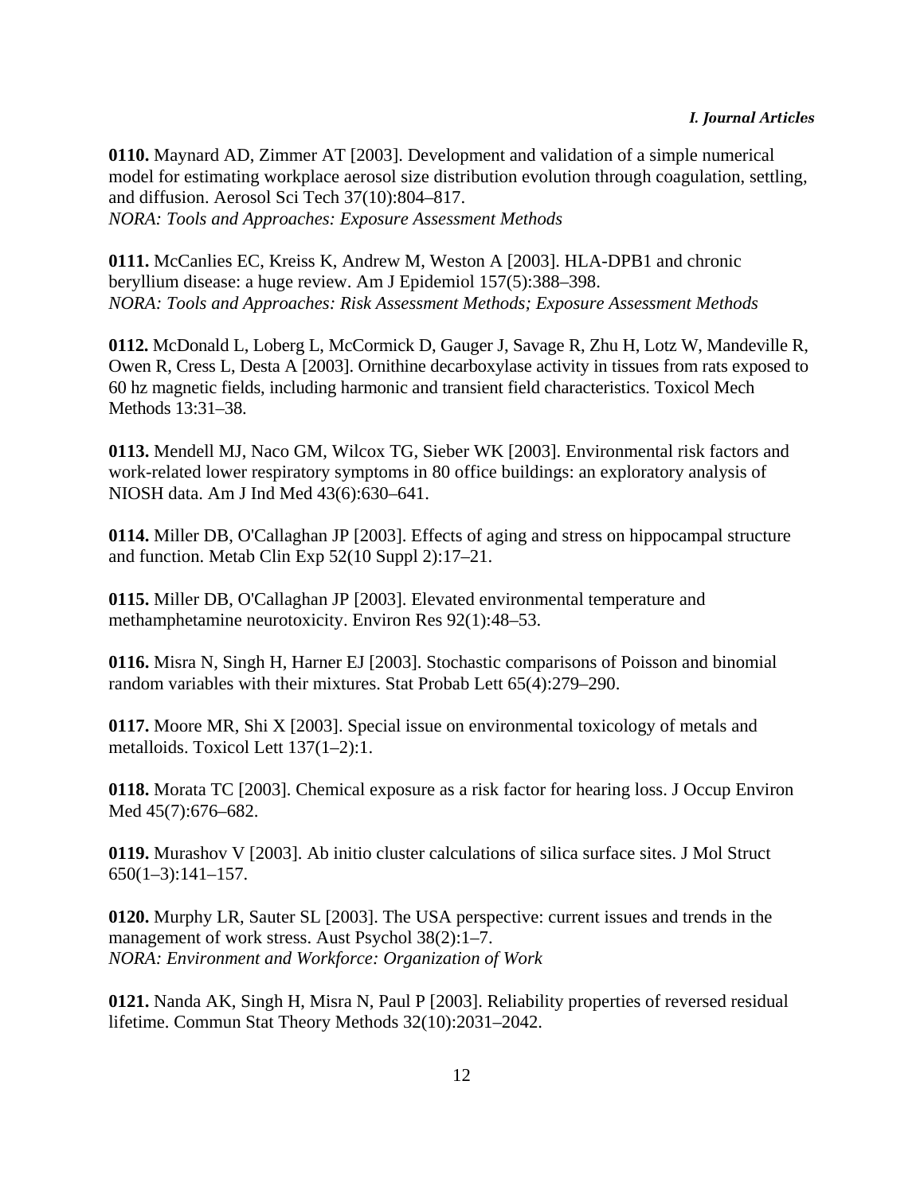**0110.** Maynard AD, Zimmer AT [2003]. Development and validation of a simple numerical model for estimating workplace aerosol size distribution evolution through coagulation, settling, and diffusion. Aerosol Sci Tech 37(10):804–817.
*NORA: Tools and Approaches: Exposure Assessment Methods*

**0111.** McCanlies EC, Kreiss K, Andrew M, Weston A [2003]. HLA-DPB1 and chronic beryllium disease: a huge review. Am J Epidemiol 157(5):388–398.
*NORA: Tools and Approaches: Risk Assessment Methods; Exposure Assessment Methods*

**0112.** McDonald L, Loberg L, McCormick D, Gauger J, Savage R, Zhu H, Lotz W, Mandeville R, Owen R, Cress L, Desta A [2003]. Ornithine decarboxylase activity in tissues from rats exposed to 60 hz magnetic fields, including harmonic and transient field characteristics. Toxicol Mech Methods 13:31–38.

**0113.** Mendell MJ, Naco GM, Wilcox TG, Sieber WK [2003]. Environmental risk factors and work-related lower respiratory symptoms in 80 office buildings: an exploratory analysis of NIOSH data. Am J Ind Med 43(6):630–641.

**0114.** Miller DB, O'Callaghan JP [2003]. Effects of aging and stress on hippocampal structure and function. Metab Clin Exp 52(10 Suppl 2):17–21.

**0115.** Miller DB, O'Callaghan JP [2003]. Elevated environmental temperature and methamphetamine neurotoxicity. Environ Res 92(1):48–53.

**0116.** Misra N, Singh H, Harner EJ [2003]. Stochastic comparisons of Poisson and binomial random variables with their mixtures. Stat Probab Lett 65(4):279–290.

**0117.** Moore MR, Shi X [2003]. Special issue on environmental toxicology of metals and metalloids. Toxicol Lett 137(1–2):1.

**0118.** Morata TC [2003]. Chemical exposure as a risk factor for hearing loss. J Occup Environ Med 45(7):676–682.

**0119.** Murashov V [2003]. Ab initio cluster calculations of silica surface sites. J Mol Struct 650(1–3):141–157.

**0120.** Murphy LR, Sauter SL [2003]. The USA perspective: current issues and trends in the management of work stress. Aust Psychol 38(2):1–7.
*NORA: Environment and Workforce: Organization of Work*

**0121.** Nanda AK, Singh H, Misra N, Paul P [2003]. Reliability properties of reversed residual lifetime. Commun Stat Theory Methods 32(10):2031–2042.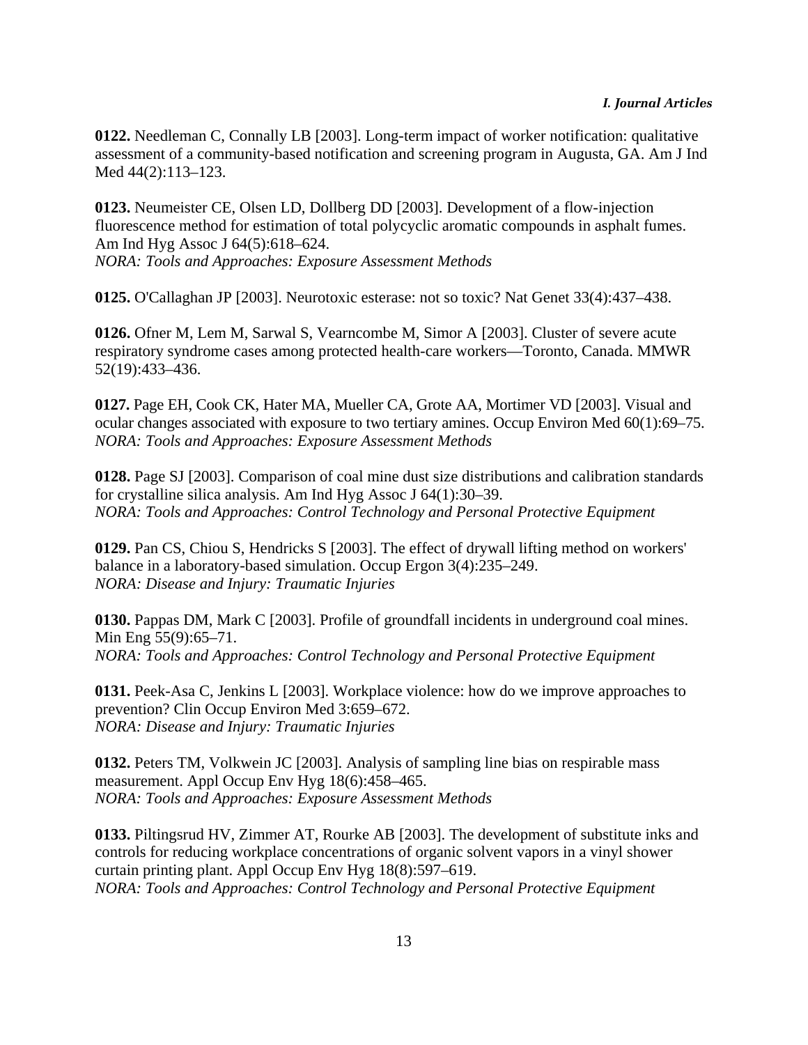**0122.** Needleman C, Connally LB [2003]. Long-term impact of worker notification: qualitative assessment of a community-based notification and screening program in Augusta, GA. Am J Ind Med 44(2):113–123.

**0123.** Neumeister CE, Olsen LD, Dollberg DD [2003]. Development of a flow-injection fluorescence method for estimation of total polycyclic aromatic compounds in asphalt fumes. Am Ind Hyg Assoc J 64(5):618–624.
*NORA: Tools and Approaches: Exposure Assessment Methods*

**0125.** O'Callaghan JP [2003]. Neurotoxic esterase: not so toxic? Nat Genet 33(4):437–438.

**0126.** Ofner M, Lem M, Sarwal S, Vearncombe M, Simor A [2003]. Cluster of severe acute respiratory syndrome cases among protected health-care workers—Toronto, Canada. MMWR 52(19):433–436.

**0127.** Page EH, Cook CK, Hater MA, Mueller CA, Grote AA, Mortimer VD [2003]. Visual and ocular changes associated with exposure to two tertiary amines. Occup Environ Med 60(1):69–75.
*NORA: Tools and Approaches: Exposure Assessment Methods*

**0128.** Page SJ [2003]. Comparison of coal mine dust size distributions and calibration standards for crystalline silica analysis. Am Ind Hyg Assoc J 64(1):30–39.
*NORA: Tools and Approaches: Control Technology and Personal Protective Equipment*

**0129.** Pan CS, Chiou S, Hendricks S [2003]. The effect of drywall lifting method on workers' balance in a laboratory-based simulation. Occup Ergon 3(4):235–249.
*NORA: Disease and Injury: Traumatic Injuries*

**0130.** Pappas DM, Mark C [2003]. Profile of groundfall incidents in underground coal mines. Min Eng 55(9):65–71.
*NORA: Tools and Approaches: Control Technology and Personal Protective Equipment*

**0131.** Peek-Asa C, Jenkins L [2003]. Workplace violence: how do we improve approaches to prevention? Clin Occup Environ Med 3:659–672.
*NORA: Disease and Injury: Traumatic Injuries*

**0132.** Peters TM, Volkwein JC [2003]. Analysis of sampling line bias on respirable mass measurement. Appl Occup Env Hyg 18(6):458–465.
*NORA: Tools and Approaches: Exposure Assessment Methods*

**0133.** Piltingsrud HV, Zimmer AT, Rourke AB [2003]. The development of substitute inks and controls for reducing workplace concentrations of organic solvent vapors in a vinyl shower curtain printing plant. Appl Occup Env Hyg 18(8):597–619.
*NORA: Tools and Approaches: Control Technology and Personal Protective Equipment*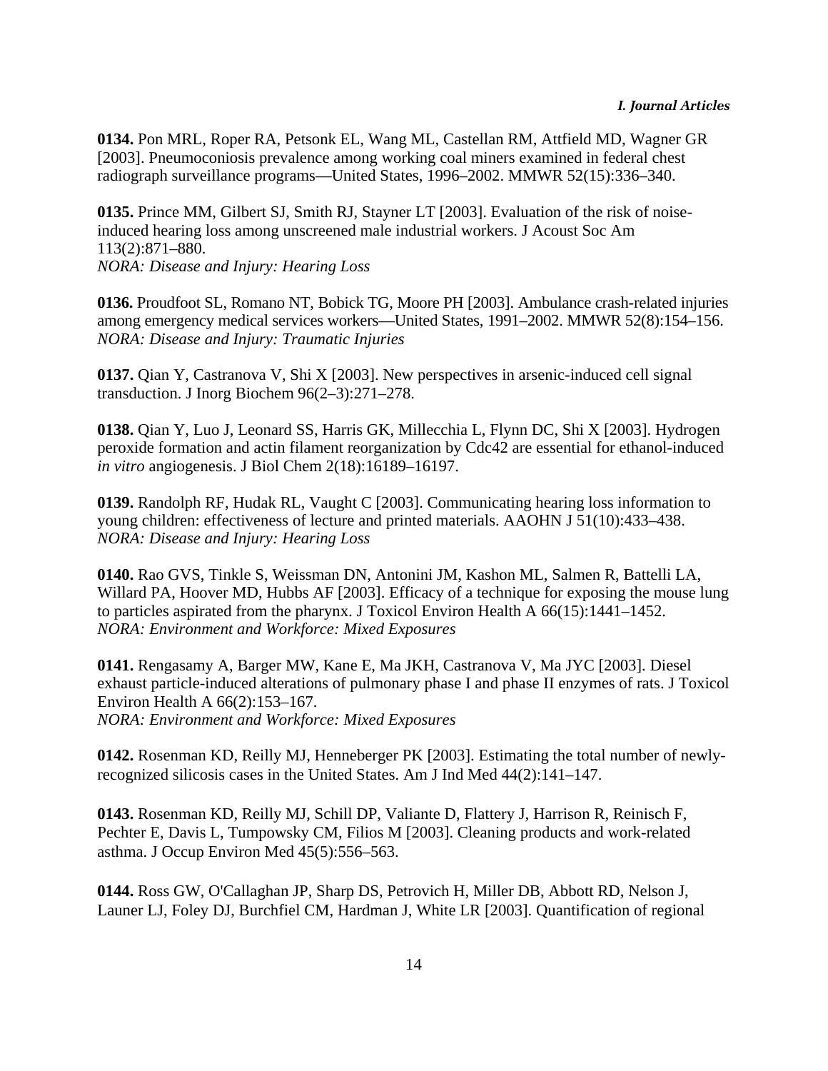**0134.** Pon MRL, Roper RA, Petsonk EL, Wang ML, Castellan RM, Attfield MD, Wagner GR [2003]. Pneumoconiosis prevalence among working coal miners examined in federal chest radiograph surveillance programs—United States, 1996–2002. MMWR 52(15):336–340.

**0135.** Prince MM, Gilbert SJ, Smith RJ, Stayner LT [2003]. Evaluation of the risk of noise-induced hearing loss among unscreened male industrial workers. J Acoust Soc Am 113(2):871–880.
*NORA: Disease and Injury: Hearing Loss*

**0136.** Proudfoot SL, Romano NT, Bobick TG, Moore PH [2003]. Ambulance crash-related injuries among emergency medical services workers—United States, 1991–2002. MMWR 52(8):154–156.
*NORA: Disease and Injury: Traumatic Injuries*

**0137.** Qian Y, Castranova V, Shi X [2003]. New perspectives in arsenic-induced cell signal transduction. J Inorg Biochem 96(2–3):271–278.

**0138.** Qian Y, Luo J, Leonard SS, Harris GK, Millecchia L, Flynn DC, Shi X [2003]. Hydrogen peroxide formation and actin filament reorganization by Cdc42 are essential for ethanol-induced *in vitro* angiogenesis. J Biol Chem 2(18):16189–16197.

**0139.** Randolph RF, Hudak RL, Vaught C [2003]. Communicating hearing loss information to young children: effectiveness of lecture and printed materials. AAOHN J 51(10):433–438.
*NORA: Disease and Injury: Hearing Loss*

**0140.** Rao GVS, Tinkle S, Weissman DN, Antonini JM, Kashon ML, Salmen R, Battelli LA, Willard PA, Hoover MD, Hubbs AF [2003]. Efficacy of a technique for exposing the mouse lung to particles aspirated from the pharynx. J Toxicol Environ Health A 66(15):1441–1452.
*NORA: Environment and Workforce: Mixed Exposures*

**0141.** Rengasamy A, Barger MW, Kane E, Ma JKH, Castranova V, Ma JYC [2003]. Diesel exhaust particle-induced alterations of pulmonary phase I and phase II enzymes of rats. J Toxicol Environ Health A 66(2):153–167.
*NORA: Environment and Workforce: Mixed Exposures*

**0142.** Rosenman KD, Reilly MJ, Henneberger PK [2003]. Estimating the total number of newly-recognized silicosis cases in the United States. Am J Ind Med 44(2):141–147.

**0143.** Rosenman KD, Reilly MJ, Schill DP, Valiante D, Flattery J, Harrison R, Reinisch F, Pechter E, Davis L, Tumpowsky CM, Filios M [2003]. Cleaning products and work-related asthma. J Occup Environ Med 45(5):556–563.

**0144.** Ross GW, O'Callaghan JP, Sharp DS, Petrovich H, Miller DB, Abbott RD, Nelson J, Launer LJ, Foley DJ, Burchfiel CM, Hardman J, White LR [2003]. Quantification of regional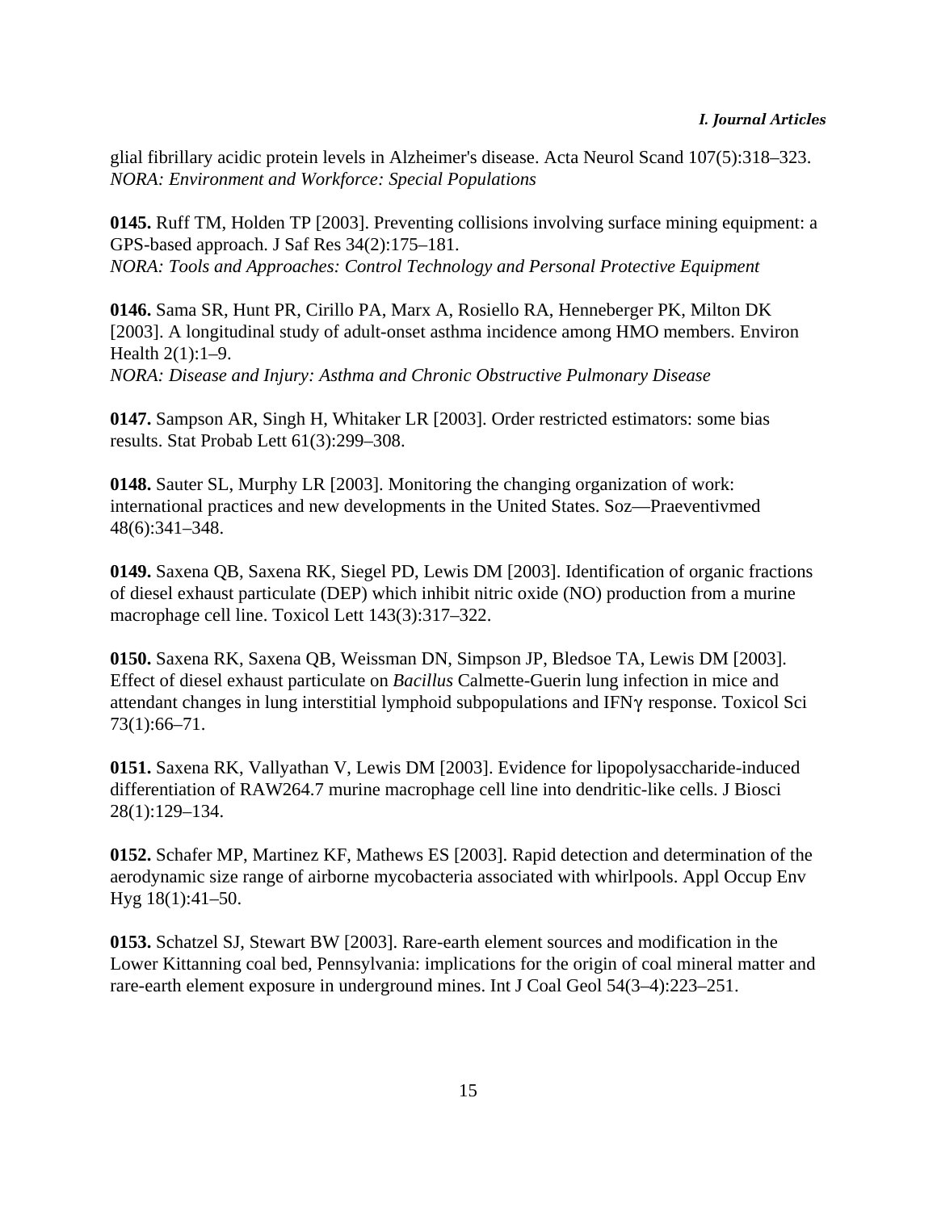glial fibrillary acidic protein levels in Alzheimer's disease. Acta Neurol Scand 107(5):318–323.
*NORA: Environment and Workforce: Special Populations*

**0145.** Ruff TM, Holden TP [2003]. Preventing collisions involving surface mining equipment: a GPS-based approach. J Saf Res 34(2):175–181.
*NORA: Tools and Approaches: Control Technology and Personal Protective Equipment*

**0146.** Sama SR, Hunt PR, Cirillo PA, Marx A, Rosiello RA, Henneberger PK, Milton DK [2003]. A longitudinal study of adult-onset asthma incidence among HMO members. Environ Health 2(1):1–9.
*NORA: Disease and Injury: Asthma and Chronic Obstructive Pulmonary Disease*

**0147.** Sampson AR, Singh H, Whitaker LR [2003]. Order restricted estimators: some bias results. Stat Probab Lett 61(3):299–308.

**0148.** Sauter SL, Murphy LR [2003]. Monitoring the changing organization of work: international practices and new developments in the United States. Soz—Praeventivmed 48(6):341–348.

**0149.** Saxena QB, Saxena RK, Siegel PD, Lewis DM [2003]. Identification of organic fractions of diesel exhaust particulate (DEP) which inhibit nitric oxide (NO) production from a murine macrophage cell line. Toxicol Lett 143(3):317–322.

**0150.** Saxena RK, Saxena QB, Weissman DN, Simpson JP, Bledsoe TA, Lewis DM [2003]. Effect of diesel exhaust particulate on *Bacillus* Calmette-Guerin lung infection in mice and attendant changes in lung interstitial lymphoid subpopulations and IFNγ response. Toxicol Sci 73(1):66–71.

**0151.** Saxena RK, Vallyathan V, Lewis DM [2003]. Evidence for lipopolysaccharide-induced differentiation of RAW264.7 murine macrophage cell line into dendritic-like cells. J Biosci 28(1):129–134.

**0152.** Schafer MP, Martinez KF, Mathews ES [2003]. Rapid detection and determination of the aerodynamic size range of airborne mycobacteria associated with whirlpools. Appl Occup Env Hyg 18(1):41–50.

**0153.** Schatzel SJ, Stewart BW [2003]. Rare-earth element sources and modification in the Lower Kittanning coal bed, Pennsylvania: implications for the origin of coal mineral matter and rare-earth element exposure in underground mines. Int J Coal Geol 54(3–4):223–251.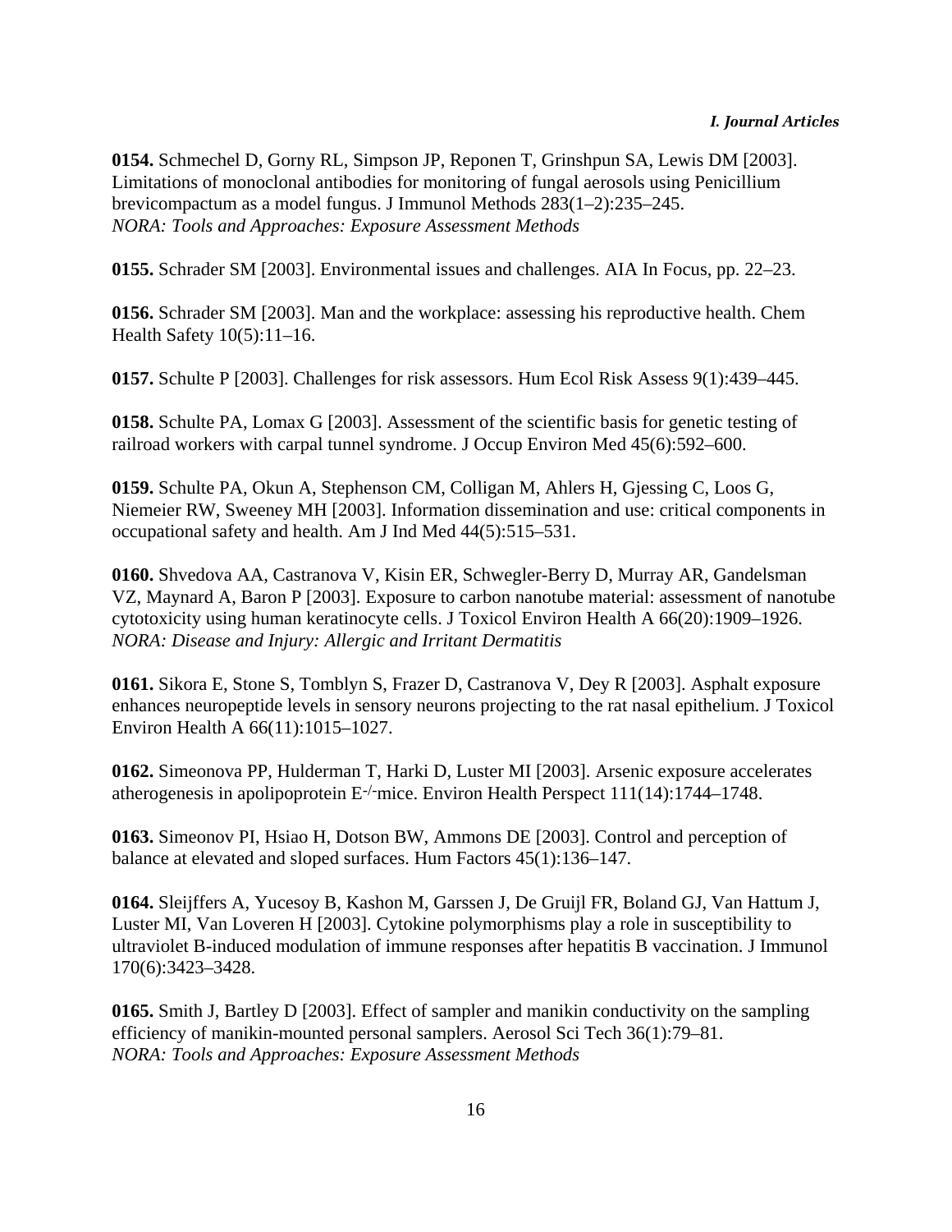**0154.** Schmechel D, Gorny RL, Simpson JP, Reponen T, Grinshpun SA, Lewis DM [2003]. Limitations of monoclonal antibodies for monitoring of fungal aerosols using Penicillium brevicompactum as a model fungus. J Immunol Methods 283(1–2):235–245.
*NORA: Tools and Approaches: Exposure Assessment Methods*

**0155.** Schrader SM [2003]. Environmental issues and challenges. AIA In Focus, pp. 22–23.

**0156.** Schrader SM [2003]. Man and the workplace: assessing his reproductive health. Chem Health Safety 10(5):11–16.

**0157.** Schulte P [2003]. Challenges for risk assessors. Hum Ecol Risk Assess 9(1):439–445.

**0158.** Schulte PA, Lomax G [2003]. Assessment of the scientific basis for genetic testing of railroad workers with carpal tunnel syndrome. J Occup Environ Med 45(6):592–600.

**0159.** Schulte PA, Okun A, Stephenson CM, Colligan M, Ahlers H, Gjessing C, Loos G, Niemeier RW, Sweeney MH [2003]. Information dissemination and use: critical components in occupational safety and health. Am J Ind Med 44(5):515–531.

**0160.** Shvedova AA, Castranova V, Kisin ER, Schwegler-Berry D, Murray AR, Gandelsman VZ, Maynard A, Baron P [2003]. Exposure to carbon nanotube material: assessment of nanotube cytotoxicity using human keratinocyte cells. J Toxicol Environ Health A 66(20):1909–1926.
*NORA: Disease and Injury: Allergic and Irritant Dermatitis*

**0161.** Sikora E, Stone S, Tomblyn S, Frazer D, Castranova V, Dey R [2003]. Asphalt exposure enhances neuropeptide levels in sensory neurons projecting to the rat nasal epithelium. J Toxicol Environ Health A 66(11):1015–1027.

**0162.** Simeonova PP, Hulderman T, Harki D, Luster MI [2003]. Arsenic exposure accelerates atherogenesis in apolipoprotein $E^{-/-}$ mice. Environ Health Perspect 111(14):1744–1748.

**0163.** Simeonov PI, Hsiao H, Dotson BW, Ammons DE [2003]. Control and perception of balance at elevated and sloped surfaces. Hum Factors 45(1):136–147.

**0164.** Sleijffers A, Yucesoy B, Kashon M, Garssen J, De Gruijl FR, Boland GJ, Van Hattum J, Luster MI, Van Loveren H [2003]. Cytokine polymorphisms play a role in susceptibility to ultraviolet B-induced modulation of immune responses after hepatitis B vaccination. J Immunol 170(6):3423–3428.

**0165.** Smith J, Bartley D [2003]. Effect of sampler and manikin conductivity on the sampling efficiency of manikin-mounted personal samplers. Aerosol Sci Tech 36(1):79–81.
*NORA: Tools and Approaches: Exposure Assessment Methods*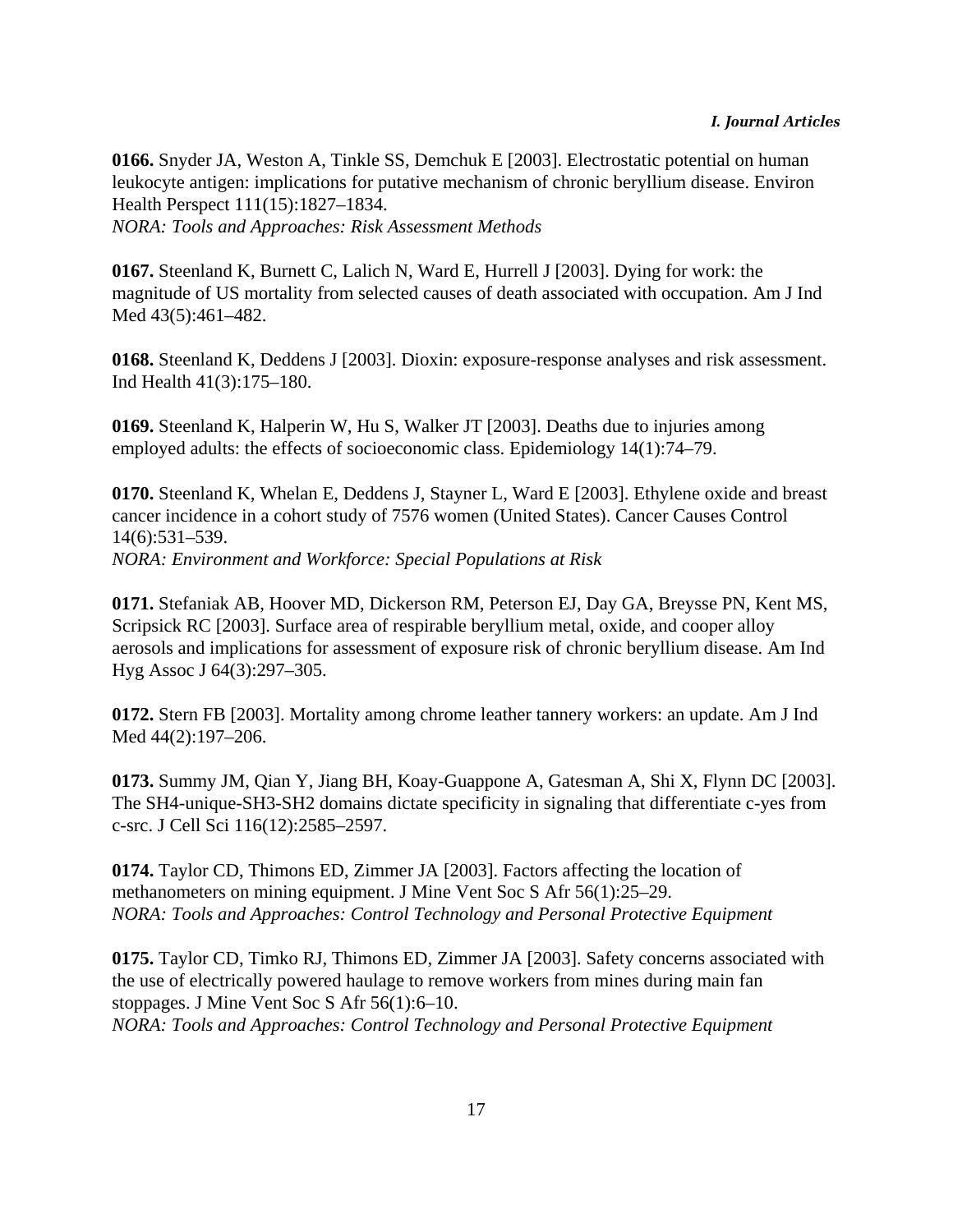**0166.** Snyder JA, Weston A, Tinkle SS, Demchuk E [2003]. Electrostatic potential on human leukocyte antigen: implications for putative mechanism of chronic beryllium disease. Environ Health Perspect 111(15):1827–1834.
*NORA: Tools and Approaches: Risk Assessment Methods*

**0167.** Steenland K, Burnett C, Lalich N, Ward E, Hurrell J [2003]. Dying for work: the magnitude of US mortality from selected causes of death associated with occupation. Am J Ind Med 43(5):461–482.

**0168.** Steenland K, Deddens J [2003]. Dioxin: exposure-response analyses and risk assessment. Ind Health 41(3):175–180.

**0169.** Steenland K, Halperin W, Hu S, Walker JT [2003]. Deaths due to injuries among employed adults: the effects of socioeconomic class. Epidemiology 14(1):74–79.

**0170.** Steenland K, Whelan E, Deddens J, Stayner L, Ward E [2003]. Ethylene oxide and breast cancer incidence in a cohort study of 7576 women (United States). Cancer Causes Control 14(6):531–539.
*NORA: Environment and Workforce: Special Populations at Risk*

**0171.** Stefaniak AB, Hoover MD, Dickerson RM, Peterson EJ, Day GA, Breysse PN, Kent MS, Scripsick RC [2003]. Surface area of respirable beryllium metal, oxide, and cooper alloy aerosols and implications for assessment of exposure risk of chronic beryllium disease. Am Ind Hyg Assoc J 64(3):297–305.

**0172.** Stern FB [2003]. Mortality among chrome leather tannery workers: an update. Am J Ind Med 44(2):197–206.

**0173.** Summy JM, Qian Y, Jiang BH, Koay-Guappone A, Gatesman A, Shi X, Flynn DC [2003]. The SH4-unique-SH3-SH2 domains dictate specificity in signaling that differentiate c-yes from c-src. J Cell Sci 116(12):2585–2597.

**0174.** Taylor CD, Thimons ED, Zimmer JA [2003]. Factors affecting the location of methanometers on mining equipment. J Mine Vent Soc S Afr 56(1):25–29.
*NORA: Tools and Approaches: Control Technology and Personal Protective Equipment*

**0175.** Taylor CD, Timko RJ, Thimons ED, Zimmer JA [2003]. Safety concerns associated with the use of electrically powered haulage to remove workers from mines during main fan stoppages. J Mine Vent Soc S Afr 56(1):6–10.
*NORA: Tools and Approaches: Control Technology and Personal Protective Equipment*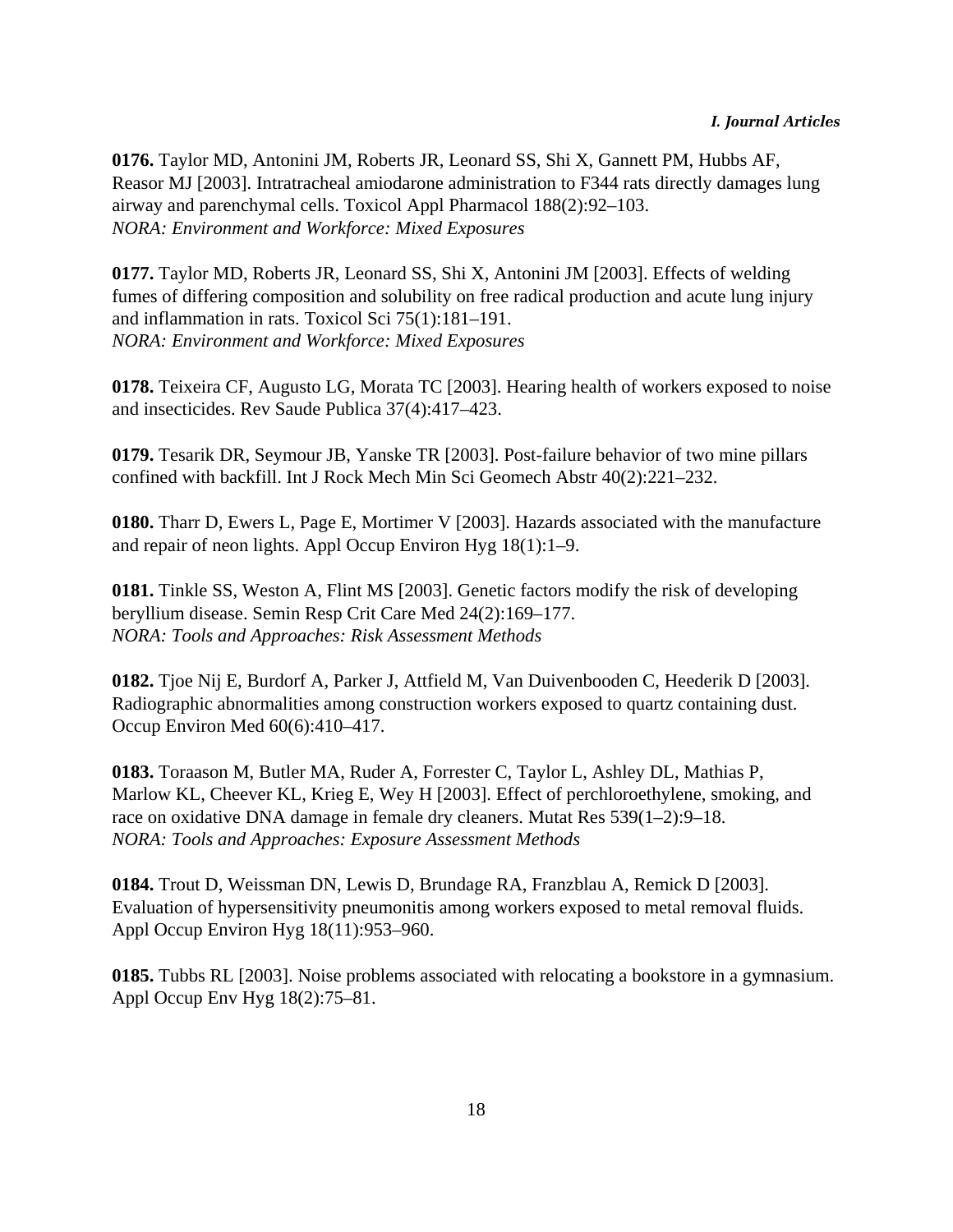**0176.** Taylor MD, Antonini JM, Roberts JR, Leonard SS, Shi X, Gannett PM, Hubbs AF, Reasor MJ [2003]. Intratracheal amiodarone administration to F344 rats directly damages lung airway and parenchymal cells. Toxicol Appl Pharmacol 188(2):92–103.
*NORA: Environment and Workforce: Mixed Exposures*

**0177.** Taylor MD, Roberts JR, Leonard SS, Shi X, Antonini JM [2003]. Effects of welding fumes of differing composition and solubility on free radical production and acute lung injury and inflammation in rats. Toxicol Sci 75(1):181–191.
*NORA: Environment and Workforce: Mixed Exposures*

**0178.** Teixeira CF, Augusto LG, Morata TC [2003]. Hearing health of workers exposed to noise and insecticides. Rev Saude Publica 37(4):417–423.

**0179.** Tesarik DR, Seymour JB, Yanske TR [2003]. Post-failure behavior of two mine pillars confined with backfill. Int J Rock Mech Min Sci Geomech Abstr 40(2):221–232.

**0180.** Tharr D, Ewers L, Page E, Mortimer V [2003]. Hazards associated with the manufacture and repair of neon lights. Appl Occup Environ Hyg 18(1):1–9.

**0181.** Tinkle SS, Weston A, Flint MS [2003]. Genetic factors modify the risk of developing beryllium disease. Semin Resp Crit Care Med 24(2):169–177.
*NORA: Tools and Approaches: Risk Assessment Methods*

**0182.** Tjoe Nij E, Burdorf A, Parker J, Attfield M, Van Duivenbooden C, Heederik D [2003]. Radiographic abnormalities among construction workers exposed to quartz containing dust. Occup Environ Med 60(6):410–417.

**0183.** Toraason M, Butler MA, Ruder A, Forrester C, Taylor L, Ashley DL, Mathias P, Marlow KL, Cheever KL, Krieg E, Wey H [2003]. Effect of perchloroethylene, smoking, and race on oxidative DNA damage in female dry cleaners. Mutat Res 539(1–2):9–18.
*NORA: Tools and Approaches: Exposure Assessment Methods*

**0184.** Trout D, Weissman DN, Lewis D, Brundage RA, Franzblau A, Remick D [2003]. Evaluation of hypersensitivity pneumonitis among workers exposed to metal removal fluids. Appl Occup Environ Hyg 18(11):953–960.

**0185.** Tubbs RL [2003]. Noise problems associated with relocating a bookstore in a gymnasium. Appl Occup Env Hyg 18(2):75–81.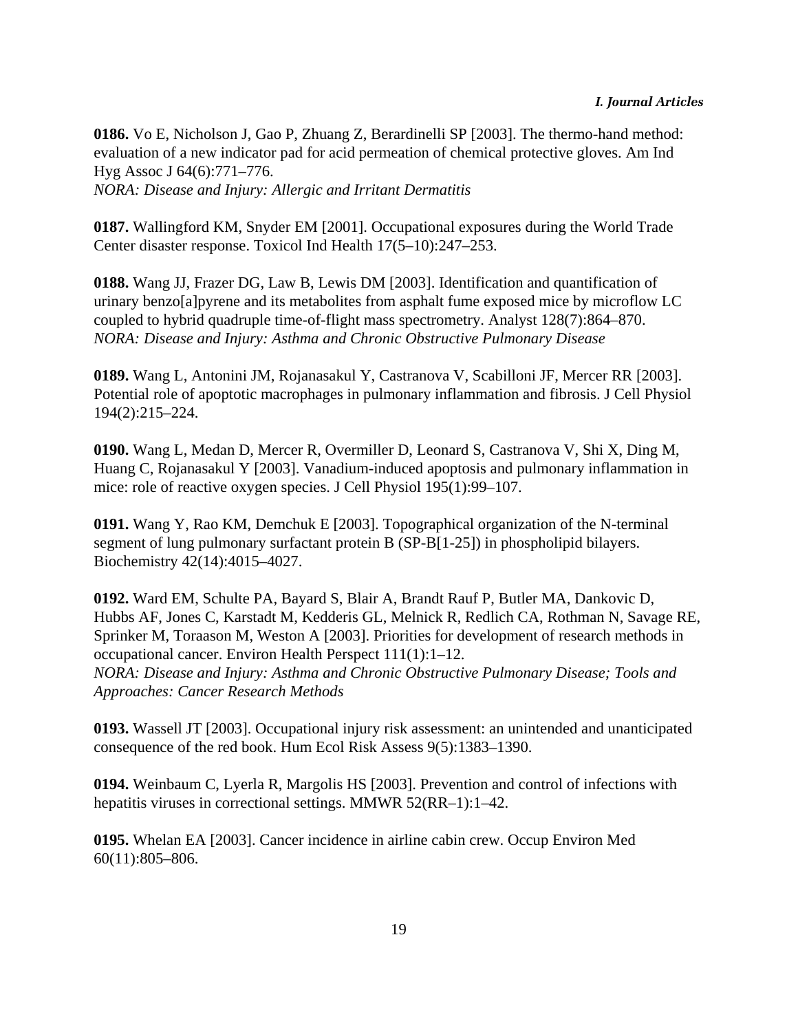**0186.** Vo E, Nicholson J, Gao P, Zhuang Z, Berardinelli SP [2003]. The thermo-hand method: evaluation of a new indicator pad for acid permeation of chemical protective gloves. Am Ind Hyg Assoc J 64(6):771–776.
*NORA: Disease and Injury: Allergic and Irritant Dermatitis*

**0187.** Wallingford KM, Snyder EM [2001]. Occupational exposures during the World Trade Center disaster response. Toxicol Ind Health 17(5–10):247–253.

**0188.** Wang JJ, Frazer DG, Law B, Lewis DM [2003]. Identification and quantification of urinary benzo[a]pyrene and its metabolites from asphalt fume exposed mice by microflow LC coupled to hybrid quadruple time-of-flight mass spectrometry. Analyst 128(7):864–870.
*NORA: Disease and Injury: Asthma and Chronic Obstructive Pulmonary Disease*

**0189.** Wang L, Antonini JM, Rojanasakul Y, Castranova V, Scabilloni JF, Mercer RR [2003]. Potential role of apoptotic macrophages in pulmonary inflammation and fibrosis. J Cell Physiol 194(2):215–224.

**0190.** Wang L, Medan D, Mercer R, Overmiller D, Leonard S, Castranova V, Shi X, Ding M, Huang C, Rojanasakul Y [2003]. Vanadium-induced apoptosis and pulmonary inflammation in mice: role of reactive oxygen species. J Cell Physiol 195(1):99–107.

**0191.** Wang Y, Rao KM, Demchuk E [2003]. Topographical organization of the N-terminal segment of lung pulmonary surfactant protein B (SP-B[1-25]) in phospholipid bilayers. Biochemistry 42(14):4015–4027.

**0192.** Ward EM, Schulte PA, Bayard S, Blair A, Brandt Rauf P, Butler MA, Dankovic D, Hubbs AF, Jones C, Karstadt M, Kedderis GL, Melnick R, Redlich CA, Rothman N, Savage RE, Sprinker M, Toraason M, Weston A [2003]. Priorities for development of research methods in occupational cancer. Environ Health Perspect 111(1):1–12.
*NORA: Disease and Injury: Asthma and Chronic Obstructive Pulmonary Disease; Tools and Approaches: Cancer Research Methods*

**0193.** Wassell JT [2003]. Occupational injury risk assessment: an unintended and unanticipated consequence of the red book. Hum Ecol Risk Assess 9(5):1383–1390.

**0194.** Weinbaum C, Lyerla R, Margolis HS [2003]. Prevention and control of infections with hepatitis viruses in correctional settings. MMWR 52(RR–1):1–42.

**0195.** Whelan EA [2003]. Cancer incidence in airline cabin crew. Occup Environ Med 60(11):805–806.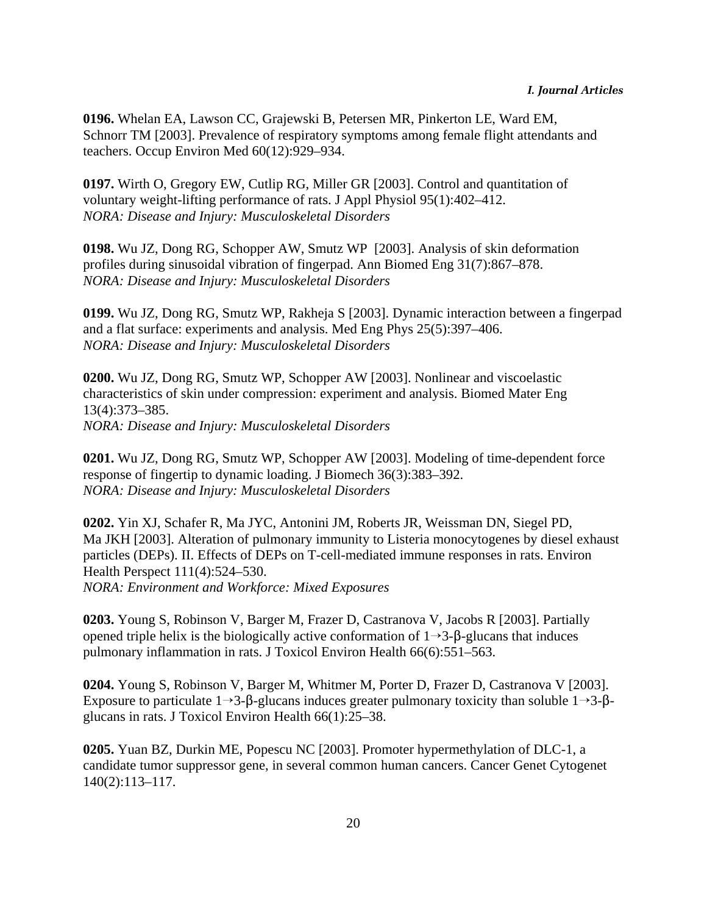**0196.** Whelan EA, Lawson CC, Grajewski B, Petersen MR, Pinkerton LE, Ward EM, Schnorr TM [2003]. Prevalence of respiratory symptoms among female flight attendants and teachers. Occup Environ Med 60(12):929–934.

**0197.** Wirth O, Gregory EW, Cutlip RG, Miller GR [2003]. Control and quantitation of voluntary weight-lifting performance of rats. J Appl Physiol 95(1):402–412.
*NORA: Disease and Injury: Musculoskeletal Disorders*

**0198.** Wu JZ, Dong RG, Schopper AW, Smutz WP [2003]. Analysis of skin deformation profiles during sinusoidal vibration of fingerpad. Ann Biomed Eng 31(7):867–878.
*NORA: Disease and Injury: Musculoskeletal Disorders*

**0199.** Wu JZ, Dong RG, Smutz WP, Rakheja S [2003]. Dynamic interaction between a fingerpad and a flat surface: experiments and analysis. Med Eng Phys 25(5):397–406.
*NORA: Disease and Injury: Musculoskeletal Disorders*

**0200.** Wu JZ, Dong RG, Smutz WP, Schopper AW [2003]. Nonlinear and viscoelastic characteristics of skin under compression: experiment and analysis. Biomed Mater Eng 13(4):373–385.
*NORA: Disease and Injury: Musculoskeletal Disorders*

**0201.** Wu JZ, Dong RG, Smutz WP, Schopper AW [2003]. Modeling of time-dependent force response of fingertip to dynamic loading. J Biomech 36(3):383–392.
*NORA: Disease and Injury: Musculoskeletal Disorders*

**0202.** Yin XJ, Schafer R, Ma JYC, Antonini JM, Roberts JR, Weissman DN, Siegel PD, Ma JKH [2003]. Alteration of pulmonary immunity to Listeria monocytogenes by diesel exhaust particles (DEPs). II. Effects of DEPs on T-cell-mediated immune responses in rats. Environ Health Perspect 111(4):524–530.
*NORA: Environment and Workforce: Mixed Exposures*

**0203.** Young S, Robinson V, Barger M, Frazer D, Castranova V, Jacobs R [2003]. Partially opened triple helix is the biologically active conformation of 1→3-β-glucans that induces pulmonary inflammation in rats. J Toxicol Environ Health 66(6):551–563.

**0204.** Young S, Robinson V, Barger M, Whitmer M, Porter D, Frazer D, Castranova V [2003]. Exposure to particulate 1→3-β-glucans induces greater pulmonary toxicity than soluble 1→3-β-glucans in rats. J Toxicol Environ Health 66(1):25–38.

**0205.** Yuan BZ, Durkin ME, Popescu NC [2003]. Promoter hypermethylation of DLC-1, a candidate tumor suppressor gene, in several common human cancers. Cancer Genet Cytogenet 140(2):113–117.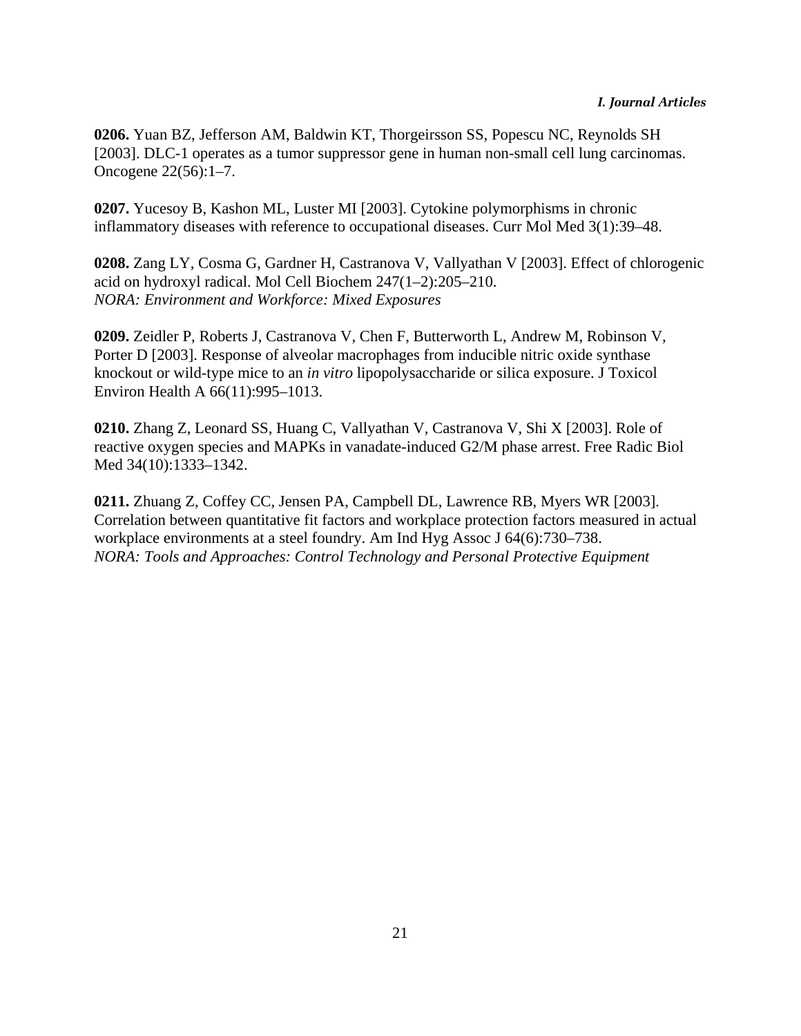**0206.** Yuan BZ, Jefferson AM, Baldwin KT, Thorgeirsson SS, Popescu NC, Reynolds SH [2003]. DLC-1 operates as a tumor suppressor gene in human non-small cell lung carcinomas. Oncogene 22(56):1–7.

**0207.** Yucesoy B, Kashon ML, Luster MI [2003]. Cytokine polymorphisms in chronic inflammatory diseases with reference to occupational diseases. Curr Mol Med 3(1):39–48.

**0208.** Zang LY, Cosma G, Gardner H, Castranova V, Vallyathan V [2003]. Effect of chlorogenic acid on hydroxyl radical. Mol Cell Biochem 247(1–2):205–210.
*NORA: Environment and Workforce: Mixed Exposures*

**0209.** Zeidler P, Roberts J, Castranova V, Chen F, Butterworth L, Andrew M, Robinson V, Porter D [2003]. Response of alveolar macrophages from inducible nitric oxide synthase knockout or wild-type mice to an *in vitro* lipopolysaccharide or silica exposure. J Toxicol Environ Health A 66(11):995–1013.

**0210.** Zhang Z, Leonard SS, Huang C, Vallyathan V, Castranova V, Shi X [2003]. Role of reactive oxygen species and MAPKs in vanadate-induced G2/M phase arrest. Free Radic Biol Med 34(10):1333–1342.

**0211.** Zhuang Z, Coffey CC, Jensen PA, Campbell DL, Lawrence RB, Myers WR [2003]. Correlation between quantitative fit factors and workplace protection factors measured in actual workplace environments at a steel foundry. Am Ind Hyg Assoc J 64(6):730–738.
*NORA: Tools and Approaches: Control Technology and Personal Protective Equipment*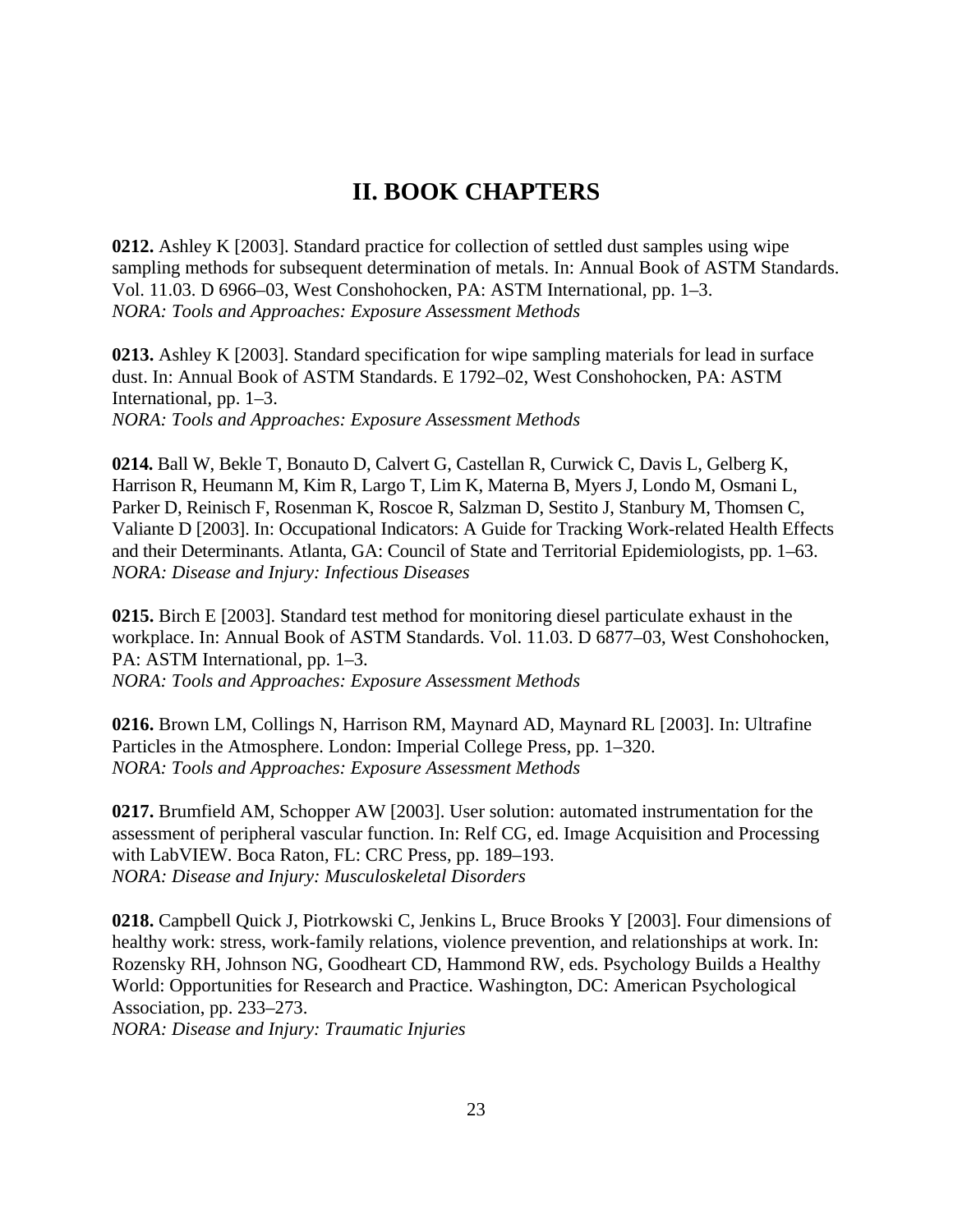# II. BOOK CHAPTERS

**0212.** Ashley K [2003]. Standard practice for collection of settled dust samples using wipe sampling methods for subsequent determination of metals. In: Annual Book of ASTM Standards. Vol. 11.03. D 6966–03, West Conshohocken, PA: ASTM International, pp. 1–3.
*NORA: Tools and Approaches: Exposure Assessment Methods*

**0213.** Ashley K [2003]. Standard specification for wipe sampling materials for lead in surface dust. In: Annual Book of ASTM Standards. E 1792–02, West Conshohocken, PA: ASTM International, pp. 1–3.
*NORA: Tools and Approaches: Exposure Assessment Methods*

**0214.** Ball W, Bekle T, Bonauto D, Calvert G, Castellan R, Curwick C, Davis L, Gelberg K, Harrison R, Heumann M, Kim R, Largo T, Lim K, Materna B, Myers J, Londo M, Osmani L, Parker D, Reinisch F, Rosenman K, Roscoe R, Salzman D, Sestito J, Stanbury M, Thomsen C, Valiante D [2003]. In: Occupational Indicators: A Guide for Tracking Work-related Health Effects and their Determinants. Atlanta, GA: Council of State and Territorial Epidemiologists, pp. 1–63.
*NORA: Disease and Injury: Infectious Diseases*

**0215.** Birch E [2003]. Standard test method for monitoring diesel particulate exhaust in the workplace. In: Annual Book of ASTM Standards. Vol. 11.03. D 6877–03, West Conshohocken, PA: ASTM International, pp. 1–3.
*NORA: Tools and Approaches: Exposure Assessment Methods*

**0216.** Brown LM, Collings N, Harrison RM, Maynard AD, Maynard RL [2003]. In: Ultrafine Particles in the Atmosphere. London: Imperial College Press, pp. 1–320.
*NORA: Tools and Approaches: Exposure Assessment Methods*

**0217.** Brumfield AM, Schopper AW [2003]. User solution: automated instrumentation for the assessment of peripheral vascular function. In: Relf CG, ed. Image Acquisition and Processing with LabVIEW. Boca Raton, FL: CRC Press, pp. 189–193.
*NORA: Disease and Injury: Musculoskeletal Disorders*

**0218.** Campbell Quick J, Piotrkowski C, Jenkins L, Bruce Brooks Y [2003]. Four dimensions of healthy work: stress, work-family relations, violence prevention, and relationships at work. In: Rozensky RH, Johnson NG, Goodheart CD, Hammond RW, eds. Psychology Builds a Healthy World: Opportunities for Research and Practice. Washington, DC: American Psychological Association, pp. 233–273.
*NORA: Disease and Injury: Traumatic Injuries*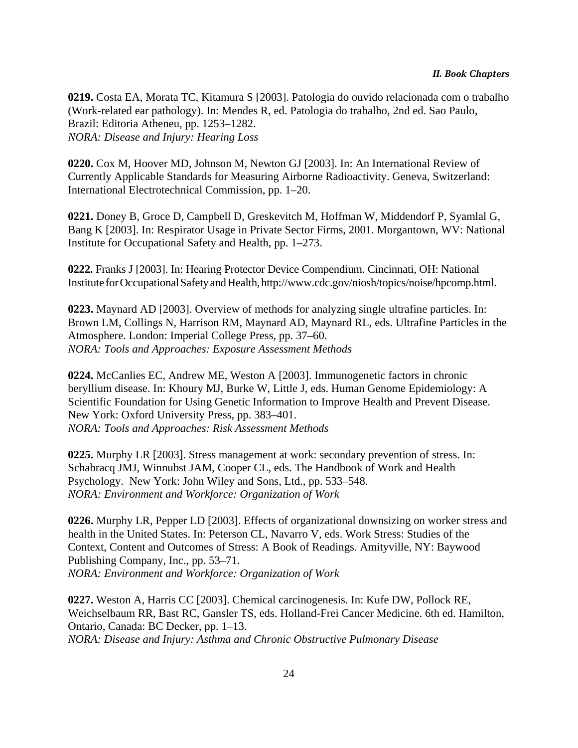**0219.** Costa EA, Morata TC, Kitamura S [2003]. Patologia do ouvido relacionada com o trabalho (Work-related ear pathology). In: Mendes R, ed. Patologia do trabalho, 2nd ed. Sao Paulo, Brazil: Editoria Atheneu, pp. 1253–1282.
*NORA: Disease and Injury: Hearing Loss*

**0220.** Cox M, Hoover MD, Johnson M, Newton GJ [2003]. In: An International Review of Currently Applicable Standards for Measuring Airborne Radioactivity. Geneva, Switzerland: International Electrotechnical Commission, pp. 1–20.

**0221.** Doney B, Groce D, Campbell D, Greskevitch M, Hoffman W, Middendorf P, Syamlal G, Bang K [2003]. In: Respirator Usage in Private Sector Firms, 2001. Morgantown, WV: National Institute for Occupational Safety and Health, pp. 1–273.

**0222.** Franks J [2003]. In: Hearing Protector Device Compendium. Cincinnati, OH: National Institute for Occupational Safety and Health, http://www.cdc.gov/niosh/topics/noise/hpcomp.html.

**0223.** Maynard AD [2003]. Overview of methods for analyzing single ultrafine particles. In: Brown LM, Collings N, Harrison RM, Maynard AD, Maynard RL, eds. Ultrafine Particles in the Atmosphere. London: Imperial College Press, pp. 37–60.
*NORA: Tools and Approaches: Exposure Assessment Methods*

**0224.** McCanlies EC, Andrew ME, Weston A [2003]. Immunogenetic factors in chronic beryllium disease. In: Khoury MJ, Burke W, Little J, eds. Human Genome Epidemiology: A Scientific Foundation for Using Genetic Information to Improve Health and Prevent Disease. New York: Oxford University Press, pp. 383–401.
*NORA: Tools and Approaches: Risk Assessment Methods*

**0225.** Murphy LR [2003]. Stress management at work: secondary prevention of stress. In: Schabracq JMJ, Winnubst JAM, Cooper CL, eds. The Handbook of Work and Health Psychology. New York: John Wiley and Sons, Ltd., pp. 533–548.
*NORA: Environment and Workforce: Organization of Work*

**0226.** Murphy LR, Pepper LD [2003]. Effects of organizational downsizing on worker stress and health in the United States. In: Peterson CL, Navarro V, eds. Work Stress: Studies of the Context, Content and Outcomes of Stress: A Book of Readings. Amityville, NY: Baywood Publishing Company, Inc., pp. 53–71.
*NORA: Environment and Workforce: Organization of Work*

**0227.** Weston A, Harris CC [2003]. Chemical carcinogenesis. In: Kufe DW, Pollock RE, Weichselbaum RR, Bast RC, Gansler TS, eds. Holland-Frei Cancer Medicine. 6th ed. Hamilton, Ontario, Canada: BC Decker, pp. 1–13.
*NORA: Disease and Injury: Asthma and Chronic Obstructive Pulmonary Disease*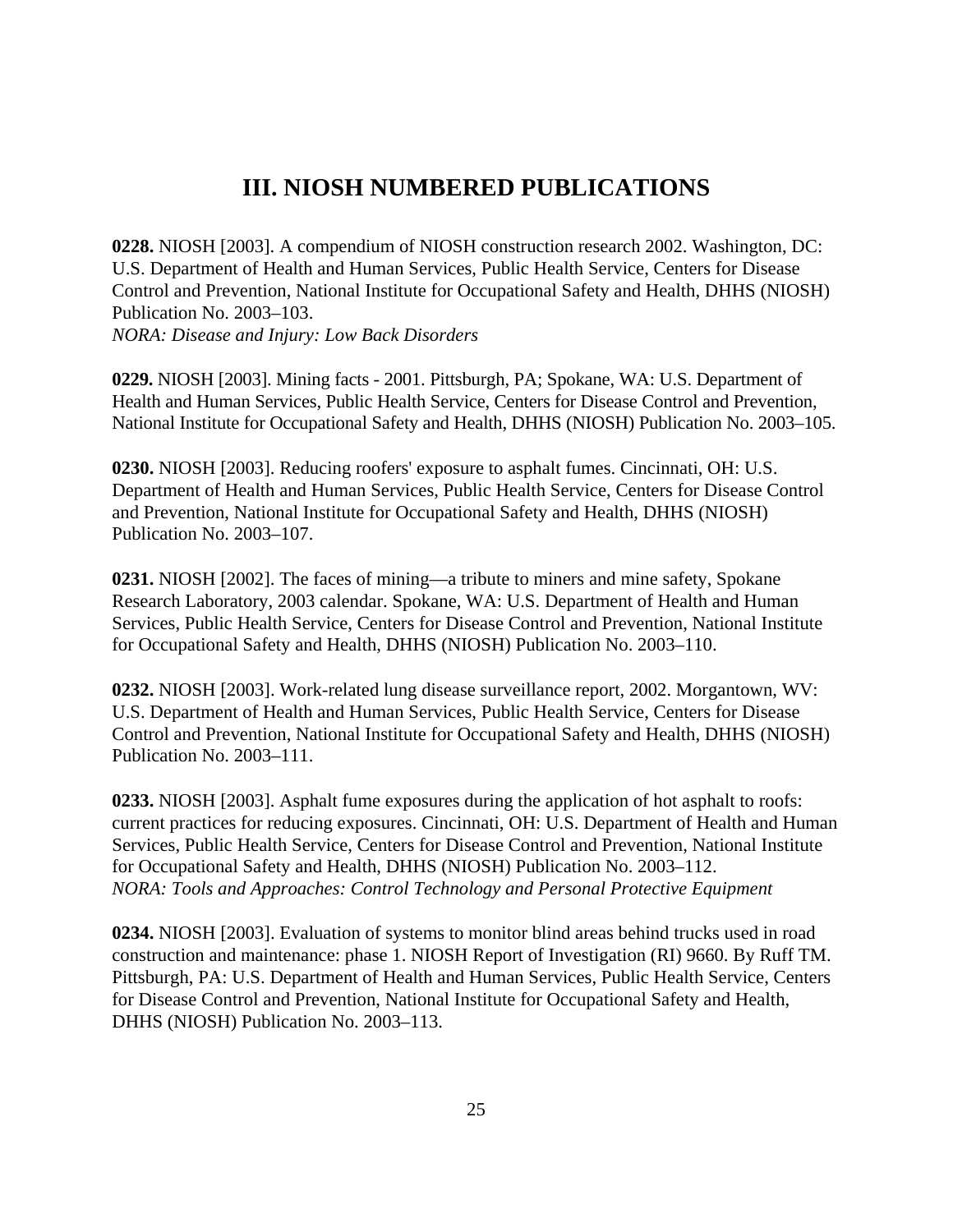# III. NIOSH NUMBERED PUBLICATIONS

**0228.** NIOSH [2003]. A compendium of NIOSH construction research 2002. Washington, DC: U.S. Department of Health and Human Services, Public Health Service, Centers for Disease Control and Prevention, National Institute for Occupational Safety and Health, DHHS (NIOSH) Publication No. 2003–103.
*NORA: Disease and Injury: Low Back Disorders*

**0229.** NIOSH [2003]. Mining facts - 2001. Pittsburgh, PA; Spokane, WA: U.S. Department of Health and Human Services, Public Health Service, Centers for Disease Control and Prevention, National Institute for Occupational Safety and Health, DHHS (NIOSH) Publication No. 2003–105.

**0230.** NIOSH [2003]. Reducing roofers' exposure to asphalt fumes. Cincinnati, OH: U.S. Department of Health and Human Services, Public Health Service, Centers for Disease Control and Prevention, National Institute for Occupational Safety and Health, DHHS (NIOSH) Publication No. 2003–107.

**0231.** NIOSH [2002]. The faces of mining—a tribute to miners and mine safety, Spokane Research Laboratory, 2003 calendar. Spokane, WA: U.S. Department of Health and Human Services, Public Health Service, Centers for Disease Control and Prevention, National Institute for Occupational Safety and Health, DHHS (NIOSH) Publication No. 2003–110.

**0232.** NIOSH [2003]. Work-related lung disease surveillance report, 2002. Morgantown, WV: U.S. Department of Health and Human Services, Public Health Service, Centers for Disease Control and Prevention, National Institute for Occupational Safety and Health, DHHS (NIOSH) Publication No. 2003–111.

**0233.** NIOSH [2003]. Asphalt fume exposures during the application of hot asphalt to roofs: current practices for reducing exposures. Cincinnati, OH: U.S. Department of Health and Human Services, Public Health Service, Centers for Disease Control and Prevention, National Institute for Occupational Safety and Health, DHHS (NIOSH) Publication No. 2003–112.
*NORA: Tools and Approaches: Control Technology and Personal Protective Equipment*

**0234.** NIOSH [2003]. Evaluation of systems to monitor blind areas behind trucks used in road construction and maintenance: phase 1. NIOSH Report of Investigation (RI) 9660. By Ruff TM. Pittsburgh, PA: U.S. Department of Health and Human Services, Public Health Service, Centers for Disease Control and Prevention, National Institute for Occupational Safety and Health, DHHS (NIOSH) Publication No. 2003–113.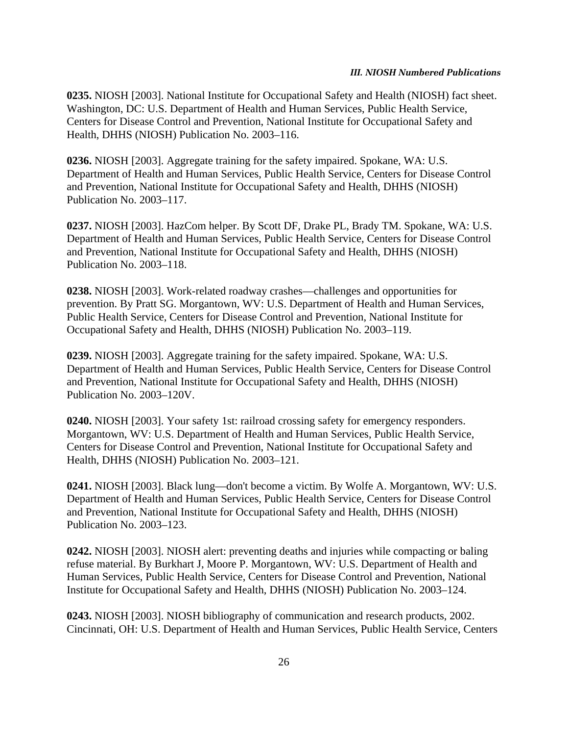**0235.** NIOSH [2003]. National Institute for Occupational Safety and Health (NIOSH) fact sheet. Washington, DC: U.S. Department of Health and Human Services, Public Health Service, Centers for Disease Control and Prevention, National Institute for Occupational Safety and Health, DHHS (NIOSH) Publication No. 2003–116.

**0236.** NIOSH [2003]. Aggregate training for the safety impaired. Spokane, WA: U.S. Department of Health and Human Services, Public Health Service, Centers for Disease Control and Prevention, National Institute for Occupational Safety and Health, DHHS (NIOSH) Publication No. 2003–117.

**0237.** NIOSH [2003]. HazCom helper. By Scott DF, Drake PL, Brady TM. Spokane, WA: U.S. Department of Health and Human Services, Public Health Service, Centers for Disease Control and Prevention, National Institute for Occupational Safety and Health, DHHS (NIOSH) Publication No. 2003–118.

**0238.** NIOSH [2003]. Work-related roadway crashes—challenges and opportunities for prevention. By Pratt SG. Morgantown, WV: U.S. Department of Health and Human Services, Public Health Service, Centers for Disease Control and Prevention, National Institute for Occupational Safety and Health, DHHS (NIOSH) Publication No. 2003–119.

**0239.** NIOSH [2003]. Aggregate training for the safety impaired. Spokane, WA: U.S. Department of Health and Human Services, Public Health Service, Centers for Disease Control and Prevention, National Institute for Occupational Safety and Health, DHHS (NIOSH) Publication No. 2003–120V.

**0240.** NIOSH [2003]. Your safety 1st: railroad crossing safety for emergency responders. Morgantown, WV: U.S. Department of Health and Human Services, Public Health Service, Centers for Disease Control and Prevention, National Institute for Occupational Safety and Health, DHHS (NIOSH) Publication No. 2003–121.

**0241.** NIOSH [2003]. Black lung—don't become a victim. By Wolfe A. Morgantown, WV: U.S. Department of Health and Human Services, Public Health Service, Centers for Disease Control and Prevention, National Institute for Occupational Safety and Health, DHHS (NIOSH) Publication No. 2003–123.

**0242.** NIOSH [2003]. NIOSH alert: preventing deaths and injuries while compacting or baling refuse material. By Burkhart J, Moore P. Morgantown, WV: U.S. Department of Health and Human Services, Public Health Service, Centers for Disease Control and Prevention, National Institute for Occupational Safety and Health, DHHS (NIOSH) Publication No. 2003–124.

**0243.** NIOSH [2003]. NIOSH bibliography of communication and research products, 2002. Cincinnati, OH: U.S. Department of Health and Human Services, Public Health Service, Centers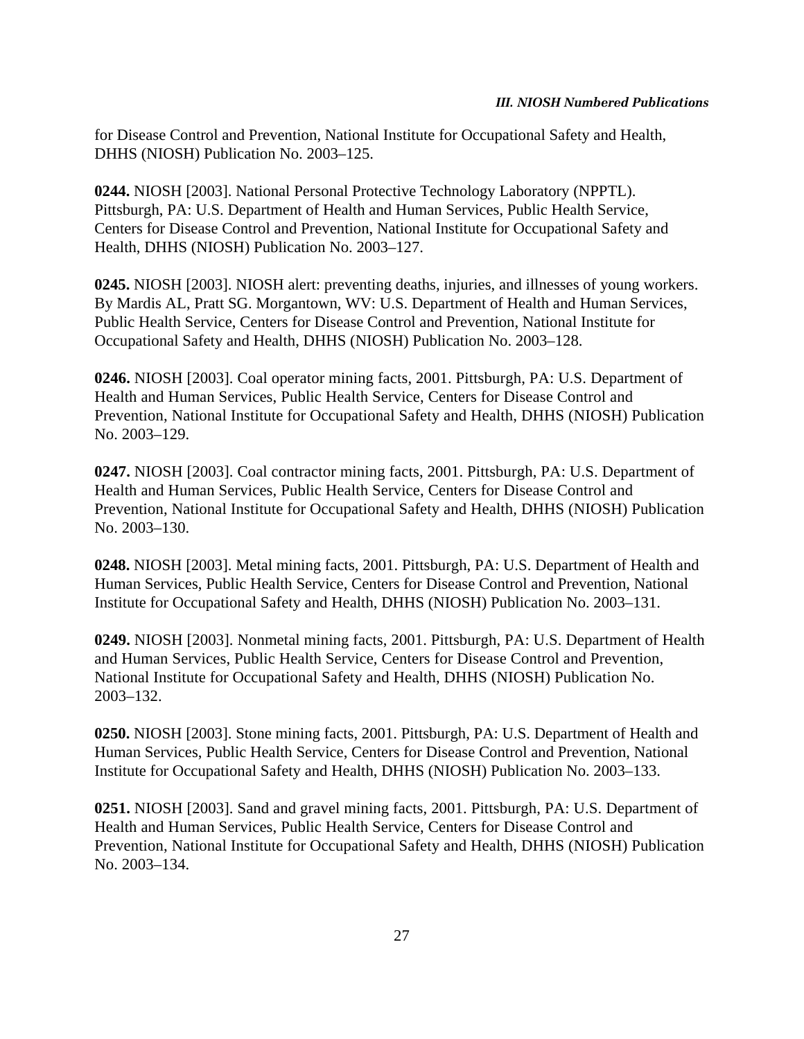for Disease Control and Prevention, National Institute for Occupational Safety and Health, DHHS (NIOSH) Publication No. 2003–125.

**0244.** NIOSH [2003]. National Personal Protective Technology Laboratory (NPPTL). Pittsburgh, PA: U.S. Department of Health and Human Services, Public Health Service, Centers for Disease Control and Prevention, National Institute for Occupational Safety and Health, DHHS (NIOSH) Publication No. 2003–127.

**0245.** NIOSH [2003]. NIOSH alert: preventing deaths, injuries, and illnesses of young workers. By Mardis AL, Pratt SG. Morgantown, WV: U.S. Department of Health and Human Services, Public Health Service, Centers for Disease Control and Prevention, National Institute for Occupational Safety and Health, DHHS (NIOSH) Publication No. 2003–128.

**0246.** NIOSH [2003]. Coal operator mining facts, 2001. Pittsburgh, PA: U.S. Department of Health and Human Services, Public Health Service, Centers for Disease Control and Prevention, National Institute for Occupational Safety and Health, DHHS (NIOSH) Publication No. 2003–129.

**0247.** NIOSH [2003]. Coal contractor mining facts, 2001. Pittsburgh, PA: U.S. Department of Health and Human Services, Public Health Service, Centers for Disease Control and Prevention, National Institute for Occupational Safety and Health, DHHS (NIOSH) Publication No. 2003–130.

**0248.** NIOSH [2003]. Metal mining facts, 2001. Pittsburgh, PA: U.S. Department of Health and Human Services, Public Health Service, Centers for Disease Control and Prevention, National Institute for Occupational Safety and Health, DHHS (NIOSH) Publication No. 2003–131.

**0249.** NIOSH [2003]. Nonmetal mining facts, 2001. Pittsburgh, PA: U.S. Department of Health and Human Services, Public Health Service, Centers for Disease Control and Prevention, National Institute for Occupational Safety and Health, DHHS (NIOSH) Publication No. 2003–132.

**0250.** NIOSH [2003]. Stone mining facts, 2001. Pittsburgh, PA: U.S. Department of Health and Human Services, Public Health Service, Centers for Disease Control and Prevention, National Institute for Occupational Safety and Health, DHHS (NIOSH) Publication No. 2003–133.

**0251.** NIOSH [2003]. Sand and gravel mining facts, 2001. Pittsburgh, PA: U.S. Department of Health and Human Services, Public Health Service, Centers for Disease Control and Prevention, National Institute for Occupational Safety and Health, DHHS (NIOSH) Publication No. 2003–134.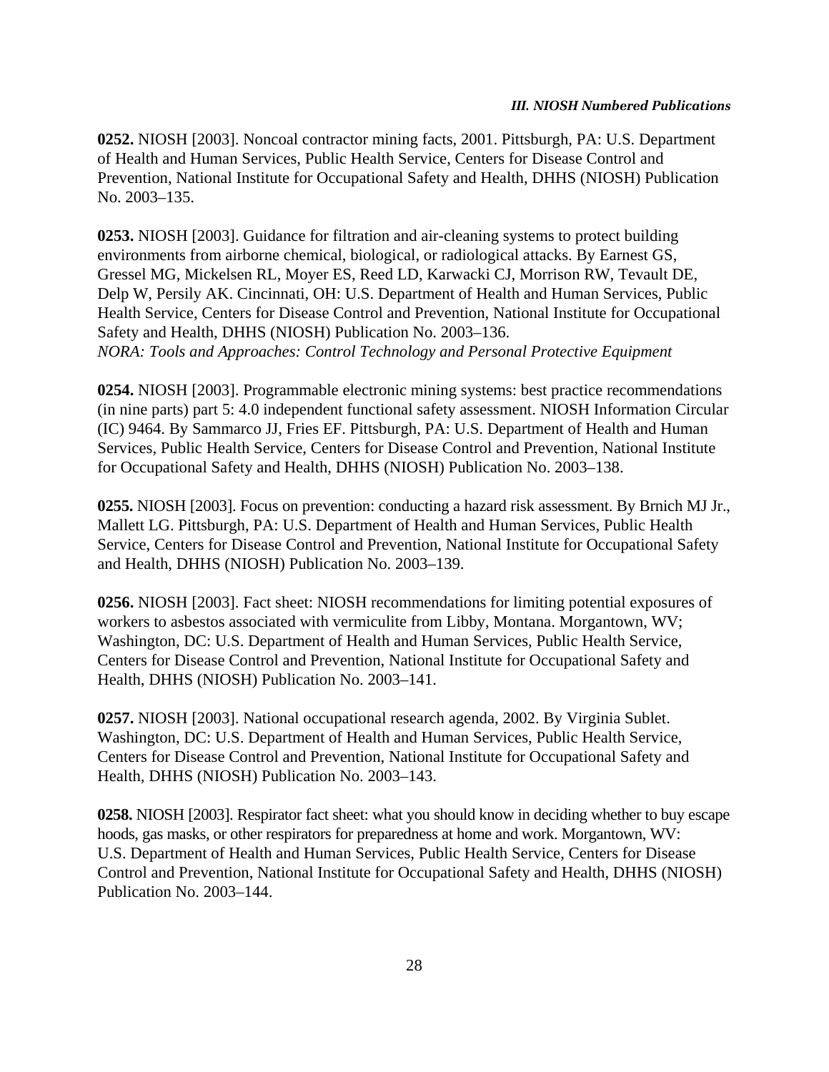**0252.** NIOSH [2003]. Noncoal contractor mining facts, 2001. Pittsburgh, PA: U.S. Department of Health and Human Services, Public Health Service, Centers for Disease Control and Prevention, National Institute for Occupational Safety and Health, DHHS (NIOSH) Publication No. 2003–135.

**0253.** NIOSH [2003]. Guidance for filtration and air-cleaning systems to protect building environments from airborne chemical, biological, or radiological attacks. By Earnest GS, Gressel MG, Mickelsen RL, Moyer ES, Reed LD, Karwacki CJ, Morrison RW, Tevault DE, Delp W, Persily AK. Cincinnati, OH: U.S. Department of Health and Human Services, Public Health Service, Centers for Disease Control and Prevention, National Institute for Occupational Safety and Health, DHHS (NIOSH) Publication No. 2003–136.
*NORA: Tools and Approaches: Control Technology and Personal Protective Equipment*

**0254.** NIOSH [2003]. Programmable electronic mining systems: best practice recommendations (in nine parts) part 5: 4.0 independent functional safety assessment. NIOSH Information Circular (IC) 9464. By Sammarco JJ, Fries EF. Pittsburgh, PA: U.S. Department of Health and Human Services, Public Health Service, Centers for Disease Control and Prevention, National Institute for Occupational Safety and Health, DHHS (NIOSH) Publication No. 2003–138.

**0255.** NIOSH [2003]. Focus on prevention: conducting a hazard risk assessment. By Brnich MJ Jr., Mallett LG. Pittsburgh, PA: U.S. Department of Health and Human Services, Public Health Service, Centers for Disease Control and Prevention, National Institute for Occupational Safety and Health, DHHS (NIOSH) Publication No. 2003–139.

**0256.** NIOSH [2003]. Fact sheet: NIOSH recommendations for limiting potential exposures of workers to asbestos associated with vermiculite from Libby, Montana. Morgantown, WV; Washington, DC: U.S. Department of Health and Human Services, Public Health Service, Centers for Disease Control and Prevention, National Institute for Occupational Safety and Health, DHHS (NIOSH) Publication No. 2003–141.

**0257.** NIOSH [2003]. National occupational research agenda, 2002. By Virginia Sublet. Washington, DC: U.S. Department of Health and Human Services, Public Health Service, Centers for Disease Control and Prevention, National Institute for Occupational Safety and Health, DHHS (NIOSH) Publication No. 2003–143.

**0258.** NIOSH [2003]. Respirator fact sheet: what you should know in deciding whether to buy escape hoods, gas masks, or other respirators for preparedness at home and work. Morgantown, WV: U.S. Department of Health and Human Services, Public Health Service, Centers for Disease Control and Prevention, National Institute for Occupational Safety and Health, DHHS (NIOSH) Publication No. 2003–144.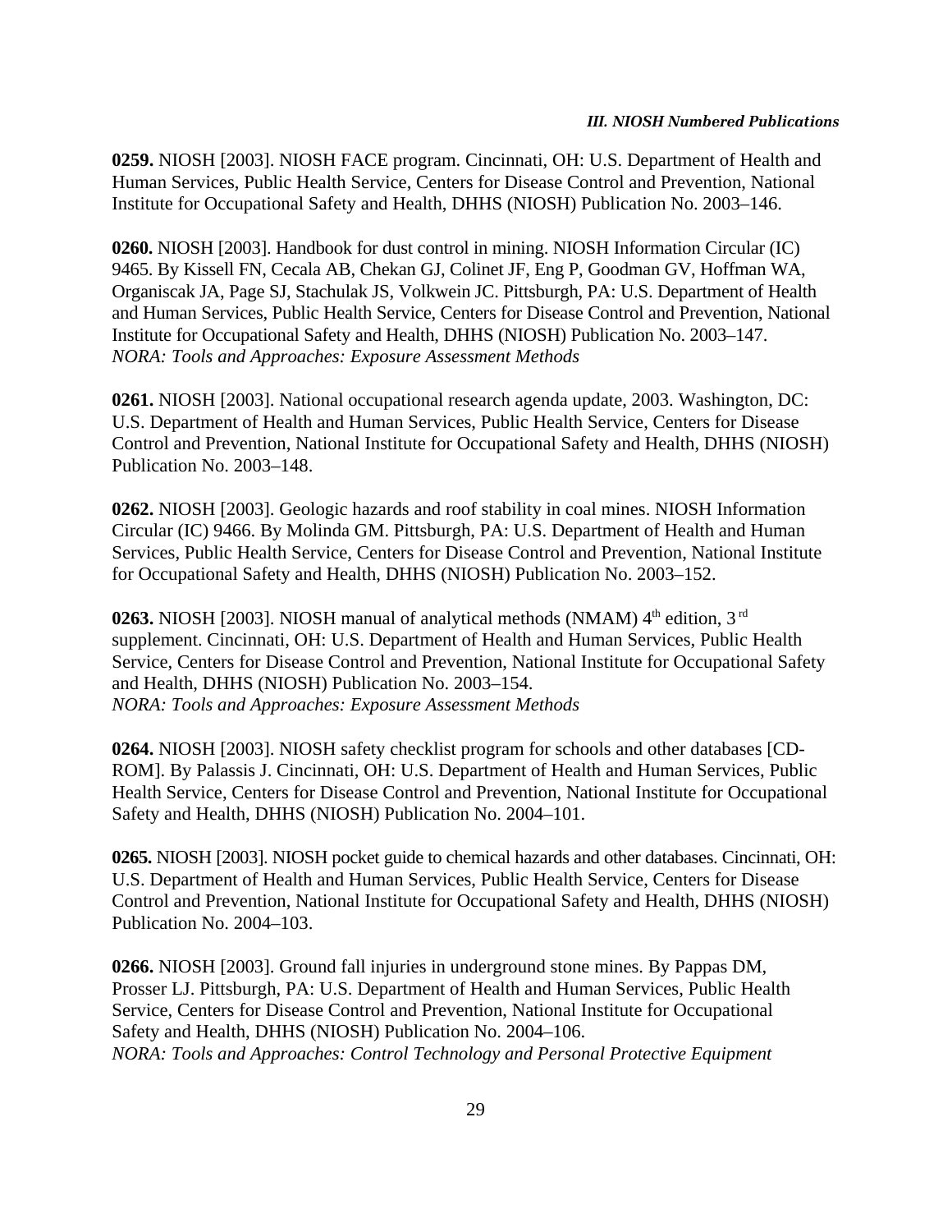**0259.** NIOSH [2003]. NIOSH FACE program. Cincinnati, OH: U.S. Department of Health and Human Services, Public Health Service, Centers for Disease Control and Prevention, National Institute for Occupational Safety and Health, DHHS (NIOSH) Publication No. 2003–146.

**0260.** NIOSH [2003]. Handbook for dust control in mining. NIOSH Information Circular (IC) 9465. By Kissell FN, Cecala AB, Chekan GJ, Colinet JF, Eng P, Goodman GV, Hoffman WA, Organiscak JA, Page SJ, Stachulak JS, Volkwein JC. Pittsburgh, PA: U.S. Department of Health and Human Services, Public Health Service, Centers for Disease Control and Prevention, National Institute for Occupational Safety and Health, DHHS (NIOSH) Publication No. 2003–147.
*NORA: Tools and Approaches: Exposure Assessment Methods*

**0261.** NIOSH [2003]. National occupational research agenda update, 2003. Washington, DC: U.S. Department of Health and Human Services, Public Health Service, Centers for Disease Control and Prevention, National Institute for Occupational Safety and Health, DHHS (NIOSH) Publication No. 2003–148.

**0262.** NIOSH [2003]. Geologic hazards and roof stability in coal mines. NIOSH Information Circular (IC) 9466. By Molinda GM. Pittsburgh, PA: U.S. Department of Health and Human Services, Public Health Service, Centers for Disease Control and Prevention, National Institute for Occupational Safety and Health, DHHS (NIOSH) Publication No. 2003–152.

**0263.** NIOSH [2003]. NIOSH manual of analytical methods (NMAM) 4th edition, 3rd supplement. Cincinnati, OH: U.S. Department of Health and Human Services, Public Health Service, Centers for Disease Control and Prevention, National Institute for Occupational Safety and Health, DHHS (NIOSH) Publication No. 2003–154.
*NORA: Tools and Approaches: Exposure Assessment Methods*

**0264.** NIOSH [2003]. NIOSH safety checklist program for schools and other databases [CD-ROM]. By Palassis J. Cincinnati, OH: U.S. Department of Health and Human Services, Public Health Service, Centers for Disease Control and Prevention, National Institute for Occupational Safety and Health, DHHS (NIOSH) Publication No. 2004–101.

**0265.** NIOSH [2003]. NIOSH pocket guide to chemical hazards and other databases. Cincinnati, OH: U.S. Department of Health and Human Services, Public Health Service, Centers for Disease Control and Prevention, National Institute for Occupational Safety and Health, DHHS (NIOSH) Publication No. 2004–103.

**0266.** NIOSH [2003]. Ground fall injuries in underground stone mines. By Pappas DM, Prosser LJ. Pittsburgh, PA: U.S. Department of Health and Human Services, Public Health Service, Centers for Disease Control and Prevention, National Institute for Occupational Safety and Health, DHHS (NIOSH) Publication No. 2004–106.
*NORA: Tools and Approaches: Control Technology and Personal Protective Equipment*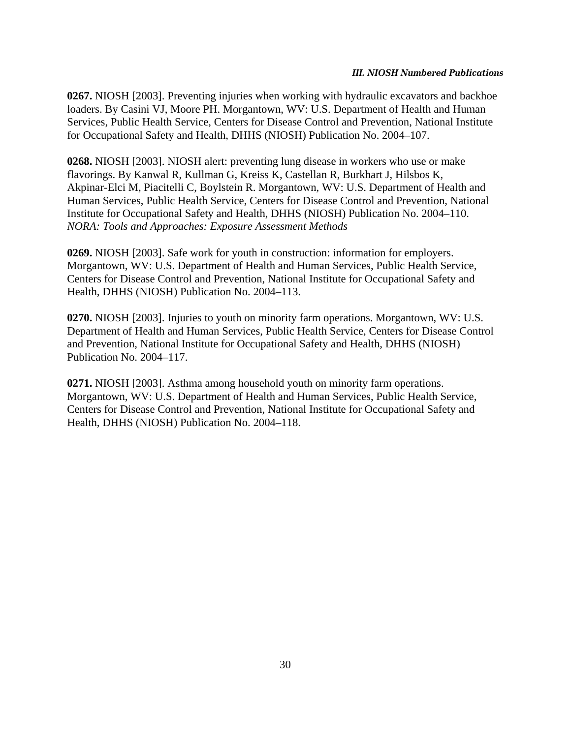**0267.** NIOSH [2003]. Preventing injuries when working with hydraulic excavators and backhoe loaders. By Casini VJ, Moore PH. Morgantown, WV: U.S. Department of Health and Human Services, Public Health Service, Centers for Disease Control and Prevention, National Institute for Occupational Safety and Health, DHHS (NIOSH) Publication No. 2004–107.

**0268.** NIOSH [2003]. NIOSH alert: preventing lung disease in workers who use or make flavorings. By Kanwal R, Kullman G, Kreiss K, Castellan R, Burkhart J, Hilsbos K, Akpinar-Elci M, Piacitelli C, Boylstein R. Morgantown, WV: U.S. Department of Health and Human Services, Public Health Service, Centers for Disease Control and Prevention, National Institute for Occupational Safety and Health, DHHS (NIOSH) Publication No. 2004–110.
*NORA: Tools and Approaches: Exposure Assessment Methods*

**0269.** NIOSH [2003]. Safe work for youth in construction: information for employers. Morgantown, WV: U.S. Department of Health and Human Services, Public Health Service, Centers for Disease Control and Prevention, National Institute for Occupational Safety and Health, DHHS (NIOSH) Publication No. 2004–113.

**0270.** NIOSH [2003]. Injuries to youth on minority farm operations. Morgantown, WV: U.S. Department of Health and Human Services, Public Health Service, Centers for Disease Control and Prevention, National Institute for Occupational Safety and Health, DHHS (NIOSH) Publication No. 2004–117.

**0271.** NIOSH [2003]. Asthma among household youth on minority farm operations. Morgantown, WV: U.S. Department of Health and Human Services, Public Health Service, Centers for Disease Control and Prevention, National Institute for Occupational Safety and Health, DHHS (NIOSH) Publication No. 2004–118.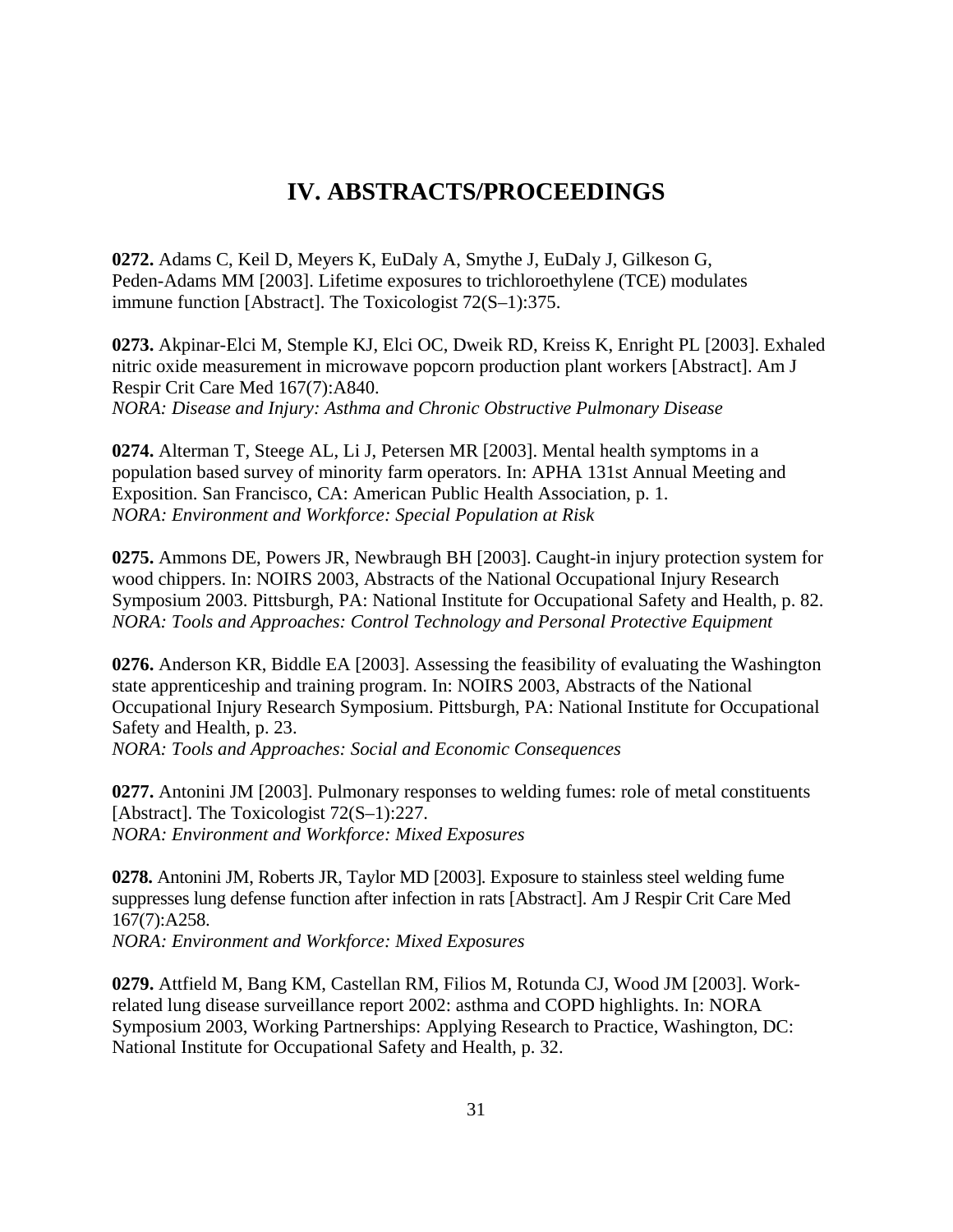# IV. ABSTRACTS/PROCEEDINGS

**0272.** Adams C, Keil D, Meyers K, EuDaly A, Smythe J, EuDaly J, Gilkeson G, Peden-Adams MM [2003]. Lifetime exposures to trichloroethylene (TCE) modulates immune function [Abstract]. The Toxicologist 72(S–1):375.

**0273.** Akpinar-Elci M, Stemple KJ, Elci OC, Dweik RD, Kreiss K, Enright PL [2003]. Exhaled nitric oxide measurement in microwave popcorn production plant workers [Abstract]. Am J Respir Crit Care Med 167(7):A840.
*NORA: Disease and Injury: Asthma and Chronic Obstructive Pulmonary Disease*

**0274.** Alterman T, Steege AL, Li J, Petersen MR [2003]. Mental health symptoms in a population based survey of minority farm operators. In: APHA 131st Annual Meeting and Exposition. San Francisco, CA: American Public Health Association, p. 1.
*NORA: Environment and Workforce: Special Population at Risk*

**0275.** Ammons DE, Powers JR, Newbraugh BH [2003]. Caught-in injury protection system for wood chippers. In: NOIRS 2003, Abstracts of the National Occupational Injury Research Symposium 2003. Pittsburgh, PA: National Institute for Occupational Safety and Health, p. 82.
*NORA: Tools and Approaches: Control Technology and Personal Protective Equipment*

**0276.** Anderson KR, Biddle EA [2003]. Assessing the feasibility of evaluating the Washington state apprenticeship and training program. In: NOIRS 2003, Abstracts of the National Occupational Injury Research Symposium. Pittsburgh, PA: National Institute for Occupational Safety and Health, p. 23.
*NORA: Tools and Approaches: Social and Economic Consequences*

**0277.** Antonini JM [2003]. Pulmonary responses to welding fumes: role of metal constituents [Abstract]. The Toxicologist 72(S–1):227.
*NORA: Environment and Workforce: Mixed Exposures*

**0278.** Antonini JM, Roberts JR, Taylor MD [2003]. Exposure to stainless steel welding fume suppresses lung defense function after infection in rats [Abstract]. Am J Respir Crit Care Med 167(7):A258.
*NORA: Environment and Workforce: Mixed Exposures*

**0279.** Attfield M, Bang KM, Castellan RM, Filios M, Rotunda CJ, Wood JM [2003]. Work-related lung disease surveillance report 2002: asthma and COPD highlights. In: NORA Symposium 2003, Working Partnerships: Applying Research to Practice, Washington, DC: National Institute for Occupational Safety and Health, p. 32.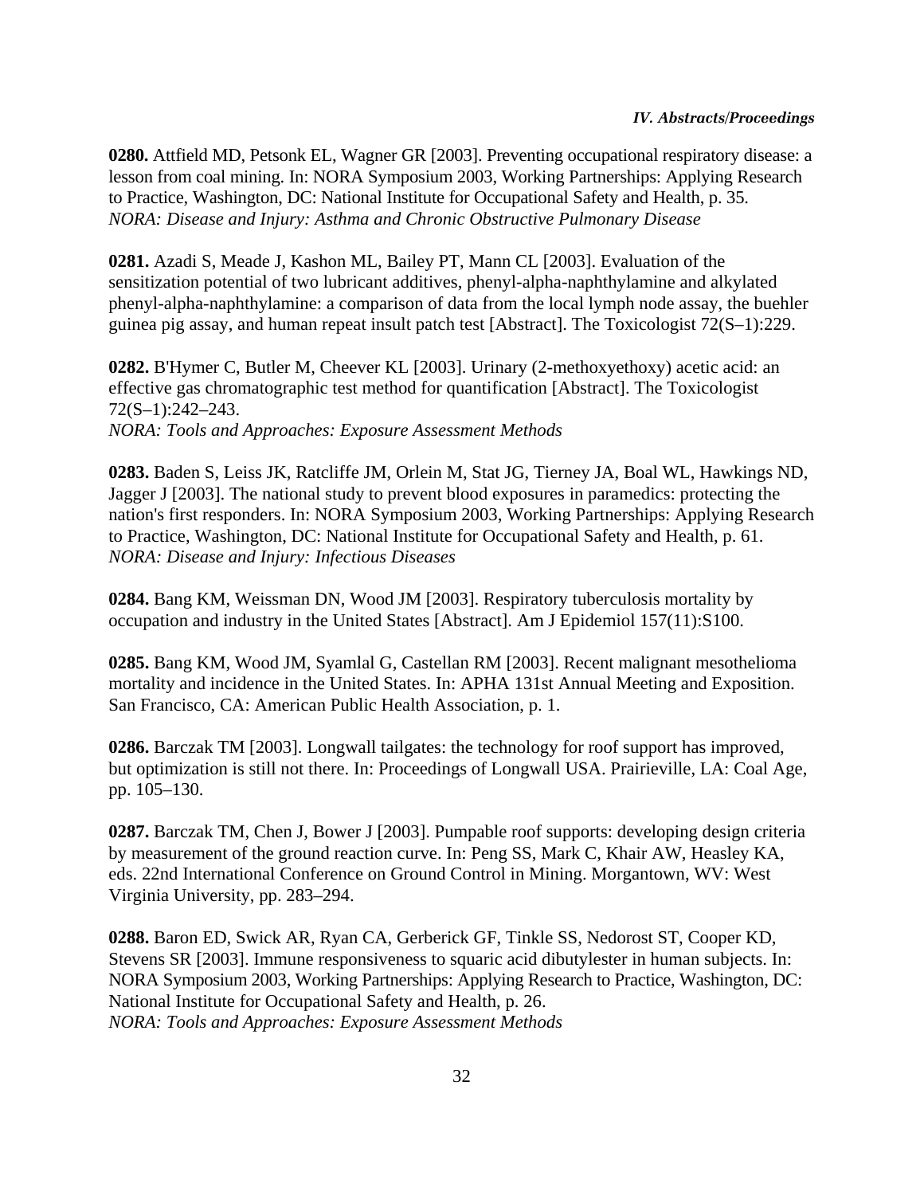**0280.** Attfield MD, Petsonk EL, Wagner GR [2003]. Preventing occupational respiratory disease: a lesson from coal mining. In: NORA Symposium 2003, Working Partnerships: Applying Research to Practice, Washington, DC: National Institute for Occupational Safety and Health, p. 35.
*NORA: Disease and Injury: Asthma and Chronic Obstructive Pulmonary Disease*

**0281.** Azadi S, Meade J, Kashon ML, Bailey PT, Mann CL [2003]. Evaluation of the sensitization potential of two lubricant additives, phenyl-alpha-naphthylamine and alkylated phenyl-alpha-naphthylamine: a comparison of data from the local lymph node assay, the buehler guinea pig assay, and human repeat insult patch test [Abstract]. The Toxicologist 72(S–1):229.

**0282.** B'Hymer C, Butler M, Cheever KL [2003]. Urinary (2-methoxyethoxy) acetic acid: an effective gas chromatographic test method for quantification [Abstract]. The Toxicologist 72(S–1):242–243.
*NORA: Tools and Approaches: Exposure Assessment Methods*

**0283.** Baden S, Leiss JK, Ratcliffe JM, Orlein M, Stat JG, Tierney JA, Boal WL, Hawkings ND, Jagger J [2003]. The national study to prevent blood exposures in paramedics: protecting the nation's first responders. In: NORA Symposium 2003, Working Partnerships: Applying Research to Practice, Washington, DC: National Institute for Occupational Safety and Health, p. 61.
*NORA: Disease and Injury: Infectious Diseases*

**0284.** Bang KM, Weissman DN, Wood JM [2003]. Respiratory tuberculosis mortality by occupation and industry in the United States [Abstract]. Am J Epidemiol 157(11):S100.

**0285.** Bang KM, Wood JM, Syamlal G, Castellan RM [2003]. Recent malignant mesothelioma mortality and incidence in the United States. In: APHA 131st Annual Meeting and Exposition. San Francisco, CA: American Public Health Association, p. 1.

**0286.** Barczak TM [2003]. Longwall tailgates: the technology for roof support has improved, but optimization is still not there. In: Proceedings of Longwall USA. Prairieville, LA: Coal Age, pp. 105–130.

**0287.** Barczak TM, Chen J, Bower J [2003]. Pumpable roof supports: developing design criteria by measurement of the ground reaction curve. In: Peng SS, Mark C, Khair AW, Heasley KA, eds. 22nd International Conference on Ground Control in Mining. Morgantown, WV: West Virginia University, pp. 283–294.

**0288.** Baron ED, Swick AR, Ryan CA, Gerberick GF, Tinkle SS, Nedorost ST, Cooper KD, Stevens SR [2003]. Immune responsiveness to squaric acid dibutylester in human subjects. In: NORA Symposium 2003, Working Partnerships: Applying Research to Practice, Washington, DC: National Institute for Occupational Safety and Health, p. 26.
*NORA: Tools and Approaches: Exposure Assessment Methods*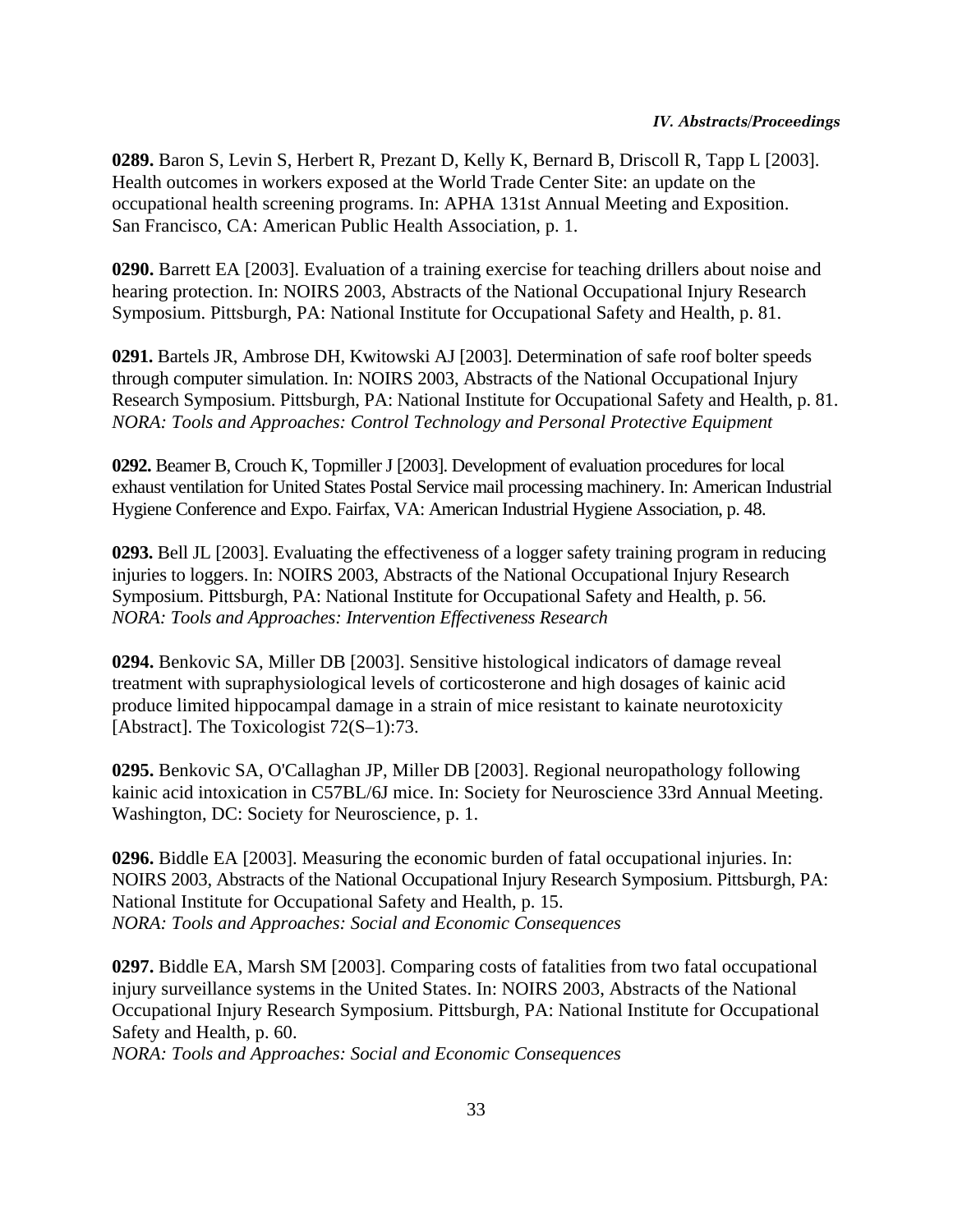**0289.** Baron S, Levin S, Herbert R, Prezant D, Kelly K, Bernard B, Driscoll R, Tapp L [2003]. Health outcomes in workers exposed at the World Trade Center Site: an update on the occupational health screening programs. In: APHA 131st Annual Meeting and Exposition. San Francisco, CA: American Public Health Association, p. 1.

**0290.** Barrett EA [2003]. Evaluation of a training exercise for teaching drillers about noise and hearing protection. In: NOIRS 2003, Abstracts of the National Occupational Injury Research Symposium. Pittsburgh, PA: National Institute for Occupational Safety and Health, p. 81.

**0291.** Bartels JR, Ambrose DH, Kwitowski AJ [2003]. Determination of safe roof bolter speeds through computer simulation. In: NOIRS 2003, Abstracts of the National Occupational Injury Research Symposium. Pittsburgh, PA: National Institute for Occupational Safety and Health, p. 81.
*NORA: Tools and Approaches: Control Technology and Personal Protective Equipment*

**0292.** Beamer B, Crouch K, Topmiller J [2003]. Development of evaluation procedures for local exhaust ventilation for United States Postal Service mail processing machinery. In: American Industrial Hygiene Conference and Expo. Fairfax, VA: American Industrial Hygiene Association, p. 48.

**0293.** Bell JL [2003]. Evaluating the effectiveness of a logger safety training program in reducing injuries to loggers. In: NOIRS 2003, Abstracts of the National Occupational Injury Research Symposium. Pittsburgh, PA: National Institute for Occupational Safety and Health, p. 56.
*NORA: Tools and Approaches: Intervention Effectiveness Research*

**0294.** Benkovic SA, Miller DB [2003]. Sensitive histological indicators of damage reveal treatment with supraphysiological levels of corticosterone and high dosages of kainic acid produce limited hippocampal damage in a strain of mice resistant to kainate neurotoxicity [Abstract]. The Toxicologist 72(S–1):73.

**0295.** Benkovic SA, O'Callaghan JP, Miller DB [2003]. Regional neuropathology following kainic acid intoxication in C57BL/6J mice. In: Society for Neuroscience 33rd Annual Meeting. Washington, DC: Society for Neuroscience, p. 1.

**0296.** Biddle EA [2003]. Measuring the economic burden of fatal occupational injuries. In: NOIRS 2003, Abstracts of the National Occupational Injury Research Symposium. Pittsburgh, PA: National Institute for Occupational Safety and Health, p. 15.
*NORA: Tools and Approaches: Social and Economic Consequences*

**0297.** Biddle EA, Marsh SM [2003]. Comparing costs of fatalities from two fatal occupational injury surveillance systems in the United States. In: NOIRS 2003, Abstracts of the National Occupational Injury Research Symposium. Pittsburgh, PA: National Institute for Occupational Safety and Health, p. 60.
*NORA: Tools and Approaches: Social and Economic Consequences*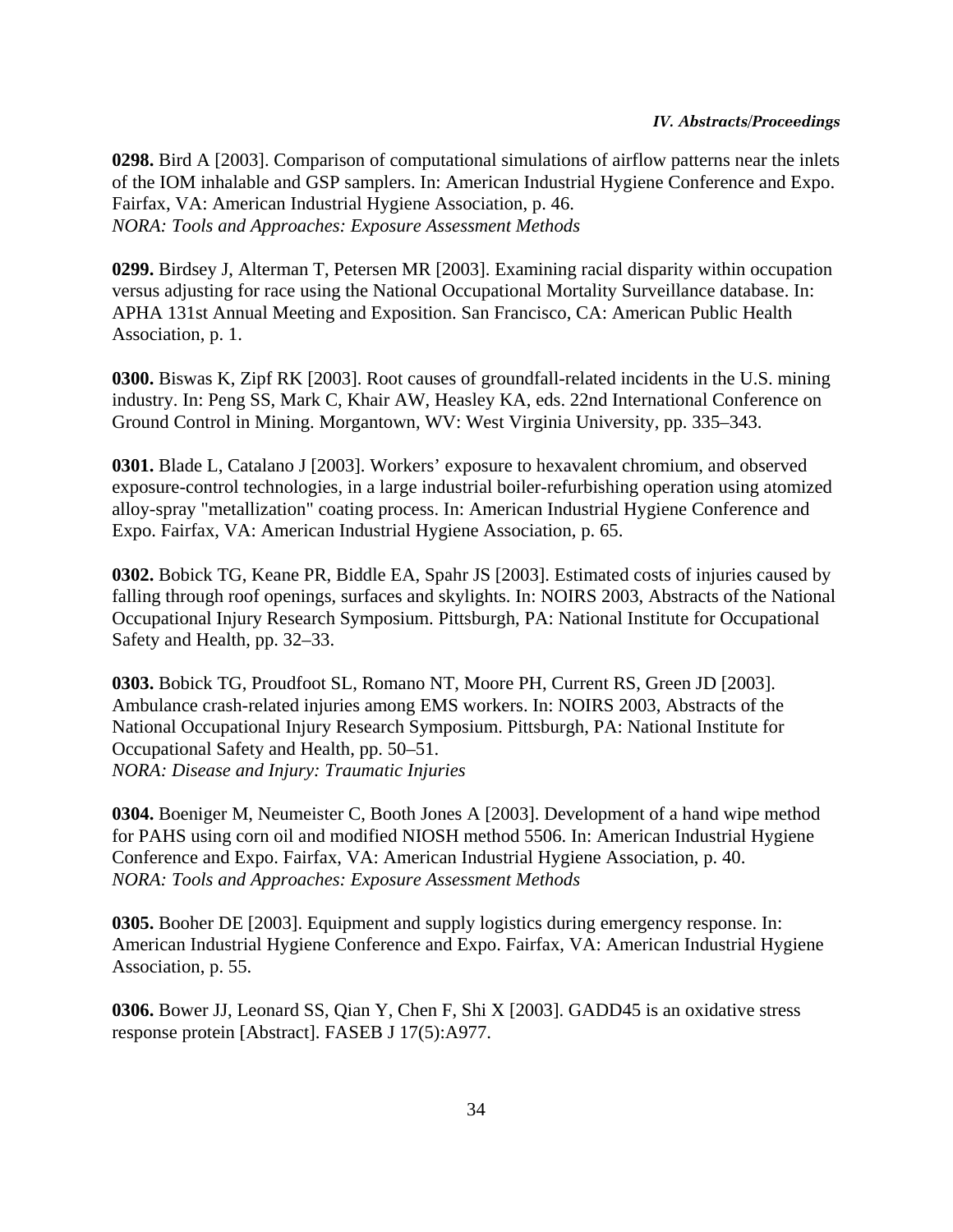**0298.** Bird A [2003]. Comparison of computational simulations of airflow patterns near the inlets of the IOM inhalable and GSP samplers. In: American Industrial Hygiene Conference and Expo. Fairfax, VA: American Industrial Hygiene Association, p. 46.
*NORA: Tools and Approaches: Exposure Assessment Methods*

**0299.** Birdsey J, Alterman T, Petersen MR [2003]. Examining racial disparity within occupation versus adjusting for race using the National Occupational Mortality Surveillance database. In: APHA 131st Annual Meeting and Exposition. San Francisco, CA: American Public Health Association, p. 1.

**0300.** Biswas K, Zipf RK [2003]. Root causes of groundfall-related incidents in the U.S. mining industry. In: Peng SS, Mark C, Khair AW, Heasley KA, eds. 22nd International Conference on Ground Control in Mining. Morgantown, WV: West Virginia University, pp. 335–343.

**0301.** Blade L, Catalano J [2003]. Workers' exposure to hexavalent chromium, and observed exposure-control technologies, in a large industrial boiler-refurbishing operation using atomized alloy-spray "metallization" coating process. In: American Industrial Hygiene Conference and Expo. Fairfax, VA: American Industrial Hygiene Association, p. 65.

**0302.** Bobick TG, Keane PR, Biddle EA, Spahr JS [2003]. Estimated costs of injuries caused by falling through roof openings, surfaces and skylights. In: NOIRS 2003, Abstracts of the National Occupational Injury Research Symposium. Pittsburgh, PA: National Institute for Occupational Safety and Health, pp. 32–33.

**0303.** Bobick TG, Proudfoot SL, Romano NT, Moore PH, Current RS, Green JD [2003]. Ambulance crash-related injuries among EMS workers. In: NOIRS 2003, Abstracts of the National Occupational Injury Research Symposium. Pittsburgh, PA: National Institute for Occupational Safety and Health, pp. 50–51.
*NORA: Disease and Injury: Traumatic Injuries*

**0304.** Boeniger M, Neumeister C, Booth Jones A [2003]. Development of a hand wipe method for PAHS using corn oil and modified NIOSH method 5506. In: American Industrial Hygiene Conference and Expo. Fairfax, VA: American Industrial Hygiene Association, p. 40.
*NORA: Tools and Approaches: Exposure Assessment Methods*

**0305.** Booher DE [2003]. Equipment and supply logistics during emergency response. In: American Industrial Hygiene Conference and Expo. Fairfax, VA: American Industrial Hygiene Association, p. 55.

**0306.** Bower JJ, Leonard SS, Qian Y, Chen F, Shi X [2003]. GADD45 is an oxidative stress response protein [Abstract]. FASEB J 17(5):A977.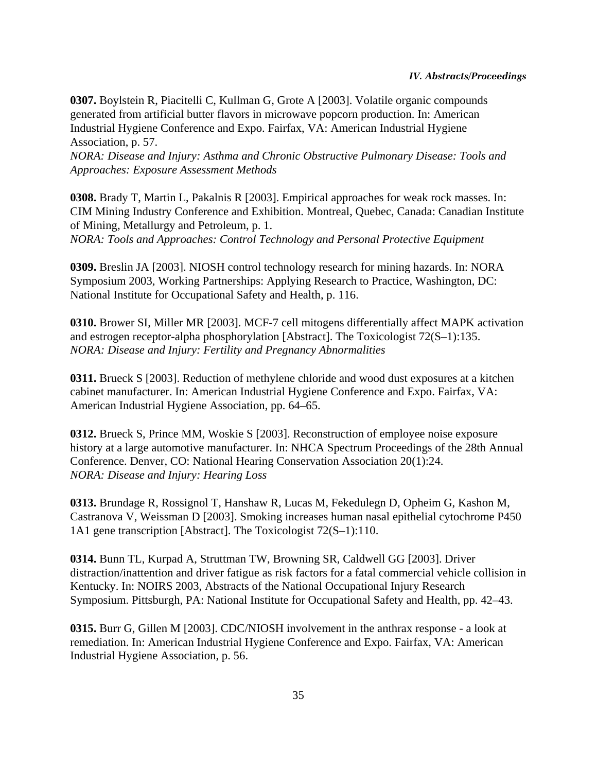**0307.** Boylstein R, Piacitelli C, Kullman G, Grote A [2003]. Volatile organic compounds generated from artificial butter flavors in microwave popcorn production. In: American Industrial Hygiene Conference and Expo. Fairfax, VA: American Industrial Hygiene Association, p. 57.
*NORA: Disease and Injury: Asthma and Chronic Obstructive Pulmonary Disease: Tools and Approaches: Exposure Assessment Methods*

**0308.** Brady T, Martin L, Pakalnis R [2003]. Empirical approaches for weak rock masses. In: CIM Mining Industry Conference and Exhibition. Montreal, Quebec, Canada: Canadian Institute of Mining, Metallurgy and Petroleum, p. 1.
*NORA: Tools and Approaches: Control Technology and Personal Protective Equipment*

**0309.** Breslin JA [2003]. NIOSH control technology research for mining hazards. In: NORA Symposium 2003, Working Partnerships: Applying Research to Practice, Washington, DC: National Institute for Occupational Safety and Health, p. 116.

**0310.** Brower SI, Miller MR [2003]. MCF-7 cell mitogens differentially affect MAPK activation and estrogen receptor-alpha phosphorylation [Abstract]. The Toxicologist 72(S–1):135.
*NORA: Disease and Injury: Fertility and Pregnancy Abnormalities*

**0311.** Brueck S [2003]. Reduction of methylene chloride and wood dust exposures at a kitchen cabinet manufacturer. In: American Industrial Hygiene Conference and Expo. Fairfax, VA: American Industrial Hygiene Association, pp. 64–65.

**0312.** Brueck S, Prince MM, Woskie S [2003]. Reconstruction of employee noise exposure history at a large automotive manufacturer. In: NHCA Spectrum Proceedings of the 28th Annual Conference. Denver, CO: National Hearing Conservation Association 20(1):24.
*NORA: Disease and Injury: Hearing Loss*

**0313.** Brundage R, Rossignol T, Hanshaw R, Lucas M, Fekedulegn D, Opheim G, Kashon M, Castranova V, Weissman D [2003]. Smoking increases human nasal epithelial cytochrome P450 1A1 gene transcription [Abstract]. The Toxicologist 72(S–1):110.

**0314.** Bunn TL, Kurpad A, Struttman TW, Browning SR, Caldwell GG [2003]. Driver distraction/inattention and driver fatigue as risk factors for a fatal commercial vehicle collision in Kentucky. In: NOIRS 2003, Abstracts of the National Occupational Injury Research Symposium. Pittsburgh, PA: National Institute for Occupational Safety and Health, pp. 42–43.

**0315.** Burr G, Gillen M [2003]. CDC/NIOSH involvement in the anthrax response - a look at remediation. In: American Industrial Hygiene Conference and Expo. Fairfax, VA: American Industrial Hygiene Association, p. 56.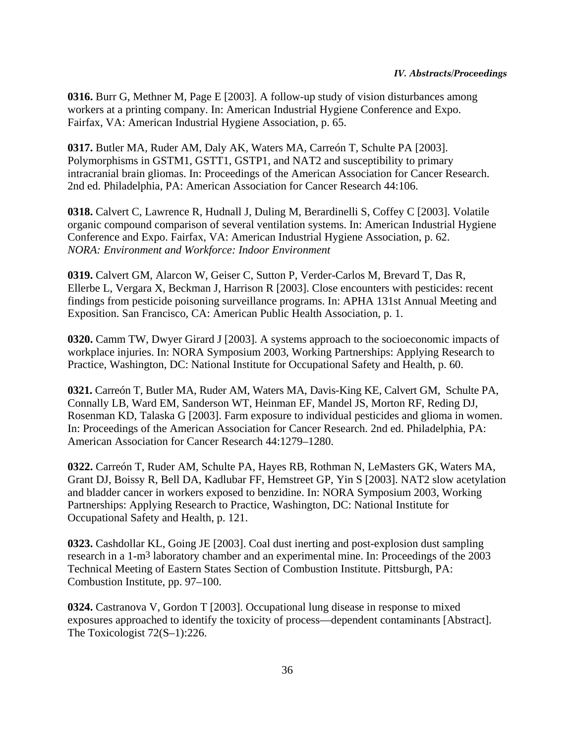**0316.** Burr G, Methner M, Page E [2003]. A follow-up study of vision disturbances among workers at a printing company. In: American Industrial Hygiene Conference and Expo. Fairfax, VA: American Industrial Hygiene Association, p. 65.

**0317.** Butler MA, Ruder AM, Daly AK, Waters MA, Carreón T, Schulte PA [2003]. Polymorphisms in GSTM1, GSTT1, GSTP1, and NAT2 and susceptibility to primary intracranial brain gliomas. In: Proceedings of the American Association for Cancer Research. 2nd ed. Philadelphia, PA: American Association for Cancer Research 44:106.

**0318.** Calvert C, Lawrence R, Hudnall J, Duling M, Berardinelli S, Coffey C [2003]. Volatile organic compound comparison of several ventilation systems. In: American Industrial Hygiene Conference and Expo. Fairfax, VA: American Industrial Hygiene Association, p. 62.
*NORA: Environment and Workforce: Indoor Environment*

**0319.** Calvert GM, Alarcon W, Geiser C, Sutton P, Verder-Carlos M, Brevard T, Das R, Ellerbe L, Vergara X, Beckman J, Harrison R [2003]. Close encounters with pesticides: recent findings from pesticide poisoning surveillance programs. In: APHA 131st Annual Meeting and Exposition. San Francisco, CA: American Public Health Association, p. 1.

**0320.** Camm TW, Dwyer Girard J [2003]. A systems approach to the socioeconomic impacts of workplace injuries. In: NORA Symposium 2003, Working Partnerships: Applying Research to Practice, Washington, DC: National Institute for Occupational Safety and Health, p. 60.

**0321.** Carreón T, Butler MA, Ruder AM, Waters MA, Davis-King KE, Calvert GM, Schulte PA, Connally LB, Ward EM, Sanderson WT, Heinman EF, Mandel JS, Morton RF, Reding DJ, Rosenman KD, Talaska G [2003]. Farm exposure to individual pesticides and glioma in women. In: Proceedings of the American Association for Cancer Research. 2nd ed. Philadelphia, PA: American Association for Cancer Research 44:1279–1280.

**0322.** Carreón T, Ruder AM, Schulte PA, Hayes RB, Rothman N, LeMasters GK, Waters MA, Grant DJ, Boissy R, Bell DA, Kadlubar FF, Hemstreet GP, Yin S [2003]. NAT2 slow acetylation and bladder cancer in workers exposed to benzidine. In: NORA Symposium 2003, Working Partnerships: Applying Research to Practice, Washington, DC: National Institute for Occupational Safety and Health, p. 121.

**0323.** Cashdollar KL, Going JE [2003]. Coal dust inerting and post-explosion dust sampling research in a 1-$m^3$ laboratory chamber and an experimental mine. In: Proceedings of the 2003 Technical Meeting of Eastern States Section of Combustion Institute. Pittsburgh, PA: Combustion Institute, pp. 97–100.

**0324.** Castranova V, Gordon T [2003]. Occupational lung disease in response to mixed exposures approached to identify the toxicity of process—dependent contaminants [Abstract]. The Toxicologist 72(S–1):226.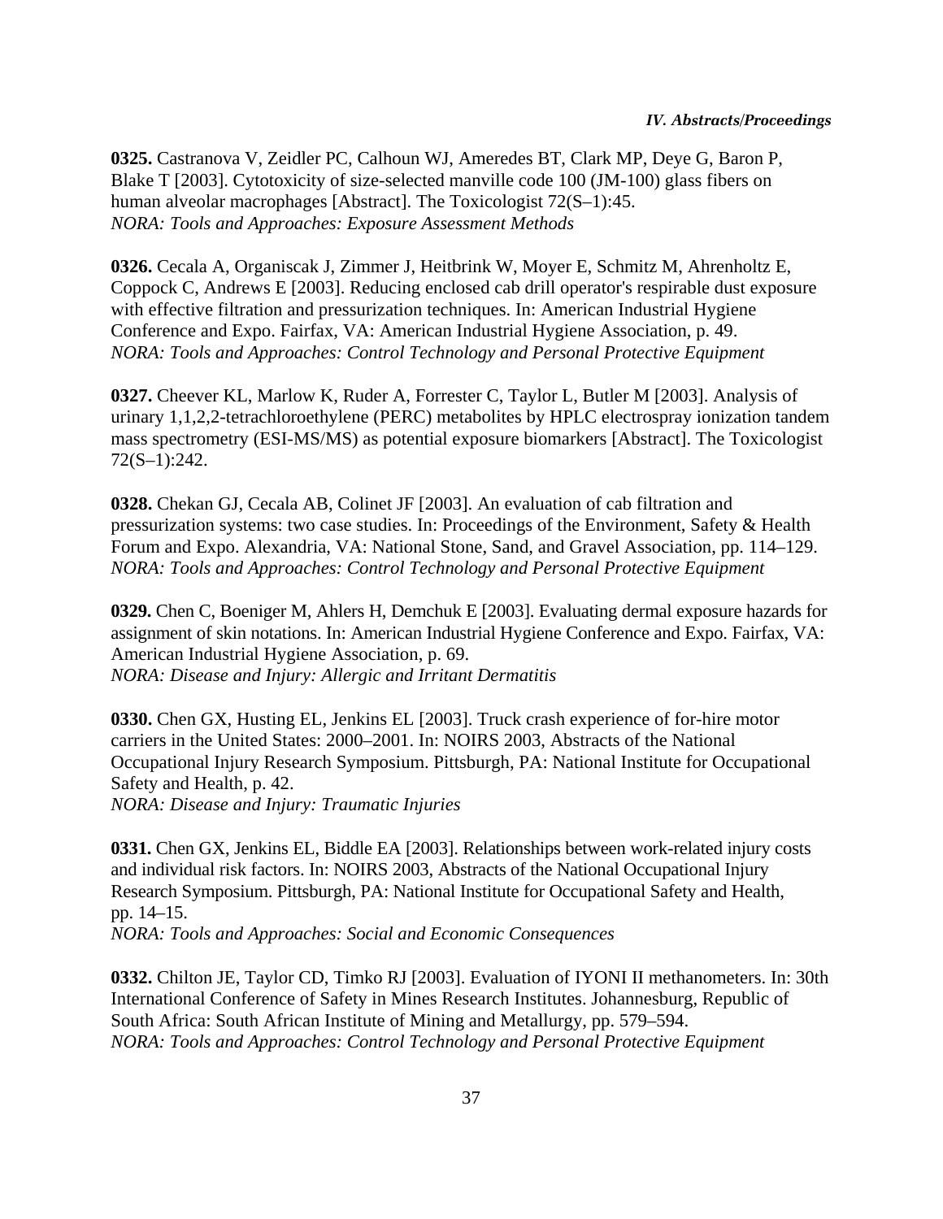**0325.** Castranova V, Zeidler PC, Calhoun WJ, Ameredes BT, Clark MP, Deye G, Baron P, Blake T [2003]. Cytotoxicity of size-selected manville code 100 (JM-100) glass fibers on human alveolar macrophages [Abstract]. The Toxicologist 72(S–1):45.
*NORA: Tools and Approaches: Exposure Assessment Methods*

**0326.** Cecala A, Organiscak J, Zimmer J, Heitbrink W, Moyer E, Schmitz M, Ahrenholtz E, Coppock C, Andrews E [2003]. Reducing enclosed cab drill operator's respirable dust exposure with effective filtration and pressurization techniques. In: American Industrial Hygiene Conference and Expo. Fairfax, VA: American Industrial Hygiene Association, p. 49.
*NORA: Tools and Approaches: Control Technology and Personal Protective Equipment*

**0327.** Cheever KL, Marlow K, Ruder A, Forrester C, Taylor L, Butler M [2003]. Analysis of urinary 1,1,2,2-tetrachloroethylene (PERC) metabolites by HPLC electrospray ionization tandem mass spectrometry (ESI-MS/MS) as potential exposure biomarkers [Abstract]. The Toxicologist 72(S–1):242.

**0328.** Chekan GJ, Cecala AB, Colinet JF [2003]. An evaluation of cab filtration and pressurization systems: two case studies. In: Proceedings of the Environment, Safety & Health Forum and Expo. Alexandria, VA: National Stone, Sand, and Gravel Association, pp. 114–129.
*NORA: Tools and Approaches: Control Technology and Personal Protective Equipment*

**0329.** Chen C, Boeniger M, Ahlers H, Demchuk E [2003]. Evaluating dermal exposure hazards for assignment of skin notations. In: American Industrial Hygiene Conference and Expo. Fairfax, VA: American Industrial Hygiene Association, p. 69.
*NORA: Disease and Injury: Allergic and Irritant Dermatitis*

**0330.** Chen GX, Husting EL, Jenkins EL [2003]. Truck crash experience of for-hire motor carriers in the United States: 2000–2001. In: NOIRS 2003, Abstracts of the National Occupational Injury Research Symposium. Pittsburgh, PA: National Institute for Occupational Safety and Health, p. 42.
*NORA: Disease and Injury: Traumatic Injuries*

**0331.** Chen GX, Jenkins EL, Biddle EA [2003]. Relationships between work-related injury costs and individual risk factors. In: NOIRS 2003, Abstracts of the National Occupational Injury Research Symposium. Pittsburgh, PA: National Institute for Occupational Safety and Health, pp. 14–15.
*NORA: Tools and Approaches: Social and Economic Consequences*

**0332.** Chilton JE, Taylor CD, Timko RJ [2003]. Evaluation of IYONI II methanometers. In: 30th International Conference of Safety in Mines Research Institutes. Johannesburg, Republic of South Africa: South African Institute of Mining and Metallurgy, pp. 579–594.
*NORA: Tools and Approaches: Control Technology and Personal Protective Equipment*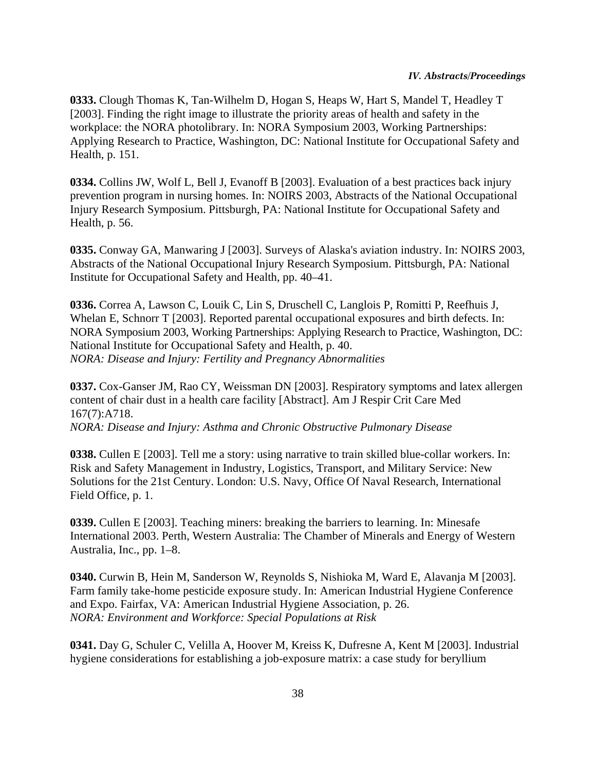**0333.** Clough Thomas K, Tan-Wilhelm D, Hogan S, Heaps W, Hart S, Mandel T, Headley T [2003]. Finding the right image to illustrate the priority areas of health and safety in the workplace: the NORA photolibrary. In: NORA Symposium 2003, Working Partnerships: Applying Research to Practice, Washington, DC: National Institute for Occupational Safety and Health, p. 151.

**0334.** Collins JW, Wolf L, Bell J, Evanoff B [2003]. Evaluation of a best practices back injury prevention program in nursing homes. In: NOIRS 2003, Abstracts of the National Occupational Injury Research Symposium. Pittsburgh, PA: National Institute for Occupational Safety and Health, p. 56.

**0335.** Conway GA, Manwaring J [2003]. Surveys of Alaska's aviation industry. In: NOIRS 2003, Abstracts of the National Occupational Injury Research Symposium. Pittsburgh, PA: National Institute for Occupational Safety and Health, pp. 40–41.

**0336.** Correa A, Lawson C, Louik C, Lin S, Druschell C, Langlois P, Romitti P, Reefhuis J, Whelan E, Schnorr T [2003]. Reported parental occupational exposures and birth defects. In: NORA Symposium 2003, Working Partnerships: Applying Research to Practice, Washington, DC: National Institute for Occupational Safety and Health, p. 40.
*NORA: Disease and Injury: Fertility and Pregnancy Abnormalities*

**0337.** Cox-Ganser JM, Rao CY, Weissman DN [2003]. Respiratory symptoms and latex allergen content of chair dust in a health care facility [Abstract]. Am J Respir Crit Care Med 167(7):A718.
*NORA: Disease and Injury: Asthma and Chronic Obstructive Pulmonary Disease*

**0338.** Cullen E [2003]. Tell me a story: using narrative to train skilled blue-collar workers. In: Risk and Safety Management in Industry, Logistics, Transport, and Military Service: New Solutions for the 21st Century. London: U.S. Navy, Office Of Naval Research, International Field Office, p. 1.

**0339.** Cullen E [2003]. Teaching miners: breaking the barriers to learning. In: Minesafe International 2003. Perth, Western Australia: The Chamber of Minerals and Energy of Western Australia, Inc., pp. 1–8.

**0340.** Curwin B, Hein M, Sanderson W, Reynolds S, Nishioka M, Ward E, Alavanja M [2003]. Farm family take-home pesticide exposure study. In: American Industrial Hygiene Conference and Expo. Fairfax, VA: American Industrial Hygiene Association, p. 26.
*NORA: Environment and Workforce: Special Populations at Risk*

**0341.** Day G, Schuler C, Velilla A, Hoover M, Kreiss K, Dufresne A, Kent M [2003]. Industrial hygiene considerations for establishing a job-exposure matrix: a case study for beryllium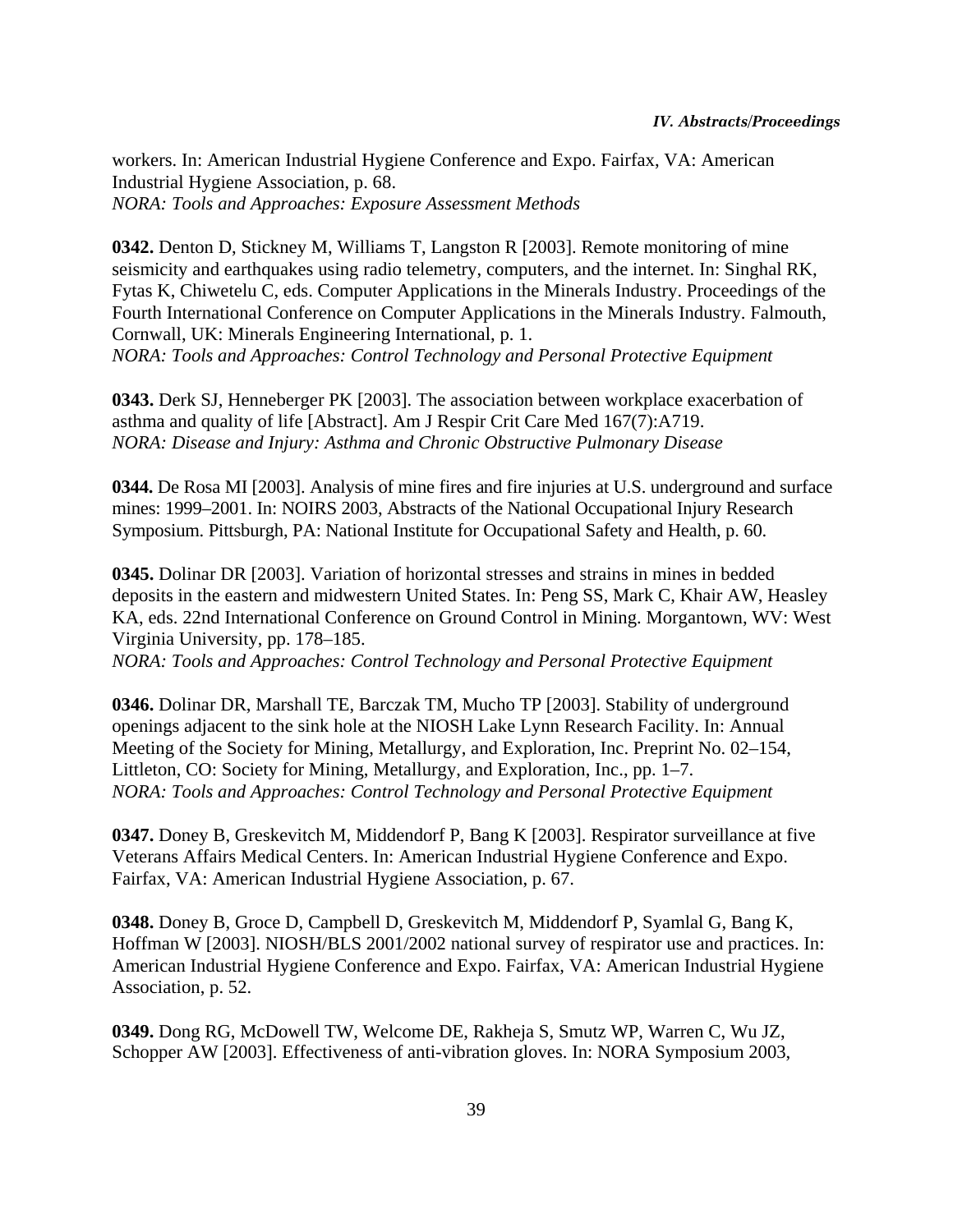workers. In: American Industrial Hygiene Conference and Expo. Fairfax, VA: American Industrial Hygiene Association, p. 68.
*NORA: Tools and Approaches: Exposure Assessment Methods*

**0342.** Denton D, Stickney M, Williams T, Langston R [2003]. Remote monitoring of mine seismicity and earthquakes using radio telemetry, computers, and the internet. In: Singhal RK, Fytas K, Chiwetelu C, eds. Computer Applications in the Minerals Industry. Proceedings of the Fourth International Conference on Computer Applications in the Minerals Industry. Falmouth, Cornwall, UK: Minerals Engineering International, p. 1.
*NORA: Tools and Approaches: Control Technology and Personal Protective Equipment*

**0343.** Derk SJ, Henneberger PK [2003]. The association between workplace exacerbation of asthma and quality of life [Abstract]. Am J Respir Crit Care Med 167(7):A719.
*NORA: Disease and Injury: Asthma and Chronic Obstructive Pulmonary Disease*

**0344.** De Rosa MI [2003]. Analysis of mine fires and fire injuries at U.S. underground and surface mines: 1999–2001. In: NOIRS 2003, Abstracts of the National Occupational Injury Research Symposium. Pittsburgh, PA: National Institute for Occupational Safety and Health, p. 60.

**0345.** Dolinar DR [2003]. Variation of horizontal stresses and strains in mines in bedded deposits in the eastern and midwestern United States. In: Peng SS, Mark C, Khair AW, Heasley KA, eds. 22nd International Conference on Ground Control in Mining. Morgantown, WV: West Virginia University, pp. 178–185.
*NORA: Tools and Approaches: Control Technology and Personal Protective Equipment*

**0346.** Dolinar DR, Marshall TE, Barczak TM, Mucho TP [2003]. Stability of underground openings adjacent to the sink hole at the NIOSH Lake Lynn Research Facility. In: Annual Meeting of the Society for Mining, Metallurgy, and Exploration, Inc. Preprint No. 02–154, Littleton, CO: Society for Mining, Metallurgy, and Exploration, Inc., pp. 1–7.
*NORA: Tools and Approaches: Control Technology and Personal Protective Equipment*

**0347.** Doney B, Greskevitch M, Middendorf P, Bang K [2003]. Respirator surveillance at five Veterans Affairs Medical Centers. In: American Industrial Hygiene Conference and Expo. Fairfax, VA: American Industrial Hygiene Association, p. 67.

**0348.** Doney B, Groce D, Campbell D, Greskevitch M, Middendorf P, Syamlal G, Bang K, Hoffman W [2003]. NIOSH/BLS 2001/2002 national survey of respirator use and practices. In: American Industrial Hygiene Conference and Expo. Fairfax, VA: American Industrial Hygiene Association, p. 52.

**0349.** Dong RG, McDowell TW, Welcome DE, Rakheja S, Smutz WP, Warren C, Wu JZ, Schopper AW [2003]. Effectiveness of anti-vibration gloves. In: NORA Symposium 2003,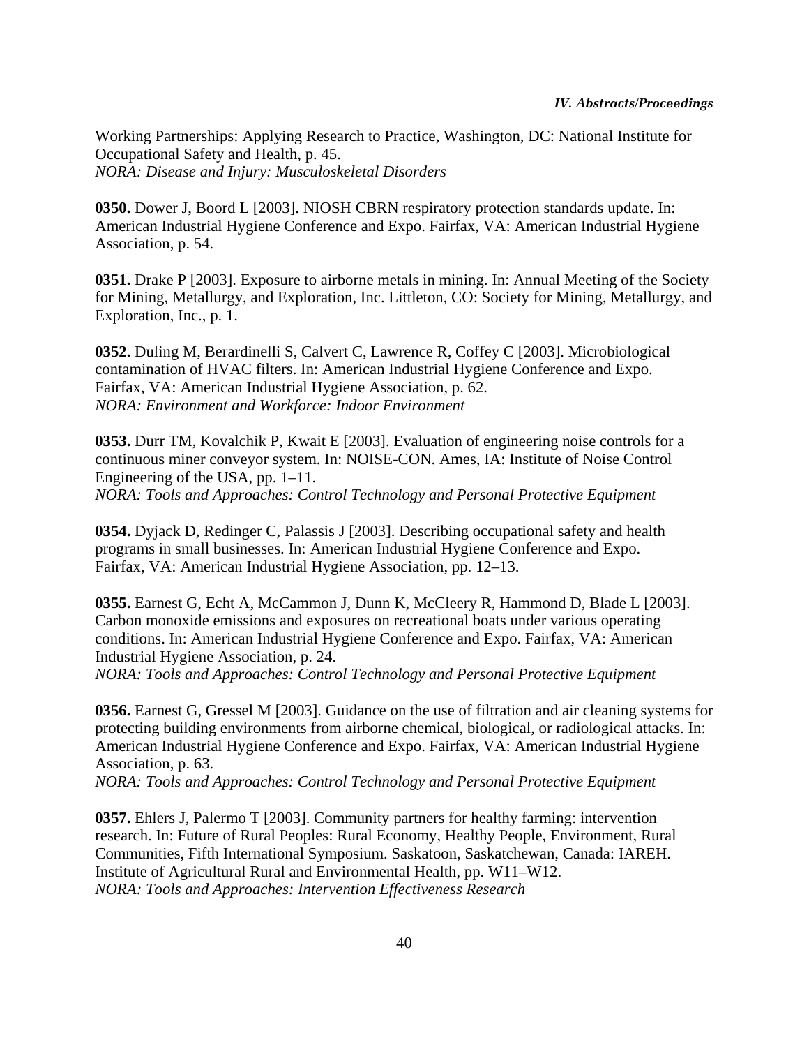Working Partnerships: Applying Research to Practice, Washington, DC: National Institute for Occupational Safety and Health, p. 45.
*NORA: Disease and Injury: Musculoskeletal Disorders*

**0350.** Dower J, Boord L [2003]. NIOSH CBRN respiratory protection standards update. In: American Industrial Hygiene Conference and Expo. Fairfax, VA: American Industrial Hygiene Association, p. 54.

**0351.** Drake P [2003]. Exposure to airborne metals in mining. In: Annual Meeting of the Society for Mining, Metallurgy, and Exploration, Inc. Littleton, CO: Society for Mining, Metallurgy, and Exploration, Inc., p. 1.

**0352.** Duling M, Berardinelli S, Calvert C, Lawrence R, Coffey C [2003]. Microbiological contamination of HVAC filters. In: American Industrial Hygiene Conference and Expo. Fairfax, VA: American Industrial Hygiene Association, p. 62.
*NORA: Environment and Workforce: Indoor Environment*

**0353.** Durr TM, Kovalchik P, Kwait E [2003]. Evaluation of engineering noise controls for a continuous miner conveyor system. In: NOISE-CON. Ames, IA: Institute of Noise Control Engineering of the USA, pp. 1–11.
*NORA: Tools and Approaches: Control Technology and Personal Protective Equipment*

**0354.** Dyjack D, Redinger C, Palassis J [2003]. Describing occupational safety and health programs in small businesses. In: American Industrial Hygiene Conference and Expo. Fairfax, VA: American Industrial Hygiene Association, pp. 12–13.

**0355.** Earnest G, Echt A, McCammon J, Dunn K, McCleery R, Hammond D, Blade L [2003]. Carbon monoxide emissions and exposures on recreational boats under various operating conditions. In: American Industrial Hygiene Conference and Expo. Fairfax, VA: American Industrial Hygiene Association, p. 24.
*NORA: Tools and Approaches: Control Technology and Personal Protective Equipment*

**0356.** Earnest G, Gressel M [2003]. Guidance on the use of filtration and air cleaning systems for protecting building environments from airborne chemical, biological, or radiological attacks. In: American Industrial Hygiene Conference and Expo. Fairfax, VA: American Industrial Hygiene Association, p. 63.
*NORA: Tools and Approaches: Control Technology and Personal Protective Equipment*

**0357.** Ehlers J, Palermo T [2003]. Community partners for healthy farming: intervention research. In: Future of Rural Peoples: Rural Economy, Healthy People, Environment, Rural Communities, Fifth International Symposium. Saskatoon, Saskatchewan, Canada: IAREH. Institute of Agricultural Rural and Environmental Health, pp. W11–W12.
*NORA: Tools and Approaches: Intervention Effectiveness Research*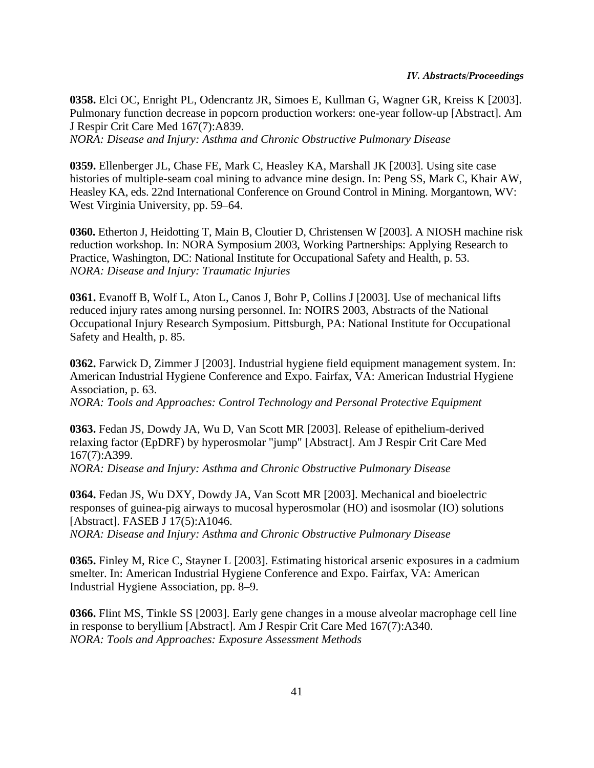**0358.** Elci OC, Enright PL, Odencrantz JR, Simoes E, Kullman G, Wagner GR, Kreiss K [2003]. Pulmonary function decrease in popcorn production workers: one-year follow-up [Abstract]. Am J Respir Crit Care Med 167(7):A839.
*NORA: Disease and Injury: Asthma and Chronic Obstructive Pulmonary Disease*

**0359.** Ellenberger JL, Chase FE, Mark C, Heasley KA, Marshall JK [2003]. Using site case histories of multiple-seam coal mining to advance mine design. In: Peng SS, Mark C, Khair AW, Heasley KA, eds. 22nd International Conference on Ground Control in Mining. Morgantown, WV: West Virginia University, pp. 59–64.

**0360.** Etherton J, Heidotting T, Main B, Cloutier D, Christensen W [2003]. A NIOSH machine risk reduction workshop. In: NORA Symposium 2003, Working Partnerships: Applying Research to Practice, Washington, DC: National Institute for Occupational Safety and Health, p. 53.
*NORA: Disease and Injury: Traumatic Injuries*

**0361.** Evanoff B, Wolf L, Aton L, Canos J, Bohr P, Collins J [2003]. Use of mechanical lifts reduced injury rates among nursing personnel. In: NOIRS 2003, Abstracts of the National Occupational Injury Research Symposium. Pittsburgh, PA: National Institute for Occupational Safety and Health, p. 85.

**0362.** Farwick D, Zimmer J [2003]. Industrial hygiene field equipment management system. In: American Industrial Hygiene Conference and Expo. Fairfax, VA: American Industrial Hygiene Association, p. 63.
*NORA: Tools and Approaches: Control Technology and Personal Protective Equipment*

**0363.** Fedan JS, Dowdy JA, Wu D, Van Scott MR [2003]. Release of epithelium-derived relaxing factor (EpDRF) by hyperosmolar "jump" [Abstract]. Am J Respir Crit Care Med 167(7):A399.
*NORA: Disease and Injury: Asthma and Chronic Obstructive Pulmonary Disease*

**0364.** Fedan JS, Wu DXY, Dowdy JA, Van Scott MR [2003]. Mechanical and bioelectric responses of guinea-pig airways to mucosal hyperosmolar (HO) and isosmolar (IO) solutions [Abstract]. FASEB J 17(5):A1046.
*NORA: Disease and Injury: Asthma and Chronic Obstructive Pulmonary Disease*

**0365.** Finley M, Rice C, Stayner L [2003]. Estimating historical arsenic exposures in a cadmium smelter. In: American Industrial Hygiene Conference and Expo. Fairfax, VA: American Industrial Hygiene Association, pp. 8–9.

**0366.** Flint MS, Tinkle SS [2003]. Early gene changes in a mouse alveolar macrophage cell line in response to beryllium [Abstract]. Am J Respir Crit Care Med 167(7):A340.
*NORA: Tools and Approaches: Exposure Assessment Methods*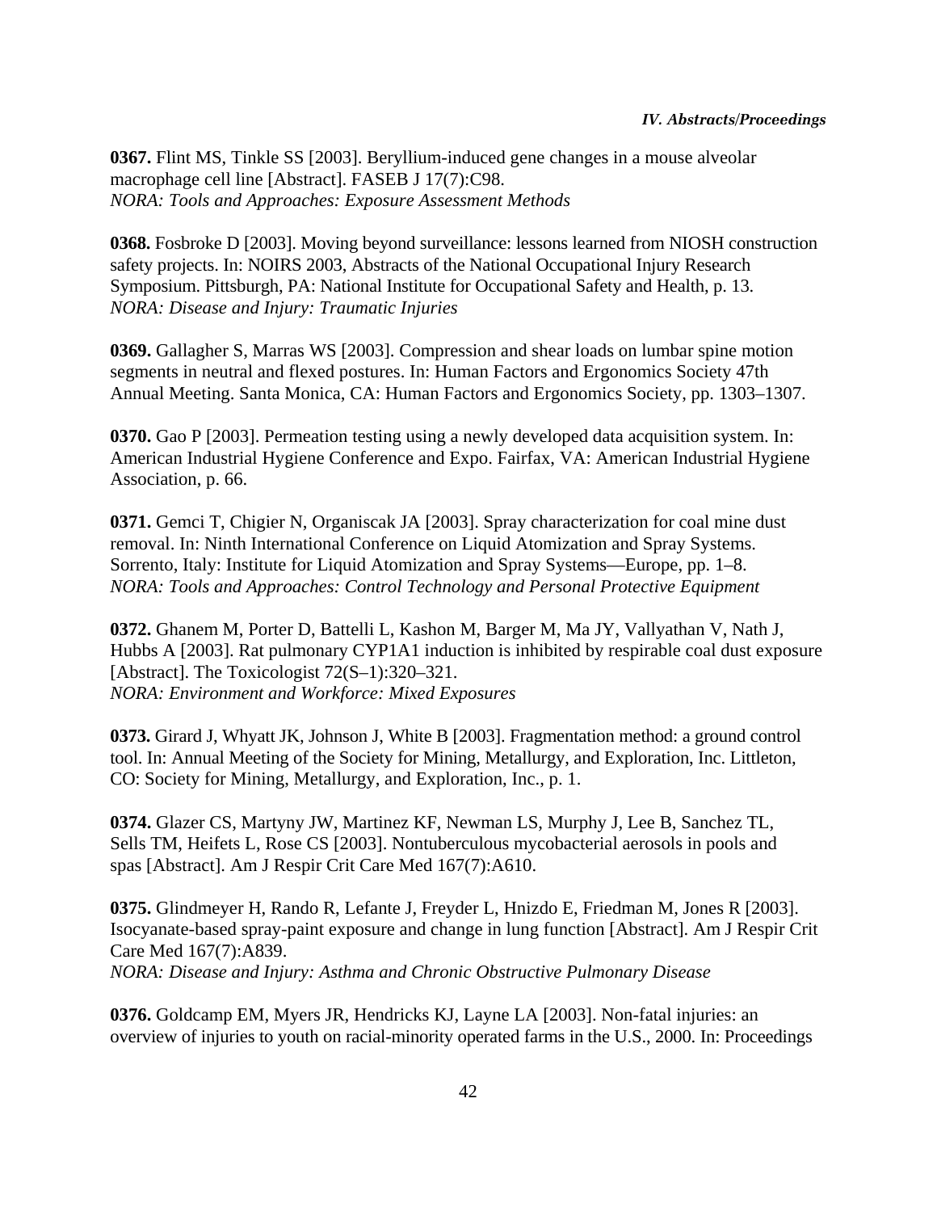**0367.** Flint MS, Tinkle SS [2003]. Beryllium-induced gene changes in a mouse alveolar macrophage cell line [Abstract]. FASEB J 17(7):C98.
*NORA: Tools and Approaches: Exposure Assessment Methods*

**0368.** Fosbroke D [2003]. Moving beyond surveillance: lessons learned from NIOSH construction safety projects. In: NOIRS 2003, Abstracts of the National Occupational Injury Research Symposium. Pittsburgh, PA: National Institute for Occupational Safety and Health, p. 13.
*NORA: Disease and Injury: Traumatic Injuries*

**0369.** Gallagher S, Marras WS [2003]. Compression and shear loads on lumbar spine motion segments in neutral and flexed postures. In: Human Factors and Ergonomics Society 47th Annual Meeting. Santa Monica, CA: Human Factors and Ergonomics Society, pp. 1303–1307.

**0370.** Gao P [2003]. Permeation testing using a newly developed data acquisition system. In: American Industrial Hygiene Conference and Expo. Fairfax, VA: American Industrial Hygiene Association, p. 66.

**0371.** Gemci T, Chigier N, Organiscak JA [2003]. Spray characterization for coal mine dust removal. In: Ninth International Conference on Liquid Atomization and Spray Systems. Sorrento, Italy: Institute for Liquid Atomization and Spray Systems—Europe, pp. 1–8.
*NORA: Tools and Approaches: Control Technology and Personal Protective Equipment*

**0372.** Ghanem M, Porter D, Battelli L, Kashon M, Barger M, Ma JY, Vallyathan V, Nath J, Hubbs A [2003]. Rat pulmonary CYP1A1 induction is inhibited by respirable coal dust exposure [Abstract]. The Toxicologist 72(S–1):320–321.
*NORA: Environment and Workforce: Mixed Exposures*

**0373.** Girard J, Whyatt JK, Johnson J, White B [2003]. Fragmentation method: a ground control tool. In: Annual Meeting of the Society for Mining, Metallurgy, and Exploration, Inc. Littleton, CO: Society for Mining, Metallurgy, and Exploration, Inc., p. 1.

**0374.** Glazer CS, Martyny JW, Martinez KF, Newman LS, Murphy J, Lee B, Sanchez TL, Sells TM, Heifets L, Rose CS [2003]. Nontuberculous mycobacterial aerosols in pools and spas [Abstract]. Am J Respir Crit Care Med 167(7):A610.

**0375.** Glindmeyer H, Rando R, Lefante J, Freyder L, Hnizdo E, Friedman M, Jones R [2003]. Isocyanate-based spray-paint exposure and change in lung function [Abstract]. Am J Respir Crit Care Med 167(7):A839.
*NORA: Disease and Injury: Asthma and Chronic Obstructive Pulmonary Disease*

**0376.** Goldcamp EM, Myers JR, Hendricks KJ, Layne LA [2003]. Non-fatal injuries: an overview of injuries to youth on racial-minority operated farms in the U.S., 2000. In: Proceedings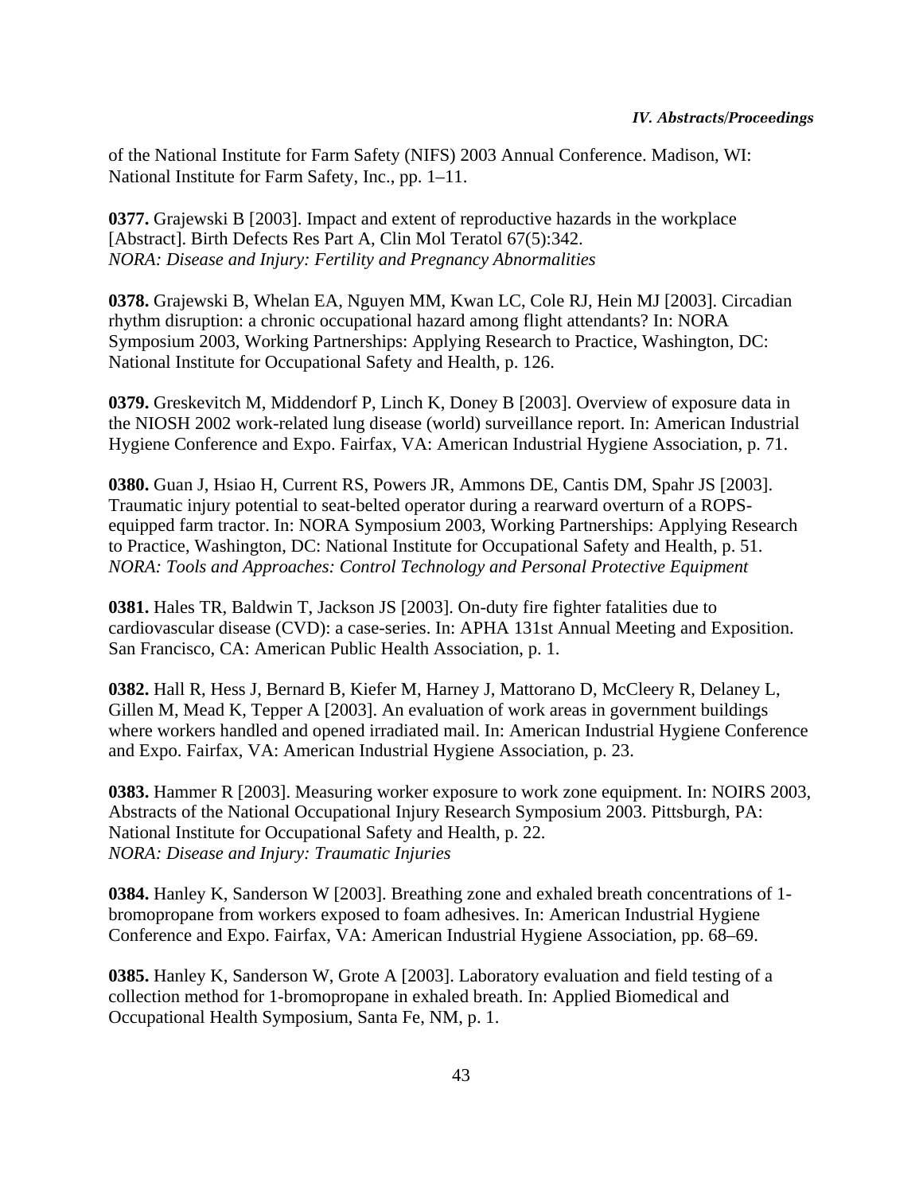of the National Institute for Farm Safety (NIFS) 2003 Annual Conference. Madison, WI: National Institute for Farm Safety, Inc., pp. 1–11.

**0377.** Grajewski B [2003]. Impact and extent of reproductive hazards in the workplace [Abstract]. Birth Defects Res Part A, Clin Mol Teratol 67(5):342.
*NORA: Disease and Injury: Fertility and Pregnancy Abnormalities*

**0378.** Grajewski B, Whelan EA, Nguyen MM, Kwan LC, Cole RJ, Hein MJ [2003]. Circadian rhythm disruption: a chronic occupational hazard among flight attendants? In: NORA Symposium 2003, Working Partnerships: Applying Research to Practice, Washington, DC: National Institute for Occupational Safety and Health, p. 126.

**0379.** Greskevitch M, Middendorf P, Linch K, Doney B [2003]. Overview of exposure data in the NIOSH 2002 work-related lung disease (world) surveillance report. In: American Industrial Hygiene Conference and Expo. Fairfax, VA: American Industrial Hygiene Association, p. 71.

**0380.** Guan J, Hsiao H, Current RS, Powers JR, Ammons DE, Cantis DM, Spahr JS [2003]. Traumatic injury potential to seat-belted operator during a rearward overturn of a ROPS-equipped farm tractor. In: NORA Symposium 2003, Working Partnerships: Applying Research to Practice, Washington, DC: National Institute for Occupational Safety and Health, p. 51.
*NORA: Tools and Approaches: Control Technology and Personal Protective Equipment*

**0381.** Hales TR, Baldwin T, Jackson JS [2003]. On-duty fire fighter fatalities due to cardiovascular disease (CVD): a case-series. In: APHA 131st Annual Meeting and Exposition. San Francisco, CA: American Public Health Association, p. 1.

**0382.** Hall R, Hess J, Bernard B, Kiefer M, Harney J, Mattorano D, McCleery R, Delaney L, Gillen M, Mead K, Tepper A [2003]. An evaluation of work areas in government buildings where workers handled and opened irradiated mail. In: American Industrial Hygiene Conference and Expo. Fairfax, VA: American Industrial Hygiene Association, p. 23.

**0383.** Hammer R [2003]. Measuring worker exposure to work zone equipment. In: NOIRS 2003, Abstracts of the National Occupational Injury Research Symposium 2003. Pittsburgh, PA: National Institute for Occupational Safety and Health, p. 22.
*NORA: Disease and Injury: Traumatic Injuries*

**0384.** Hanley K, Sanderson W [2003]. Breathing zone and exhaled breath concentrations of 1-bromopropane from workers exposed to foam adhesives. In: American Industrial Hygiene Conference and Expo. Fairfax, VA: American Industrial Hygiene Association, pp. 68–69.

**0385.** Hanley K, Sanderson W, Grote A [2003]. Laboratory evaluation and field testing of a collection method for 1-bromopropane in exhaled breath. In: Applied Biomedical and Occupational Health Symposium, Santa Fe, NM, p. 1.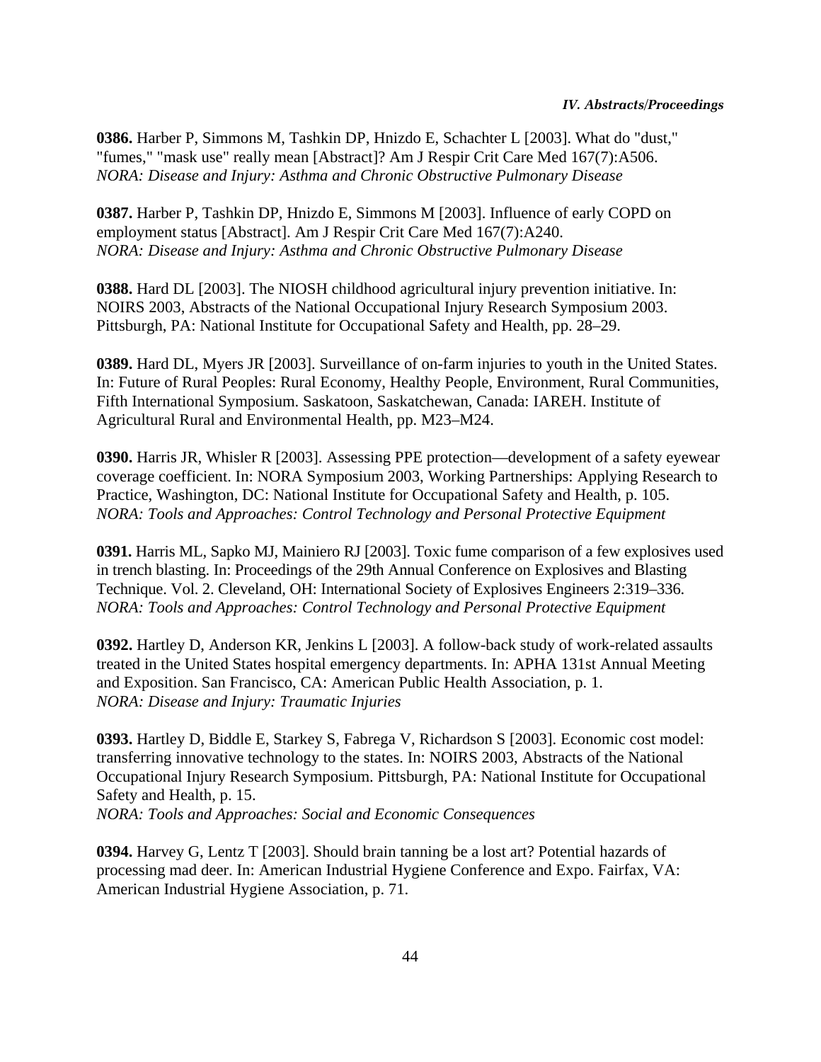**0386.** Harber P, Simmons M, Tashkin DP, Hnizdo E, Schachter L [2003]. What do "dust," "fumes," "mask use" really mean [Abstract]? Am J Respir Crit Care Med 167(7):A506.
*NORA: Disease and Injury: Asthma and Chronic Obstructive Pulmonary Disease*

**0387.** Harber P, Tashkin DP, Hnizdo E, Simmons M [2003]. Influence of early COPD on employment status [Abstract]. Am J Respir Crit Care Med 167(7):A240.
*NORA: Disease and Injury: Asthma and Chronic Obstructive Pulmonary Disease*

**0388.** Hard DL [2003]. The NIOSH childhood agricultural injury prevention initiative. In: NOIRS 2003, Abstracts of the National Occupational Injury Research Symposium 2003. Pittsburgh, PA: National Institute for Occupational Safety and Health, pp. 28–29.

**0389.** Hard DL, Myers JR [2003]. Surveillance of on-farm injuries to youth in the United States. In: Future of Rural Peoples: Rural Economy, Healthy People, Environment, Rural Communities, Fifth International Symposium. Saskatoon, Saskatchewan, Canada: IAREH. Institute of Agricultural Rural and Environmental Health, pp. M23–M24.

**0390.** Harris JR, Whisler R [2003]. Assessing PPE protection—development of a safety eyewear coverage coefficient. In: NORA Symposium 2003, Working Partnerships: Applying Research to Practice, Washington, DC: National Institute for Occupational Safety and Health, p. 105.
*NORA: Tools and Approaches: Control Technology and Personal Protective Equipment*

**0391.** Harris ML, Sapko MJ, Mainiero RJ [2003]. Toxic fume comparison of a few explosives used in trench blasting. In: Proceedings of the 29th Annual Conference on Explosives and Blasting Technique. Vol. 2. Cleveland, OH: International Society of Explosives Engineers 2:319–336.
*NORA: Tools and Approaches: Control Technology and Personal Protective Equipment*

**0392.** Hartley D, Anderson KR, Jenkins L [2003]. A follow-back study of work-related assaults treated in the United States hospital emergency departments. In: APHA 131st Annual Meeting and Exposition. San Francisco, CA: American Public Health Association, p. 1.
*NORA: Disease and Injury: Traumatic Injuries*

**0393.** Hartley D, Biddle E, Starkey S, Fabrega V, Richardson S [2003]. Economic cost model: transferring innovative technology to the states. In: NOIRS 2003, Abstracts of the National Occupational Injury Research Symposium. Pittsburgh, PA: National Institute for Occupational Safety and Health, p. 15.
*NORA: Tools and Approaches: Social and Economic Consequences*

**0394.** Harvey G, Lentz T [2003]. Should brain tanning be a lost art? Potential hazards of processing mad deer. In: American Industrial Hygiene Conference and Expo. Fairfax, VA: American Industrial Hygiene Association, p. 71.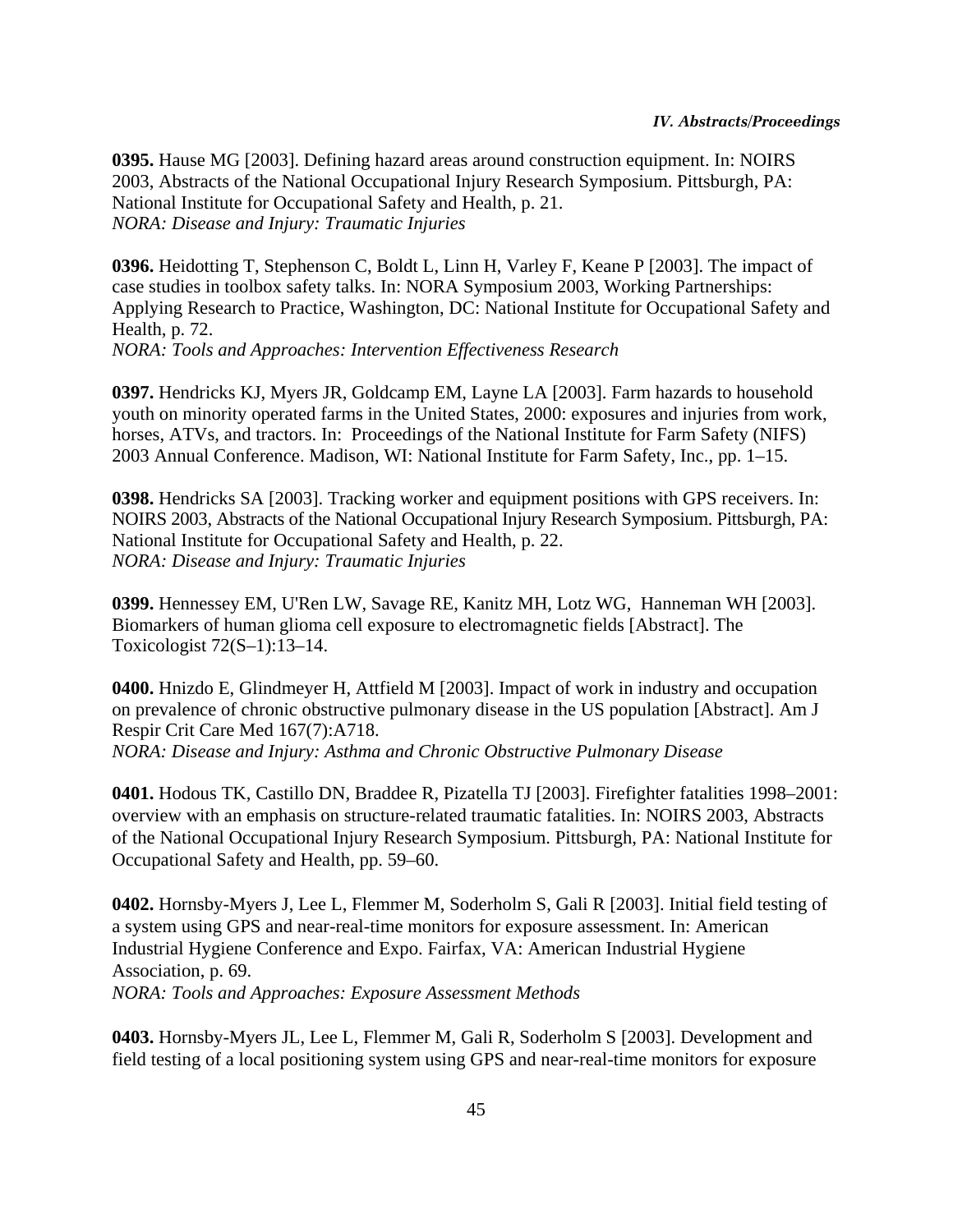**0395.** Hause MG [2003]. Defining hazard areas around construction equipment. In: NOIRS 2003, Abstracts of the National Occupational Injury Research Symposium. Pittsburgh, PA: National Institute for Occupational Safety and Health, p. 21.
*NORA: Disease and Injury: Traumatic Injuries*

**0396.** Heidotting T, Stephenson C, Boldt L, Linn H, Varley F, Keane P [2003]. The impact of case studies in toolbox safety talks. In: NORA Symposium 2003, Working Partnerships: Applying Research to Practice, Washington, DC: National Institute for Occupational Safety and Health, p. 72.
*NORA: Tools and Approaches: Intervention Effectiveness Research*

**0397.** Hendricks KJ, Myers JR, Goldcamp EM, Layne LA [2003]. Farm hazards to household youth on minority operated farms in the United States, 2000: exposures and injuries from work, horses, ATVs, and tractors. In: Proceedings of the National Institute for Farm Safety (NIFS) 2003 Annual Conference. Madison, WI: National Institute for Farm Safety, Inc., pp. 1–15.

**0398.** Hendricks SA [2003]. Tracking worker and equipment positions with GPS receivers. In: NOIRS 2003, Abstracts of the National Occupational Injury Research Symposium. Pittsburgh, PA: National Institute for Occupational Safety and Health, p. 22.
*NORA: Disease and Injury: Traumatic Injuries*

**0399.** Hennessey EM, U'Ren LW, Savage RE, Kanitz MH, Lotz WG, Hanneman WH [2003]. Biomarkers of human glioma cell exposure to electromagnetic fields [Abstract]. The Toxicologist 72(S–1):13–14.

**0400.** Hnizdo E, Glindmeyer H, Attfield M [2003]. Impact of work in industry and occupation on prevalence of chronic obstructive pulmonary disease in the US population [Abstract]. Am J Respir Crit Care Med 167(7):A718.
*NORA: Disease and Injury: Asthma and Chronic Obstructive Pulmonary Disease*

**0401.** Hodous TK, Castillo DN, Braddee R, Pizatella TJ [2003]. Firefighter fatalities 1998–2001: overview with an emphasis on structure-related traumatic fatalities. In: NOIRS 2003, Abstracts of the National Occupational Injury Research Symposium. Pittsburgh, PA: National Institute for Occupational Safety and Health, pp. 59–60.

**0402.** Hornsby-Myers J, Lee L, Flemmer M, Soderholm S, Gali R [2003]. Initial field testing of a system using GPS and near-real-time monitors for exposure assessment. In: American Industrial Hygiene Conference and Expo. Fairfax, VA: American Industrial Hygiene Association, p. 69.
*NORA: Tools and Approaches: Exposure Assessment Methods*

**0403.** Hornsby-Myers JL, Lee L, Flemmer M, Gali R, Soderholm S [2003]. Development and field testing of a local positioning system using GPS and near-real-time monitors for exposure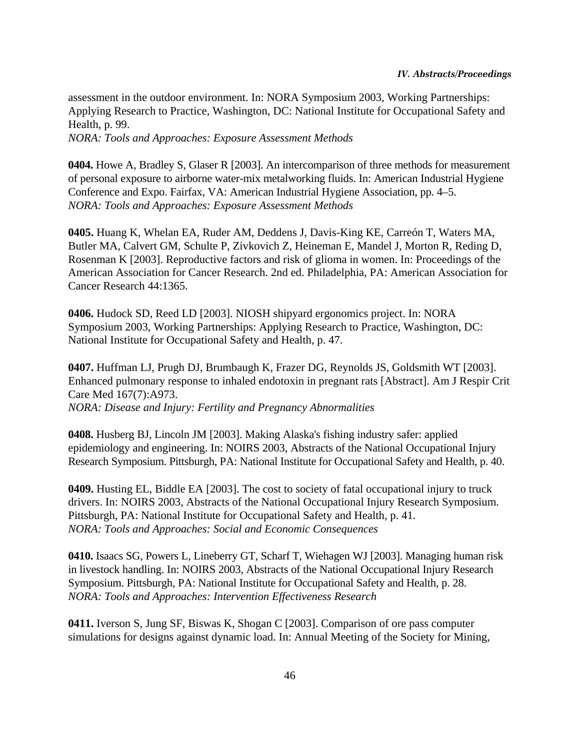assessment in the outdoor environment. In: NORA Symposium 2003, Working Partnerships: Applying Research to Practice, Washington, DC: National Institute for Occupational Safety and Health, p. 99.
*NORA: Tools and Approaches: Exposure Assessment Methods*

**0404.** Howe A, Bradley S, Glaser R [2003]. An intercomparison of three methods for measurement of personal exposure to airborne water-mix metalworking fluids. In: American Industrial Hygiene Conference and Expo. Fairfax, VA: American Industrial Hygiene Association, pp. 4–5.
*NORA: Tools and Approaches: Exposure Assessment Methods*

**0405.** Huang K, Whelan EA, Ruder AM, Deddens J, Davis-King KE, Carreón T, Waters MA, Butler MA, Calvert GM, Schulte P, Zivkovich Z, Heineman E, Mandel J, Morton R, Reding D, Rosenman K [2003]. Reproductive factors and risk of glioma in women. In: Proceedings of the American Association for Cancer Research. 2nd ed. Philadelphia, PA: American Association for Cancer Research 44:1365.

**0406.** Hudock SD, Reed LD [2003]. NIOSH shipyard ergonomics project. In: NORA Symposium 2003, Working Partnerships: Applying Research to Practice, Washington, DC: National Institute for Occupational Safety and Health, p. 47.

**0407.** Huffman LJ, Prugh DJ, Brumbaugh K, Frazer DG, Reynolds JS, Goldsmith WT [2003]. Enhanced pulmonary response to inhaled endotoxin in pregnant rats [Abstract]. Am J Respir Crit Care Med 167(7):A973.
*NORA: Disease and Injury: Fertility and Pregnancy Abnormalities*

**0408.** Husberg BJ, Lincoln JM [2003]. Making Alaska's fishing industry safer: applied epidemiology and engineering. In: NOIRS 2003, Abstracts of the National Occupational Injury Research Symposium. Pittsburgh, PA: National Institute for Occupational Safety and Health, p. 40.

**0409.** Husting EL, Biddle EA [2003]. The cost to society of fatal occupational injury to truck drivers. In: NOIRS 2003, Abstracts of the National Occupational Injury Research Symposium. Pittsburgh, PA: National Institute for Occupational Safety and Health, p. 41.
*NORA: Tools and Approaches: Social and Economic Consequences*

**0410.** Isaacs SG, Powers L, Lineberry GT, Scharf T, Wiehagen WJ [2003]. Managing human risk in livestock handling. In: NOIRS 2003, Abstracts of the National Occupational Injury Research Symposium. Pittsburgh, PA: National Institute for Occupational Safety and Health, p. 28.
*NORA: Tools and Approaches: Intervention Effectiveness Research*

**0411.** Iverson S, Jung SF, Biswas K, Shogan C [2003]. Comparison of ore pass computer simulations for designs against dynamic load. In: Annual Meeting of the Society for Mining,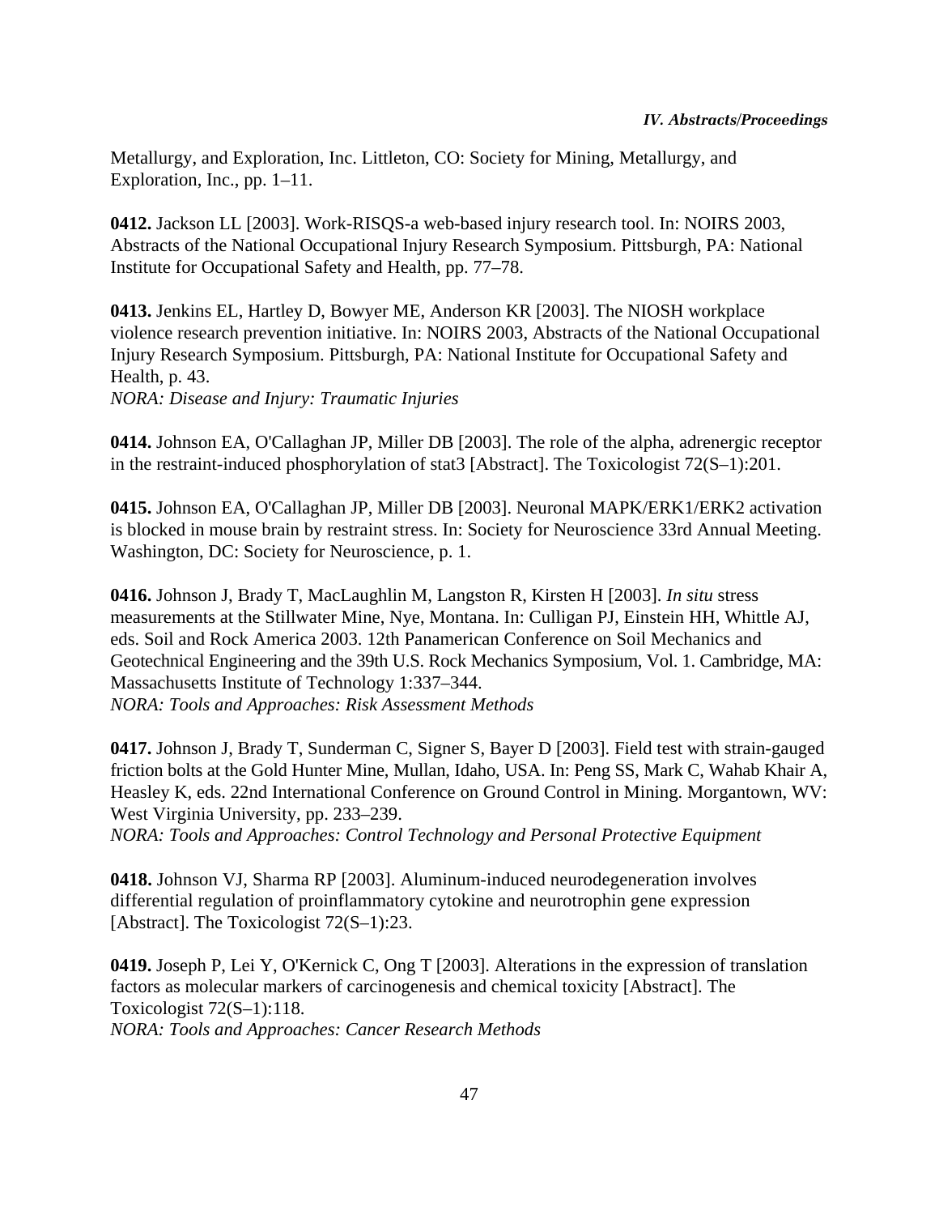Metallurgy, and Exploration, Inc. Littleton, CO: Society for Mining, Metallurgy, and Exploration, Inc., pp. 1–11.

**0412.** Jackson LL [2003]. Work-RISQS-a web-based injury research tool. In: NOIRS 2003, Abstracts of the National Occupational Injury Research Symposium. Pittsburgh, PA: National Institute for Occupational Safety and Health, pp. 77–78.

**0413.** Jenkins EL, Hartley D, Bowyer ME, Anderson KR [2003]. The NIOSH workplace violence research prevention initiative. In: NOIRS 2003, Abstracts of the National Occupational Injury Research Symposium. Pittsburgh, PA: National Institute for Occupational Safety and Health, p. 43.
*NORA: Disease and Injury: Traumatic Injuries*

**0414.** Johnson EA, O'Callaghan JP, Miller DB [2003]. The role of the alpha, adrenergic receptor in the restraint-induced phosphorylation of stat3 [Abstract]. The Toxicologist 72(S–1):201.

**0415.** Johnson EA, O'Callaghan JP, Miller DB [2003]. Neuronal MAPK/ERK1/ERK2 activation is blocked in mouse brain by restraint stress. In: Society for Neuroscience 33rd Annual Meeting. Washington, DC: Society for Neuroscience, p. 1.

**0416.** Johnson J, Brady T, MacLaughlin M, Langston R, Kirsten H [2003]. *In situ* stress measurements at the Stillwater Mine, Nye, Montana. In: Culligan PJ, Einstein HH, Whittle AJ, eds. Soil and Rock America 2003. 12th Panamerican Conference on Soil Mechanics and Geotechnical Engineering and the 39th U.S. Rock Mechanics Symposium, Vol. 1. Cambridge, MA: Massachusetts Institute of Technology 1:337–344.
*NORA: Tools and Approaches: Risk Assessment Methods*

**0417.** Johnson J, Brady T, Sunderman C, Signer S, Bayer D [2003]. Field test with strain-gauged friction bolts at the Gold Hunter Mine, Mullan, Idaho, USA. In: Peng SS, Mark C, Wahab Khair A, Heasley K, eds. 22nd International Conference on Ground Control in Mining. Morgantown, WV: West Virginia University, pp. 233–239.
*NORA: Tools and Approaches: Control Technology and Personal Protective Equipment*

**0418.** Johnson VJ, Sharma RP [2003]. Aluminum-induced neurodegeneration involves differential regulation of proinflammatory cytokine and neurotrophin gene expression [Abstract]. The Toxicologist 72(S–1):23.

**0419.** Joseph P, Lei Y, O'Kernick C, Ong T [2003]. Alterations in the expression of translation factors as molecular markers of carcinogenesis and chemical toxicity [Abstract]. The Toxicologist 72(S–1):118.
*NORA: Tools and Approaches: Cancer Research Methods*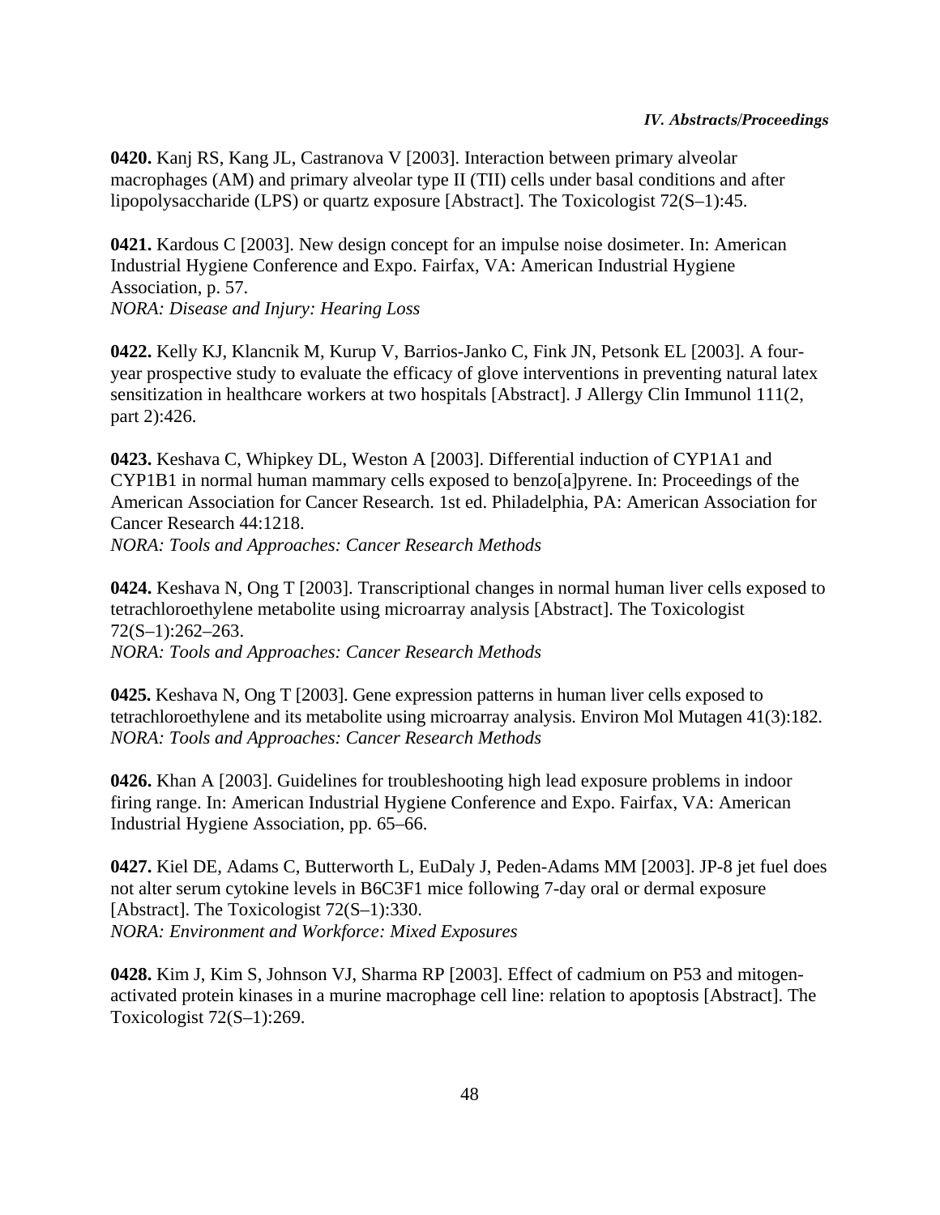**0420.** Kanj RS, Kang JL, Castranova V [2003]. Interaction between primary alveolar macrophages (AM) and primary alveolar type II (TII) cells under basal conditions and after lipopolysaccharide (LPS) or quartz exposure [Abstract]. The Toxicologist 72(S–1):45.

**0421.** Kardous C [2003]. New design concept for an impulse noise dosimeter. In: American Industrial Hygiene Conference and Expo. Fairfax, VA: American Industrial Hygiene Association, p. 57.
*NORA: Disease and Injury: Hearing Loss*

**0422.** Kelly KJ, Klancnik M, Kurup V, Barrios-Janko C, Fink JN, Petsonk EL [2003]. A four-year prospective study to evaluate the efficacy of glove interventions in preventing natural latex sensitization in healthcare workers at two hospitals [Abstract]. J Allergy Clin Immunol 111(2, part 2):426.

**0423.** Keshava C, Whipkey DL, Weston A [2003]. Differential induction of CYP1A1 and CYP1B1 in normal human mammary cells exposed to benzo[a]pyrene. In: Proceedings of the American Association for Cancer Research. 1st ed. Philadelphia, PA: American Association for Cancer Research 44:1218.
*NORA: Tools and Approaches: Cancer Research Methods*

**0424.** Keshava N, Ong T [2003]. Transcriptional changes in normal human liver cells exposed to tetrachloroethylene metabolite using microarray analysis [Abstract]. The Toxicologist 72(S–1):262–263.
*NORA: Tools and Approaches: Cancer Research Methods*

**0425.** Keshava N, Ong T [2003]. Gene expression patterns in human liver cells exposed to tetrachloroethylene and its metabolite using microarray analysis. Environ Mol Mutagen 41(3):182.
*NORA: Tools and Approaches: Cancer Research Methods*

**0426.** Khan A [2003]. Guidelines for troubleshooting high lead exposure problems in indoor firing range. In: American Industrial Hygiene Conference and Expo. Fairfax, VA: American Industrial Hygiene Association, pp. 65–66.

**0427.** Kiel DE, Adams C, Butterworth L, EuDaly J, Peden-Adams MM [2003]. JP-8 jet fuel does not alter serum cytokine levels in B6C3F1 mice following 7-day oral or dermal exposure [Abstract]. The Toxicologist 72(S–1):330.
*NORA: Environment and Workforce: Mixed Exposures*

**0428.** Kim J, Kim S, Johnson VJ, Sharma RP [2003]. Effect of cadmium on P53 and mitogen-activated protein kinases in a murine macrophage cell line: relation to apoptosis [Abstract]. The Toxicologist 72(S–1):269.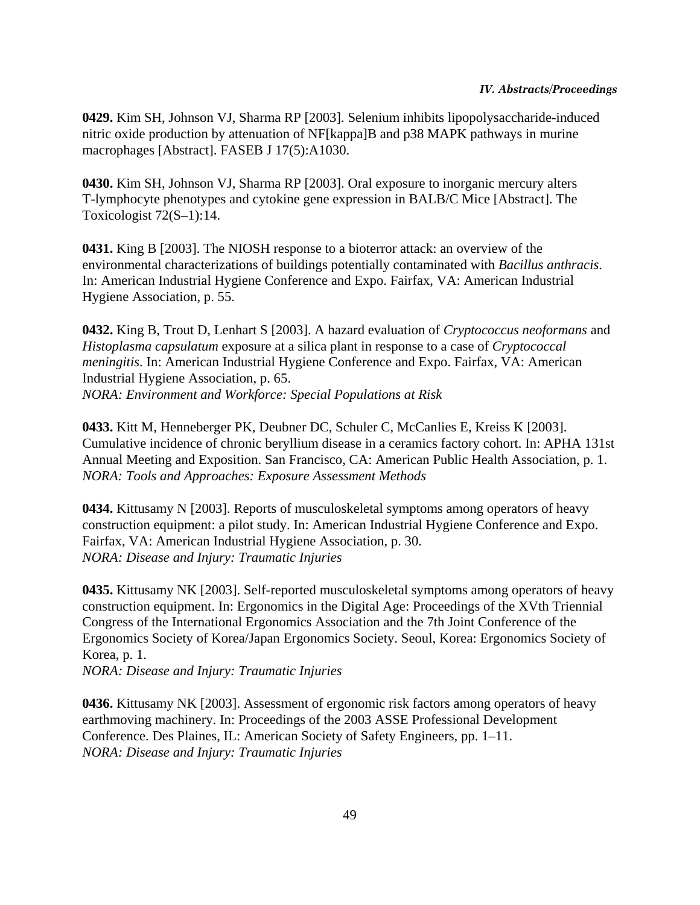**0429.** Kim SH, Johnson VJ, Sharma RP [2003]. Selenium inhibits lipopolysaccharide-induced nitric oxide production by attenuation of NF[kappa]B and p38 MAPK pathways in murine macrophages [Abstract]. FASEB J 17(5):A1030.

**0430.** Kim SH, Johnson VJ, Sharma RP [2003]. Oral exposure to inorganic mercury alters T-lymphocyte phenotypes and cytokine gene expression in BALB/C Mice [Abstract]. The Toxicologist 72(S–1):14.

**0431.** King B [2003]. The NIOSH response to a bioterror attack: an overview of the environmental characterizations of buildings potentially contaminated with *Bacillus anthracis*. In: American Industrial Hygiene Conference and Expo. Fairfax, VA: American Industrial Hygiene Association, p. 55.

**0432.** King B, Trout D, Lenhart S [2003]. A hazard evaluation of *Cryptococcus neoformans* and *Histoplasma capsulatum* exposure at a silica plant in response to a case of *Cryptococcal meningitis*. In: American Industrial Hygiene Conference and Expo. Fairfax, VA: American Industrial Hygiene Association, p. 65.
*NORA: Environment and Workforce: Special Populations at Risk*

**0433.** Kitt M, Henneberger PK, Deubner DC, Schuler C, McCanlies E, Kreiss K [2003]. Cumulative incidence of chronic beryllium disease in a ceramics factory cohort. In: APHA 131st Annual Meeting and Exposition. San Francisco, CA: American Public Health Association, p. 1.
*NORA: Tools and Approaches: Exposure Assessment Methods*

**0434.** Kittusamy N [2003]. Reports of musculoskeletal symptoms among operators of heavy construction equipment: a pilot study. In: American Industrial Hygiene Conference and Expo. Fairfax, VA: American Industrial Hygiene Association, p. 30.
*NORA: Disease and Injury: Traumatic Injuries*

**0435.** Kittusamy NK [2003]. Self-reported musculoskeletal symptoms among operators of heavy construction equipment. In: Ergonomics in the Digital Age: Proceedings of the XVth Triennial Congress of the International Ergonomics Association and the 7th Joint Conference of the Ergonomics Society of Korea/Japan Ergonomics Society. Seoul, Korea: Ergonomics Society of Korea, p. 1.
*NORA: Disease and Injury: Traumatic Injuries*

**0436.** Kittusamy NK [2003]. Assessment of ergonomic risk factors among operators of heavy earthmoving machinery. In: Proceedings of the 2003 ASSE Professional Development Conference. Des Plaines, IL: American Society of Safety Engineers, pp. 1–11.
*NORA: Disease and Injury: Traumatic Injuries*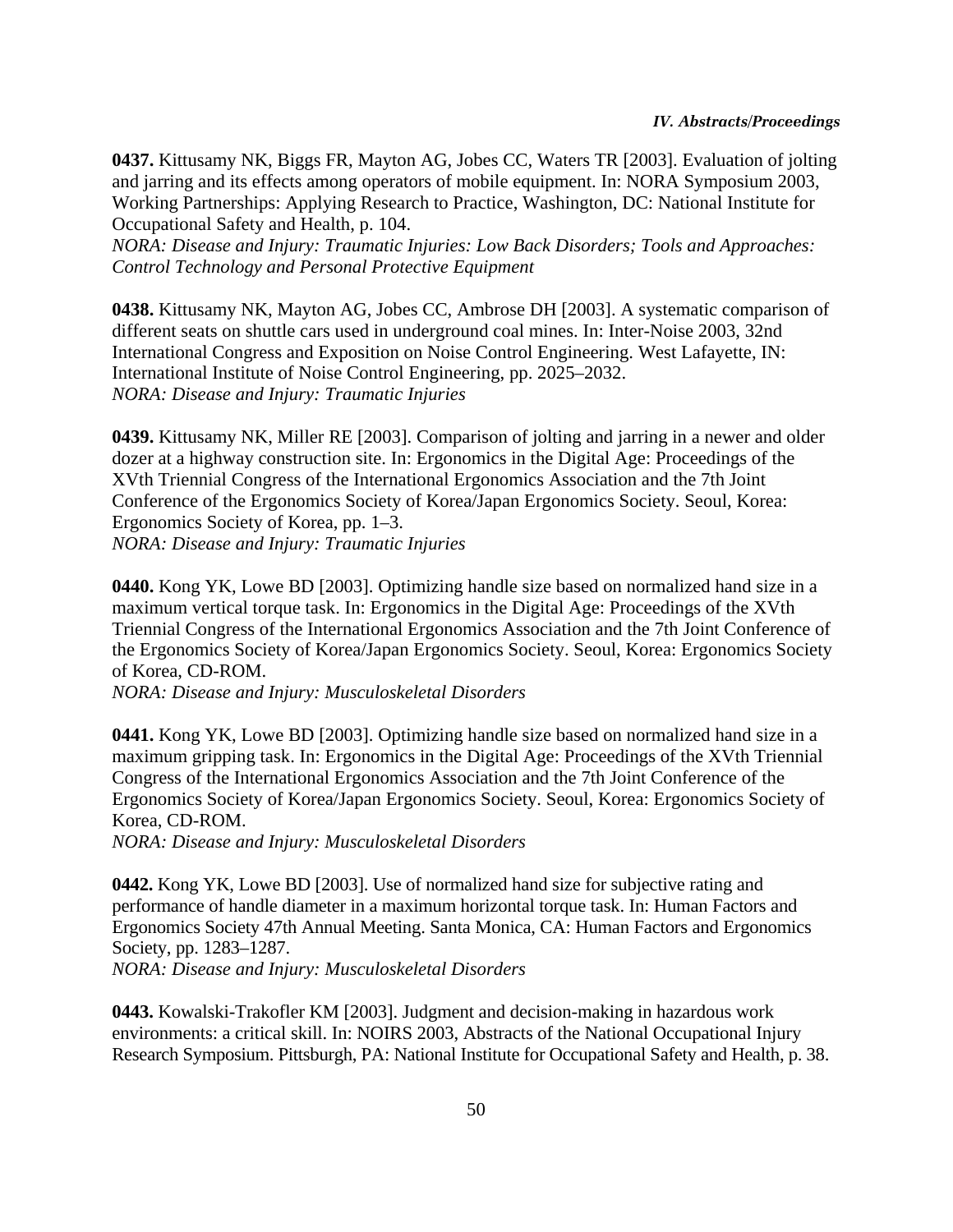**0437.** Kittusamy NK, Biggs FR, Mayton AG, Jobes CC, Waters TR [2003]. Evaluation of jolting and jarring and its effects among operators of mobile equipment. In: NORA Symposium 2003, Working Partnerships: Applying Research to Practice, Washington, DC: National Institute for Occupational Safety and Health, p. 104.
*NORA: Disease and Injury: Traumatic Injuries: Low Back Disorders; Tools and Approaches: Control Technology and Personal Protective Equipment*

**0438.** Kittusamy NK, Mayton AG, Jobes CC, Ambrose DH [2003]. A systematic comparison of different seats on shuttle cars used in underground coal mines. In: Inter-Noise 2003, 32nd International Congress and Exposition on Noise Control Engineering. West Lafayette, IN: International Institute of Noise Control Engineering, pp. 2025–2032.
*NORA: Disease and Injury: Traumatic Injuries*

**0439.** Kittusamy NK, Miller RE [2003]. Comparison of jolting and jarring in a newer and older dozer at a highway construction site. In: Ergonomics in the Digital Age: Proceedings of the XVth Triennial Congress of the International Ergonomics Association and the 7th Joint Conference of the Ergonomics Society of Korea/Japan Ergonomics Society. Seoul, Korea: Ergonomics Society of Korea, pp. 1–3.
*NORA: Disease and Injury: Traumatic Injuries*

**0440.** Kong YK, Lowe BD [2003]. Optimizing handle size based on normalized hand size in a maximum vertical torque task. In: Ergonomics in the Digital Age: Proceedings of the XVth Triennial Congress of the International Ergonomics Association and the 7th Joint Conference of the Ergonomics Society of Korea/Japan Ergonomics Society. Seoul, Korea: Ergonomics Society of Korea, CD-ROM.
*NORA: Disease and Injury: Musculoskeletal Disorders*

**0441.** Kong YK, Lowe BD [2003]. Optimizing handle size based on normalized hand size in a maximum gripping task. In: Ergonomics in the Digital Age: Proceedings of the XVth Triennial Congress of the International Ergonomics Association and the 7th Joint Conference of the Ergonomics Society of Korea/Japan Ergonomics Society. Seoul, Korea: Ergonomics Society of Korea, CD-ROM.
*NORA: Disease and Injury: Musculoskeletal Disorders*

**0442.** Kong YK, Lowe BD [2003]. Use of normalized hand size for subjective rating and performance of handle diameter in a maximum horizontal torque task. In: Human Factors and Ergonomics Society 47th Annual Meeting. Santa Monica, CA: Human Factors and Ergonomics Society, pp. 1283–1287.
*NORA: Disease and Injury: Musculoskeletal Disorders*

**0443.** Kowalski-Trakofler KM [2003]. Judgment and decision-making in hazardous work environments: a critical skill. In: NOIRS 2003, Abstracts of the National Occupational Injury Research Symposium. Pittsburgh, PA: National Institute for Occupational Safety and Health, p. 38.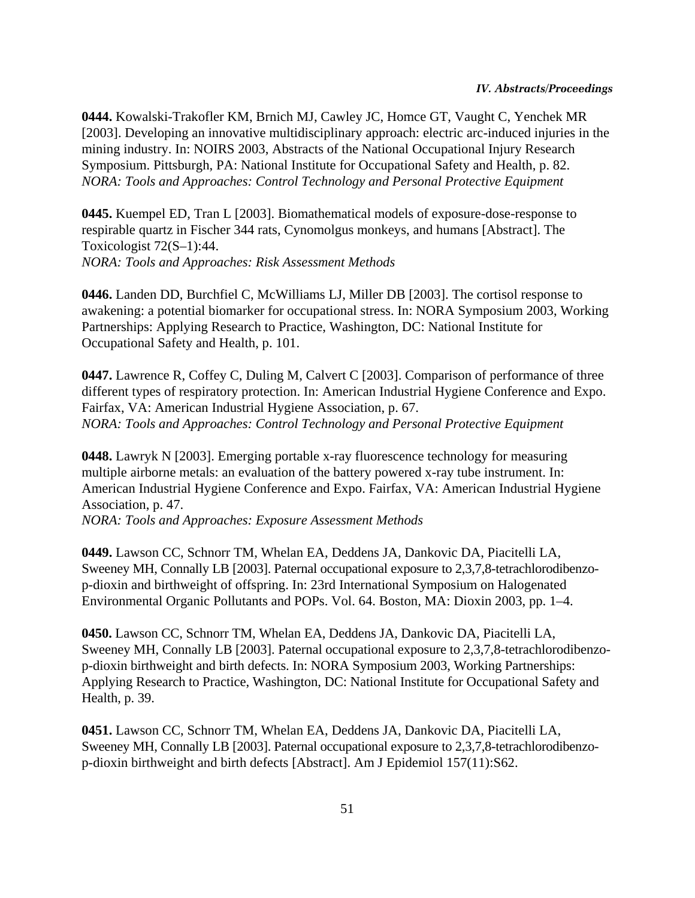**0444.** Kowalski-Trakofler KM, Brnich MJ, Cawley JC, Homce GT, Vaught C, Yenchek MR [2003]. Developing an innovative multidisciplinary approach: electric arc-induced injuries in the mining industry. In: NOIRS 2003, Abstracts of the National Occupational Injury Research Symposium. Pittsburgh, PA: National Institute for Occupational Safety and Health, p. 82.
*NORA: Tools and Approaches: Control Technology and Personal Protective Equipment*

**0445.** Kuempel ED, Tran L [2003]. Biomathematical models of exposure-dose-response to respirable quartz in Fischer 344 rats, Cynomolgus monkeys, and humans [Abstract]. The Toxicologist 72(S–1):44.
*NORA: Tools and Approaches: Risk Assessment Methods*

**0446.** Landen DD, Burchfiel C, McWilliams LJ, Miller DB [2003]. The cortisol response to awakening: a potential biomarker for occupational stress. In: NORA Symposium 2003, Working Partnerships: Applying Research to Practice, Washington, DC: National Institute for Occupational Safety and Health, p. 101.

**0447.** Lawrence R, Coffey C, Duling M, Calvert C [2003]. Comparison of performance of three different types of respiratory protection. In: American Industrial Hygiene Conference and Expo. Fairfax, VA: American Industrial Hygiene Association, p. 67.
*NORA: Tools and Approaches: Control Technology and Personal Protective Equipment*

**0448.** Lawryk N [2003]. Emerging portable x-ray fluorescence technology for measuring multiple airborne metals: an evaluation of the battery powered x-ray tube instrument. In: American Industrial Hygiene Conference and Expo. Fairfax, VA: American Industrial Hygiene Association, p. 47.
*NORA: Tools and Approaches: Exposure Assessment Methods*

**0449.** Lawson CC, Schnorr TM, Whelan EA, Deddens JA, Dankovic DA, Piacitelli LA, Sweeney MH, Connally LB [2003]. Paternal occupational exposure to 2,3,7,8-tetrachlorodibenzo-p-dioxin and birthweight of offspring. In: 23rd International Symposium on Halogenated Environmental Organic Pollutants and POPs. Vol. 64. Boston, MA: Dioxin 2003, pp. 1–4.

**0450.** Lawson CC, Schnorr TM, Whelan EA, Deddens JA, Dankovic DA, Piacitelli LA, Sweeney MH, Connally LB [2003]. Paternal occupational exposure to 2,3,7,8-tetrachlorodibenzo-p-dioxin birthweight and birth defects. In: NORA Symposium 2003, Working Partnerships: Applying Research to Practice, Washington, DC: National Institute for Occupational Safety and Health, p. 39.

**0451.** Lawson CC, Schnorr TM, Whelan EA, Deddens JA, Dankovic DA, Piacitelli LA, Sweeney MH, Connally LB [2003]. Paternal occupational exposure to 2,3,7,8-tetrachlorodibenzo-p-dioxin birthweight and birth defects [Abstract]. Am J Epidemiol 157(11):S62.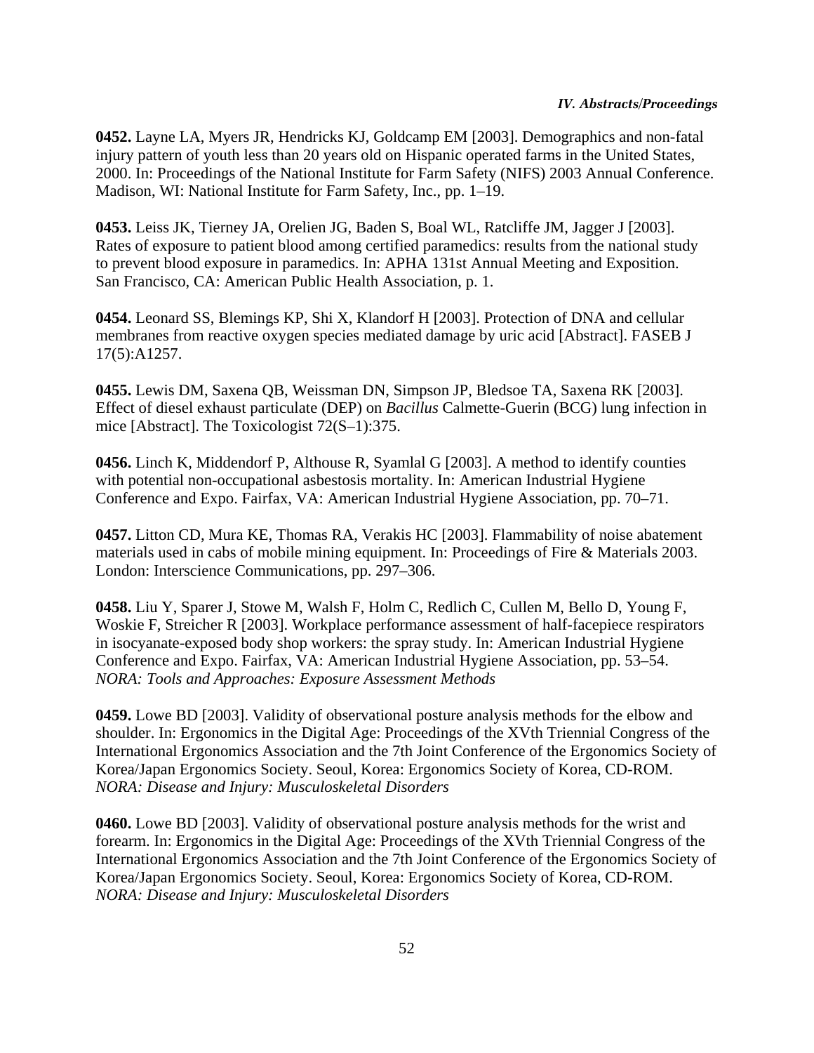**0452.** Layne LA, Myers JR, Hendricks KJ, Goldcamp EM [2003]. Demographics and non-fatal injury pattern of youth less than 20 years old on Hispanic operated farms in the United States, 2000. In: Proceedings of the National Institute for Farm Safety (NIFS) 2003 Annual Conference. Madison, WI: National Institute for Farm Safety, Inc., pp. 1–19.

**0453.** Leiss JK, Tierney JA, Orelien JG, Baden S, Boal WL, Ratcliffe JM, Jagger J [2003]. Rates of exposure to patient blood among certified paramedics: results from the national study to prevent blood exposure in paramedics. In: APHA 131st Annual Meeting and Exposition. San Francisco, CA: American Public Health Association, p. 1.

**0454.** Leonard SS, Blemings KP, Shi X, Klandorf H [2003]. Protection of DNA and cellular membranes from reactive oxygen species mediated damage by uric acid [Abstract]. FASEB J 17(5):A1257.

**0455.** Lewis DM, Saxena QB, Weissman DN, Simpson JP, Bledsoe TA, Saxena RK [2003]. Effect of diesel exhaust particulate (DEP) on *Bacillus* Calmette-Guerin (BCG) lung infection in mice [Abstract]. The Toxicologist 72(S–1):375.

**0456.** Linch K, Middendorf P, Althouse R, Syamlal G [2003]. A method to identify counties with potential non-occupational asbestosis mortality. In: American Industrial Hygiene Conference and Expo. Fairfax, VA: American Industrial Hygiene Association, pp. 70–71.

**0457.** Litton CD, Mura KE, Thomas RA, Verakis HC [2003]. Flammability of noise abatement materials used in cabs of mobile mining equipment. In: Proceedings of Fire & Materials 2003. London: Interscience Communications, pp. 297–306.

**0458.** Liu Y, Sparer J, Stowe M, Walsh F, Holm C, Redlich C, Cullen M, Bello D, Young F, Woskie F, Streicher R [2003]. Workplace performance assessment of half-facepiece respirators in isocyanate-exposed body shop workers: the spray study. In: American Industrial Hygiene Conference and Expo. Fairfax, VA: American Industrial Hygiene Association, pp. 53–54.
*NORA: Tools and Approaches: Exposure Assessment Methods*

**0459.** Lowe BD [2003]. Validity of observational posture analysis methods for the elbow and shoulder. In: Ergonomics in the Digital Age: Proceedings of the XVth Triennial Congress of the International Ergonomics Association and the 7th Joint Conference of the Ergonomics Society of Korea/Japan Ergonomics Society. Seoul, Korea: Ergonomics Society of Korea, CD-ROM.
*NORA: Disease and Injury: Musculoskeletal Disorders*

**0460.** Lowe BD [2003]. Validity of observational posture analysis methods for the wrist and forearm. In: Ergonomics in the Digital Age: Proceedings of the XVth Triennial Congress of the International Ergonomics Association and the 7th Joint Conference of the Ergonomics Society of Korea/Japan Ergonomics Society. Seoul, Korea: Ergonomics Society of Korea, CD-ROM.
*NORA: Disease and Injury: Musculoskeletal Disorders*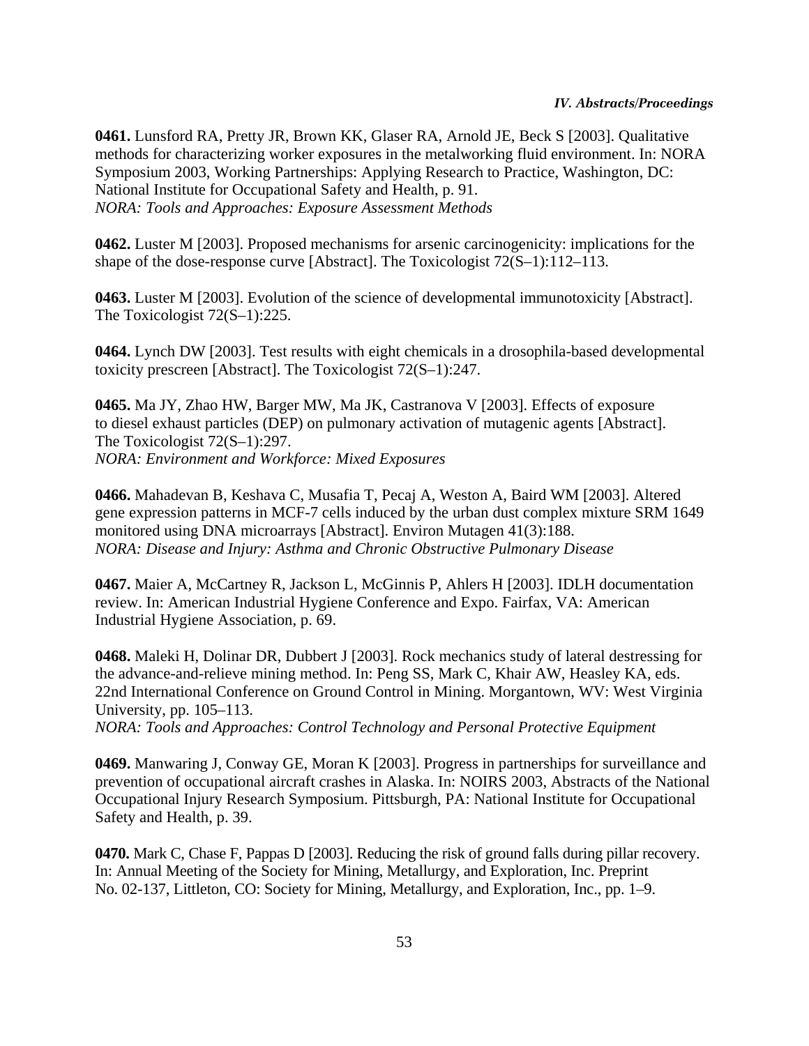**0461.** Lunsford RA, Pretty JR, Brown KK, Glaser RA, Arnold JE, Beck S [2003]. Qualitative methods for characterizing worker exposures in the metalworking fluid environment. In: NORA Symposium 2003, Working Partnerships: Applying Research to Practice, Washington, DC: National Institute for Occupational Safety and Health, p. 91.
*NORA: Tools and Approaches: Exposure Assessment Methods*

**0462.** Luster M [2003]. Proposed mechanisms for arsenic carcinogenicity: implications for the shape of the dose-response curve [Abstract]. The Toxicologist 72(S–1):112–113.

**0463.** Luster M [2003]. Evolution of the science of developmental immunotoxicity [Abstract]. The Toxicologist 72(S–1):225.

**0464.** Lynch DW [2003]. Test results with eight chemicals in a drosophila-based developmental toxicity prescreen [Abstract]. The Toxicologist 72(S–1):247.

**0465.** Ma JY, Zhao HW, Barger MW, Ma JK, Castranova V [2003]. Effects of exposure to diesel exhaust particles (DEP) on pulmonary activation of mutagenic agents [Abstract]. The Toxicologist 72(S–1):297.
*NORA: Environment and Workforce: Mixed Exposures*

**0466.** Mahadevan B, Keshava C, Musafia T, Pecaj A, Weston A, Baird WM [2003]. Altered gene expression patterns in MCF-7 cells induced by the urban dust complex mixture SRM 1649 monitored using DNA microarrays [Abstract]. Environ Mutagen 41(3):188.
*NORA: Disease and Injury: Asthma and Chronic Obstructive Pulmonary Disease*

**0467.** Maier A, McCartney R, Jackson L, McGinnis P, Ahlers H [2003]. IDLH documentation review. In: American Industrial Hygiene Conference and Expo. Fairfax, VA: American Industrial Hygiene Association, p. 69.

**0468.** Maleki H, Dolinar DR, Dubbert J [2003]. Rock mechanics study of lateral destressing for the advance-and-relieve mining method. In: Peng SS, Mark C, Khair AW, Heasley KA, eds. 22nd International Conference on Ground Control in Mining. Morgantown, WV: West Virginia University, pp. 105–113.
*NORA: Tools and Approaches: Control Technology and Personal Protective Equipment*

**0469.** Manwaring J, Conway GE, Moran K [2003]. Progress in partnerships for surveillance and prevention of occupational aircraft crashes in Alaska. In: NOIRS 2003, Abstracts of the National Occupational Injury Research Symposium. Pittsburgh, PA: National Institute for Occupational Safety and Health, p. 39.

**0470.** Mark C, Chase F, Pappas D [2003]. Reducing the risk of ground falls during pillar recovery. In: Annual Meeting of the Society for Mining, Metallurgy, and Exploration, Inc. Preprint No. 02-137, Littleton, CO: Society for Mining, Metallurgy, and Exploration, Inc., pp. 1–9.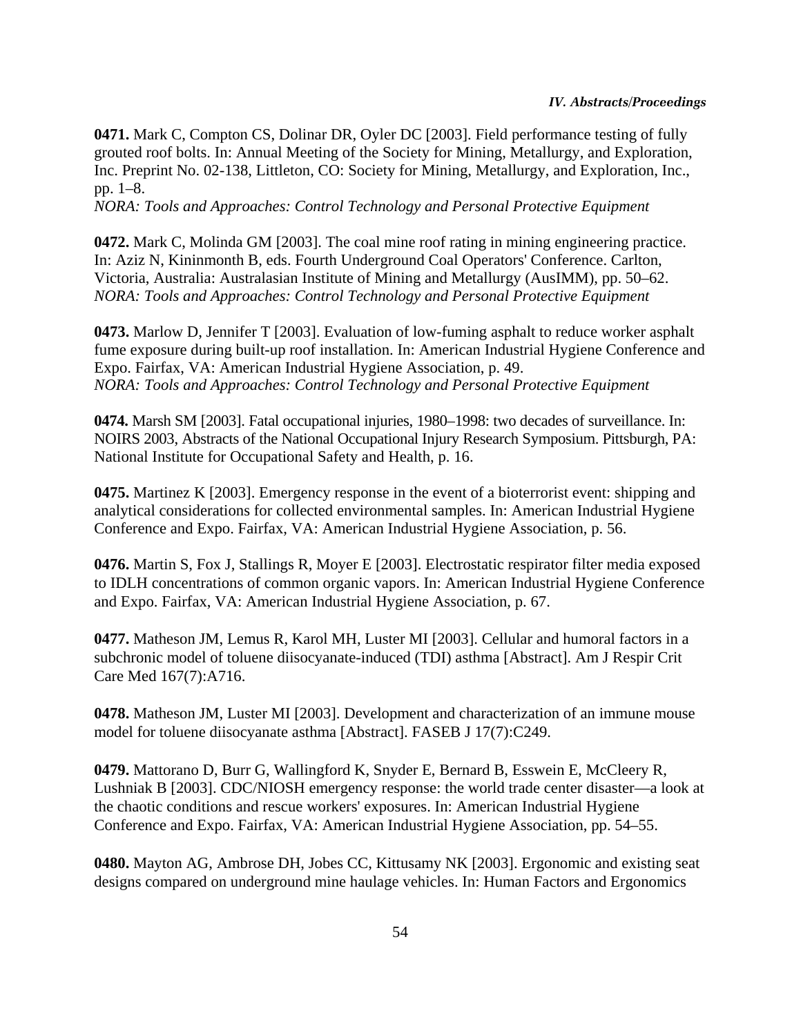**0471.** Mark C, Compton CS, Dolinar DR, Oyler DC [2003]. Field performance testing of fully grouted roof bolts. In: Annual Meeting of the Society for Mining, Metallurgy, and Exploration, Inc. Preprint No. 02-138, Littleton, CO: Society for Mining, Metallurgy, and Exploration, Inc., pp. 1–8.
*NORA: Tools and Approaches: Control Technology and Personal Protective Equipment*

**0472.** Mark C, Molinda GM [2003]. The coal mine roof rating in mining engineering practice. In: Aziz N, Kininmonth B, eds. Fourth Underground Coal Operators' Conference. Carlton, Victoria, Australia: Australasian Institute of Mining and Metallurgy (AusIMM), pp. 50–62.
*NORA: Tools and Approaches: Control Technology and Personal Protective Equipment*

**0473.** Marlow D, Jennifer T [2003]. Evaluation of low-fuming asphalt to reduce worker asphalt fume exposure during built-up roof installation. In: American Industrial Hygiene Conference and Expo. Fairfax, VA: American Industrial Hygiene Association, p. 49.
*NORA: Tools and Approaches: Control Technology and Personal Protective Equipment*

**0474.** Marsh SM [2003]. Fatal occupational injuries, 1980–1998: two decades of surveillance. In: NOIRS 2003, Abstracts of the National Occupational Injury Research Symposium. Pittsburgh, PA: National Institute for Occupational Safety and Health, p. 16.

**0475.** Martinez K [2003]. Emergency response in the event of a bioterrorist event: shipping and analytical considerations for collected environmental samples. In: American Industrial Hygiene Conference and Expo. Fairfax, VA: American Industrial Hygiene Association, p. 56.

**0476.** Martin S, Fox J, Stallings R, Moyer E [2003]. Electrostatic respirator filter media exposed to IDLH concentrations of common organic vapors. In: American Industrial Hygiene Conference and Expo. Fairfax, VA: American Industrial Hygiene Association, p. 67.

**0477.** Matheson JM, Lemus R, Karol MH, Luster MI [2003]. Cellular and humoral factors in a subchronic model of toluene diisocyanate-induced (TDI) asthma [Abstract]. Am J Respir Crit Care Med 167(7):A716.

**0478.** Matheson JM, Luster MI [2003]. Development and characterization of an immune mouse model for toluene diisocyanate asthma [Abstract]. FASEB J 17(7):C249.

**0479.** Mattorano D, Burr G, Wallingford K, Snyder E, Bernard B, Esswein E, McCleery R, Lushniak B [2003]. CDC/NIOSH emergency response: the world trade center disaster—a look at the chaotic conditions and rescue workers' exposures. In: American Industrial Hygiene Conference and Expo. Fairfax, VA: American Industrial Hygiene Association, pp. 54–55.

**0480.** Mayton AG, Ambrose DH, Jobes CC, Kittusamy NK [2003]. Ergonomic and existing seat designs compared on underground mine haulage vehicles. In: Human Factors and Ergonomics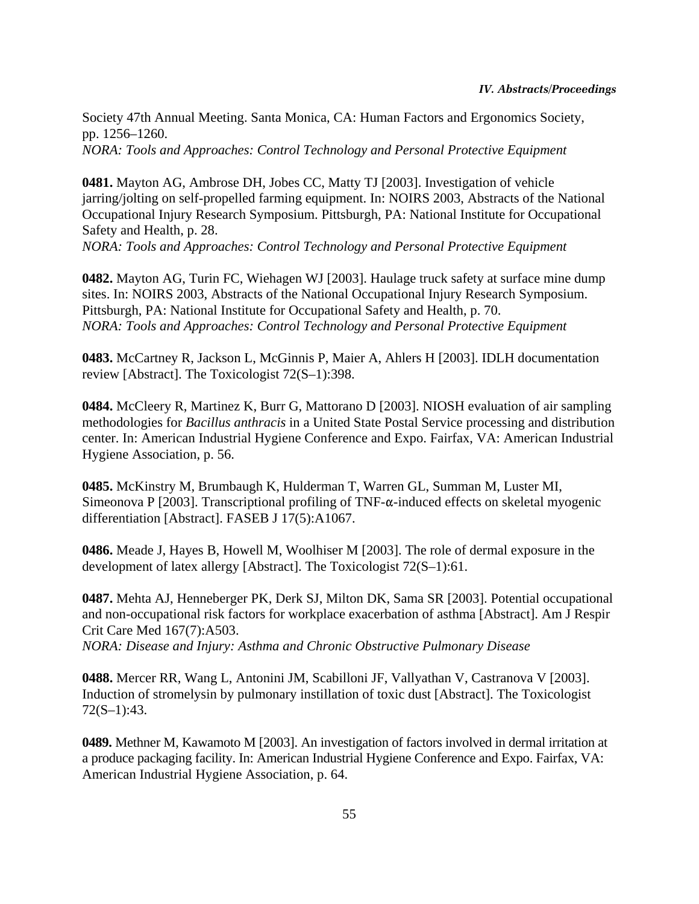Society 47th Annual Meeting. Santa Monica, CA: Human Factors and Ergonomics Society, pp. 1256–1260.
*NORA: Tools and Approaches: Control Technology and Personal Protective Equipment*

**0481.** Mayton AG, Ambrose DH, Jobes CC, Matty TJ [2003]. Investigation of vehicle jarring/jolting on self-propelled farming equipment. In: NOIRS 2003, Abstracts of the National Occupational Injury Research Symposium. Pittsburgh, PA: National Institute for Occupational Safety and Health, p. 28.
*NORA: Tools and Approaches: Control Technology and Personal Protective Equipment*

**0482.** Mayton AG, Turin FC, Wiehagen WJ [2003]. Haulage truck safety at surface mine dump sites. In: NOIRS 2003, Abstracts of the National Occupational Injury Research Symposium. Pittsburgh, PA: National Institute for Occupational Safety and Health, p. 70.
*NORA: Tools and Approaches: Control Technology and Personal Protective Equipment*

**0483.** McCartney R, Jackson L, McGinnis P, Maier A, Ahlers H [2003]. IDLH documentation review [Abstract]. The Toxicologist 72(S–1):398.

**0484.** McCleery R, Martinez K, Burr G, Mattorano D [2003]. NIOSH evaluation of air sampling methodologies for *Bacillus anthracis* in a United State Postal Service processing and distribution center. In: American Industrial Hygiene Conference and Expo. Fairfax, VA: American Industrial Hygiene Association, p. 56.

**0485.** McKinstry M, Brumbaugh K, Hulderman T, Warren GL, Summan M, Luster MI, Simeonova P [2003]. Transcriptional profiling of TNF-α-induced effects on skeletal myogenic differentiation [Abstract]. FASEB J 17(5):A1067.

**0486.** Meade J, Hayes B, Howell M, Woolhiser M [2003]. The role of dermal exposure in the development of latex allergy [Abstract]. The Toxicologist 72(S–1):61.

**0487.** Mehta AJ, Henneberger PK, Derk SJ, Milton DK, Sama SR [2003]. Potential occupational and non-occupational risk factors for workplace exacerbation of asthma [Abstract]. Am J Respir Crit Care Med 167(7):A503.
*NORA: Disease and Injury: Asthma and Chronic Obstructive Pulmonary Disease*

**0488.** Mercer RR, Wang L, Antonini JM, Scabilloni JF, Vallyathan V, Castranova V [2003]. Induction of stromelysin by pulmonary instillation of toxic dust [Abstract]. The Toxicologist 72(S–1):43.

**0489.** Methner M, Kawamoto M [2003]. An investigation of factors involved in dermal irritation at a produce packaging facility. In: American Industrial Hygiene Conference and Expo. Fairfax, VA: American Industrial Hygiene Association, p. 64.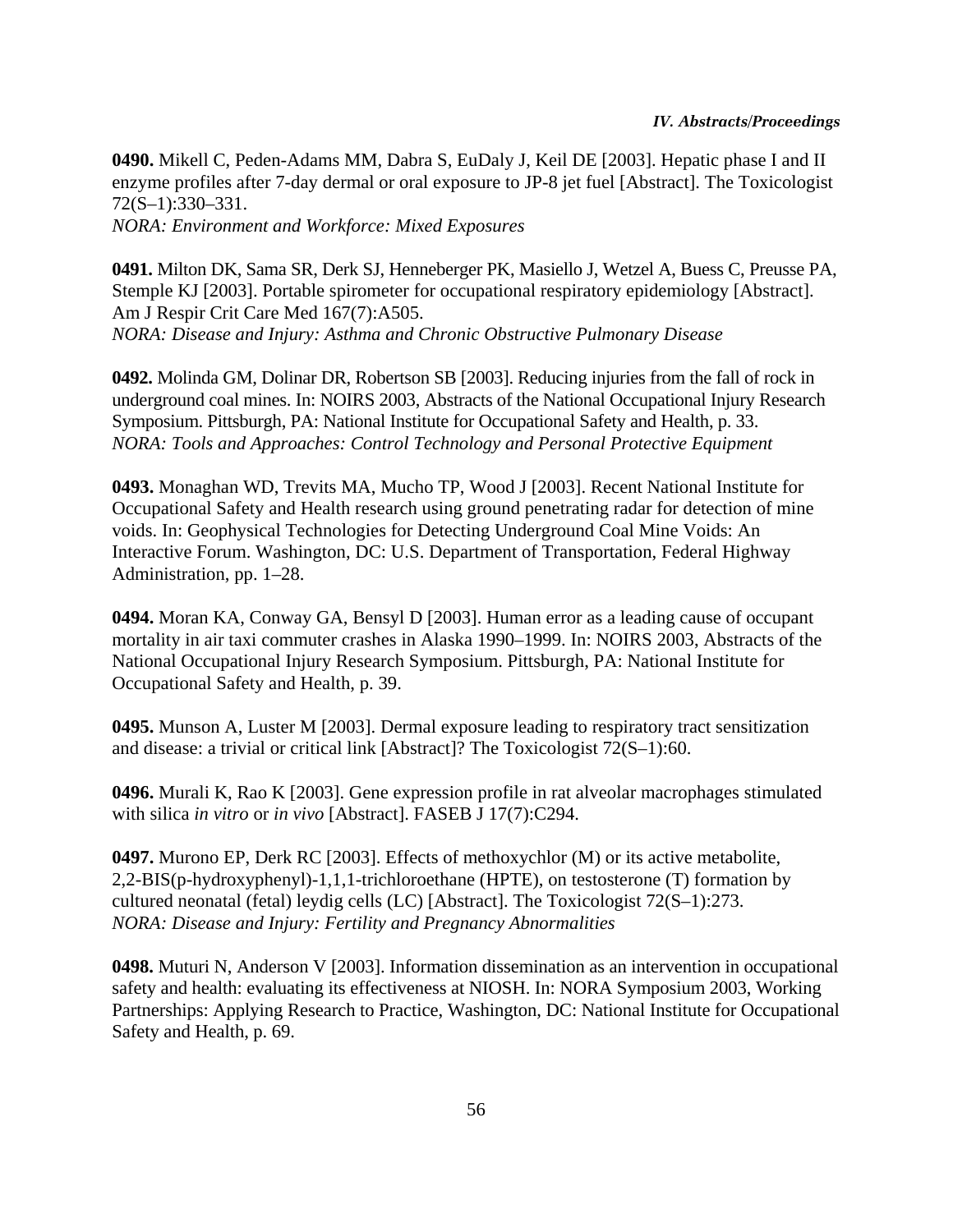**0490.** Mikell C, Peden-Adams MM, Dabra S, EuDaly J, Keil DE [2003]. Hepatic phase I and II enzyme profiles after 7-day dermal or oral exposure to JP-8 jet fuel [Abstract]. The Toxicologist 72(S–1):330–331.
*NORA: Environment and Workforce: Mixed Exposures*

**0491.** Milton DK, Sama SR, Derk SJ, Henneberger PK, Masiello J, Wetzel A, Buess C, Preusse PA, Stemple KJ [2003]. Portable spirometer for occupational respiratory epidemiology [Abstract]. Am J Respir Crit Care Med 167(7):A505.
*NORA: Disease and Injury: Asthma and Chronic Obstructive Pulmonary Disease*

**0492.** Molinda GM, Dolinar DR, Robertson SB [2003]. Reducing injuries from the fall of rock in underground coal mines. In: NOIRS 2003, Abstracts of the National Occupational Injury Research Symposium. Pittsburgh, PA: National Institute for Occupational Safety and Health, p. 33.
*NORA: Tools and Approaches: Control Technology and Personal Protective Equipment*

**0493.** Monaghan WD, Trevits MA, Mucho TP, Wood J [2003]. Recent National Institute for Occupational Safety and Health research using ground penetrating radar for detection of mine voids. In: Geophysical Technologies for Detecting Underground Coal Mine Voids: An Interactive Forum. Washington, DC: U.S. Department of Transportation, Federal Highway Administration, pp. 1–28.

**0494.** Moran KA, Conway GA, Bensyl D [2003]. Human error as a leading cause of occupant mortality in air taxi commuter crashes in Alaska 1990–1999. In: NOIRS 2003, Abstracts of the National Occupational Injury Research Symposium. Pittsburgh, PA: National Institute for Occupational Safety and Health, p. 39.

**0495.** Munson A, Luster M [2003]. Dermal exposure leading to respiratory tract sensitization and disease: a trivial or critical link [Abstract]? The Toxicologist 72(S–1):60.

**0496.** Murali K, Rao K [2003]. Gene expression profile in rat alveolar macrophages stimulated with silica *in vitro* or *in vivo* [Abstract]. FASEB J 17(7):C294.

**0497.** Murono EP, Derk RC [2003]. Effects of methoxychlor (M) or its active metabolite, 2,2-BIS(p-hydroxyphenyl)-1,1,1-trichloroethane (HPTE), on testosterone (T) formation by cultured neonatal (fetal) leydig cells (LC) [Abstract]. The Toxicologist 72(S–1):273.
*NORA: Disease and Injury: Fertility and Pregnancy Abnormalities*

**0498.** Muturi N, Anderson V [2003]. Information dissemination as an intervention in occupational safety and health: evaluating its effectiveness at NIOSH. In: NORA Symposium 2003, Working Partnerships: Applying Research to Practice, Washington, DC: National Institute for Occupational Safety and Health, p. 69.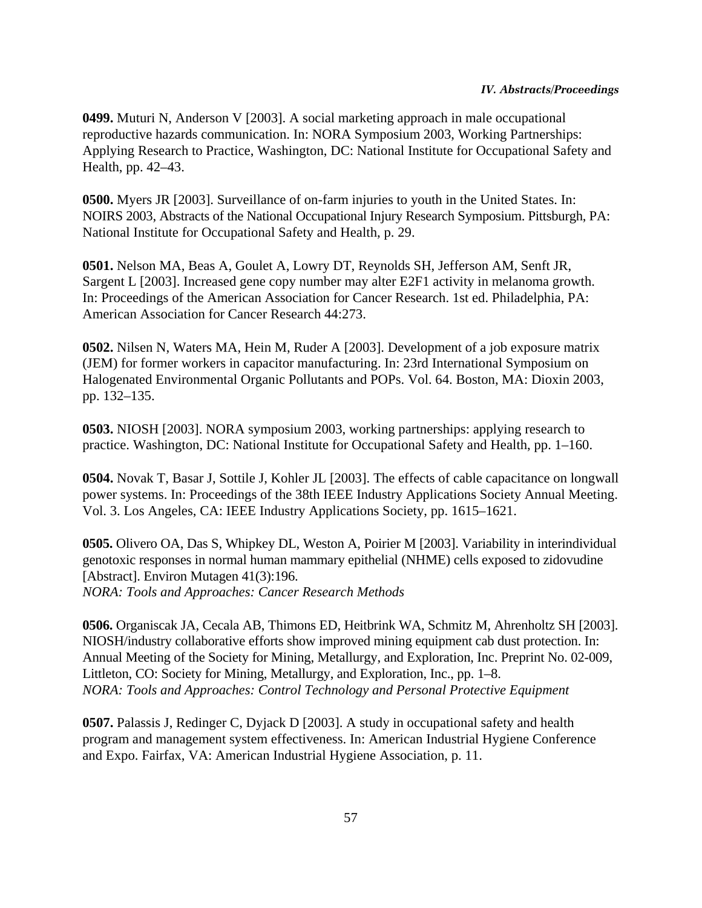**0499.** Muturi N, Anderson V [2003]. A social marketing approach in male occupational reproductive hazards communication. In: NORA Symposium 2003, Working Partnerships: Applying Research to Practice, Washington, DC: National Institute for Occupational Safety and Health, pp. 42–43.

**0500.** Myers JR [2003]. Surveillance of on-farm injuries to youth in the United States. In: NOIRS 2003, Abstracts of the National Occupational Injury Research Symposium. Pittsburgh, PA: National Institute for Occupational Safety and Health, p. 29.

**0501.** Nelson MA, Beas A, Goulet A, Lowry DT, Reynolds SH, Jefferson AM, Senft JR, Sargent L [2003]. Increased gene copy number may alter E2F1 activity in melanoma growth. In: Proceedings of the American Association for Cancer Research. 1st ed. Philadelphia, PA: American Association for Cancer Research 44:273.

**0502.** Nilsen N, Waters MA, Hein M, Ruder A [2003]. Development of a job exposure matrix (JEM) for former workers in capacitor manufacturing. In: 23rd International Symposium on Halogenated Environmental Organic Pollutants and POPs. Vol. 64. Boston, MA: Dioxin 2003, pp. 132–135.

**0503.** NIOSH [2003]. NORA symposium 2003, working partnerships: applying research to practice. Washington, DC: National Institute for Occupational Safety and Health, pp. 1–160.

**0504.** Novak T, Basar J, Sottile J, Kohler JL [2003]. The effects of cable capacitance on longwall power systems. In: Proceedings of the 38th IEEE Industry Applications Society Annual Meeting. Vol. 3. Los Angeles, CA: IEEE Industry Applications Society, pp. 1615–1621.

**0505.** Olivero OA, Das S, Whipkey DL, Weston A, Poirier M [2003]. Variability in interindividual genotoxic responses in normal human mammary epithelial (NHME) cells exposed to zidovudine [Abstract]. Environ Mutagen 41(3):196.
*NORA: Tools and Approaches: Cancer Research Methods*

**0506.** Organiscak JA, Cecala AB, Thimons ED, Heitbrink WA, Schmitz M, Ahrenholtz SH [2003]. NIOSH/industry collaborative efforts show improved mining equipment cab dust protection. In: Annual Meeting of the Society for Mining, Metallurgy, and Exploration, Inc. Preprint No. 02-009, Littleton, CO: Society for Mining, Metallurgy, and Exploration, Inc., pp. 1–8.
*NORA: Tools and Approaches: Control Technology and Personal Protective Equipment*

**0507.** Palassis J, Redinger C, Dyjack D [2003]. A study in occupational safety and health program and management system effectiveness. In: American Industrial Hygiene Conference and Expo. Fairfax, VA: American Industrial Hygiene Association, p. 11.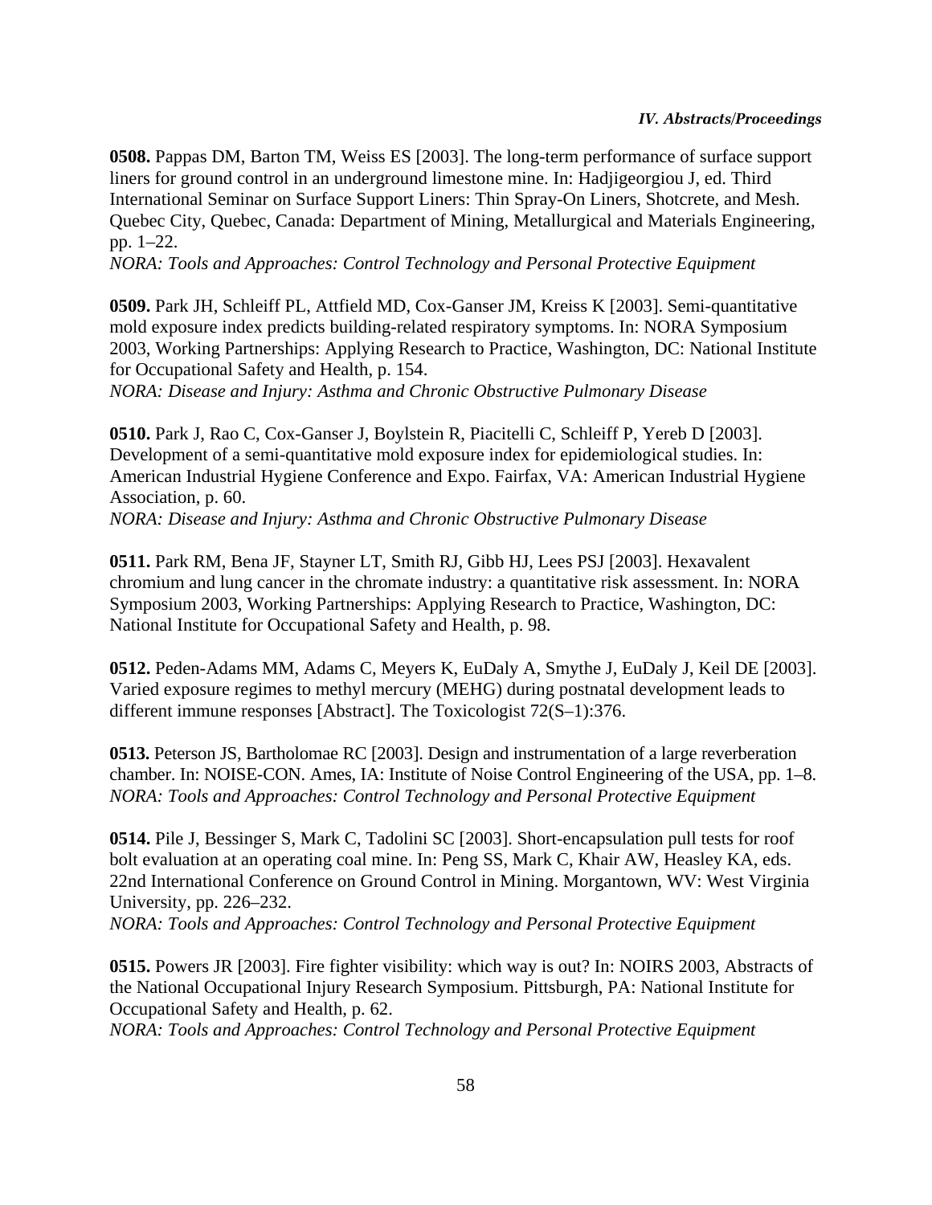**0508.** Pappas DM, Barton TM, Weiss ES [2003]. The long-term performance of surface support liners for ground control in an underground limestone mine. In: Hadjigeorgiou J, ed. Third International Seminar on Surface Support Liners: Thin Spray-On Liners, Shotcrete, and Mesh. Quebec City, Quebec, Canada: Department of Mining, Metallurgical and Materials Engineering, pp. 1–22.
*NORA: Tools and Approaches: Control Technology and Personal Protective Equipment*

**0509.** Park JH, Schleiff PL, Attfield MD, Cox-Ganser JM, Kreiss K [2003]. Semi-quantitative mold exposure index predicts building-related respiratory symptoms. In: NORA Symposium 2003, Working Partnerships: Applying Research to Practice, Washington, DC: National Institute for Occupational Safety and Health, p. 154.
*NORA: Disease and Injury: Asthma and Chronic Obstructive Pulmonary Disease*

**0510.** Park J, Rao C, Cox-Ganser J, Boylstein R, Piacitelli C, Schleiff P, Yereb D [2003]. Development of a semi-quantitative mold exposure index for epidemiological studies. In: American Industrial Hygiene Conference and Expo. Fairfax, VA: American Industrial Hygiene Association, p. 60.
*NORA: Disease and Injury: Asthma and Chronic Obstructive Pulmonary Disease*

**0511.** Park RM, Bena JF, Stayner LT, Smith RJ, Gibb HJ, Lees PSJ [2003]. Hexavalent chromium and lung cancer in the chromate industry: a quantitative risk assessment. In: NORA Symposium 2003, Working Partnerships: Applying Research to Practice, Washington, DC: National Institute for Occupational Safety and Health, p. 98.

**0512.** Peden-Adams MM, Adams C, Meyers K, EuDaly A, Smythe J, EuDaly J, Keil DE [2003]. Varied exposure regimes to methyl mercury (MEHG) during postnatal development leads to different immune responses [Abstract]. The Toxicologist 72(S–1):376.

**0513.** Peterson JS, Bartholomae RC [2003]. Design and instrumentation of a large reverberation chamber. In: NOISE-CON. Ames, IA: Institute of Noise Control Engineering of the USA, pp. 1–8.
*NORA: Tools and Approaches: Control Technology and Personal Protective Equipment*

**0514.** Pile J, Bessinger S, Mark C, Tadolini SC [2003]. Short-encapsulation pull tests for roof bolt evaluation at an operating coal mine. In: Peng SS, Mark C, Khair AW, Heasley KA, eds. 22nd International Conference on Ground Control in Mining. Morgantown, WV: West Virginia University, pp. 226–232.
*NORA: Tools and Approaches: Control Technology and Personal Protective Equipment*

**0515.** Powers JR [2003]. Fire fighter visibility: which way is out? In: NOIRS 2003, Abstracts of the National Occupational Injury Research Symposium. Pittsburgh, PA: National Institute for Occupational Safety and Health, p. 62.
*NORA: Tools and Approaches: Control Technology and Personal Protective Equipment*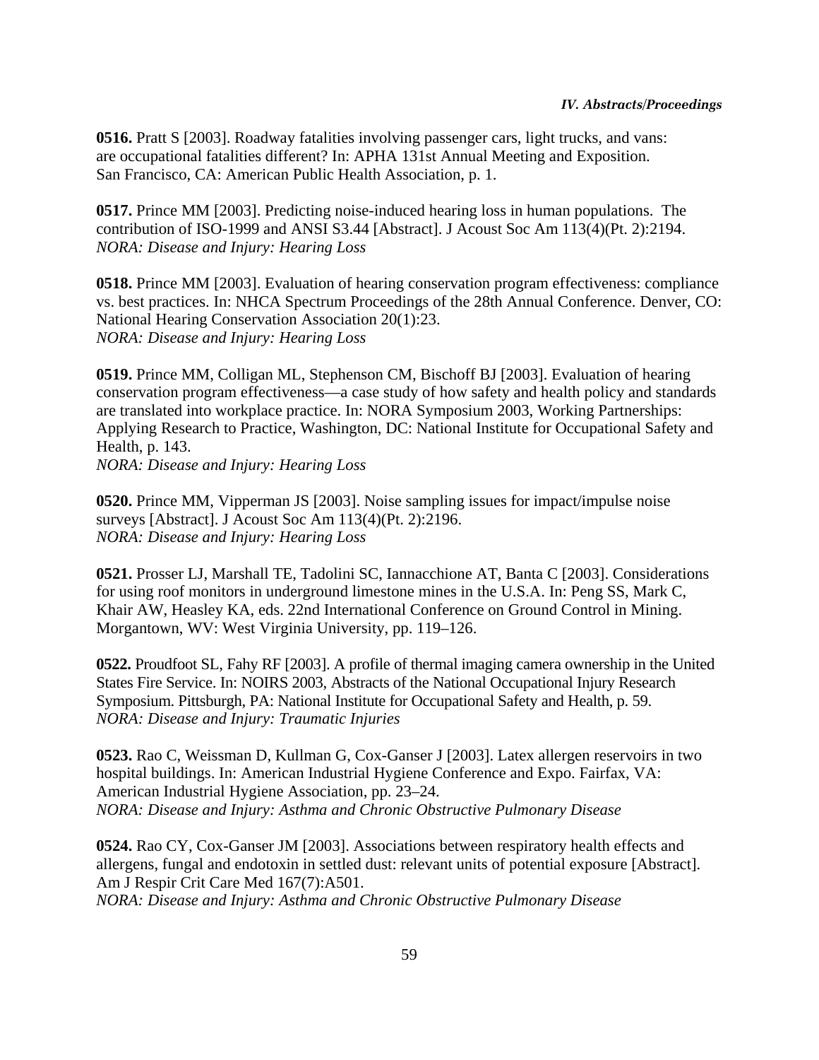**0516.** Pratt S [2003]. Roadway fatalities involving passenger cars, light trucks, and vans: are occupational fatalities different? In: APHA 131st Annual Meeting and Exposition. San Francisco, CA: American Public Health Association, p. 1.

**0517.** Prince MM [2003]. Predicting noise-induced hearing loss in human populations. The contribution of ISO-1999 and ANSI S3.44 [Abstract]. J Acoust Soc Am 113(4)(Pt. 2):2194.
*NORA: Disease and Injury: Hearing Loss*

**0518.** Prince MM [2003]. Evaluation of hearing conservation program effectiveness: compliance vs. best practices. In: NHCA Spectrum Proceedings of the 28th Annual Conference. Denver, CO: National Hearing Conservation Association 20(1):23.
*NORA: Disease and Injury: Hearing Loss*

**0519.** Prince MM, Colligan ML, Stephenson CM, Bischoff BJ [2003]. Evaluation of hearing conservation program effectiveness—a case study of how safety and health policy and standards are translated into workplace practice. In: NORA Symposium 2003, Working Partnerships: Applying Research to Practice, Washington, DC: National Institute for Occupational Safety and Health, p. 143.
*NORA: Disease and Injury: Hearing Loss*

**0520.** Prince MM, Vipperman JS [2003]. Noise sampling issues for impact/impulse noise surveys [Abstract]. J Acoust Soc Am 113(4)(Pt. 2):2196.
*NORA: Disease and Injury: Hearing Loss*

**0521.** Prosser LJ, Marshall TE, Tadolini SC, Iannacchione AT, Banta C [2003]. Considerations for using roof monitors in underground limestone mines in the U.S.A. In: Peng SS, Mark C, Khair AW, Heasley KA, eds. 22nd International Conference on Ground Control in Mining. Morgantown, WV: West Virginia University, pp. 119–126.

**0522.** Proudfoot SL, Fahy RF [2003]. A profile of thermal imaging camera ownership in the United States Fire Service. In: NOIRS 2003, Abstracts of the National Occupational Injury Research Symposium. Pittsburgh, PA: National Institute for Occupational Safety and Health, p. 59.
*NORA: Disease and Injury: Traumatic Injuries*

**0523.** Rao C, Weissman D, Kullman G, Cox-Ganser J [2003]. Latex allergen reservoirs in two hospital buildings. In: American Industrial Hygiene Conference and Expo. Fairfax, VA: American Industrial Hygiene Association, pp. 23–24.
*NORA: Disease and Injury: Asthma and Chronic Obstructive Pulmonary Disease*

**0524.** Rao CY, Cox-Ganser JM [2003]. Associations between respiratory health effects and allergens, fungal and endotoxin in settled dust: relevant units of potential exposure [Abstract]. Am J Respir Crit Care Med 167(7):A501.
*NORA: Disease and Injury: Asthma and Chronic Obstructive Pulmonary Disease*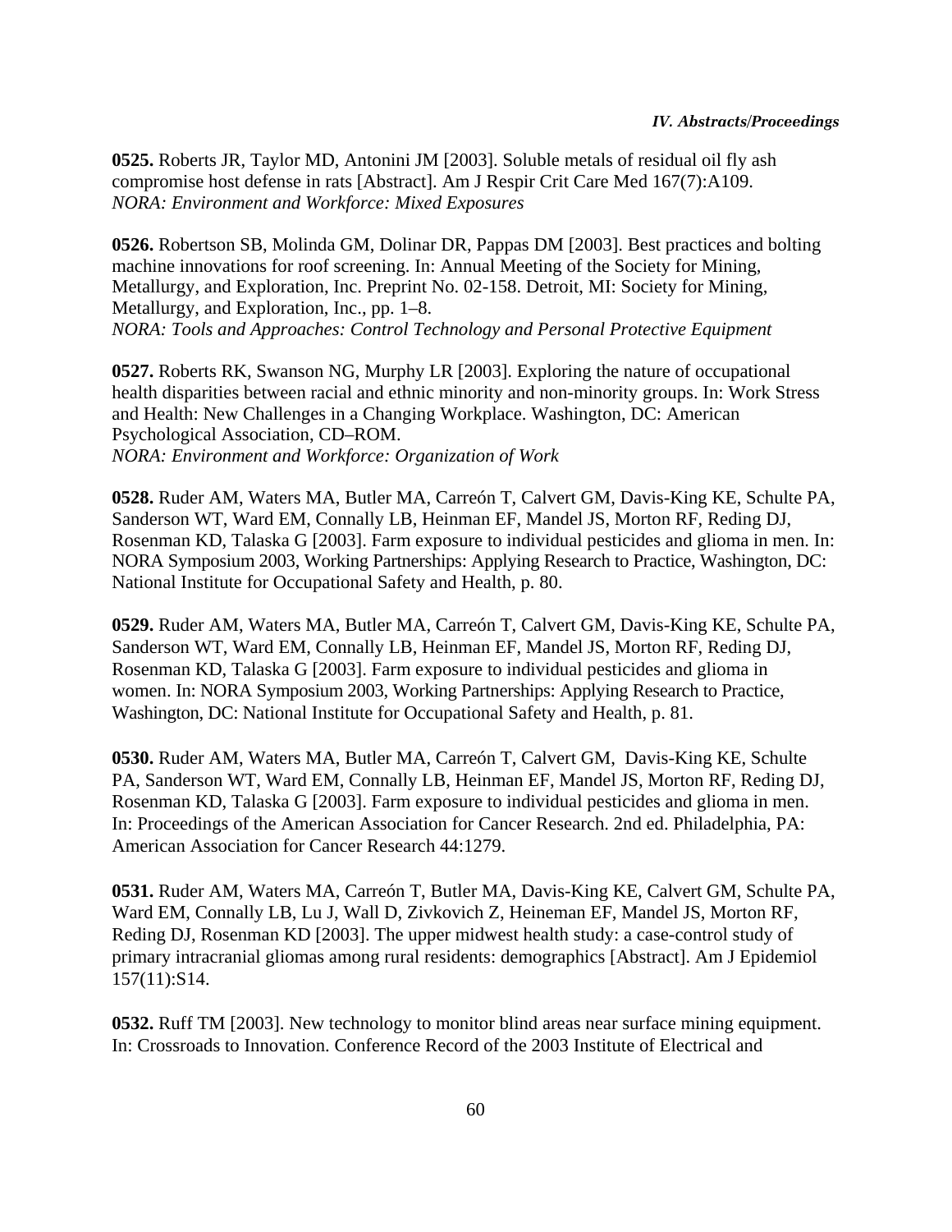**0525.** Roberts JR, Taylor MD, Antonini JM [2003]. Soluble metals of residual oil fly ash compromise host defense in rats [Abstract]. Am J Respir Crit Care Med 167(7):A109.
*NORA: Environment and Workforce: Mixed Exposures*

**0526.** Robertson SB, Molinda GM, Dolinar DR, Pappas DM [2003]. Best practices and bolting machine innovations for roof screening. In: Annual Meeting of the Society for Mining, Metallurgy, and Exploration, Inc. Preprint No. 02-158. Detroit, MI: Society for Mining, Metallurgy, and Exploration, Inc., pp. 1–8.
*NORA: Tools and Approaches: Control Technology and Personal Protective Equipment*

**0527.** Roberts RK, Swanson NG, Murphy LR [2003]. Exploring the nature of occupational health disparities between racial and ethnic minority and non-minority groups. In: Work Stress and Health: New Challenges in a Changing Workplace. Washington, DC: American Psychological Association, CD–ROM.
*NORA: Environment and Workforce: Organization of Work*

**0528.** Ruder AM, Waters MA, Butler MA, Carreón T, Calvert GM, Davis-King KE, Schulte PA, Sanderson WT, Ward EM, Connally LB, Heinman EF, Mandel JS, Morton RF, Reding DJ, Rosenman KD, Talaska G [2003]. Farm exposure to individual pesticides and glioma in men. In: NORA Symposium 2003, Working Partnerships: Applying Research to Practice, Washington, DC: National Institute for Occupational Safety and Health, p. 80.

**0529.** Ruder AM, Waters MA, Butler MA, Carreón T, Calvert GM, Davis-King KE, Schulte PA, Sanderson WT, Ward EM, Connally LB, Heinman EF, Mandel JS, Morton RF, Reding DJ, Rosenman KD, Talaska G [2003]. Farm exposure to individual pesticides and glioma in women. In: NORA Symposium 2003, Working Partnerships: Applying Research to Practice, Washington, DC: National Institute for Occupational Safety and Health, p. 81.

**0530.** Ruder AM, Waters MA, Butler MA, Carreón T, Calvert GM, Davis-King KE, Schulte PA, Sanderson WT, Ward EM, Connally LB, Heinman EF, Mandel JS, Morton RF, Reding DJ, Rosenman KD, Talaska G [2003]. Farm exposure to individual pesticides and glioma in men. In: Proceedings of the American Association for Cancer Research. 2nd ed. Philadelphia, PA: American Association for Cancer Research 44:1279.

**0531.** Ruder AM, Waters MA, Carreón T, Butler MA, Davis-King KE, Calvert GM, Schulte PA, Ward EM, Connally LB, Lu J, Wall D, Zivkovich Z, Heineman EF, Mandel JS, Morton RF, Reding DJ, Rosenman KD [2003]. The upper midwest health study: a case-control study of primary intracranial gliomas among rural residents: demographics [Abstract]. Am J Epidemiol 157(11):S14.

**0532.** Ruff TM [2003]. New technology to monitor blind areas near surface mining equipment. In: Crossroads to Innovation. Conference Record of the 2003 Institute of Electrical and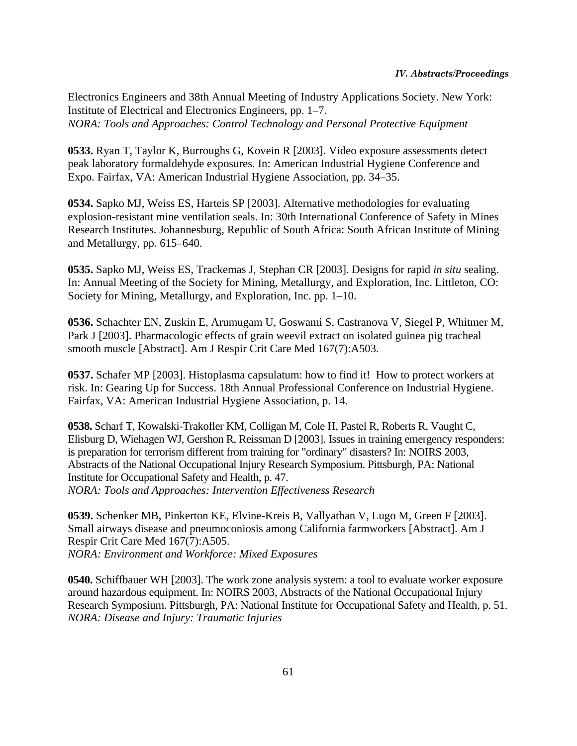Electronics Engineers and 38th Annual Meeting of Industry Applications Society. New York: Institute of Electrical and Electronics Engineers, pp. 1–7.
*NORA: Tools and Approaches: Control Technology and Personal Protective Equipment*

**0533.** Ryan T, Taylor K, Burroughs G, Kovein R [2003]. Video exposure assessments detect peak laboratory formaldehyde exposures. In: American Industrial Hygiene Conference and Expo. Fairfax, VA: American Industrial Hygiene Association, pp. 34–35.

**0534.** Sapko MJ, Weiss ES, Harteis SP [2003]. Alternative methodologies for evaluating explosion-resistant mine ventilation seals. In: 30th International Conference of Safety in Mines Research Institutes. Johannesburg, Republic of South Africa: South African Institute of Mining and Metallurgy, pp. 615–640.

**0535.** Sapko MJ, Weiss ES, Trackemas J, Stephan CR [2003]. Designs for rapid *in situ* sealing. In: Annual Meeting of the Society for Mining, Metallurgy, and Exploration, Inc. Littleton, CO: Society for Mining, Metallurgy, and Exploration, Inc. pp. 1–10.

**0536.** Schachter EN, Zuskin E, Arumugam U, Goswami S, Castranova V, Siegel P, Whitmer M, Park J [2003]. Pharmacologic effects of grain weevil extract on isolated guinea pig tracheal smooth muscle [Abstract]. Am J Respir Crit Care Med 167(7):A503.

**0537.** Schafer MP [2003]. Histoplasma capsulatum: how to find it! How to protect workers at risk. In: Gearing Up for Success. 18th Annual Professional Conference on Industrial Hygiene. Fairfax, VA: American Industrial Hygiene Association, p. 14.

**0538.** Scharf T, Kowalski-Trakofler KM, Colligan M, Cole H, Pastel R, Roberts R, Vaught C, Elisburg D, Wiehagen WJ, Gershon R, Reissman D [2003]. Issues in training emergency responders: is preparation for terrorism different from training for "ordinary" disasters? In: NOIRS 2003, Abstracts of the National Occupational Injury Research Symposium. Pittsburgh, PA: National Institute for Occupational Safety and Health, p. 47.
*NORA: Tools and Approaches: Intervention Effectiveness Research*

**0539.** Schenker MB, Pinkerton KE, Elvine-Kreis B, Vallyathan V, Lugo M, Green F [2003]. Small airways disease and pneumoconiosis among California farmworkers [Abstract]. Am J Respir Crit Care Med 167(7):A505.
*NORA: Environment and Workforce: Mixed Exposures*

**0540.** Schiffbauer WH [2003]. The work zone analysis system: a tool to evaluate worker exposure around hazardous equipment. In: NOIRS 2003, Abstracts of the National Occupational Injury Research Symposium. Pittsburgh, PA: National Institute for Occupational Safety and Health, p. 51.
*NORA: Disease and Injury: Traumatic Injuries*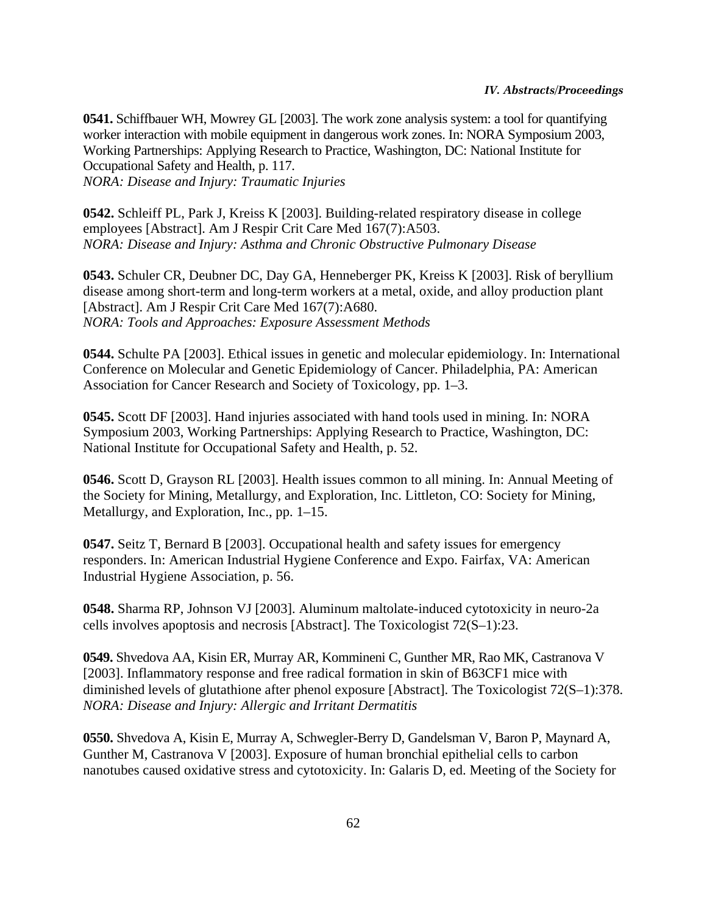**0541.** Schiffbauer WH, Mowrey GL [2003]. The work zone analysis system: a tool for quantifying worker interaction with mobile equipment in dangerous work zones. In: NORA Symposium 2003, Working Partnerships: Applying Research to Practice, Washington, DC: National Institute for Occupational Safety and Health, p. 117.
*NORA: Disease and Injury: Traumatic Injuries*

**0542.** Schleiff PL, Park J, Kreiss K [2003]. Building-related respiratory disease in college employees [Abstract]. Am J Respir Crit Care Med 167(7):A503.
*NORA: Disease and Injury: Asthma and Chronic Obstructive Pulmonary Disease*

**0543.** Schuler CR, Deubner DC, Day GA, Henneberger PK, Kreiss K [2003]. Risk of beryllium disease among short-term and long-term workers at a metal, oxide, and alloy production plant [Abstract]. Am J Respir Crit Care Med 167(7):A680.
*NORA: Tools and Approaches: Exposure Assessment Methods*

**0544.** Schulte PA [2003]. Ethical issues in genetic and molecular epidemiology. In: International Conference on Molecular and Genetic Epidemiology of Cancer. Philadelphia, PA: American Association for Cancer Research and Society of Toxicology, pp. 1–3.

**0545.** Scott DF [2003]. Hand injuries associated with hand tools used in mining. In: NORA Symposium 2003, Working Partnerships: Applying Research to Practice, Washington, DC: National Institute for Occupational Safety and Health, p. 52.

**0546.** Scott D, Grayson RL [2003]. Health issues common to all mining. In: Annual Meeting of the Society for Mining, Metallurgy, and Exploration, Inc. Littleton, CO: Society for Mining, Metallurgy, and Exploration, Inc., pp. 1–15.

**0547.** Seitz T, Bernard B [2003]. Occupational health and safety issues for emergency responders. In: American Industrial Hygiene Conference and Expo. Fairfax, VA: American Industrial Hygiene Association, p. 56.

**0548.** Sharma RP, Johnson VJ [2003]. Aluminum maltolate-induced cytotoxicity in neuro-2a cells involves apoptosis and necrosis [Abstract]. The Toxicologist 72(S–1):23.

**0549.** Shvedova AA, Kisin ER, Murray AR, Kommineni C, Gunther MR, Rao MK, Castranova V [2003]. Inflammatory response and free radical formation in skin of B63CF1 mice with diminished levels of glutathione after phenol exposure [Abstract]. The Toxicologist 72(S–1):378.
*NORA: Disease and Injury: Allergic and Irritant Dermatitis*

**0550.** Shvedova A, Kisin E, Murray A, Schwegler-Berry D, Gandelsman V, Baron P, Maynard A, Gunther M, Castranova V [2003]. Exposure of human bronchial epithelial cells to carbon nanotubes caused oxidative stress and cytotoxicity. In: Galaris D, ed. Meeting of the Society for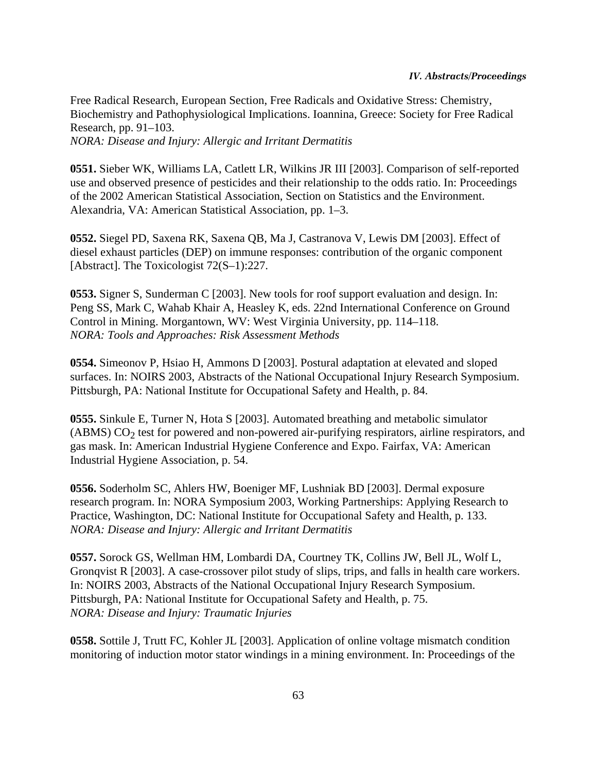Free Radical Research, European Section, Free Radicals and Oxidative Stress: Chemistry, Biochemistry and Pathophysiological Implications. Ioannina, Greece: Society for Free Radical Research, pp. 91–103.
*NORA: Disease and Injury: Allergic and Irritant Dermatitis*

**0551.** Sieber WK, Williams LA, Catlett LR, Wilkins JR III [2003]. Comparison of self-reported use and observed presence of pesticides and their relationship to the odds ratio. In: Proceedings of the 2002 American Statistical Association, Section on Statistics and the Environment. Alexandria, VA: American Statistical Association, pp. 1–3.

**0552.** Siegel PD, Saxena RK, Saxena QB, Ma J, Castranova V, Lewis DM [2003]. Effect of diesel exhaust particles (DEP) on immune responses: contribution of the organic component [Abstract]. The Toxicologist 72(S–1):227.

**0553.** Signer S, Sunderman C [2003]. New tools for roof support evaluation and design. In: Peng SS, Mark C, Wahab Khair A, Heasley K, eds. 22nd International Conference on Ground Control in Mining. Morgantown, WV: West Virginia University, pp. 114–118.
*NORA: Tools and Approaches: Risk Assessment Methods*

**0554.** Simeonov P, Hsiao H, Ammons D [2003]. Postural adaptation at elevated and sloped surfaces. In: NOIRS 2003, Abstracts of the National Occupational Injury Research Symposium. Pittsburgh, PA: National Institute for Occupational Safety and Health, p. 84.

**0555.** Sinkule E, Turner N, Hota S [2003]. Automated breathing and metabolic simulator (ABMS) $CO_2$ test for powered and non-powered air-purifying respirators, airline respirators, and gas mask. In: American Industrial Hygiene Conference and Expo. Fairfax, VA: American Industrial Hygiene Association, p. 54.

**0556.** Soderholm SC, Ahlers HW, Boeniger MF, Lushniak BD [2003]. Dermal exposure research program. In: NORA Symposium 2003, Working Partnerships: Applying Research to Practice, Washington, DC: National Institute for Occupational Safety and Health, p. 133.
*NORA: Disease and Injury: Allergic and Irritant Dermatitis*

**0557.** Sorock GS, Wellman HM, Lombardi DA, Courtney TK, Collins JW, Bell JL, Wolf L, Gronqvist R [2003]. A case-crossover pilot study of slips, trips, and falls in health care workers. In: NOIRS 2003, Abstracts of the National Occupational Injury Research Symposium. Pittsburgh, PA: National Institute for Occupational Safety and Health, p. 75.
*NORA: Disease and Injury: Traumatic Injuries*

**0558.** Sottile J, Trutt FC, Kohler JL [2003]. Application of online voltage mismatch condition monitoring of induction motor stator windings in a mining environment. In: Proceedings of the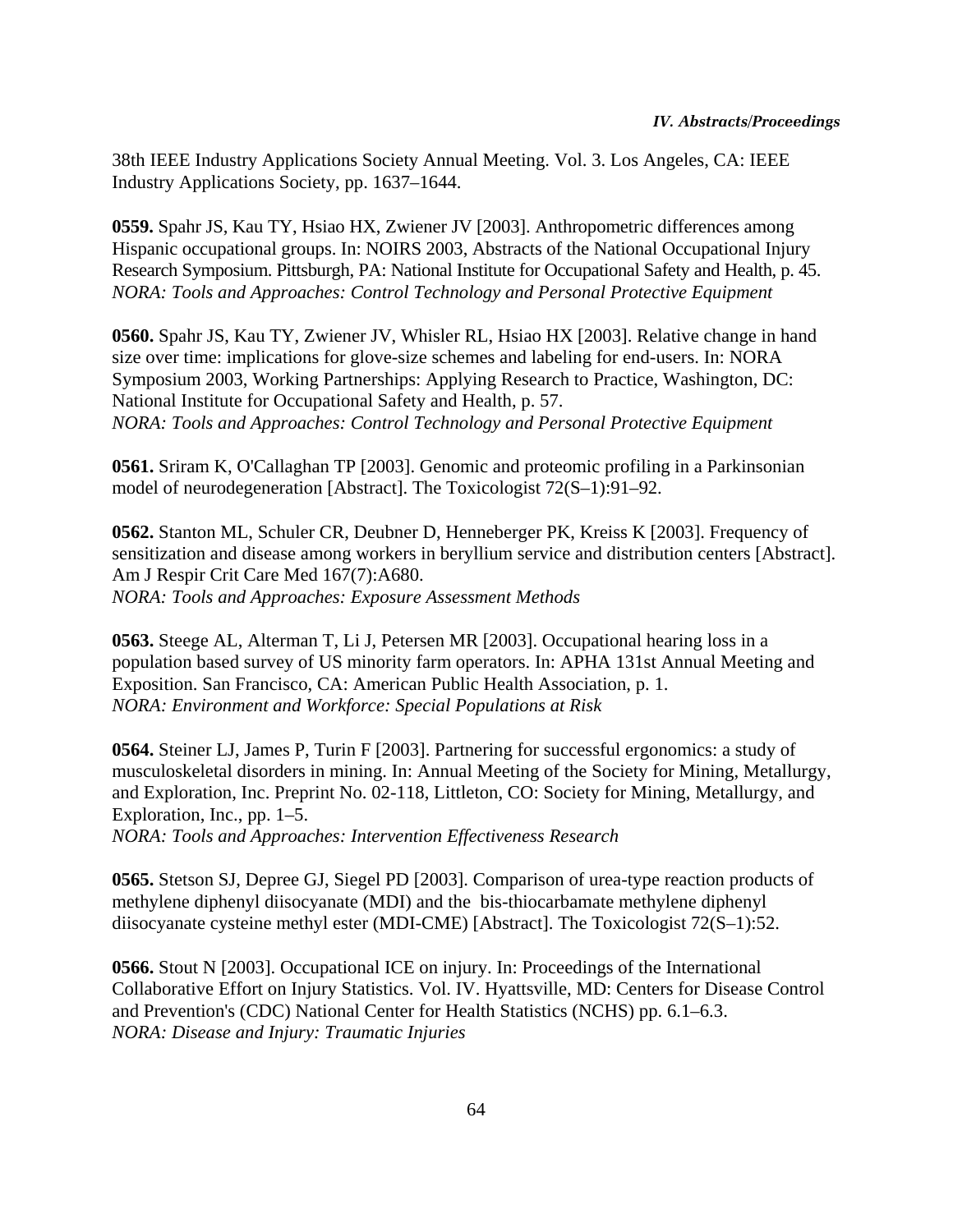38th IEEE Industry Applications Society Annual Meeting. Vol. 3. Los Angeles, CA: IEEE Industry Applications Society, pp. 1637–1644.

**0559.** Spahr JS, Kau TY, Hsiao HX, Zwiener JV [2003]. Anthropometric differences among Hispanic occupational groups. In: NOIRS 2003, Abstracts of the National Occupational Injury Research Symposium. Pittsburgh, PA: National Institute for Occupational Safety and Health, p. 45.
*NORA: Tools and Approaches: Control Technology and Personal Protective Equipment*

**0560.** Spahr JS, Kau TY, Zwiener JV, Whisler RL, Hsiao HX [2003]. Relative change in hand size over time: implications for glove-size schemes and labeling for end-users. In: NORA Symposium 2003, Working Partnerships: Applying Research to Practice, Washington, DC: National Institute for Occupational Safety and Health, p. 57.
*NORA: Tools and Approaches: Control Technology and Personal Protective Equipment*

**0561.** Sriram K, O'Callaghan TP [2003]. Genomic and proteomic profiling in a Parkinsonian model of neurodegeneration [Abstract]. The Toxicologist 72(S–1):91–92.

**0562.** Stanton ML, Schuler CR, Deubner D, Henneberger PK, Kreiss K [2003]. Frequency of sensitization and disease among workers in beryllium service and distribution centers [Abstract]. Am J Respir Crit Care Med 167(7):A680.
*NORA: Tools and Approaches: Exposure Assessment Methods*

**0563.** Steege AL, Alterman T, Li J, Petersen MR [2003]. Occupational hearing loss in a population based survey of US minority farm operators. In: APHA 131st Annual Meeting and Exposition. San Francisco, CA: American Public Health Association, p. 1.
*NORA: Environment and Workforce: Special Populations at Risk*

**0564.** Steiner LJ, James P, Turin F [2003]. Partnering for successful ergonomics: a study of musculoskeletal disorders in mining. In: Annual Meeting of the Society for Mining, Metallurgy, and Exploration, Inc. Preprint No. 02-118, Littleton, CO: Society for Mining, Metallurgy, and Exploration, Inc., pp. 1–5.
*NORA: Tools and Approaches: Intervention Effectiveness Research*

**0565.** Stetson SJ, Depree GJ, Siegel PD [2003]. Comparison of urea-type reaction products of methylene diphenyl diisocyanate (MDI) and the bis-thiocarbamate methylene diphenyl diisocyanate cysteine methyl ester (MDI-CME) [Abstract]. The Toxicologist 72(S–1):52.

**0566.** Stout N [2003]. Occupational ICE on injury. In: Proceedings of the International Collaborative Effort on Injury Statistics. Vol. IV. Hyattsville, MD: Centers for Disease Control and Prevention's (CDC) National Center for Health Statistics (NCHS) pp. 6.1–6.3.
*NORA: Disease and Injury: Traumatic Injuries*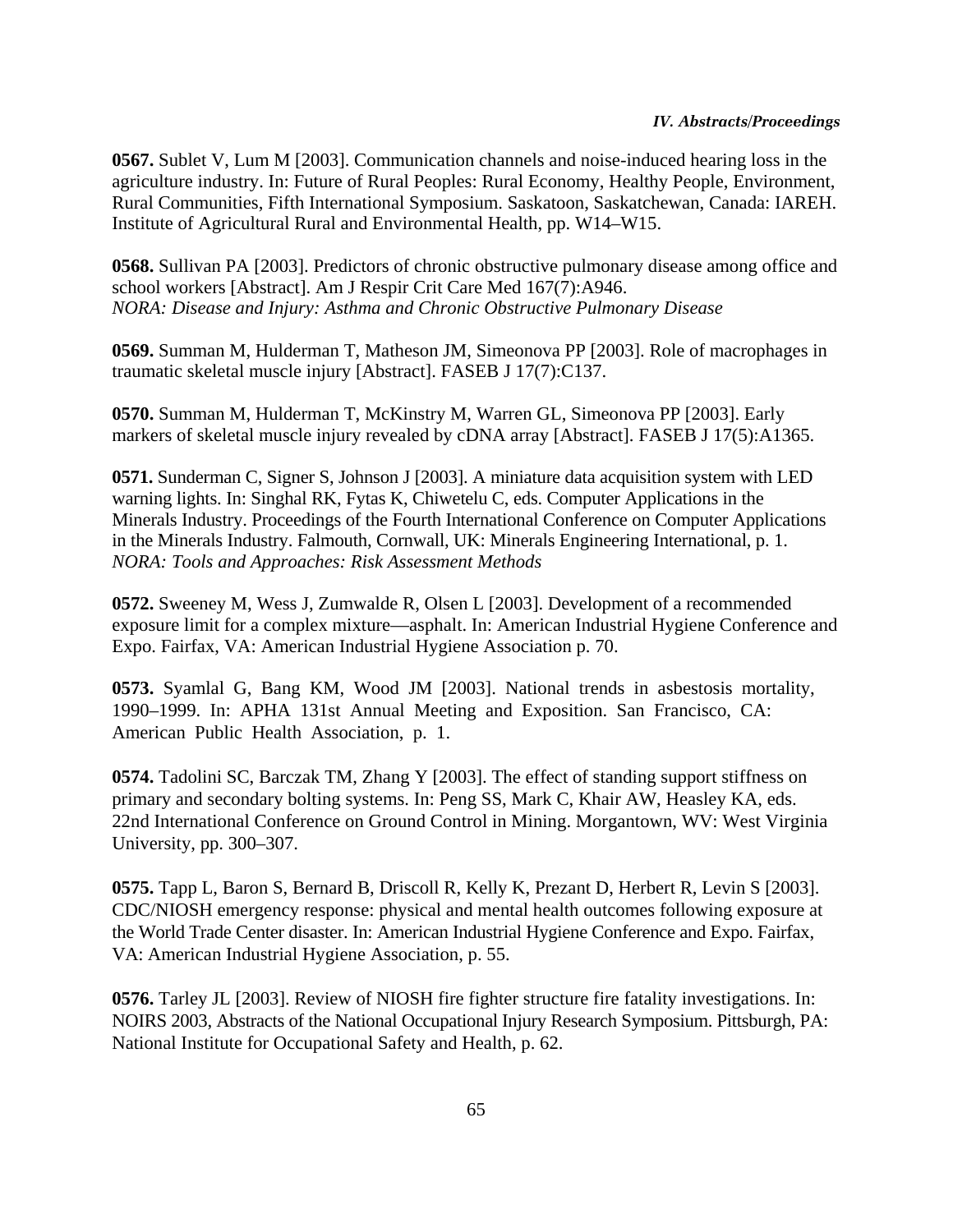**0567.** Sublet V, Lum M [2003]. Communication channels and noise-induced hearing loss in the agriculture industry. In: Future of Rural Peoples: Rural Economy, Healthy People, Environment, Rural Communities, Fifth International Symposium. Saskatoon, Saskatchewan, Canada: IAREH. Institute of Agricultural Rural and Environmental Health, pp. W14–W15.

**0568.** Sullivan PA [2003]. Predictors of chronic obstructive pulmonary disease among office and school workers [Abstract]. Am J Respir Crit Care Med 167(7):A946.
*NORA: Disease and Injury: Asthma and Chronic Obstructive Pulmonary Disease*

**0569.** Summan M, Hulderman T, Matheson JM, Simeonova PP [2003]. Role of macrophages in traumatic skeletal muscle injury [Abstract]. FASEB J 17(7):C137.

**0570.** Summan M, Hulderman T, McKinstry M, Warren GL, Simeonova PP [2003]. Early markers of skeletal muscle injury revealed by cDNA array [Abstract]. FASEB J 17(5):A1365.

**0571.** Sunderman C, Signer S, Johnson J [2003]. A miniature data acquisition system with LED warning lights. In: Singhal RK, Fytas K, Chiwetelu C, eds. Computer Applications in the Minerals Industry. Proceedings of the Fourth International Conference on Computer Applications in the Minerals Industry. Falmouth, Cornwall, UK: Minerals Engineering International, p. 1.
*NORA: Tools and Approaches: Risk Assessment Methods*

**0572.** Sweeney M, Wess J, Zumwalde R, Olsen L [2003]. Development of a recommended exposure limit for a complex mixture—asphalt. In: American Industrial Hygiene Conference and Expo. Fairfax, VA: American Industrial Hygiene Association p. 70.

**0573.** Syamlal G, Bang KM, Wood JM [2003]. National trends in asbestosis mortality, 1990–1999. In: APHA 131st Annual Meeting and Exposition. San Francisco, CA: American Public Health Association, p. 1.

**0574.** Tadolini SC, Barczak TM, Zhang Y [2003]. The effect of standing support stiffness on primary and secondary bolting systems. In: Peng SS, Mark C, Khair AW, Heasley KA, eds. 22nd International Conference on Ground Control in Mining. Morgantown, WV: West Virginia University, pp. 300–307.

**0575.** Tapp L, Baron S, Bernard B, Driscoll R, Kelly K, Prezant D, Herbert R, Levin S [2003]. CDC/NIOSH emergency response: physical and mental health outcomes following exposure at the World Trade Center disaster. In: American Industrial Hygiene Conference and Expo. Fairfax, VA: American Industrial Hygiene Association, p. 55.

**0576.** Tarley JL [2003]. Review of NIOSH fire fighter structure fire fatality investigations. In: NOIRS 2003, Abstracts of the National Occupational Injury Research Symposium. Pittsburgh, PA: National Institute for Occupational Safety and Health, p. 62.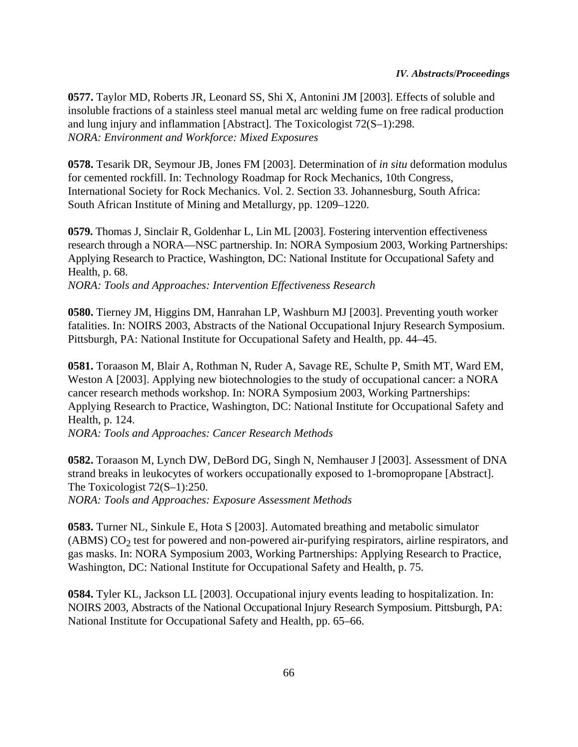**0577.** Taylor MD, Roberts JR, Leonard SS, Shi X, Antonini JM [2003]. Effects of soluble and insoluble fractions of a stainless steel manual metal arc welding fume on free radical production and lung injury and inflammation [Abstract]. The Toxicologist 72(S–1):298.
*NORA: Environment and Workforce: Mixed Exposures*

**0578.** Tesarik DR, Seymour JB, Jones FM [2003]. Determination of *in situ* deformation modulus for cemented rockfill. In: Technology Roadmap for Rock Mechanics, 10th Congress, International Society for Rock Mechanics. Vol. 2. Section 33. Johannesburg, South Africa: South African Institute of Mining and Metallurgy, pp. 1209–1220.

**0579.** Thomas J, Sinclair R, Goldenhar L, Lin ML [2003]. Fostering intervention effectiveness research through a NORA—NSC partnership. In: NORA Symposium 2003, Working Partnerships: Applying Research to Practice, Washington, DC: National Institute for Occupational Safety and Health, p. 68.
*NORA: Tools and Approaches: Intervention Effectiveness Research*

**0580.** Tierney JM, Higgins DM, Hanrahan LP, Washburn MJ [2003]. Preventing youth worker fatalities. In: NOIRS 2003, Abstracts of the National Occupational Injury Research Symposium. Pittsburgh, PA: National Institute for Occupational Safety and Health, pp. 44–45.

**0581.** Toraason M, Blair A, Rothman N, Ruder A, Savage RE, Schulte P, Smith MT, Ward EM, Weston A [2003]. Applying new biotechnologies to the study of occupational cancer: a NORA cancer research methods workshop. In: NORA Symposium 2003, Working Partnerships: Applying Research to Practice, Washington, DC: National Institute for Occupational Safety and Health, p. 124.
*NORA: Tools and Approaches: Cancer Research Methods*

**0582.** Toraason M, Lynch DW, DeBord DG, Singh N, Nemhauser J [2003]. Assessment of DNA strand breaks in leukocytes of workers occupationally exposed to 1-bromopropane [Abstract]. The Toxicologist 72(S–1):250.
*NORA: Tools and Approaches: Exposure Assessment Methods*

**0583.** Turner NL, Sinkule E, Hota S [2003]. Automated breathing and metabolic simulator (ABMS) $CO_2$ test for powered and non-powered air-purifying respirators, airline respirators, and gas masks. In: NORA Symposium 2003, Working Partnerships: Applying Research to Practice, Washington, DC: National Institute for Occupational Safety and Health, p. 75.

**0584.** Tyler KL, Jackson LL [2003]. Occupational injury events leading to hospitalization. In: NOIRS 2003, Abstracts of the National Occupational Injury Research Symposium. Pittsburgh, PA: National Institute for Occupational Safety and Health, pp. 65–66.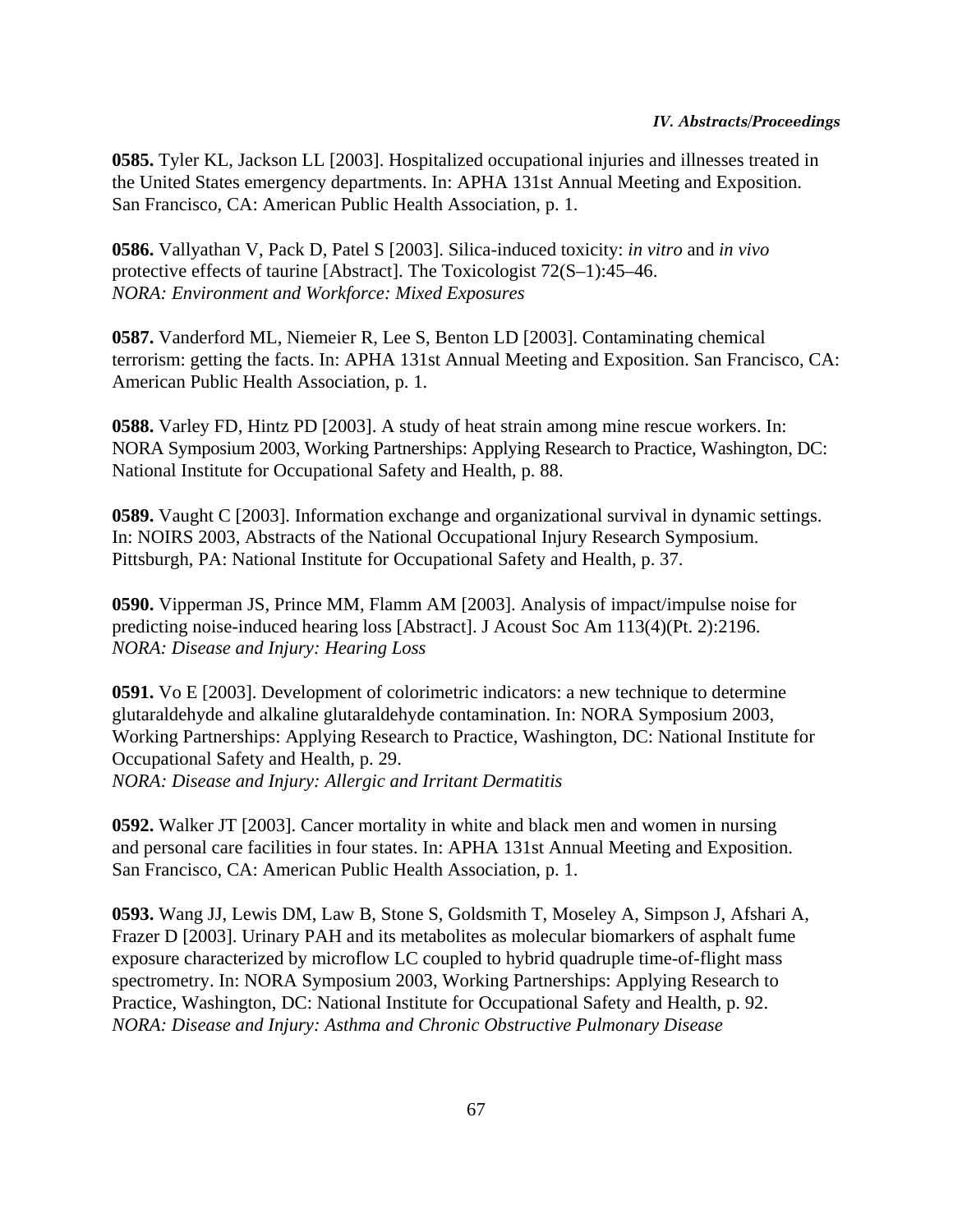**0585.** Tyler KL, Jackson LL [2003]. Hospitalized occupational injuries and illnesses treated in the United States emergency departments. In: APHA 131st Annual Meeting and Exposition. San Francisco, CA: American Public Health Association, p. 1.

**0586.** Vallyathan V, Pack D, Patel S [2003]. Silica-induced toxicity: *in vitro* and *in vivo* protective effects of taurine [Abstract]. The Toxicologist 72(S–1):45–46.
*NORA: Environment and Workforce: Mixed Exposures*

**0587.** Vanderford ML, Niemeier R, Lee S, Benton LD [2003]. Contaminating chemical terrorism: getting the facts. In: APHA 131st Annual Meeting and Exposition. San Francisco, CA: American Public Health Association, p. 1.

**0588.** Varley FD, Hintz PD [2003]. A study of heat strain among mine rescue workers. In: NORA Symposium 2003, Working Partnerships: Applying Research to Practice, Washington, DC: National Institute for Occupational Safety and Health, p. 88.

**0589.** Vaught C [2003]. Information exchange and organizational survival in dynamic settings. In: NOIRS 2003, Abstracts of the National Occupational Injury Research Symposium. Pittsburgh, PA: National Institute for Occupational Safety and Health, p. 37.

**0590.** Vipperman JS, Prince MM, Flamm AM [2003]. Analysis of impact/impulse noise for predicting noise-induced hearing loss [Abstract]. J Acoust Soc Am 113(4)(Pt. 2):2196.
*NORA: Disease and Injury: Hearing Loss*

**0591.** Vo E [2003]. Development of colorimetric indicators: a new technique to determine glutaraldehyde and alkaline glutaraldehyde contamination. In: NORA Symposium 2003, Working Partnerships: Applying Research to Practice, Washington, DC: National Institute for Occupational Safety and Health, p. 29.
*NORA: Disease and Injury: Allergic and Irritant Dermatitis*

**0592.** Walker JT [2003]. Cancer mortality in white and black men and women in nursing and personal care facilities in four states. In: APHA 131st Annual Meeting and Exposition. San Francisco, CA: American Public Health Association, p. 1.

**0593.** Wang JJ, Lewis DM, Law B, Stone S, Goldsmith T, Moseley A, Simpson J, Afshari A, Frazer D [2003]. Urinary PAH and its metabolites as molecular biomarkers of asphalt fume exposure characterized by microflow LC coupled to hybrid quadruple time-of-flight mass spectrometry. In: NORA Symposium 2003, Working Partnerships: Applying Research to Practice, Washington, DC: National Institute for Occupational Safety and Health, p. 92.
*NORA: Disease and Injury: Asthma and Chronic Obstructive Pulmonary Disease*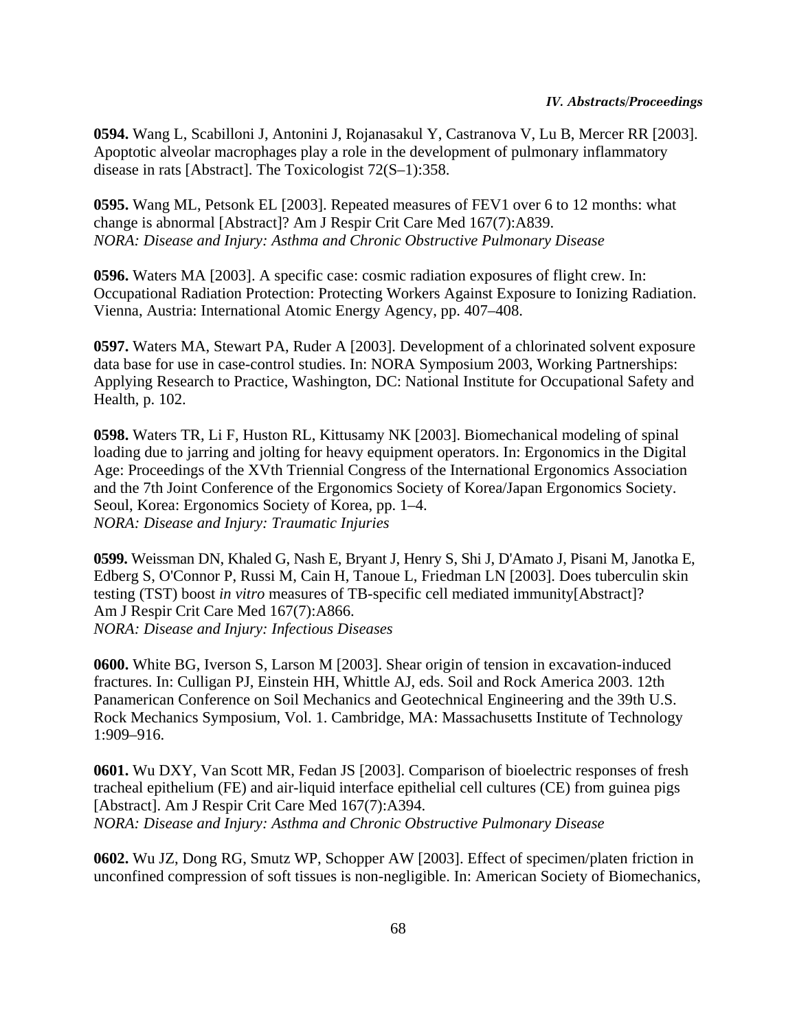**0594.** Wang L, Scabilloni J, Antonini J, Rojanasakul Y, Castranova V, Lu B, Mercer RR [2003]. Apoptotic alveolar macrophages play a role in the development of pulmonary inflammatory disease in rats [Abstract]. The Toxicologist 72(S–1):358.

**0595.** Wang ML, Petsonk EL [2003]. Repeated measures of FEV1 over 6 to 12 months: what change is abnormal [Abstract]? Am J Respir Crit Care Med 167(7):A839.
*NORA: Disease and Injury: Asthma and Chronic Obstructive Pulmonary Disease*

**0596.** Waters MA [2003]. A specific case: cosmic radiation exposures of flight crew. In: Occupational Radiation Protection: Protecting Workers Against Exposure to Ionizing Radiation. Vienna, Austria: International Atomic Energy Agency, pp. 407–408.

**0597.** Waters MA, Stewart PA, Ruder A [2003]. Development of a chlorinated solvent exposure data base for use in case-control studies. In: NORA Symposium 2003, Working Partnerships: Applying Research to Practice, Washington, DC: National Institute for Occupational Safety and Health, p. 102.

**0598.** Waters TR, Li F, Huston RL, Kittusamy NK [2003]. Biomechanical modeling of spinal loading due to jarring and jolting for heavy equipment operators. In: Ergonomics in the Digital Age: Proceedings of the XVth Triennial Congress of the International Ergonomics Association and the 7th Joint Conference of the Ergonomics Society of Korea/Japan Ergonomics Society. Seoul, Korea: Ergonomics Society of Korea, pp. 1–4.
*NORA: Disease and Injury: Traumatic Injuries*

**0599.** Weissman DN, Khaled G, Nash E, Bryant J, Henry S, Shi J, D'Amato J, Pisani M, Janotka E, Edberg S, O'Connor P, Russi M, Cain H, Tanoue L, Friedman LN [2003]. Does tuberculin skin testing (TST) boost *in vitro* measures of TB-specific cell mediated immunity[Abstract]? Am J Respir Crit Care Med 167(7):A866.
*NORA: Disease and Injury: Infectious Diseases*

**0600.** White BG, Iverson S, Larson M [2003]. Shear origin of tension in excavation-induced fractures. In: Culligan PJ, Einstein HH, Whittle AJ, eds. Soil and Rock America 2003. 12th Panamerican Conference on Soil Mechanics and Geotechnical Engineering and the 39th U.S. Rock Mechanics Symposium, Vol. 1. Cambridge, MA: Massachusetts Institute of Technology 1:909–916.

**0601.** Wu DXY, Van Scott MR, Fedan JS [2003]. Comparison of bioelectric responses of fresh tracheal epithelium (FE) and air-liquid interface epithelial cell cultures (CE) from guinea pigs [Abstract]. Am J Respir Crit Care Med 167(7):A394.
*NORA: Disease and Injury: Asthma and Chronic Obstructive Pulmonary Disease*

**0602.** Wu JZ, Dong RG, Smutz WP, Schopper AW [2003]. Effect of specimen/platen friction in unconfined compression of soft tissues is non-negligible. In: American Society of Biomechanics,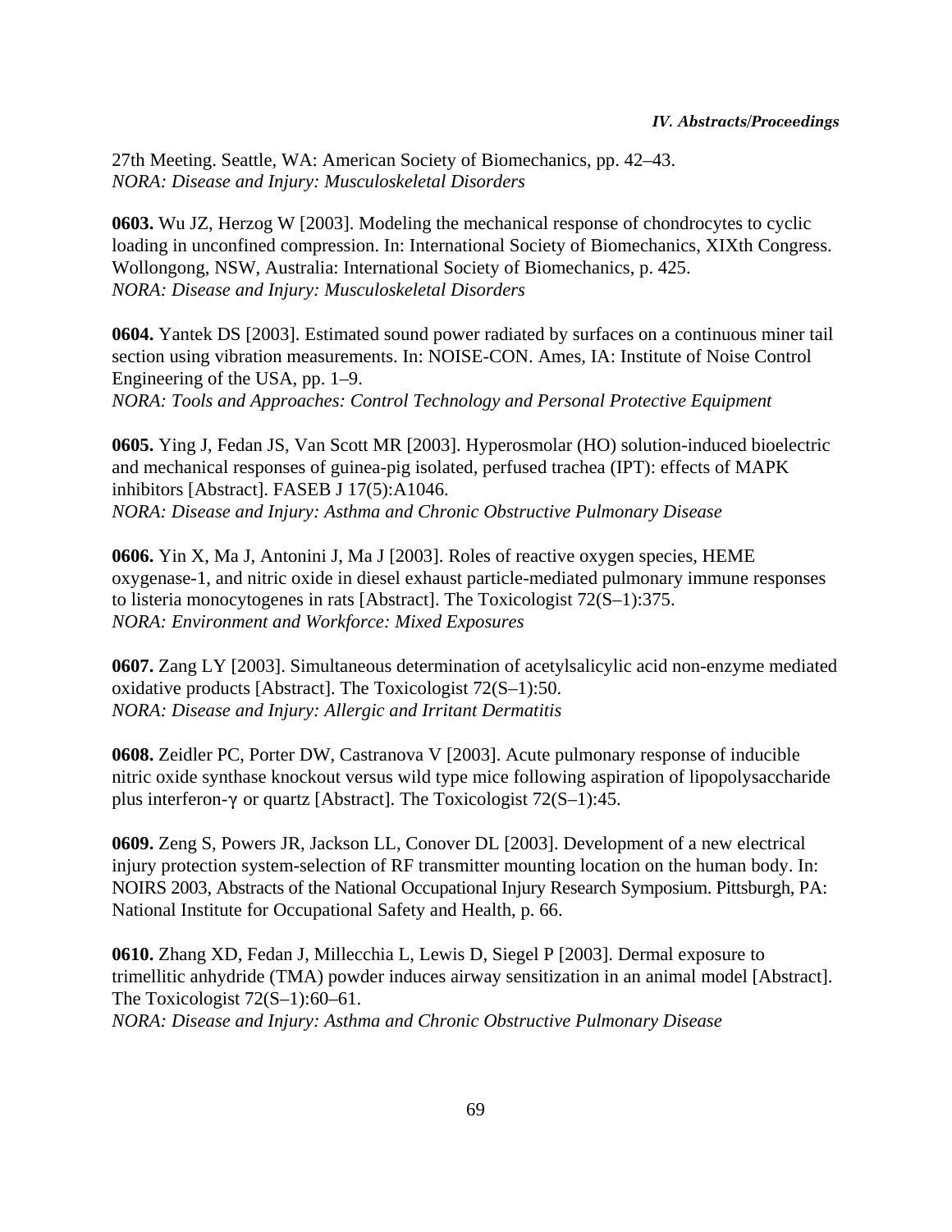27th Meeting. Seattle, WA: American Society of Biomechanics, pp. 42–43.
*NORA: Disease and Injury: Musculoskeletal Disorders*

**0603.** Wu JZ, Herzog W [2003]. Modeling the mechanical response of chondrocytes to cyclic loading in unconfined compression. In: International Society of Biomechanics, XIXth Congress. Wollongong, NSW, Australia: International Society of Biomechanics, p. 425.
*NORA: Disease and Injury: Musculoskeletal Disorders*

**0604.** Yantek DS [2003]. Estimated sound power radiated by surfaces on a continuous miner tail section using vibration measurements. In: NOISE-CON. Ames, IA: Institute of Noise Control Engineering of the USA, pp. 1–9.
*NORA: Tools and Approaches: Control Technology and Personal Protective Equipment*

**0605.** Ying J, Fedan JS, Van Scott MR [2003]. Hyperosmolar (HO) solution-induced bioelectric and mechanical responses of guinea-pig isolated, perfused trachea (IPT): effects of MAPK inhibitors [Abstract]. FASEB J 17(5):A1046.
*NORA: Disease and Injury: Asthma and Chronic Obstructive Pulmonary Disease*

**0606.** Yin X, Ma J, Antonini J, Ma J [2003]. Roles of reactive oxygen species, HEME oxygenase-1, and nitric oxide in diesel exhaust particle-mediated pulmonary immune responses to listeria monocytogenes in rats [Abstract]. The Toxicologist 72(S–1):375.
*NORA: Environment and Workforce: Mixed Exposures*

**0607.** Zang LY [2003]. Simultaneous determination of acetylsalicylic acid non-enzyme mediated oxidative products [Abstract]. The Toxicologist 72(S–1):50.
*NORA: Disease and Injury: Allergic and Irritant Dermatitis*

**0608.** Zeidler PC, Porter DW, Castranova V [2003]. Acute pulmonary response of inducible nitric oxide synthase knockout versus wild type mice following aspiration of lipopolysaccharide plus interferon-$\gamma$ or quartz [Abstract]. The Toxicologist 72(S–1):45.

**0609.** Zeng S, Powers JR, Jackson LL, Conover DL [2003]. Development of a new electrical injury protection system-selection of RF transmitter mounting location on the human body. In: NOIRS 2003, Abstracts of the National Occupational Injury Research Symposium. Pittsburgh, PA: National Institute for Occupational Safety and Health, p. 66.

**0610.** Zhang XD, Fedan J, Millecchia L, Lewis D, Siegel P [2003]. Dermal exposure to trimellitic anhydride (TMA) powder induces airway sensitization in an animal model [Abstract]. The Toxicologist 72(S–1):60–61.
*NORA: Disease and Injury: Asthma and Chronic Obstructive Pulmonary Disease*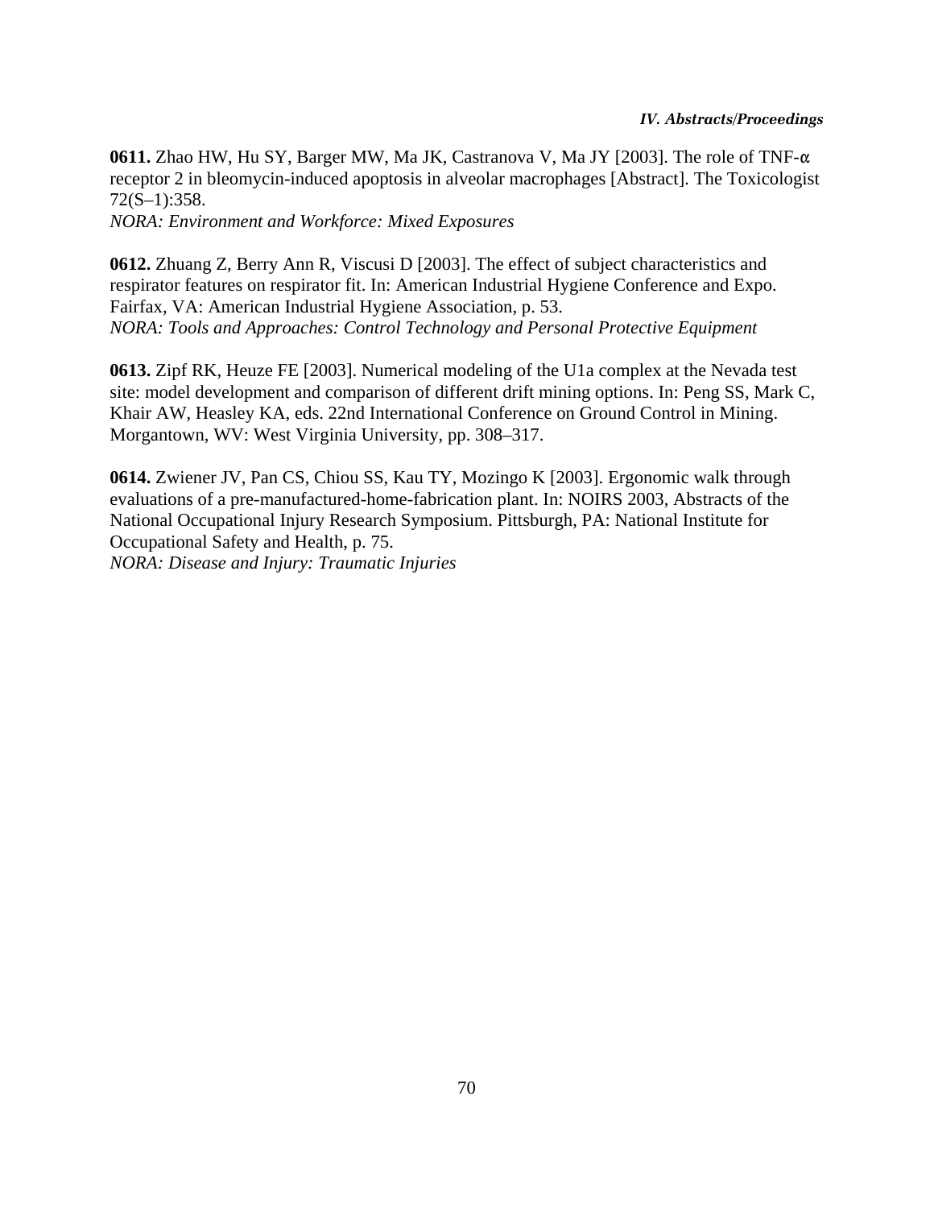**0611.** Zhao HW, Hu SY, Barger MW, Ma JK, Castranova V, Ma JY [2003]. The role of TNF-α receptor 2 in bleomycin-induced apoptosis in alveolar macrophages [Abstract]. The Toxicologist 72(S–1):358.
*NORA: Environment and Workforce: Mixed Exposures*

**0612.** Zhuang Z, Berry Ann R, Viscusi D [2003]. The effect of subject characteristics and respirator features on respirator fit. In: American Industrial Hygiene Conference and Expo. Fairfax, VA: American Industrial Hygiene Association, p. 53.
*NORA: Tools and Approaches: Control Technology and Personal Protective Equipment*

**0613.** Zipf RK, Heuze FE [2003]. Numerical modeling of the U1a complex at the Nevada test site: model development and comparison of different drift mining options. In: Peng SS, Mark C, Khair AW, Heasley KA, eds. 22nd International Conference on Ground Control in Mining. Morgantown, WV: West Virginia University, pp. 308–317.

**0614.** Zwiener JV, Pan CS, Chiou SS, Kau TY, Mozingo K [2003]. Ergonomic walk through evaluations of a pre-manufactured-home-fabrication plant. In: NOIRS 2003, Abstracts of the National Occupational Injury Research Symposium. Pittsburgh, PA: National Institute for Occupational Safety and Health, p. 75.
*NORA: Disease and Injury: Traumatic Injuries*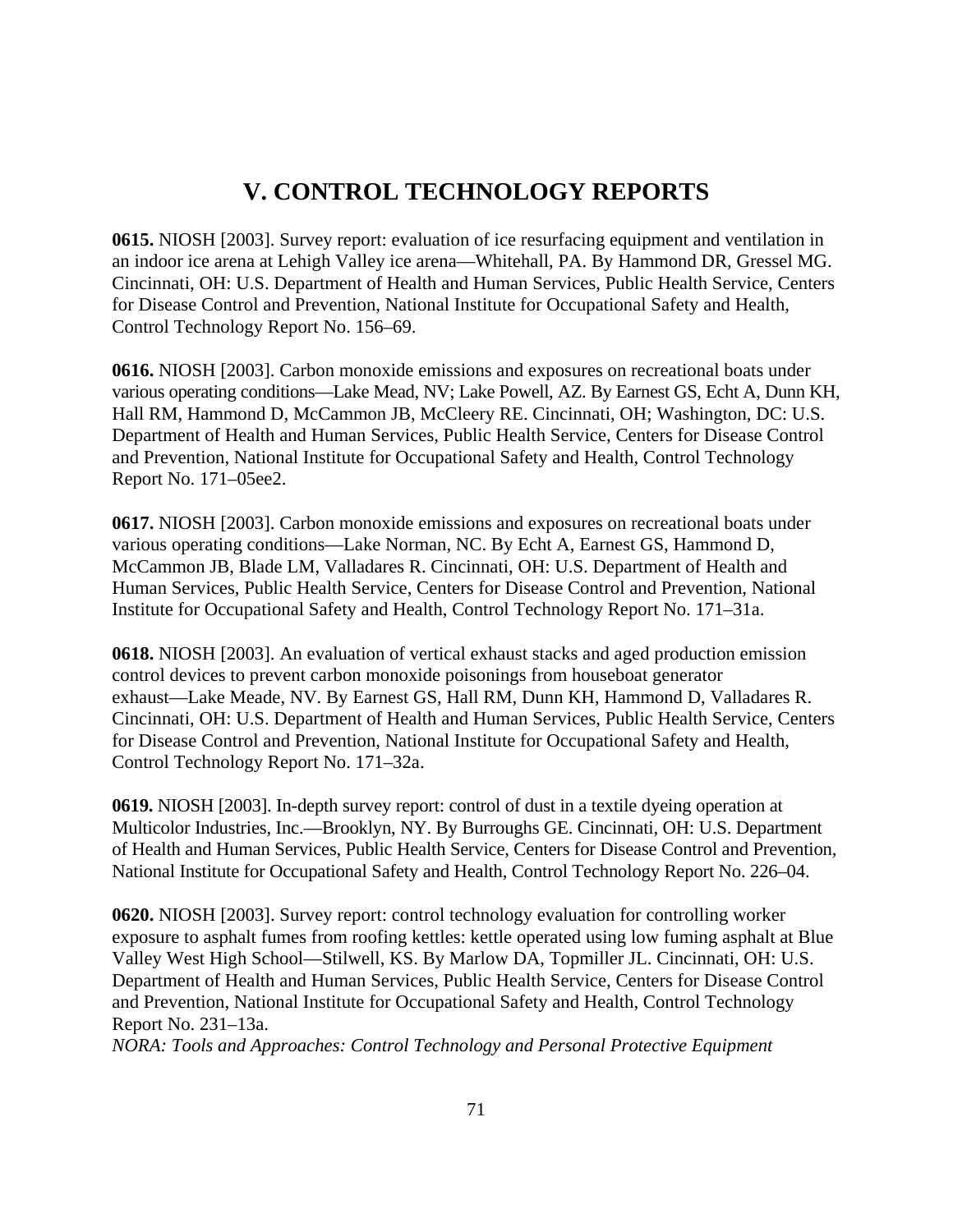# V. CONTROL TECHNOLOGY REPORTS

**0615.** NIOSH [2003]. Survey report: evaluation of ice resurfacing equipment and ventilation in an indoor ice arena at Lehigh Valley ice arena—Whitehall, PA. By Hammond DR, Gressel MG. Cincinnati, OH: U.S. Department of Health and Human Services, Public Health Service, Centers for Disease Control and Prevention, National Institute for Occupational Safety and Health, Control Technology Report No. 156–69.

**0616.** NIOSH [2003]. Carbon monoxide emissions and exposures on recreational boats under various operating conditions—Lake Mead, NV; Lake Powell, AZ. By Earnest GS, Echt A, Dunn KH, Hall RM, Hammond D, McCammon JB, McCleery RE. Cincinnati, OH; Washington, DC: U.S. Department of Health and Human Services, Public Health Service, Centers for Disease Control and Prevention, National Institute for Occupational Safety and Health, Control Technology Report No. 171–05ee2.

**0617.** NIOSH [2003]. Carbon monoxide emissions and exposures on recreational boats under various operating conditions—Lake Norman, NC. By Echt A, Earnest GS, Hammond D, McCammon JB, Blade LM, Valladares R. Cincinnati, OH: U.S. Department of Health and Human Services, Public Health Service, Centers for Disease Control and Prevention, National Institute for Occupational Safety and Health, Control Technology Report No. 171–31a.

**0618.** NIOSH [2003]. An evaluation of vertical exhaust stacks and aged production emission control devices to prevent carbon monoxide poisonings from houseboat generator exhaust—Lake Meade, NV. By Earnest GS, Hall RM, Dunn KH, Hammond D, Valladares R. Cincinnati, OH: U.S. Department of Health and Human Services, Public Health Service, Centers for Disease Control and Prevention, National Institute for Occupational Safety and Health, Control Technology Report No. 171–32a.

**0619.** NIOSH [2003]. In-depth survey report: control of dust in a textile dyeing operation at Multicolor Industries, Inc.—Brooklyn, NY. By Burroughs GE. Cincinnati, OH: U.S. Department of Health and Human Services, Public Health Service, Centers for Disease Control and Prevention, National Institute for Occupational Safety and Health, Control Technology Report No. 226–04.

**0620.** NIOSH [2003]. Survey report: control technology evaluation for controlling worker exposure to asphalt fumes from roofing kettles: kettle operated using low fuming asphalt at Blue Valley West High School—Stilwell, KS. By Marlow DA, Topmiller JL. Cincinnati, OH: U.S. Department of Health and Human Services, Public Health Service, Centers for Disease Control and Prevention, National Institute for Occupational Safety and Health, Control Technology Report No. 231–13a.
*NORA: Tools and Approaches: Control Technology and Personal Protective Equipment*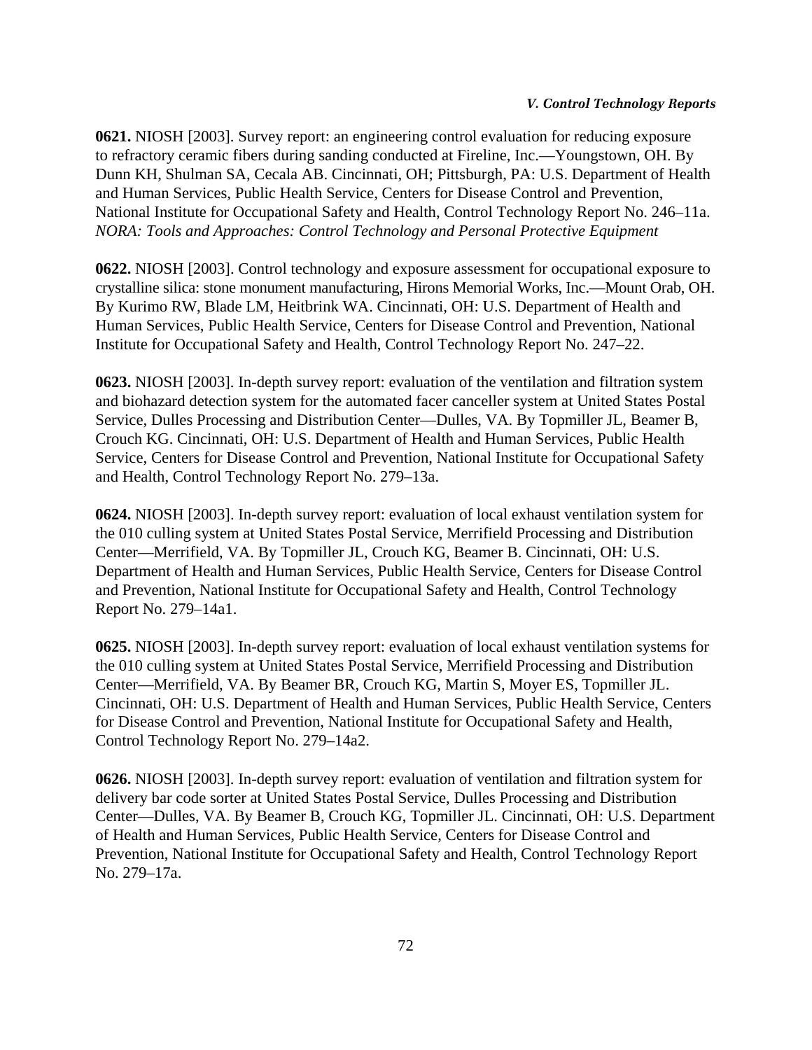**0621.** NIOSH [2003]. Survey report: an engineering control evaluation for reducing exposure to refractory ceramic fibers during sanding conducted at Fireline, Inc.—Youngstown, OH. By Dunn KH, Shulman SA, Cecala AB. Cincinnati, OH; Pittsburgh, PA: U.S. Department of Health and Human Services, Public Health Service, Centers for Disease Control and Prevention, National Institute for Occupational Safety and Health, Control Technology Report No. 246–11a. *NORA: Tools and Approaches: Control Technology and Personal Protective Equipment*

**0622.** NIOSH [2003]. Control technology and exposure assessment for occupational exposure to crystalline silica: stone monument manufacturing, Hirons Memorial Works, Inc.—Mount Orab, OH. By Kurimo RW, Blade LM, Heitbrink WA. Cincinnati, OH: U.S. Department of Health and Human Services, Public Health Service, Centers for Disease Control and Prevention, National Institute for Occupational Safety and Health, Control Technology Report No. 247–22.

**0623.** NIOSH [2003]. In-depth survey report: evaluation of the ventilation and filtration system and biohazard detection system for the automated facer canceller system at United States Postal Service, Dulles Processing and Distribution Center—Dulles, VA. By Topmiller JL, Beamer B, Crouch KG. Cincinnati, OH: U.S. Department of Health and Human Services, Public Health Service, Centers for Disease Control and Prevention, National Institute for Occupational Safety and Health, Control Technology Report No. 279–13a.

**0624.** NIOSH [2003]. In-depth survey report: evaluation of local exhaust ventilation system for the 010 culling system at United States Postal Service, Merrifield Processing and Distribution Center—Merrifield, VA. By Topmiller JL, Crouch KG, Beamer B. Cincinnati, OH: U.S. Department of Health and Human Services, Public Health Service, Centers for Disease Control and Prevention, National Institute for Occupational Safety and Health, Control Technology Report No. 279–14a1.

**0625.** NIOSH [2003]. In-depth survey report: evaluation of local exhaust ventilation systems for the 010 culling system at United States Postal Service, Merrifield Processing and Distribution Center—Merrifield, VA. By Beamer BR, Crouch KG, Martin S, Moyer ES, Topmiller JL. Cincinnati, OH: U.S. Department of Health and Human Services, Public Health Service, Centers for Disease Control and Prevention, National Institute for Occupational Safety and Health, Control Technology Report No. 279–14a2.

**0626.** NIOSH [2003]. In-depth survey report: evaluation of ventilation and filtration system for delivery bar code sorter at United States Postal Service, Dulles Processing and Distribution Center—Dulles, VA. By Beamer B, Crouch KG, Topmiller JL. Cincinnati, OH: U.S. Department of Health and Human Services, Public Health Service, Centers for Disease Control and Prevention, National Institute for Occupational Safety and Health, Control Technology Report No. 279–17a.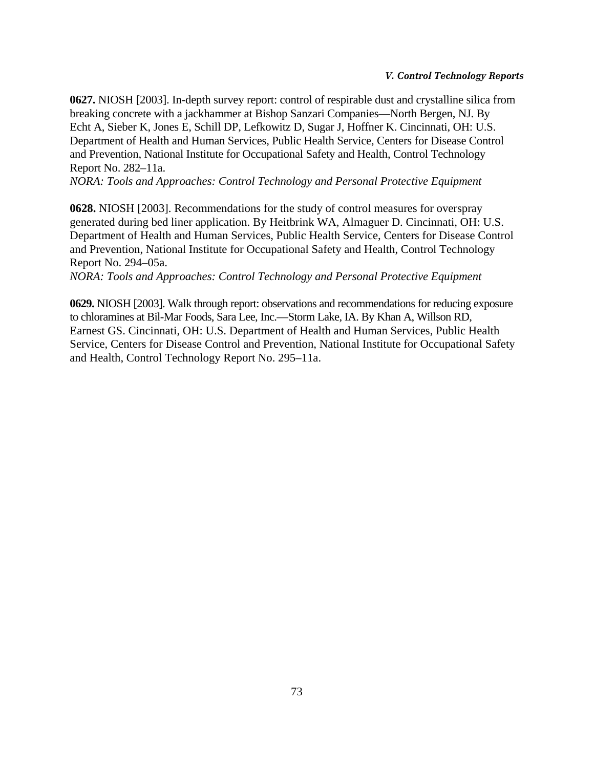**0627.** NIOSH [2003]. In-depth survey report: control of respirable dust and crystalline silica from breaking concrete with a jackhammer at Bishop Sanzari Companies—North Bergen, NJ. By Echt A, Sieber K, Jones E, Schill DP, Lefkowitz D, Sugar J, Hoffner K. Cincinnati, OH: U.S. Department of Health and Human Services, Public Health Service, Centers for Disease Control and Prevention, National Institute for Occupational Safety and Health, Control Technology Report No. 282–11a.
*NORA: Tools and Approaches: Control Technology and Personal Protective Equipment*

**0628.** NIOSH [2003]. Recommendations for the study of control measures for overspray generated during bed liner application. By Heitbrink WA, Almaguer D. Cincinnati, OH: U.S. Department of Health and Human Services, Public Health Service, Centers for Disease Control and Prevention, National Institute for Occupational Safety and Health, Control Technology Report No. 294–05a.
*NORA: Tools and Approaches: Control Technology and Personal Protective Equipment*

**0629.** NIOSH [2003]. Walk through report: observations and recommendations for reducing exposure to chloramines at Bil-Mar Foods, Sara Lee, Inc.—Storm Lake, IA. By Khan A, Willson RD, Earnest GS. Cincinnati, OH: U.S. Department of Health and Human Services, Public Health Service, Centers for Disease Control and Prevention, National Institute for Occupational Safety and Health, Control Technology Report No. 295–11a.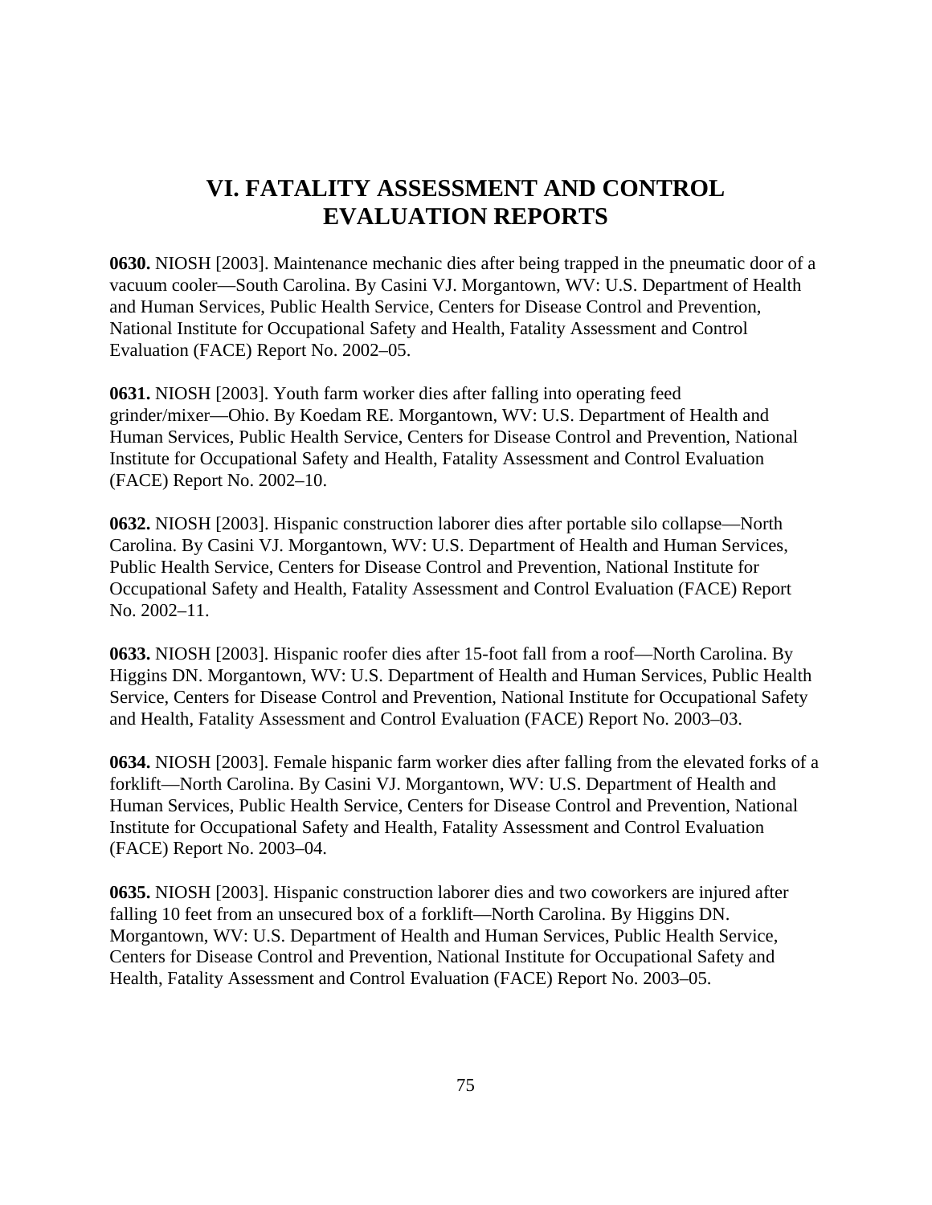# VI. FATALITY ASSESSMENT AND CONTROL EVALUATION REPORTS

**0630.** NIOSH [2003]. Maintenance mechanic dies after being trapped in the pneumatic door of a vacuum cooler—South Carolina. By Casini VJ. Morgantown, WV: U.S. Department of Health and Human Services, Public Health Service, Centers for Disease Control and Prevention, National Institute for Occupational Safety and Health, Fatality Assessment and Control Evaluation (FACE) Report No. 2002–05.

**0631.** NIOSH [2003]. Youth farm worker dies after falling into operating feed grinder/mixer—Ohio. By Koedam RE. Morgantown, WV: U.S. Department of Health and Human Services, Public Health Service, Centers for Disease Control and Prevention, National Institute for Occupational Safety and Health, Fatality Assessment and Control Evaluation (FACE) Report No. 2002–10.

**0632.** NIOSH [2003]. Hispanic construction laborer dies after portable silo collapse—North Carolina. By Casini VJ. Morgantown, WV: U.S. Department of Health and Human Services, Public Health Service, Centers for Disease Control and Prevention, National Institute for Occupational Safety and Health, Fatality Assessment and Control Evaluation (FACE) Report No. 2002–11.

**0633.** NIOSH [2003]. Hispanic roofer dies after 15-foot fall from a roof—North Carolina. By Higgins DN. Morgantown, WV: U.S. Department of Health and Human Services, Public Health Service, Centers for Disease Control and Prevention, National Institute for Occupational Safety and Health, Fatality Assessment and Control Evaluation (FACE) Report No. 2003–03.

**0634.** NIOSH [2003]. Female hispanic farm worker dies after falling from the elevated forks of a forklift—North Carolina. By Casini VJ. Morgantown, WV: U.S. Department of Health and Human Services, Public Health Service, Centers for Disease Control and Prevention, National Institute for Occupational Safety and Health, Fatality Assessment and Control Evaluation (FACE) Report No. 2003–04.

**0635.** NIOSH [2003]. Hispanic construction laborer dies and two coworkers are injured after falling 10 feet from an unsecured box of a forklift—North Carolina. By Higgins DN. Morgantown, WV: U.S. Department of Health and Human Services, Public Health Service, Centers for Disease Control and Prevention, National Institute for Occupational Safety and Health, Fatality Assessment and Control Evaluation (FACE) Report No. 2003–05.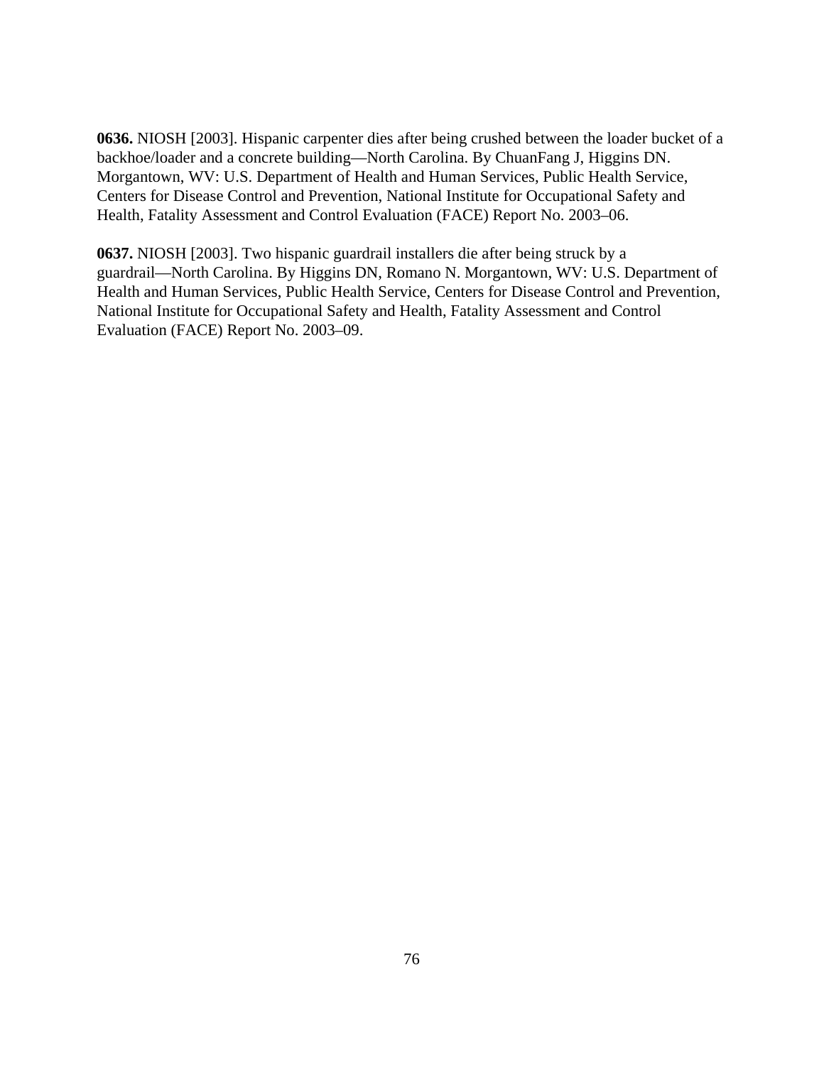**0636.** NIOSH [2003]. Hispanic carpenter dies after being crushed between the loader bucket of a backhoe/loader and a concrete building—North Carolina. By ChuanFang J, Higgins DN. Morgantown, WV: U.S. Department of Health and Human Services, Public Health Service, Centers for Disease Control and Prevention, National Institute for Occupational Safety and Health, Fatality Assessment and Control Evaluation (FACE) Report No. 2003–06.

**0637.** NIOSH [2003]. Two hispanic guardrail installers die after being struck by a guardrail—North Carolina. By Higgins DN, Romano N. Morgantown, WV: U.S. Department of Health and Human Services, Public Health Service, Centers for Disease Control and Prevention, National Institute for Occupational Safety and Health, Fatality Assessment and Control Evaluation (FACE) Report No. 2003–09.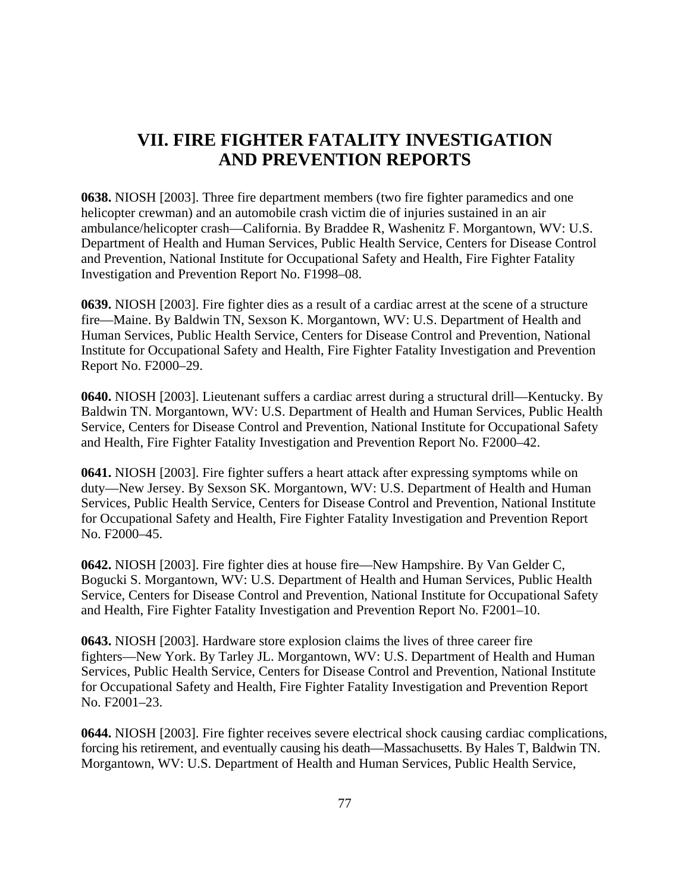# VII. FIRE FIGHTER FATALITY INVESTIGATION AND PREVENTION REPORTS

**0638.** NIOSH [2003]. Three fire department members (two fire fighter paramedics and one helicopter crewman) and an automobile crash victim die of injuries sustained in an air ambulance/helicopter crash—California. By Braddee R, Washenitz F. Morgantown, WV: U.S. Department of Health and Human Services, Public Health Service, Centers for Disease Control and Prevention, National Institute for Occupational Safety and Health, Fire Fighter Fatality Investigation and Prevention Report No. F1998–08.

**0639.** NIOSH [2003]. Fire fighter dies as a result of a cardiac arrest at the scene of a structure fire—Maine. By Baldwin TN, Sexson K. Morgantown, WV: U.S. Department of Health and Human Services, Public Health Service, Centers for Disease Control and Prevention, National Institute for Occupational Safety and Health, Fire Fighter Fatality Investigation and Prevention Report No. F2000–29.

**0640.** NIOSH [2003]. Lieutenant suffers a cardiac arrest during a structural drill—Kentucky. By Baldwin TN. Morgantown, WV: U.S. Department of Health and Human Services, Public Health Service, Centers for Disease Control and Prevention, National Institute for Occupational Safety and Health, Fire Fighter Fatality Investigation and Prevention Report No. F2000–42.

**0641.** NIOSH [2003]. Fire fighter suffers a heart attack after expressing symptoms while on duty—New Jersey. By Sexson SK. Morgantown, WV: U.S. Department of Health and Human Services, Public Health Service, Centers for Disease Control and Prevention, National Institute for Occupational Safety and Health, Fire Fighter Fatality Investigation and Prevention Report No. F2000–45.

**0642.** NIOSH [2003]. Fire fighter dies at house fire—New Hampshire. By Van Gelder C, Bogucki S. Morgantown, WV: U.S. Department of Health and Human Services, Public Health Service, Centers for Disease Control and Prevention, National Institute for Occupational Safety and Health, Fire Fighter Fatality Investigation and Prevention Report No. F2001–10.

**0643.** NIOSH [2003]. Hardware store explosion claims the lives of three career fire fighters—New York. By Tarley JL. Morgantown, WV: U.S. Department of Health and Human Services, Public Health Service, Centers for Disease Control and Prevention, National Institute for Occupational Safety and Health, Fire Fighter Fatality Investigation and Prevention Report No. F2001–23.

**0644.** NIOSH [2003]. Fire fighter receives severe electrical shock causing cardiac complications, forcing his retirement, and eventually causing his death—Massachusetts. By Hales T, Baldwin TN. Morgantown, WV: U.S. Department of Health and Human Services, Public Health Service,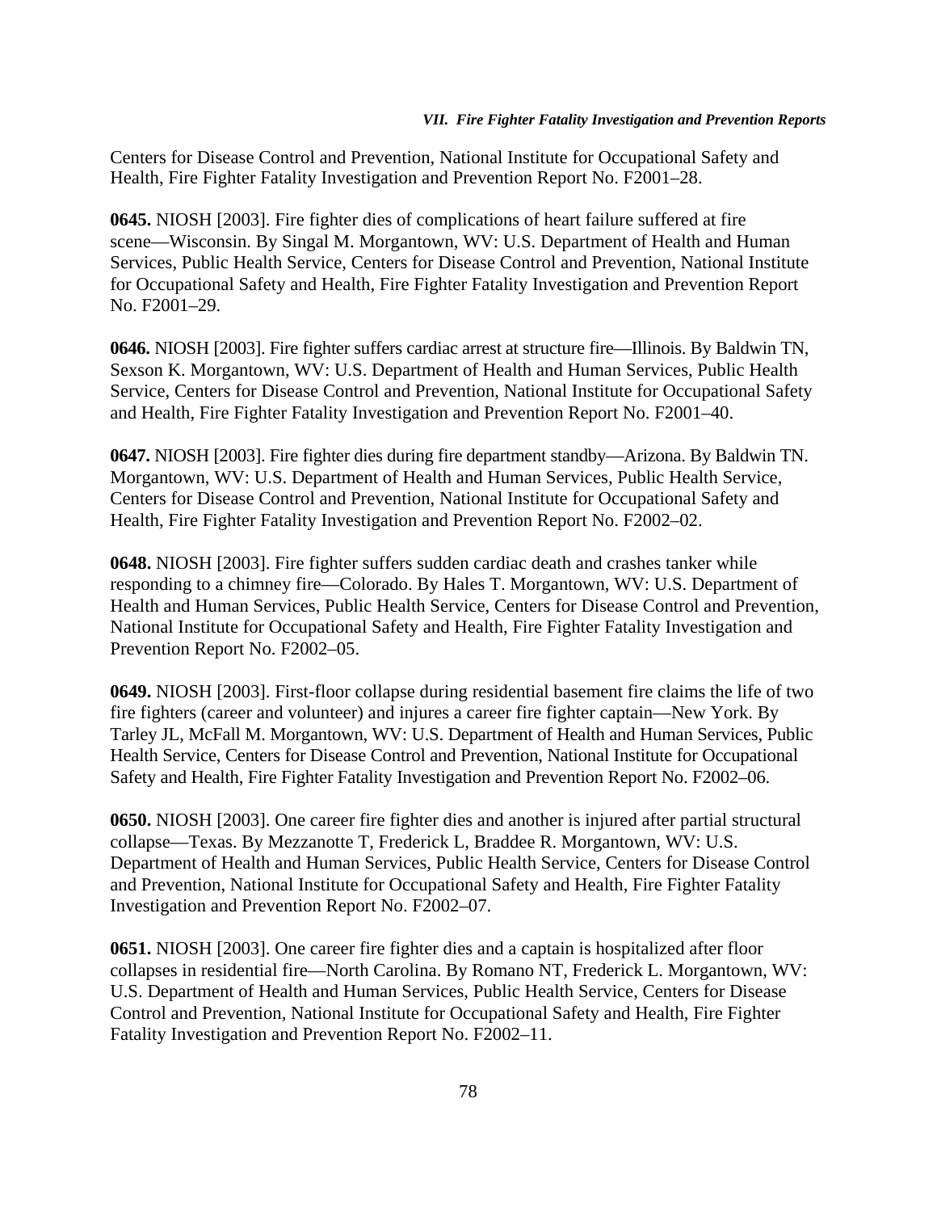Centers for Disease Control and Prevention, National Institute for Occupational Safety and Health, Fire Fighter Fatality Investigation and Prevention Report No. F2001–28.

**0645.** NIOSH [2003]. Fire fighter dies of complications of heart failure suffered at fire scene—Wisconsin. By Singal M. Morgantown, WV: U.S. Department of Health and Human Services, Public Health Service, Centers for Disease Control and Prevention, National Institute for Occupational Safety and Health, Fire Fighter Fatality Investigation and Prevention Report No. F2001–29.

**0646.** NIOSH [2003]. Fire fighter suffers cardiac arrest at structure fire—Illinois. By Baldwin TN, Sexson K. Morgantown, WV: U.S. Department of Health and Human Services, Public Health Service, Centers for Disease Control and Prevention, National Institute for Occupational Safety and Health, Fire Fighter Fatality Investigation and Prevention Report No. F2001–40.

**0647.** NIOSH [2003]. Fire fighter dies during fire department standby—Arizona. By Baldwin TN. Morgantown, WV: U.S. Department of Health and Human Services, Public Health Service, Centers for Disease Control and Prevention, National Institute for Occupational Safety and Health, Fire Fighter Fatality Investigation and Prevention Report No. F2002–02.

**0648.** NIOSH [2003]. Fire fighter suffers sudden cardiac death and crashes tanker while responding to a chimney fire—Colorado. By Hales T. Morgantown, WV: U.S. Department of Health and Human Services, Public Health Service, Centers for Disease Control and Prevention, National Institute for Occupational Safety and Health, Fire Fighter Fatality Investigation and Prevention Report No. F2002–05.

**0649.** NIOSH [2003]. First-floor collapse during residential basement fire claims the life of two fire fighters (career and volunteer) and injures a career fire fighter captain—New York. By Tarley JL, McFall M. Morgantown, WV: U.S. Department of Health and Human Services, Public Health Service, Centers for Disease Control and Prevention, National Institute for Occupational Safety and Health, Fire Fighter Fatality Investigation and Prevention Report No. F2002–06.

**0650.** NIOSH [2003]. One career fire fighter dies and another is injured after partial structural collapse—Texas. By Mezzanotte T, Frederick L, Braddee R. Morgantown, WV: U.S. Department of Health and Human Services, Public Health Service, Centers for Disease Control and Prevention, National Institute for Occupational Safety and Health, Fire Fighter Fatality Investigation and Prevention Report No. F2002–07.

**0651.** NIOSH [2003]. One career fire fighter dies and a captain is hospitalized after floor collapses in residential fire—North Carolina. By Romano NT, Frederick L. Morgantown, WV: U.S. Department of Health and Human Services, Public Health Service, Centers for Disease Control and Prevention, National Institute for Occupational Safety and Health, Fire Fighter Fatality Investigation and Prevention Report No. F2002–11.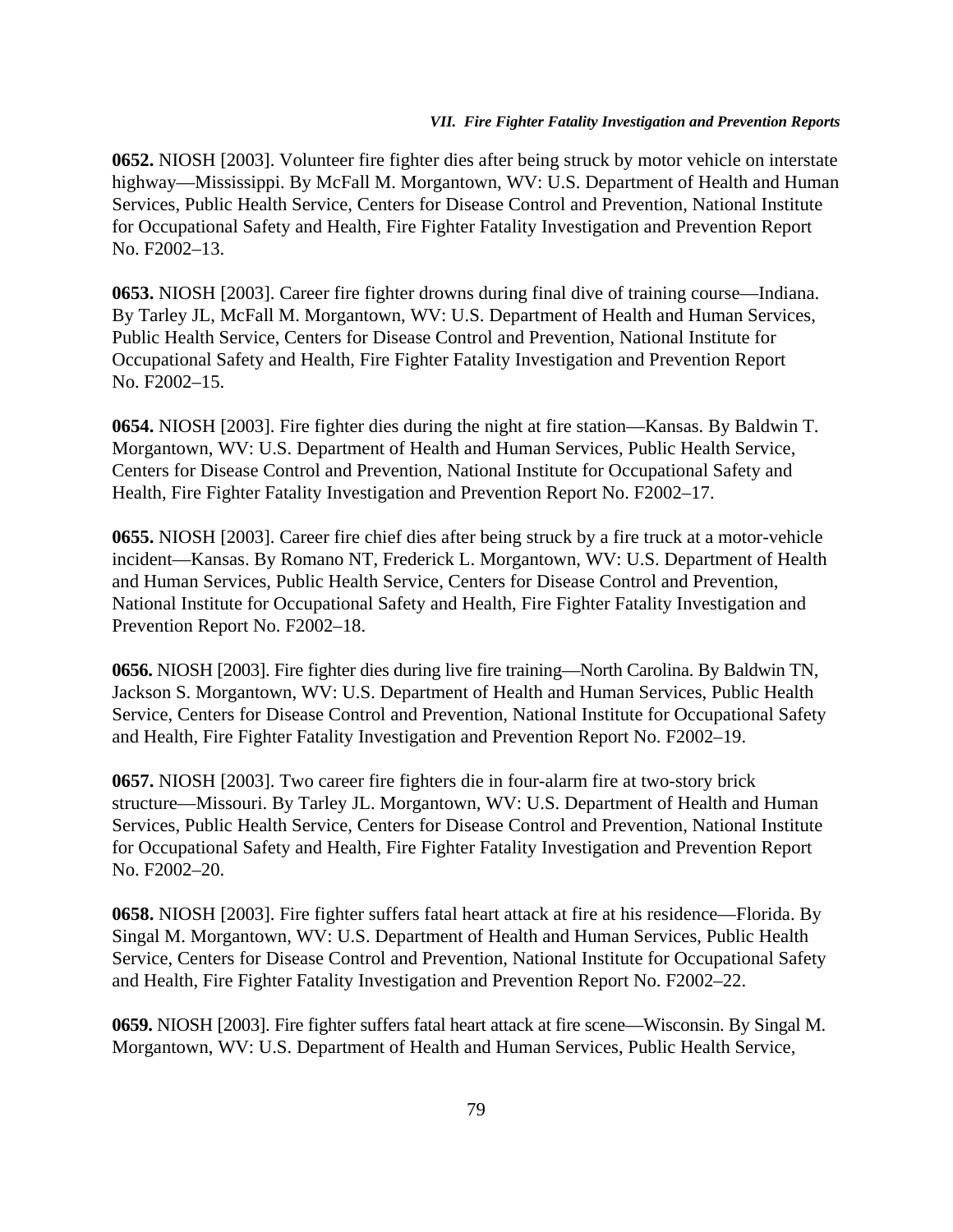**0652.** NIOSH [2003]. Volunteer fire fighter dies after being struck by motor vehicle on interstate highway—Mississippi. By McFall M. Morgantown, WV: U.S. Department of Health and Human Services, Public Health Service, Centers for Disease Control and Prevention, National Institute for Occupational Safety and Health, Fire Fighter Fatality Investigation and Prevention Report No. F2002–13.

**0653.** NIOSH [2003]. Career fire fighter drowns during final dive of training course—Indiana. By Tarley JL, McFall M. Morgantown, WV: U.S. Department of Health and Human Services, Public Health Service, Centers for Disease Control and Prevention, National Institute for Occupational Safety and Health, Fire Fighter Fatality Investigation and Prevention Report No. F2002–15.

**0654.** NIOSH [2003]. Fire fighter dies during the night at fire station—Kansas. By Baldwin T. Morgantown, WV: U.S. Department of Health and Human Services, Public Health Service, Centers for Disease Control and Prevention, National Institute for Occupational Safety and Health, Fire Fighter Fatality Investigation and Prevention Report No. F2002–17.

**0655.** NIOSH [2003]. Career fire chief dies after being struck by a fire truck at a motor-vehicle incident—Kansas. By Romano NT, Frederick L. Morgantown, WV: U.S. Department of Health and Human Services, Public Health Service, Centers for Disease Control and Prevention, National Institute for Occupational Safety and Health, Fire Fighter Fatality Investigation and Prevention Report No. F2002–18.

**0656.** NIOSH [2003]. Fire fighter dies during live fire training—North Carolina. By Baldwin TN, Jackson S. Morgantown, WV: U.S. Department of Health and Human Services, Public Health Service, Centers for Disease Control and Prevention, National Institute for Occupational Safety and Health, Fire Fighter Fatality Investigation and Prevention Report No. F2002–19.

**0657.** NIOSH [2003]. Two career fire fighters die in four-alarm fire at two-story brick structure—Missouri. By Tarley JL. Morgantown, WV: U.S. Department of Health and Human Services, Public Health Service, Centers for Disease Control and Prevention, National Institute for Occupational Safety and Health, Fire Fighter Fatality Investigation and Prevention Report No. F2002–20.

**0658.** NIOSH [2003]. Fire fighter suffers fatal heart attack at fire at his residence—Florida. By Singal M. Morgantown, WV: U.S. Department of Health and Human Services, Public Health Service, Centers for Disease Control and Prevention, National Institute for Occupational Safety and Health, Fire Fighter Fatality Investigation and Prevention Report No. F2002–22.

**0659.** NIOSH [2003]. Fire fighter suffers fatal heart attack at fire scene—Wisconsin. By Singal M. Morgantown, WV: U.S. Department of Health and Human Services, Public Health Service,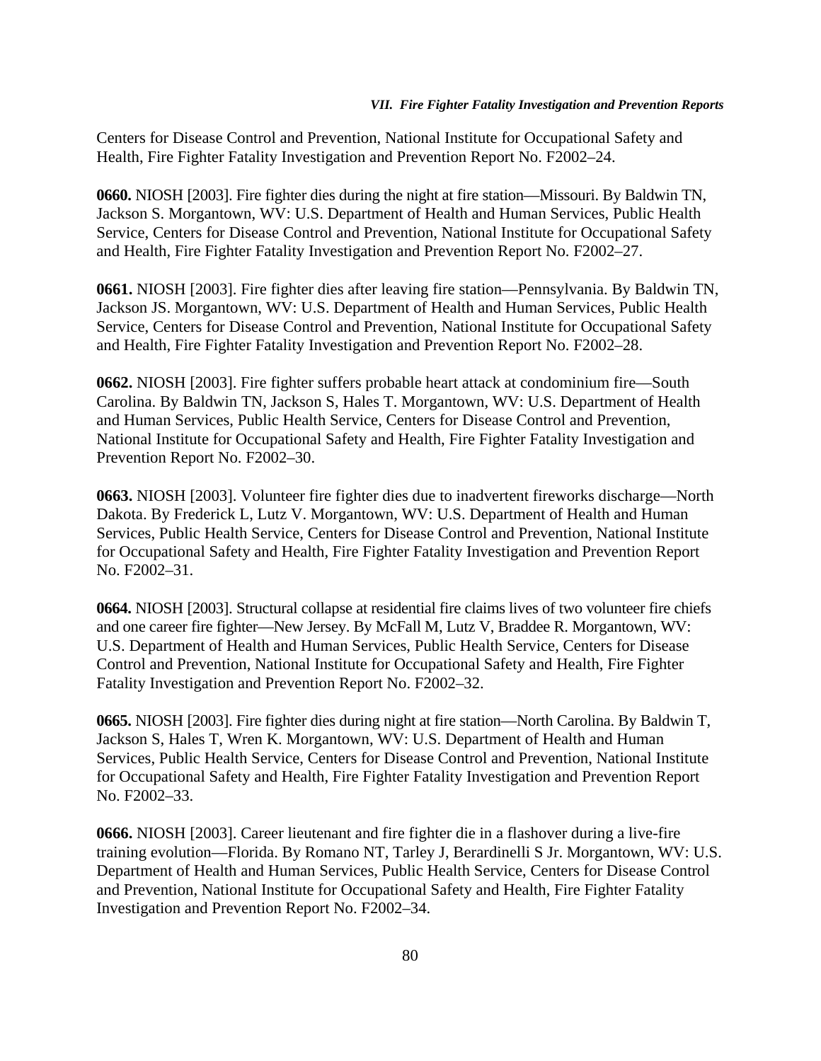Centers for Disease Control and Prevention, National Institute for Occupational Safety and Health, Fire Fighter Fatality Investigation and Prevention Report No. F2002–24.

**0660.** NIOSH [2003]. Fire fighter dies during the night at fire station—Missouri. By Baldwin TN, Jackson S. Morgantown, WV: U.S. Department of Health and Human Services, Public Health Service, Centers for Disease Control and Prevention, National Institute for Occupational Safety and Health, Fire Fighter Fatality Investigation and Prevention Report No. F2002–27.

**0661.** NIOSH [2003]. Fire fighter dies after leaving fire station—Pennsylvania. By Baldwin TN, Jackson JS. Morgantown, WV: U.S. Department of Health and Human Services, Public Health Service, Centers for Disease Control and Prevention, National Institute for Occupational Safety and Health, Fire Fighter Fatality Investigation and Prevention Report No. F2002–28.

**0662.** NIOSH [2003]. Fire fighter suffers probable heart attack at condominium fire—South Carolina. By Baldwin TN, Jackson S, Hales T. Morgantown, WV: U.S. Department of Health and Human Services, Public Health Service, Centers for Disease Control and Prevention, National Institute for Occupational Safety and Health, Fire Fighter Fatality Investigation and Prevention Report No. F2002–30.

**0663.** NIOSH [2003]. Volunteer fire fighter dies due to inadvertent fireworks discharge—North Dakota. By Frederick L, Lutz V. Morgantown, WV: U.S. Department of Health and Human Services, Public Health Service, Centers for Disease Control and Prevention, National Institute for Occupational Safety and Health, Fire Fighter Fatality Investigation and Prevention Report No. F2002–31.

**0664.** NIOSH [2003]. Structural collapse at residential fire claims lives of two volunteer fire chiefs and one career fire fighter—New Jersey. By McFall M, Lutz V, Braddee R. Morgantown, WV: U.S. Department of Health and Human Services, Public Health Service, Centers for Disease Control and Prevention, National Institute for Occupational Safety and Health, Fire Fighter Fatality Investigation and Prevention Report No. F2002–32.

**0665.** NIOSH [2003]. Fire fighter dies during night at fire station—North Carolina. By Baldwin T, Jackson S, Hales T, Wren K. Morgantown, WV: U.S. Department of Health and Human Services, Public Health Service, Centers for Disease Control and Prevention, National Institute for Occupational Safety and Health, Fire Fighter Fatality Investigation and Prevention Report No. F2002–33.

**0666.** NIOSH [2003]. Career lieutenant and fire fighter die in a flashover during a live-fire training evolution—Florida. By Romano NT, Tarley J, Berardinelli S Jr. Morgantown, WV: U.S. Department of Health and Human Services, Public Health Service, Centers for Disease Control and Prevention, National Institute for Occupational Safety and Health, Fire Fighter Fatality Investigation and Prevention Report No. F2002–34.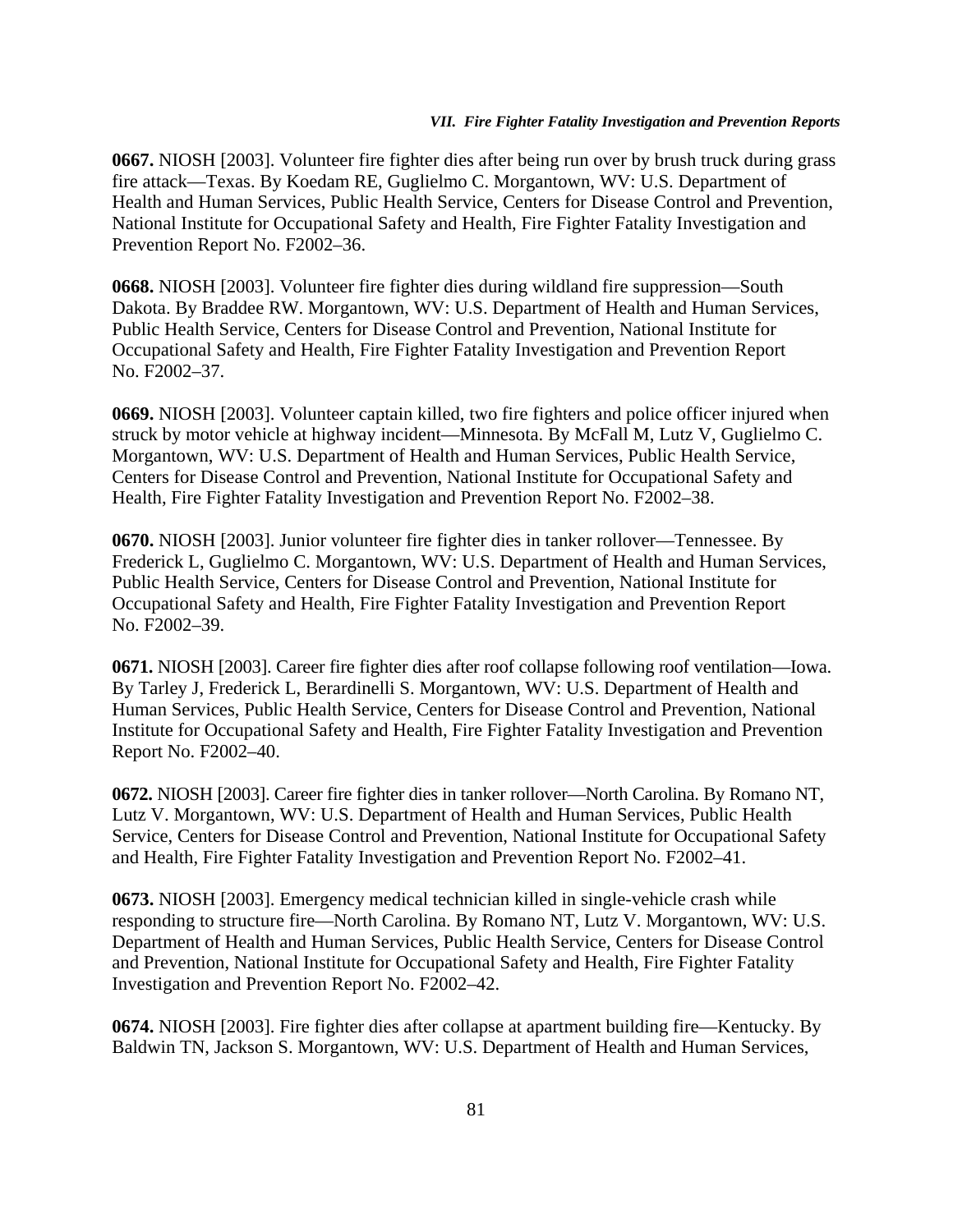**0667.** NIOSH [2003]. Volunteer fire fighter dies after being run over by brush truck during grass fire attack—Texas. By Koedam RE, Guglielmo C. Morgantown, WV: U.S. Department of Health and Human Services, Public Health Service, Centers for Disease Control and Prevention, National Institute for Occupational Safety and Health, Fire Fighter Fatality Investigation and Prevention Report No. F2002–36.

**0668.** NIOSH [2003]. Volunteer fire fighter dies during wildland fire suppression—South Dakota. By Braddee RW. Morgantown, WV: U.S. Department of Health and Human Services, Public Health Service, Centers for Disease Control and Prevention, National Institute for Occupational Safety and Health, Fire Fighter Fatality Investigation and Prevention Report No. F2002–37.

**0669.** NIOSH [2003]. Volunteer captain killed, two fire fighters and police officer injured when struck by motor vehicle at highway incident—Minnesota. By McFall M, Lutz V, Guglielmo C. Morgantown, WV: U.S. Department of Health and Human Services, Public Health Service, Centers for Disease Control and Prevention, National Institute for Occupational Safety and Health, Fire Fighter Fatality Investigation and Prevention Report No. F2002–38.

**0670.** NIOSH [2003]. Junior volunteer fire fighter dies in tanker rollover—Tennessee. By Frederick L, Guglielmo C. Morgantown, WV: U.S. Department of Health and Human Services, Public Health Service, Centers for Disease Control and Prevention, National Institute for Occupational Safety and Health, Fire Fighter Fatality Investigation and Prevention Report No. F2002–39.

**0671.** NIOSH [2003]. Career fire fighter dies after roof collapse following roof ventilation—Iowa. By Tarley J, Frederick L, Berardinelli S. Morgantown, WV: U.S. Department of Health and Human Services, Public Health Service, Centers for Disease Control and Prevention, National Institute for Occupational Safety and Health, Fire Fighter Fatality Investigation and Prevention Report No. F2002–40.

**0672.** NIOSH [2003]. Career fire fighter dies in tanker rollover—North Carolina. By Romano NT, Lutz V. Morgantown, WV: U.S. Department of Health and Human Services, Public Health Service, Centers for Disease Control and Prevention, National Institute for Occupational Safety and Health, Fire Fighter Fatality Investigation and Prevention Report No. F2002–41.

**0673.** NIOSH [2003]. Emergency medical technician killed in single-vehicle crash while responding to structure fire—North Carolina. By Romano NT, Lutz V. Morgantown, WV: U.S. Department of Health and Human Services, Public Health Service, Centers for Disease Control and Prevention, National Institute for Occupational Safety and Health, Fire Fighter Fatality Investigation and Prevention Report No. F2002–42.

**0674.** NIOSH [2003]. Fire fighter dies after collapse at apartment building fire—Kentucky. By Baldwin TN, Jackson S. Morgantown, WV: U.S. Department of Health and Human Services,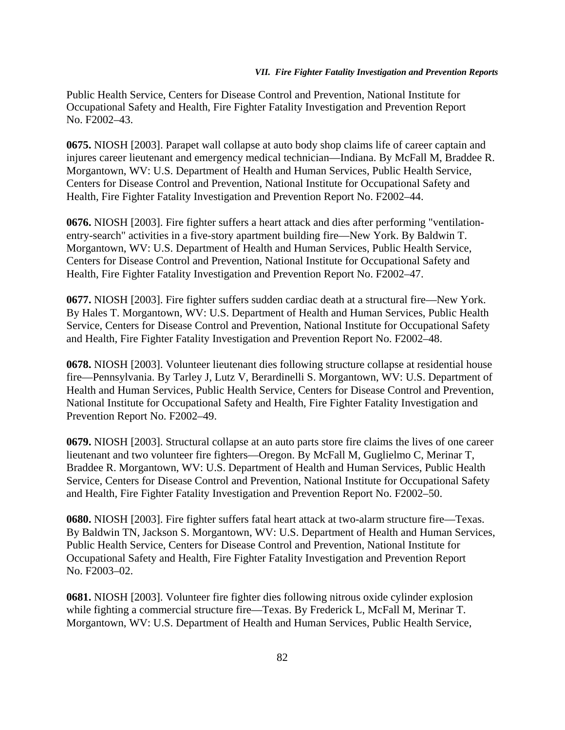Public Health Service, Centers for Disease Control and Prevention, National Institute for Occupational Safety and Health, Fire Fighter Fatality Investigation and Prevention Report No. F2002–43.

**0675.** NIOSH [2003]. Parapet wall collapse at auto body shop claims life of career captain and injures career lieutenant and emergency medical technician—Indiana. By McFall M, Braddee R. Morgantown, WV: U.S. Department of Health and Human Services, Public Health Service, Centers for Disease Control and Prevention, National Institute for Occupational Safety and Health, Fire Fighter Fatality Investigation and Prevention Report No. F2002–44.

**0676.** NIOSH [2003]. Fire fighter suffers a heart attack and dies after performing "ventilation-entry-search" activities in a five-story apartment building fire—New York. By Baldwin T. Morgantown, WV: U.S. Department of Health and Human Services, Public Health Service, Centers for Disease Control and Prevention, National Institute for Occupational Safety and Health, Fire Fighter Fatality Investigation and Prevention Report No. F2002–47.

**0677.** NIOSH [2003]. Fire fighter suffers sudden cardiac death at a structural fire—New York. By Hales T. Morgantown, WV: U.S. Department of Health and Human Services, Public Health Service, Centers for Disease Control and Prevention, National Institute for Occupational Safety and Health, Fire Fighter Fatality Investigation and Prevention Report No. F2002–48.

**0678.** NIOSH [2003]. Volunteer lieutenant dies following structure collapse at residential house fire—Pennsylvania. By Tarley J, Lutz V, Berardinelli S. Morgantown, WV: U.S. Department of Health and Human Services, Public Health Service, Centers for Disease Control and Prevention, National Institute for Occupational Safety and Health, Fire Fighter Fatality Investigation and Prevention Report No. F2002–49.

**0679.** NIOSH [2003]. Structural collapse at an auto parts store fire claims the lives of one career lieutenant and two volunteer fire fighters—Oregon. By McFall M, Guglielmo C, Merinar T, Braddee R. Morgantown, WV: U.S. Department of Health and Human Services, Public Health Service, Centers for Disease Control and Prevention, National Institute for Occupational Safety and Health, Fire Fighter Fatality Investigation and Prevention Report No. F2002–50.

**0680.** NIOSH [2003]. Fire fighter suffers fatal heart attack at two-alarm structure fire—Texas. By Baldwin TN, Jackson S. Morgantown, WV: U.S. Department of Health and Human Services, Public Health Service, Centers for Disease Control and Prevention, National Institute for Occupational Safety and Health, Fire Fighter Fatality Investigation and Prevention Report No. F2003–02.

**0681.** NIOSH [2003]. Volunteer fire fighter dies following nitrous oxide cylinder explosion while fighting a commercial structure fire—Texas. By Frederick L, McFall M, Merinar T. Morgantown, WV: U.S. Department of Health and Human Services, Public Health Service,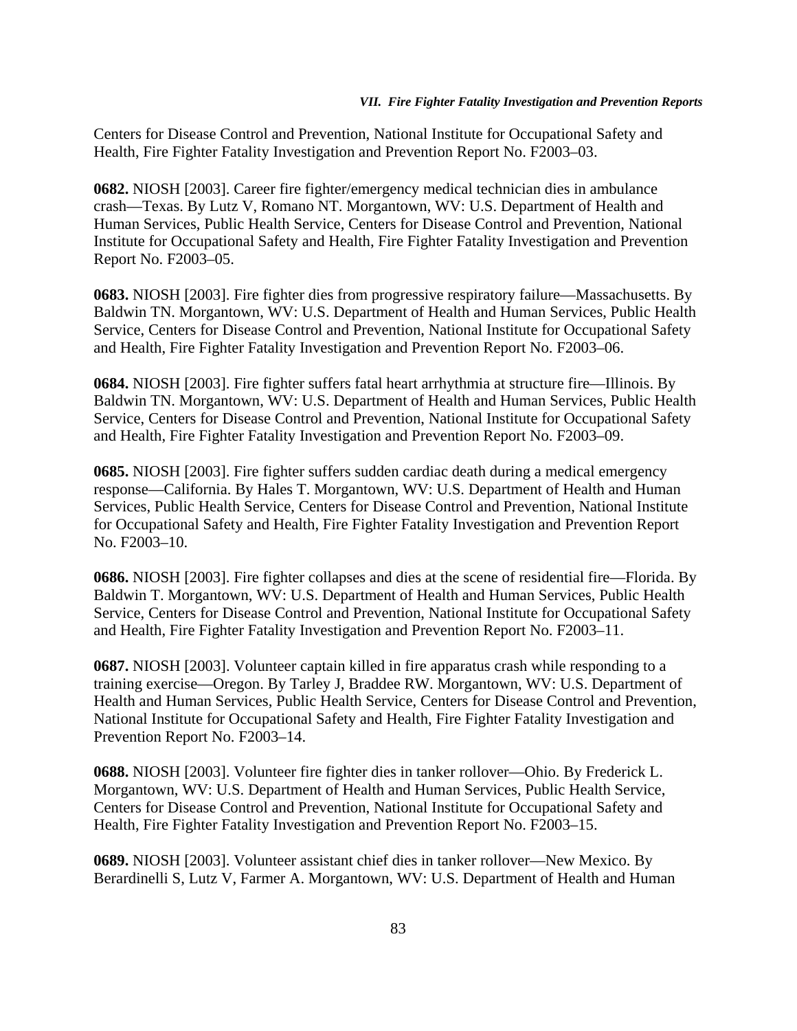Centers for Disease Control and Prevention, National Institute for Occupational Safety and Health, Fire Fighter Fatality Investigation and Prevention Report No. F2003–03.

**0682.** NIOSH [2003]. Career fire fighter/emergency medical technician dies in ambulance crash—Texas. By Lutz V, Romano NT. Morgantown, WV: U.S. Department of Health and Human Services, Public Health Service, Centers for Disease Control and Prevention, National Institute for Occupational Safety and Health, Fire Fighter Fatality Investigation and Prevention Report No. F2003–05.

**0683.** NIOSH [2003]. Fire fighter dies from progressive respiratory failure—Massachusetts. By Baldwin TN. Morgantown, WV: U.S. Department of Health and Human Services, Public Health Service, Centers for Disease Control and Prevention, National Institute for Occupational Safety and Health, Fire Fighter Fatality Investigation and Prevention Report No. F2003–06.

**0684.** NIOSH [2003]. Fire fighter suffers fatal heart arrhythmia at structure fire—Illinois. By Baldwin TN. Morgantown, WV: U.S. Department of Health and Human Services, Public Health Service, Centers for Disease Control and Prevention, National Institute for Occupational Safety and Health, Fire Fighter Fatality Investigation and Prevention Report No. F2003–09.

**0685.** NIOSH [2003]. Fire fighter suffers sudden cardiac death during a medical emergency response—California. By Hales T. Morgantown, WV: U.S. Department of Health and Human Services, Public Health Service, Centers for Disease Control and Prevention, National Institute for Occupational Safety and Health, Fire Fighter Fatality Investigation and Prevention Report No. F2003–10.

**0686.** NIOSH [2003]. Fire fighter collapses and dies at the scene of residential fire—Florida. By Baldwin T. Morgantown, WV: U.S. Department of Health and Human Services, Public Health Service, Centers for Disease Control and Prevention, National Institute for Occupational Safety and Health, Fire Fighter Fatality Investigation and Prevention Report No. F2003–11.

**0687.** NIOSH [2003]. Volunteer captain killed in fire apparatus crash while responding to a training exercise—Oregon. By Tarley J, Braddee RW. Morgantown, WV: U.S. Department of Health and Human Services, Public Health Service, Centers for Disease Control and Prevention, National Institute for Occupational Safety and Health, Fire Fighter Fatality Investigation and Prevention Report No. F2003–14.

**0688.** NIOSH [2003]. Volunteer fire fighter dies in tanker rollover—Ohio. By Frederick L. Morgantown, WV: U.S. Department of Health and Human Services, Public Health Service, Centers for Disease Control and Prevention, National Institute for Occupational Safety and Health, Fire Fighter Fatality Investigation and Prevention Report No. F2003–15.

**0689.** NIOSH [2003]. Volunteer assistant chief dies in tanker rollover—New Mexico. By Berardinelli S, Lutz V, Farmer A. Morgantown, WV: U.S. Department of Health and Human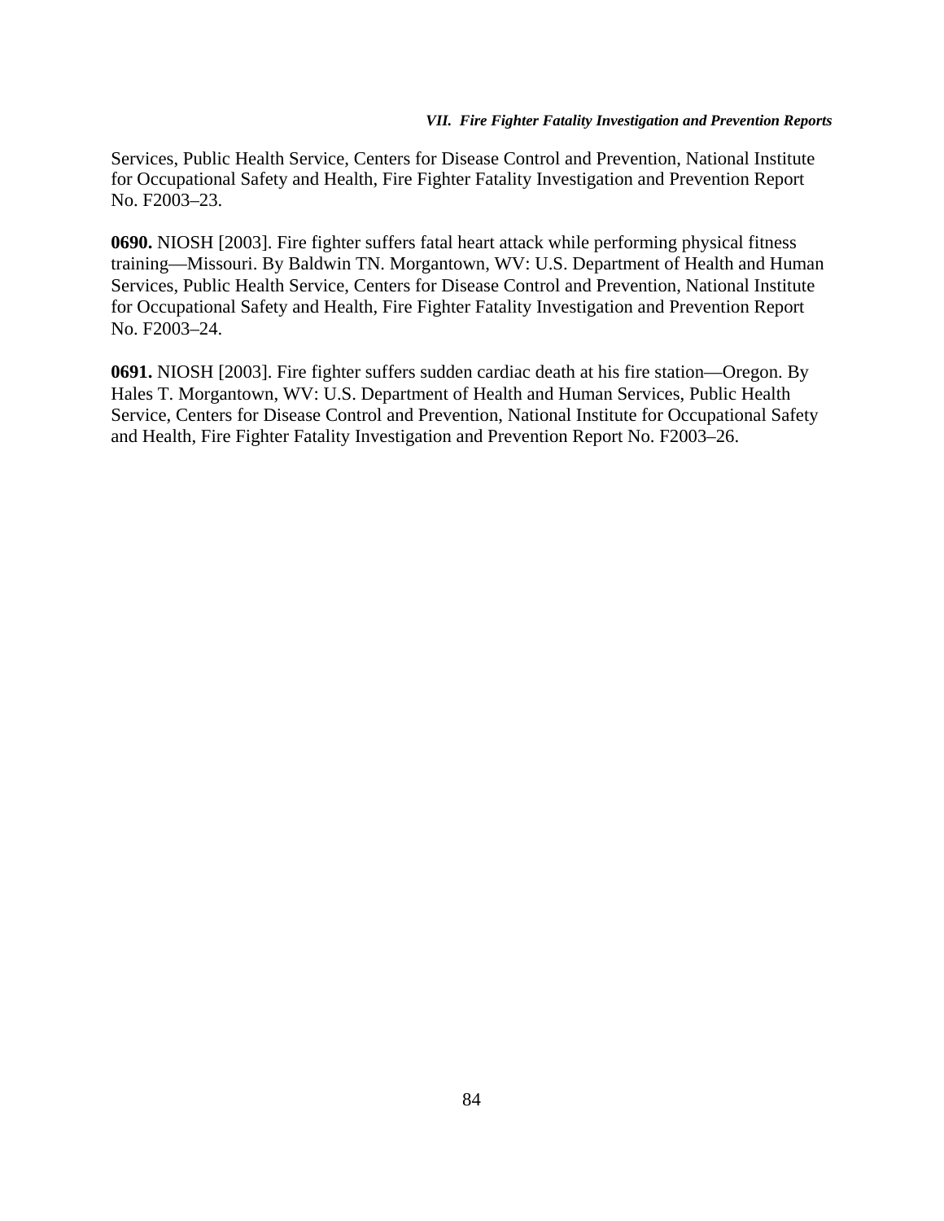Services, Public Health Service, Centers for Disease Control and Prevention, National Institute for Occupational Safety and Health, Fire Fighter Fatality Investigation and Prevention Report No. F2003–23.

**0690.** NIOSH [2003]. Fire fighter suffers fatal heart attack while performing physical fitness training—Missouri. By Baldwin TN. Morgantown, WV: U.S. Department of Health and Human Services, Public Health Service, Centers for Disease Control and Prevention, National Institute for Occupational Safety and Health, Fire Fighter Fatality Investigation and Prevention Report No. F2003–24.

**0691.** NIOSH [2003]. Fire fighter suffers sudden cardiac death at his fire station—Oregon. By Hales T. Morgantown, WV: U.S. Department of Health and Human Services, Public Health Service, Centers for Disease Control and Prevention, National Institute for Occupational Safety and Health, Fire Fighter Fatality Investigation and Prevention Report No. F2003–26.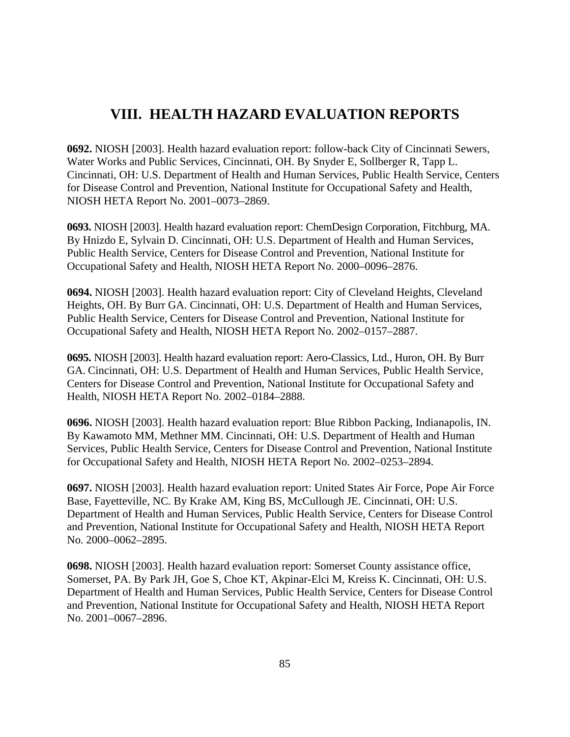# VIII. HEALTH HAZARD EVALUATION REPORTS

**0692.** NIOSH [2003]. Health hazard evaluation report: follow-back City of Cincinnati Sewers, Water Works and Public Services, Cincinnati, OH. By Snyder E, Sollberger R, Tapp L. Cincinnati, OH: U.S. Department of Health and Human Services, Public Health Service, Centers for Disease Control and Prevention, National Institute for Occupational Safety and Health, NIOSH HETA Report No. 2001–0073–2869.

**0693.** NIOSH [2003]. Health hazard evaluation report: ChemDesign Corporation, Fitchburg, MA. By Hnizdo E, Sylvain D. Cincinnati, OH: U.S. Department of Health and Human Services, Public Health Service, Centers for Disease Control and Prevention, National Institute for Occupational Safety and Health, NIOSH HETA Report No. 2000–0096–2876.

**0694.** NIOSH [2003]. Health hazard evaluation report: City of Cleveland Heights, Cleveland Heights, OH. By Burr GA. Cincinnati, OH: U.S. Department of Health and Human Services, Public Health Service, Centers for Disease Control and Prevention, National Institute for Occupational Safety and Health, NIOSH HETA Report No. 2002–0157–2887.

**0695.** NIOSH [2003]. Health hazard evaluation report: Aero-Classics, Ltd., Huron, OH. By Burr GA. Cincinnati, OH: U.S. Department of Health and Human Services, Public Health Service, Centers for Disease Control and Prevention, National Institute for Occupational Safety and Health, NIOSH HETA Report No. 2002–0184–2888.

**0696.** NIOSH [2003]. Health hazard evaluation report: Blue Ribbon Packing, Indianapolis, IN. By Kawamoto MM, Methner MM. Cincinnati, OH: U.S. Department of Health and Human Services, Public Health Service, Centers for Disease Control and Prevention, National Institute for Occupational Safety and Health, NIOSH HETA Report No. 2002–0253–2894.

**0697.** NIOSH [2003]. Health hazard evaluation report: United States Air Force, Pope Air Force Base, Fayetteville, NC. By Krake AM, King BS, McCullough JE. Cincinnati, OH: U.S. Department of Health and Human Services, Public Health Service, Centers for Disease Control and Prevention, National Institute for Occupational Safety and Health, NIOSH HETA Report No. 2000–0062–2895.

**0698.** NIOSH [2003]. Health hazard evaluation report: Somerset County assistance office, Somerset, PA. By Park JH, Goe S, Choe KT, Akpinar-Elci M, Kreiss K. Cincinnati, OH: U.S. Department of Health and Human Services, Public Health Service, Centers for Disease Control and Prevention, National Institute for Occupational Safety and Health, NIOSH HETA Report No. 2001–0067–2896.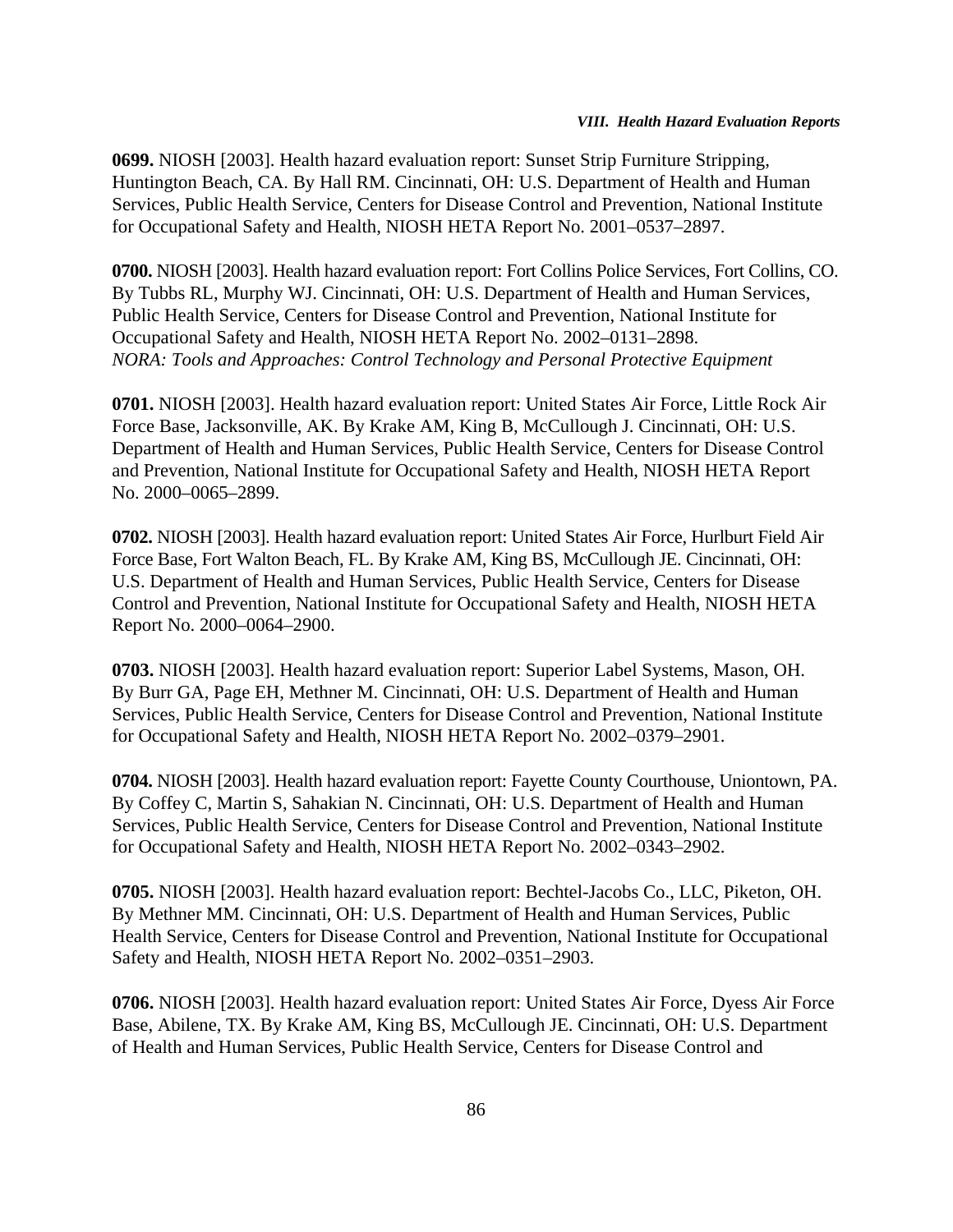**0699.** NIOSH [2003]. Health hazard evaluation report: Sunset Strip Furniture Stripping, Huntington Beach, CA. By Hall RM. Cincinnati, OH: U.S. Department of Health and Human Services, Public Health Service, Centers for Disease Control and Prevention, National Institute for Occupational Safety and Health, NIOSH HETA Report No. 2001–0537–2897.

**0700.** NIOSH [2003]. Health hazard evaluation report: Fort Collins Police Services, Fort Collins, CO. By Tubbs RL, Murphy WJ. Cincinnati, OH: U.S. Department of Health and Human Services, Public Health Service, Centers for Disease Control and Prevention, National Institute for Occupational Safety and Health, NIOSH HETA Report No. 2002–0131–2898.
*NORA: Tools and Approaches: Control Technology and Personal Protective Equipment*

**0701.** NIOSH [2003]. Health hazard evaluation report: United States Air Force, Little Rock Air Force Base, Jacksonville, AK. By Krake AM, King B, McCullough J. Cincinnati, OH: U.S. Department of Health and Human Services, Public Health Service, Centers for Disease Control and Prevention, National Institute for Occupational Safety and Health, NIOSH HETA Report No. 2000–0065–2899.

**0702.** NIOSH [2003]. Health hazard evaluation report: United States Air Force, Hurlburt Field Air Force Base, Fort Walton Beach, FL. By Krake AM, King BS, McCullough JE. Cincinnati, OH: U.S. Department of Health and Human Services, Public Health Service, Centers for Disease Control and Prevention, National Institute for Occupational Safety and Health, NIOSH HETA Report No. 2000–0064–2900.

**0703.** NIOSH [2003]. Health hazard evaluation report: Superior Label Systems, Mason, OH. By Burr GA, Page EH, Methner M. Cincinnati, OH: U.S. Department of Health and Human Services, Public Health Service, Centers for Disease Control and Prevention, National Institute for Occupational Safety and Health, NIOSH HETA Report No. 2002–0379–2901.

**0704.** NIOSH [2003]. Health hazard evaluation report: Fayette County Courthouse, Uniontown, PA. By Coffey C, Martin S, Sahakian N. Cincinnati, OH: U.S. Department of Health and Human Services, Public Health Service, Centers for Disease Control and Prevention, National Institute for Occupational Safety and Health, NIOSH HETA Report No. 2002–0343–2902.

**0705.** NIOSH [2003]. Health hazard evaluation report: Bechtel-Jacobs Co., LLC, Piketon, OH. By Methner MM. Cincinnati, OH: U.S. Department of Health and Human Services, Public Health Service, Centers for Disease Control and Prevention, National Institute for Occupational Safety and Health, NIOSH HETA Report No. 2002–0351–2903.

**0706.** NIOSH [2003]. Health hazard evaluation report: United States Air Force, Dyess Air Force Base, Abilene, TX. By Krake AM, King BS, McCullough JE. Cincinnati, OH: U.S. Department of Health and Human Services, Public Health Service, Centers for Disease Control and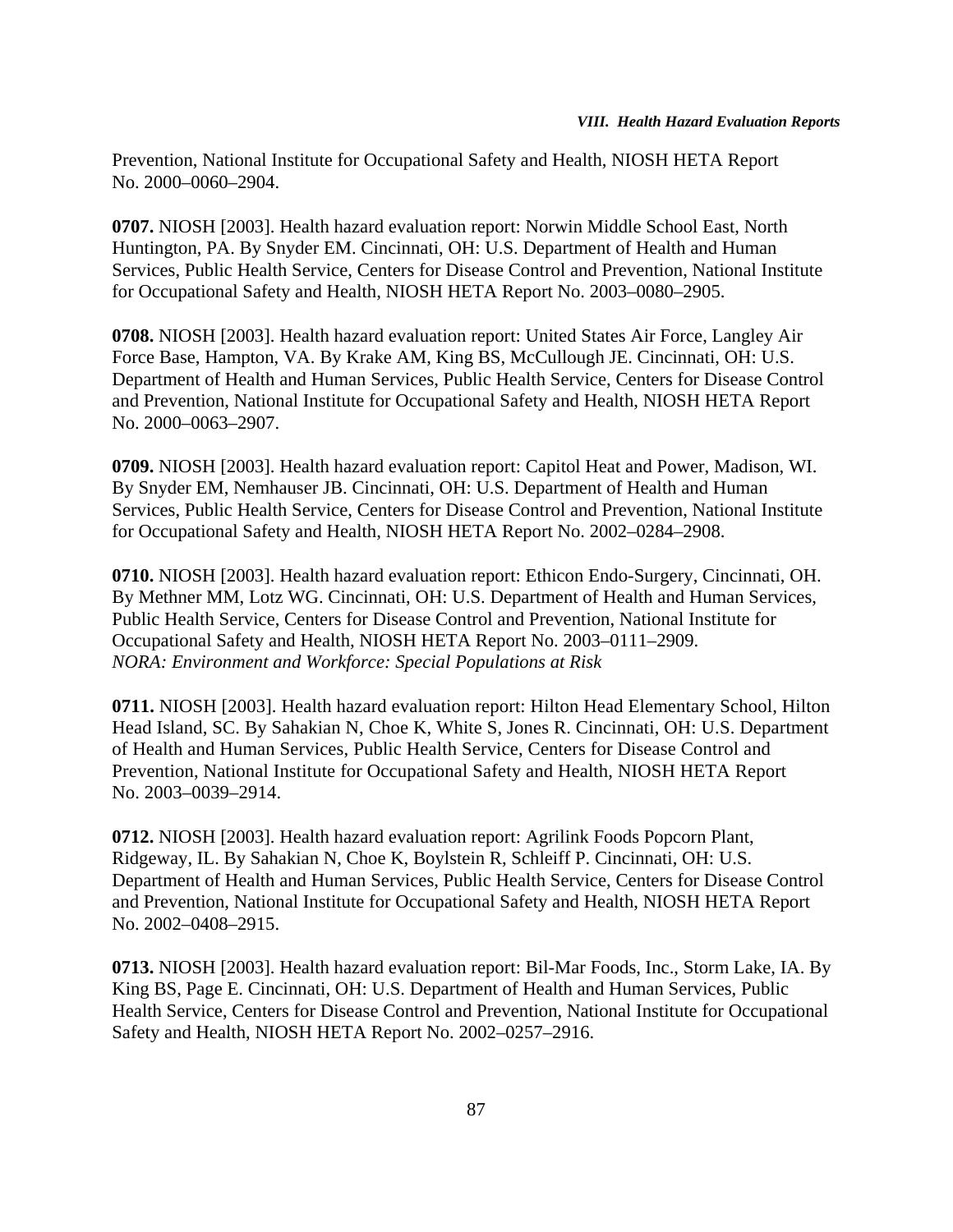Prevention, National Institute for Occupational Safety and Health, NIOSH HETA Report No. 2000–0060–2904.

**0707.** NIOSH [2003]. Health hazard evaluation report: Norwin Middle School East, North Huntington, PA. By Snyder EM. Cincinnati, OH: U.S. Department of Health and Human Services, Public Health Service, Centers for Disease Control and Prevention, National Institute for Occupational Safety and Health, NIOSH HETA Report No. 2003–0080–2905.

**0708.** NIOSH [2003]. Health hazard evaluation report: United States Air Force, Langley Air Force Base, Hampton, VA. By Krake AM, King BS, McCullough JE. Cincinnati, OH: U.S. Department of Health and Human Services, Public Health Service, Centers for Disease Control and Prevention, National Institute for Occupational Safety and Health, NIOSH HETA Report No. 2000–0063–2907.

**0709.** NIOSH [2003]. Health hazard evaluation report: Capitol Heat and Power, Madison, WI. By Snyder EM, Nemhauser JB. Cincinnati, OH: U.S. Department of Health and Human Services, Public Health Service, Centers for Disease Control and Prevention, National Institute for Occupational Safety and Health, NIOSH HETA Report No. 2002–0284–2908.

**0710.** NIOSH [2003]. Health hazard evaluation report: Ethicon Endo-Surgery, Cincinnati, OH. By Methner MM, Lotz WG. Cincinnati, OH: U.S. Department of Health and Human Services, Public Health Service, Centers for Disease Control and Prevention, National Institute for Occupational Safety and Health, NIOSH HETA Report No. 2003–0111–2909.
*NORA: Environment and Workforce: Special Populations at Risk*

**0711.** NIOSH [2003]. Health hazard evaluation report: Hilton Head Elementary School, Hilton Head Island, SC. By Sahakian N, Choe K, White S, Jones R. Cincinnati, OH: U.S. Department of Health and Human Services, Public Health Service, Centers for Disease Control and Prevention, National Institute for Occupational Safety and Health, NIOSH HETA Report No. 2003–0039–2914.

**0712.** NIOSH [2003]. Health hazard evaluation report: Agrilink Foods Popcorn Plant, Ridgeway, IL. By Sahakian N, Choe K, Boylstein R, Schleiff P. Cincinnati, OH: U.S. Department of Health and Human Services, Public Health Service, Centers for Disease Control and Prevention, National Institute for Occupational Safety and Health, NIOSH HETA Report No. 2002–0408–2915.

**0713.** NIOSH [2003]. Health hazard evaluation report: Bil-Mar Foods, Inc., Storm Lake, IA. By King BS, Page E. Cincinnati, OH: U.S. Department of Health and Human Services, Public Health Service, Centers for Disease Control and Prevention, National Institute for Occupational Safety and Health, NIOSH HETA Report No. 2002–0257–2916.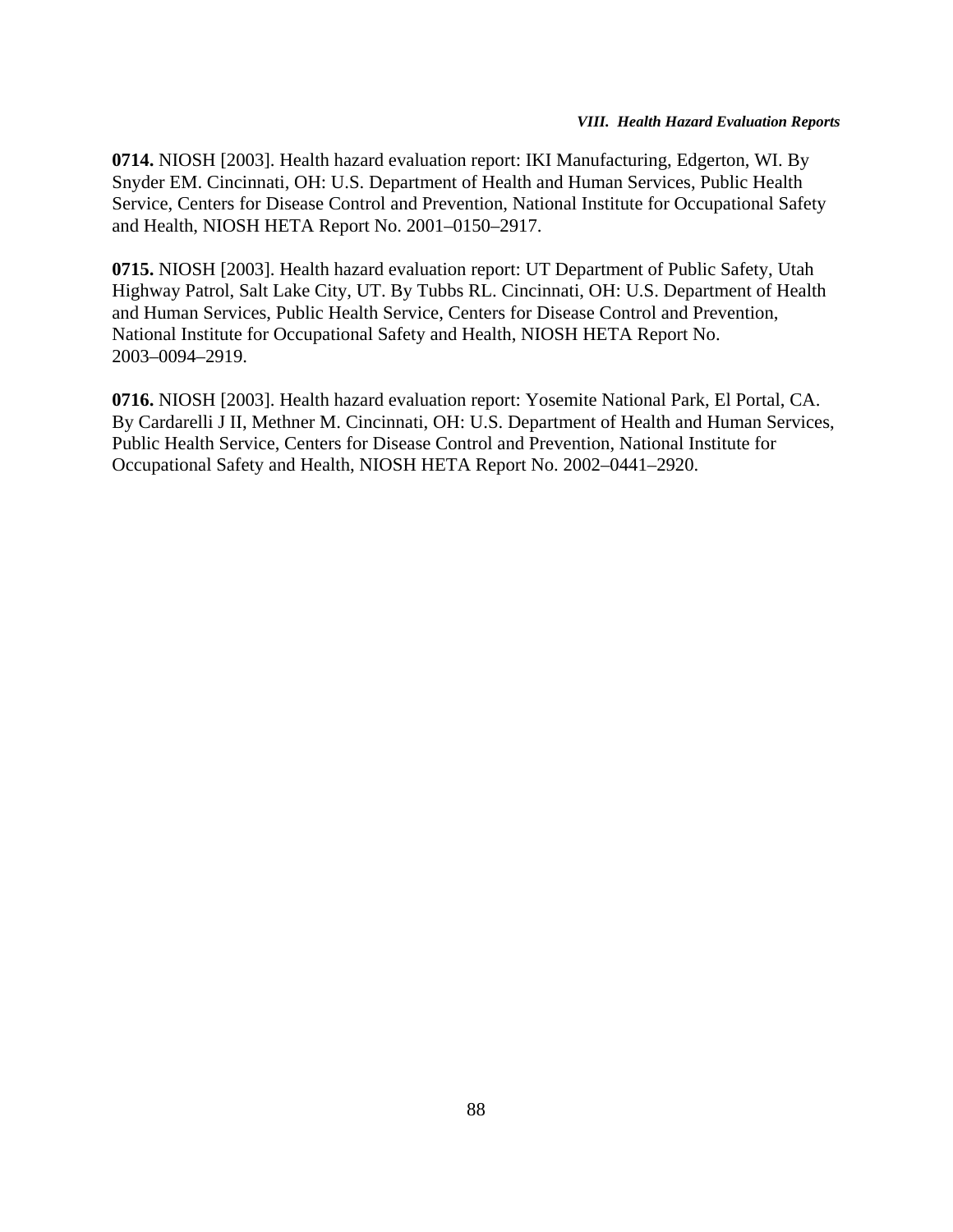**0714.** NIOSH [2003]. Health hazard evaluation report: IKI Manufacturing, Edgerton, WI. By Snyder EM. Cincinnati, OH: U.S. Department of Health and Human Services, Public Health Service, Centers for Disease Control and Prevention, National Institute for Occupational Safety and Health, NIOSH HETA Report No. 2001–0150–2917.

**0715.** NIOSH [2003]. Health hazard evaluation report: UT Department of Public Safety, Utah Highway Patrol, Salt Lake City, UT. By Tubbs RL. Cincinnati, OH: U.S. Department of Health and Human Services, Public Health Service, Centers for Disease Control and Prevention, National Institute for Occupational Safety and Health, NIOSH HETA Report No. 2003–0094–2919.

**0716.** NIOSH [2003]. Health hazard evaluation report: Yosemite National Park, El Portal, CA. By Cardarelli J II, Methner M. Cincinnati, OH: U.S. Department of Health and Human Services, Public Health Service, Centers for Disease Control and Prevention, National Institute for Occupational Safety and Health, NIOSH HETA Report No. 2002–0441–2920.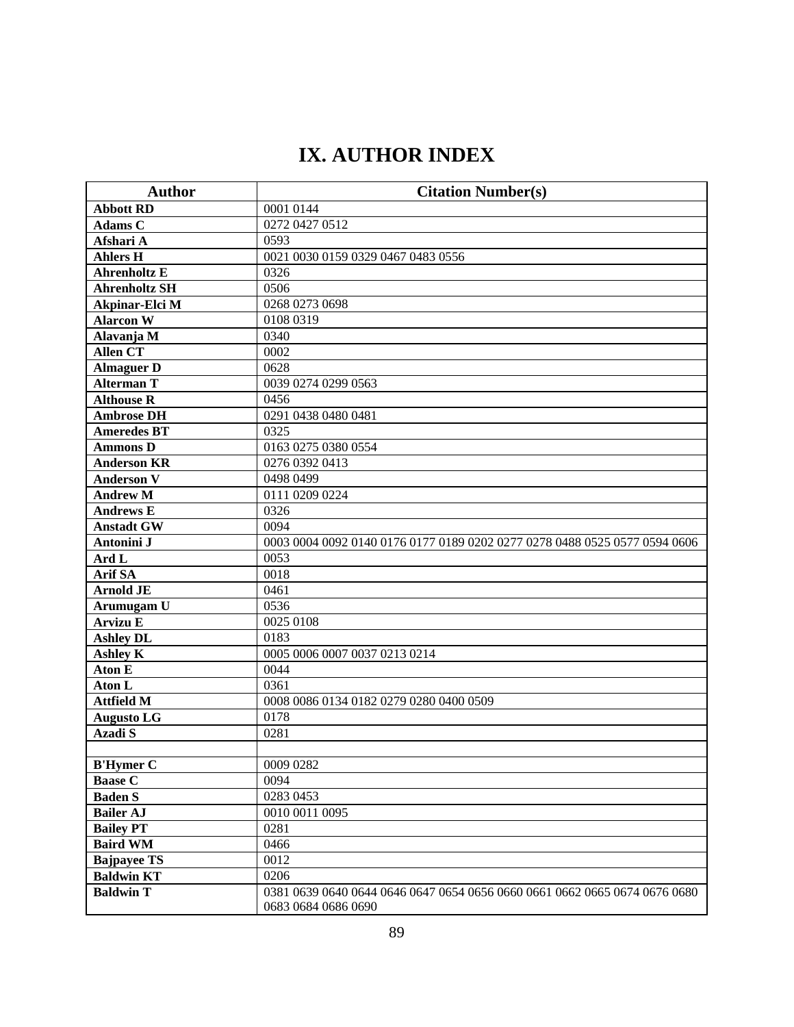# IX. AUTHOR INDEX

| Author | Citation Number(s) |
|---|---|
| **Abbott RD** | 0001 0144 |
| **Adams C** | 0272 0427 0512 |
| **Afshari A** | 0593 |
| **Ahlers H** | 0021 0030 0159 0329 0467 0483 0556 |
| **Ahrenholtz E** | 0326 |
| **Ahrenholtz SH** | 0506 |
| **Akpinar-Elci M** | 0268 0273 0698 |
| **Alarcon W** | 0108 0319 |
| **Alavanja M** | 0340 |
| **Allen CT** | 0002 |
| **Almaguer D** | 0628 |
| **Alterman T** | 0039 0274 0299 0563 |
| **Althouse R** | 0456 |
| **Ambrose DH** | 0291 0438 0480 0481 |
| **Ameredes BT** | 0325 |
| **Ammons D** | 0163 0275 0380 0554 |
| **Anderson KR** | 0276 0392 0413 |
| **Anderson V** | 0498 0499 |
| **Andrew M** | 0111 0209 0224 |
| **Andrews E** | 0326 |
| **Anstadt GW** | 0094 |
| **Antonini J** | 0003 0004 0092 0140 0176 0177 0189 0202 0277 0278 0488 0525 0577 0594 0606 |
| **Ard L** | 0053 |
| **Arif SA** | 0018 |
| **Arnold JE** | 0461 |
| **Arumugam U** | 0536 |
| **Arvizu E** | 0025 0108 |
| **Ashley DL** | 0183 |
| **Ashley K** | 0005 0006 0007 0037 0213 0214 |
| **Aton E** | 0044 |
| **Aton L** | 0361 |
| **Attfield M** | 0008 0086 0134 0182 0279 0280 0400 0509 |
| **Augusto LG** | 0178 |
| **Azadi S** | 0281 |
| | |
| **B'Hymer C** | 0009 0282 |
| **Baase C** | 0094 |
| **Baden S** | 0283 0453 |
| **Bailer AJ** | 0010 0011 0095 |
| **Bailey PT** | 0281 |
| **Baird WM** | 0466 |
| **Bajpayee TS** | 0012 |
| **Baldwin KT** | 0206 |
| **Baldwin T** | 0381 0639 0640 0644 0646 0647 0654 0656 0660 0661 0662 0665 0674 0676 0680 0683 0684 0686 0690 |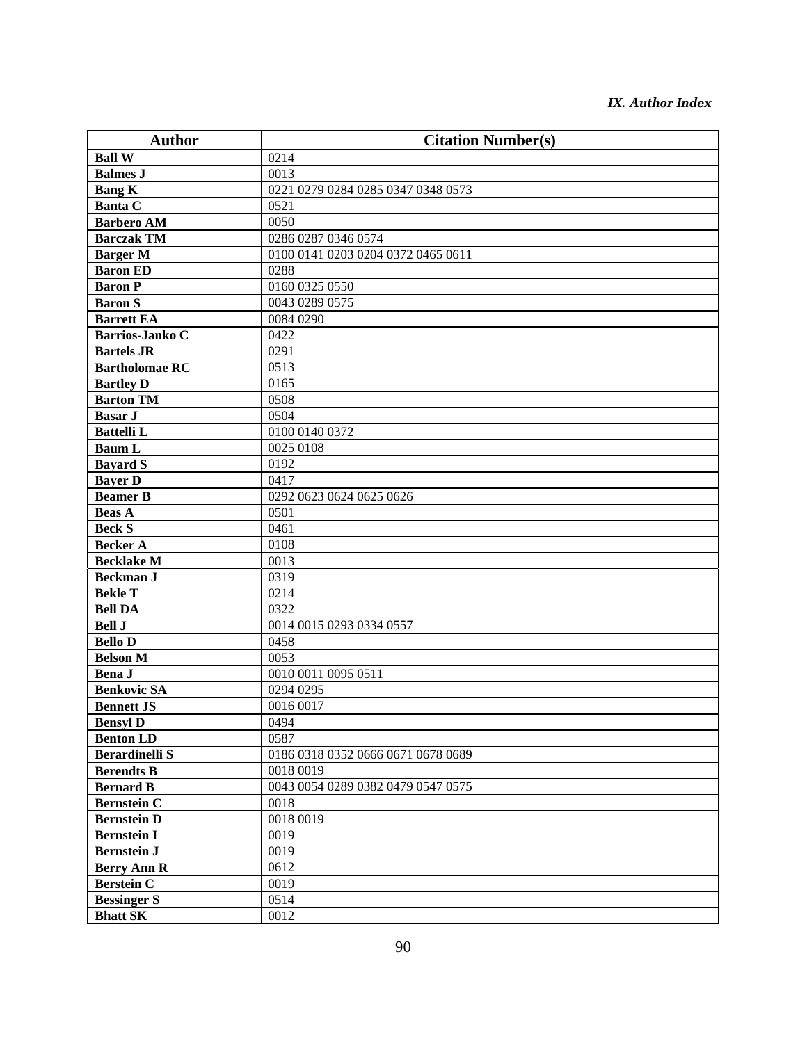| Author | Citation Number(s) |
|---|---|
| **Ball W** | 0214 |
| **Balmes J** | 0013 |
| **Bang K** | 0221 0279 0284 0285 0347 0348 0573 |
| **Banta C** | 0521 |
| **Barbero AM** | 0050 |
| **Barczak TM** | 0286 0287 0346 0574 |
| **Barger M** | 0100 0141 0203 0204 0372 0465 0611 |
| **Baron ED** | 0288 |
| **Baron P** | 0160 0325 0550 |
| **Baron S** | 0043 0289 0575 |
| **Barrett EA** | 0084 0290 |
| **Barrios-Janko C** | 0422 |
| **Bartels JR** | 0291 |
| **Bartholomae RC** | 0513 |
| **Bartley D** | 0165 |
| **Barton TM** | 0508 |
| **Basar J** | 0504 |
| **Battelli L** | 0100 0140 0372 |
| **Baum L** | 0025 0108 |
| **Bayard S** | 0192 |
| **Bayer D** | 0417 |
| **Beamer B** | 0292 0623 0624 0625 0626 |
| **Beas A** | 0501 |
| **Beck S** | 0461 |
| **Becker A** | 0108 |
| **Becklake M** | 0013 |
| **Beckman J** | 0319 |
| **Bekle T** | 0214 |
| **Bell DA** | 0322 |
| **Bell J** | 0014 0015 0293 0334 0557 |
| **Bello D** | 0458 |
| **Belson M** | 0053 |
| **Bena J** | 0010 0011 0095 0511 |
| **Benkovic SA** | 0294 0295 |
| **Bennett JS** | 0016 0017 |
| **Bensyl D** | 0494 |
| **Benton LD** | 0587 |
| **Berardinelli S** | 0186 0318 0352 0666 0671 0678 0689 |
| **Berendts B** | 0018 0019 |
| **Bernard B** | 0043 0054 0289 0382 0479 0547 0575 |
| **Bernstein C** | 0018 |
| **Bernstein D** | 0018 0019 |
| **Bernstein I** | 0019 |
| **Bernstein J** | 0019 |
| **Berry Ann R** | 0612 |
| **Berstein C** | 0019 |
| **Bessinger S** | 0514 |
| **Bhatt SK** | 0012 |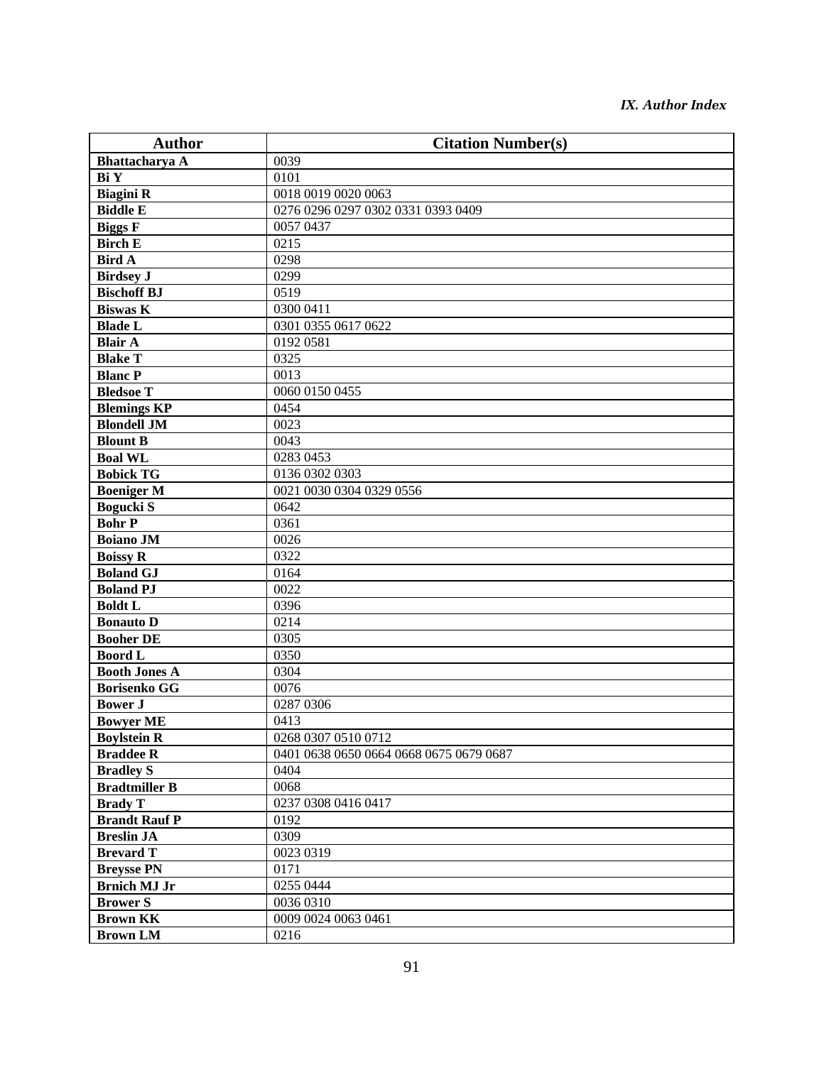| Author | Citation Number(s) |
|---|---|
| **Bhattacharya A** | 0039 |
| **Bi Y** | 0101 |
| **Biagini R** | 0018 0019 0020 0063 |
| **Biddle E** | 0276 0296 0297 0302 0331 0393 0409 |
| **Biggs F** | 0057 0437 |
| **Birch E** | 0215 |
| **Bird A** | 0298 |
| **Birdsey J** | 0299 |
| **Bischoff BJ** | 0519 |
| **Biswas K** | 0300 0411 |
| **Blade L** | 0301 0355 0617 0622 |
| **Blair A** | 0192 0581 |
| **Blake T** | 0325 |
| **Blanc P** | 0013 |
| **Bledsoe T** | 0060 0150 0455 |
| **Blemings KP** | 0454 |
| **Blondell JM** | 0023 |
| **Blount B** | 0043 |
| **Boal WL** | 0283 0453 |
| **Bobick TG** | 0136 0302 0303 |
| **Boeniger M** | 0021 0030 0304 0329 0556 |
| **Bogucki S** | 0642 |
| **Bohr P** | 0361 |
| **Boiano JM** | 0026 |
| **Boissy R** | 0322 |
| **Boland GJ** | 0164 |
| **Boland PJ** | 0022 |
| **Boldt L** | 0396 |
| **Bonauto D** | 0214 |
| **Booher DE** | 0305 |
| **Boord L** | 0350 |
| **Booth Jones A** | 0304 |
| **Borisenko GG** | 0076 |
| **Bower J** | 0287 0306 |
| **Bowyer ME** | 0413 |
| **Boylstein R** | 0268 0307 0510 0712 |
| **Braddee R** | 0401 0638 0650 0664 0668 0675 0679 0687 |
| **Bradley S** | 0404 |
| **Bradtmiller B** | 0068 |
| **Brady T** | 0237 0308 0416 0417 |
| **Brandt Rauf P** | 0192 |
| **Breslin JA** | 0309 |
| **Brevard T** | 0023 0319 |
| **Breysse PN** | 0171 |
| **Brnich MJ Jr** | 0255 0444 |
| **Brower S** | 0036 0310 |
| **Brown KK** | 0009 0024 0063 0461 |
| **Brown LM** | 0216 |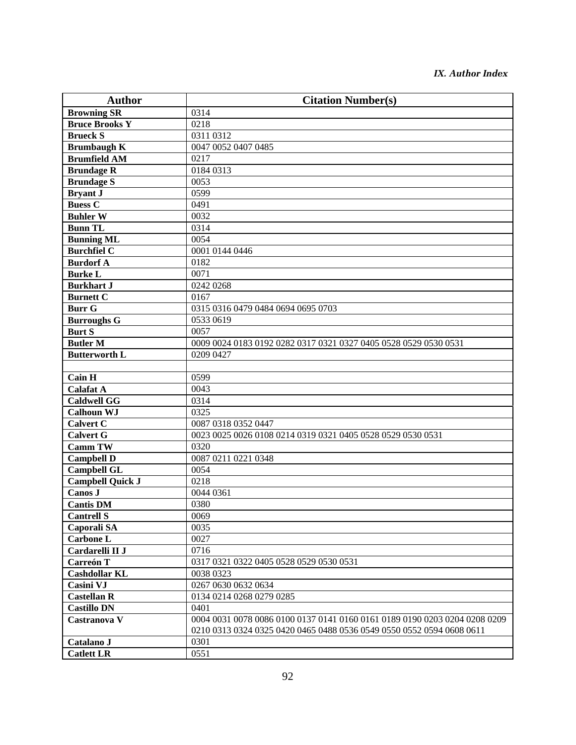| Author | Citation Number(s) |
|---|---|
| **Browning SR** | 0314 |
| **Bruce Brooks Y** | 0218 |
| **Brueck S** | 0311 0312 |
| **Brumbaugh K** | 0047 0052 0407 0485 |
| **Brumfield AM** | 0217 |
| **Brundage R** | 0184 0313 |
| **Brundage S** | 0053 |
| **Bryant J** | 0599 |
| **Buess C** | 0491 |
| **Buhler W** | 0032 |
| **Bunn TL** | 0314 |
| **Bunning ML** | 0054 |
| **Burchfiel C** | 0001 0144 0446 |
| **Burdorf A** | 0182 |
| **Burke L** | 0071 |
| **Burkhart J** | 0242 0268 |
| **Burnett C** | 0167 |
| **Burr G** | 0315 0316 0479 0484 0694 0695 0703 |
| **Burroughs G** | 0533 0619 |
| **Burt S** | 0057 |
| **Butler M** | 0009 0024 0183 0192 0282 0317 0321 0327 0405 0528 0529 0530 0531 |
| **Butterworth L** | 0209 0427 |
| | |
| **Cain H** | 0599 |
| **Calafat A** | 0043 |
| **Caldwell GG** | 0314 |
| **Calhoun WJ** | 0325 |
| **Calvert C** | 0087 0318 0352 0447 |
| **Calvert G** | 0023 0025 0026 0108 0214 0319 0321 0405 0528 0529 0530 0531 |
| **Camm TW** | 0320 |
| **Campbell D** | 0087 0211 0221 0348 |
| **Campbell GL** | 0054 |
| **Campbell Quick J** | 0218 |
| **Canos J** | 0044 0361 |
| **Cantis DM** | 0380 |
| **Cantrell S** | 0069 |
| **Caporali SA** | 0035 |
| **Carbone L** | 0027 |
| **Cardarelli II J** | 0716 |
| **Carreón T** | 0317 0321 0322 0405 0528 0529 0530 0531 |
| **Cashdollar KL** | 0038 0323 |
| **Casini VJ** | 0267 0630 0632 0634 |
| **Castellan R** | 0134 0214 0268 0279 0285 |
| **Castillo DN** | 0401 |
| **Castranova V** | 0004 0031 0078 0086 0100 0137 0141 0160 0161 0189 0190 0203 0204 0208 0209 0210 0313 0324 0325 0420 0465 0488 0536 0549 0550 0552 0594 0608 0611 |
| **Catalano J** | 0301 |
| **Catlett LR** | 0551 |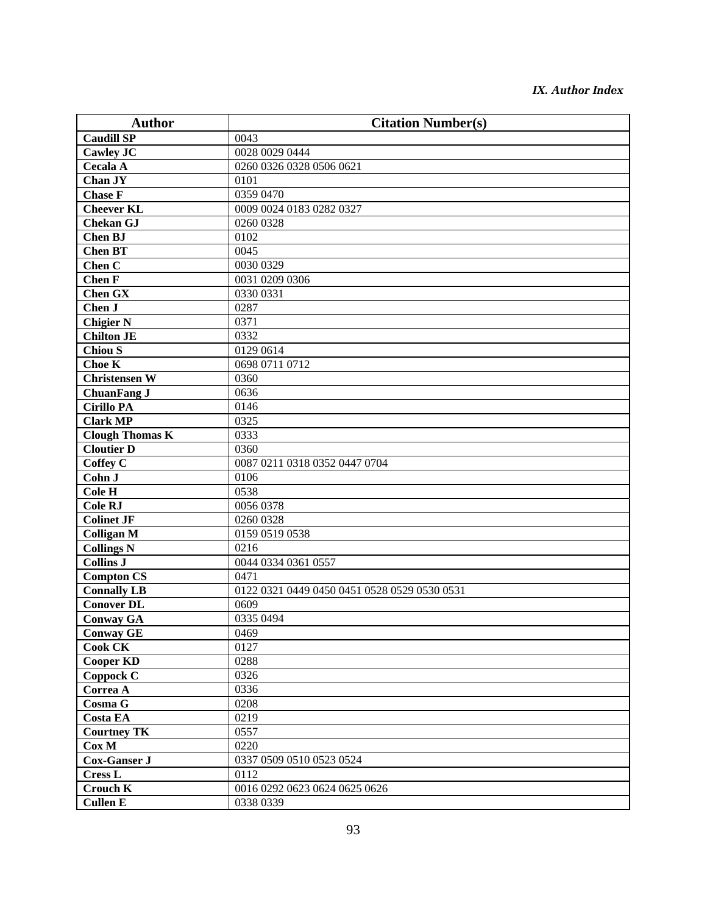| Author | Citation Number(s) |
| --- | --- |
| **Caudill SP** | 0043 |
| **Cawley JC** | 0028 0029 0444 |
| **Cecala A** | 0260 0326 0328 0506 0621 |
| **Chan JY** | 0101 |
| **Chase F** | 0359 0470 |
| **Cheever KL** | 0009 0024 0183 0282 0327 |
| **Chekan GJ** | 0260 0328 |
| **Chen BJ** | 0102 |
| **Chen BT** | 0045 |
| **Chen C** | 0030 0329 |
| **Chen F** | 0031 0209 0306 |
| **Chen GX** | 0330 0331 |
| **Chen J** | 0287 |
| **Chigier N** | 0371 |
| **Chilton JE** | 0332 |
| **Chiou S** | 0129 0614 |
| **Choe K** | 0698 0711 0712 |
| **Christensen W** | 0360 |
| **ChuanFang J** | 0636 |
| **Cirillo PA** | 0146 |
| **Clark MP** | 0325 |
| **Clough Thomas K** | 0333 |
| **Cloutier D** | 0360 |
| **Coffey C** | 0087 0211 0318 0352 0447 0704 |
| **Cohn J** | 0106 |
| **Cole H** | 0538 |
| **Cole RJ** | 0056 0378 |
| **Colinet JF** | 0260 0328 |
| **Colligan M** | 0159 0519 0538 |
| **Collings N** | 0216 |
| **Collins J** | 0044 0334 0361 0557 |
| **Compton CS** | 0471 |
| **Connally LB** | 0122 0321 0449 0450 0451 0528 0529 0530 0531 |
| **Conover DL** | 0609 |
| **Conway GA** | 0335 0494 |
| **Conway GE** | 0469 |
| **Cook CK** | 0127 |
| **Cooper KD** | 0288 |
| **Coppock C** | 0326 |
| **Correa A** | 0336 |
| **Cosma G** | 0208 |
| **Costa EA** | 0219 |
| **Courtney TK** | 0557 |
| **Cox M** | 0220 |
| **Cox-Ganser J** | 0337 0509 0510 0523 0524 |
| **Cress L** | 0112 |
| **Crouch K** | 0016 0292 0623 0624 0625 0626 |
| **Cullen E** | 0338 0339 |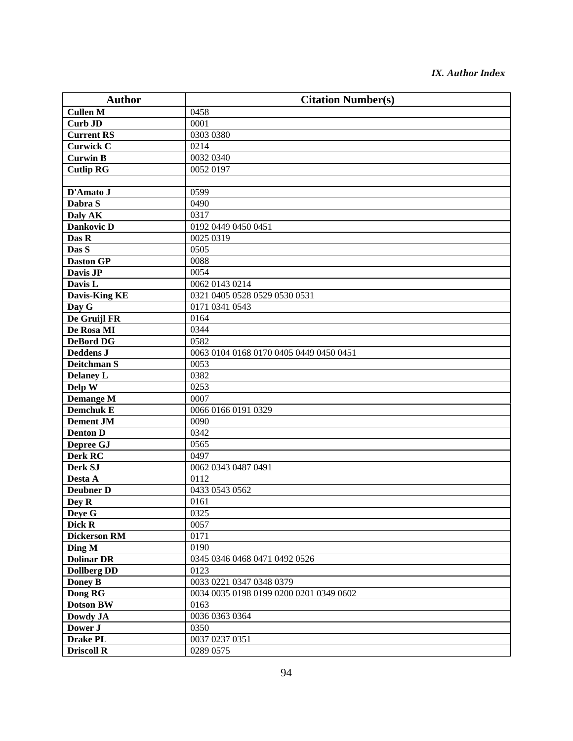| Author | Citation Number(s) |
| --- | --- |
| **Cullen M** | 0458 |
| **Curb JD** | 0001 |
| **Current RS** | 0303 0380 |
| **Curwick C** | 0214 |
| **Curwin B** | 0032 0340 |
| **Cutlip RG** | 0052 0197 |
| | |
| **D'Amato J** | 0599 |
| **Dabra S** | 0490 |
| **Daly AK** | 0317 |
| **Dankovic D** | 0192 0449 0450 0451 |
| **Das R** | 0025 0319 |
| **Das S** | 0505 |
| **Daston GP** | 0088 |
| **Davis JP** | 0054 |
| **Davis L** | 0062 0143 0214 |
| **Davis-King KE** | 0321 0405 0528 0529 0530 0531 |
| **Day G** | 0171 0341 0543 |
| **De Gruijl FR** | 0164 |
| **De Rosa MI** | 0344 |
| **DeBord DG** | 0582 |
| **Deddens J** | 0063 0104 0168 0170 0405 0449 0450 0451 |
| **Deitchman S** | 0053 |
| **Delaney L** | 0382 |
| **Delp W** | 0253 |
| **Demange M** | 0007 |
| **Demchuk E** | 0066 0166 0191 0329 |
| **Dement JM** | 0090 |
| **Denton D** | 0342 |
| **Depree GJ** | 0565 |
| **Derk RC** | 0497 |
| **Derk SJ** | 0062 0343 0487 0491 |
| **Desta A** | 0112 |
| **Deubner D** | 0433 0543 0562 |
| **Dey R** | 0161 |
| **Deye G** | 0325 |
| **Dick R** | 0057 |
| **Dickerson RM** | 0171 |
| **Ding M** | 0190 |
| **Dolinar DR** | 0345 0346 0468 0471 0492 0526 |
| **Dollberg DD** | 0123 |
| **Doney B** | 0033 0221 0347 0348 0379 |
| **Dong RG** | 0034 0035 0198 0199 0200 0201 0349 0602 |
| **Dotson BW** | 0163 |
| **Dowdy JA** | 0036 0363 0364 |
| **Dower J** | 0350 |
| **Drake PL** | 0037 0237 0351 |
| **Driscoll R** | 0289 0575 |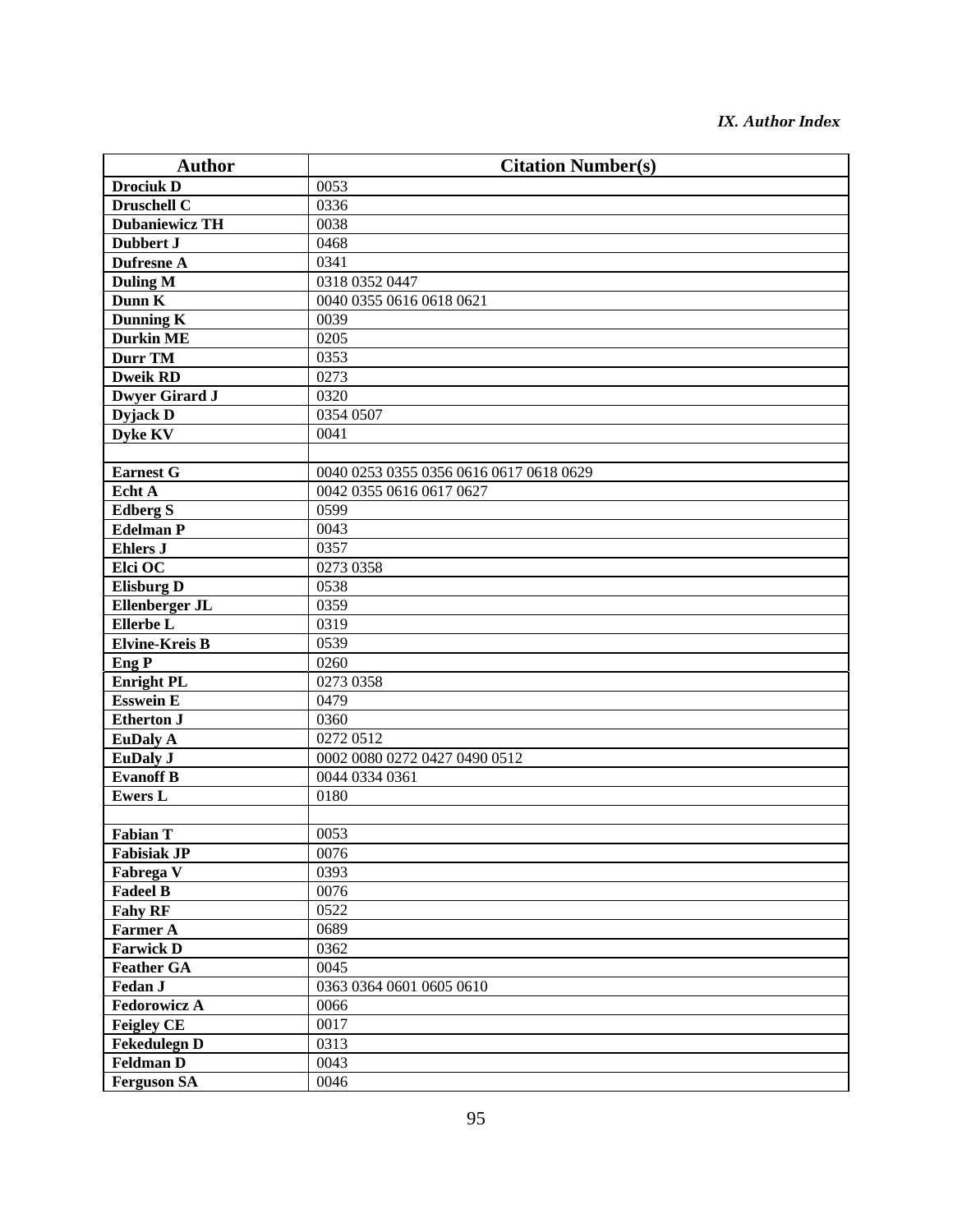| Author | Citation Number(s) |
|---|---|
| **Drociuk D** | 0053 |
| **Druschell C** | 0336 |
| **Dubaniewicz TH** | 0038 |
| **Dubbert J** | 0468 |
| **Dufresne A** | 0341 |
| **Duling M** | 0318 0352 0447 |
| **Dunn K** | 0040 0355 0616 0618 0621 |
| **Dunning K** | 0039 |
| **Durkin ME** | 0205 |
| **Durr TM** | 0353 |
| **Dweik RD** | 0273 |
| **Dwyer Girard J** | 0320 |
| **Dyjack D** | 0354 0507 |
| **Dyke KV** | 0041 |
| | |
| **Earnest G** | 0040 0253 0355 0356 0616 0617 0618 0629 |
| **Echt A** | 0042 0355 0616 0617 0627 |
| **Edberg S** | 0599 |
| **Edelman P** | 0043 |
| **Ehlers J** | 0357 |
| **Elci OC** | 0273 0358 |
| **Elisburg D** | 0538 |
| **Ellenberger JL** | 0359 |
| **Ellerbe L** | 0319 |
| **Elvine-Kreis B** | 0539 |
| **Eng P** | 0260 |
| **Enright PL** | 0273 0358 |
| **Esswein E** | 0479 |
| **Etherton J** | 0360 |
| **EuDaly A** | 0272 0512 |
| **EuDaly J** | 0002 0080 0272 0427 0490 0512 |
| **Evanoff B** | 0044 0334 0361 |
| **Ewers L** | 0180 |
| | |
| **Fabian T** | 0053 |
| **Fabisiak JP** | 0076 |
| **Fabrega V** | 0393 |
| **Fadeel B** | 0076 |
| **Fahy RF** | 0522 |
| **Farmer A** | 0689 |
| **Farwick D** | 0362 |
| **Feather GA** | 0045 |
| **Fedan J** | 0363 0364 0601 0605 0610 |
| **Fedorowicz A** | 0066 |
| **Feigley CE** | 0017 |
| **Fekedulegn D** | 0313 |
| **Feldman D** | 0043 |
| **Ferguson SA** | 0046 |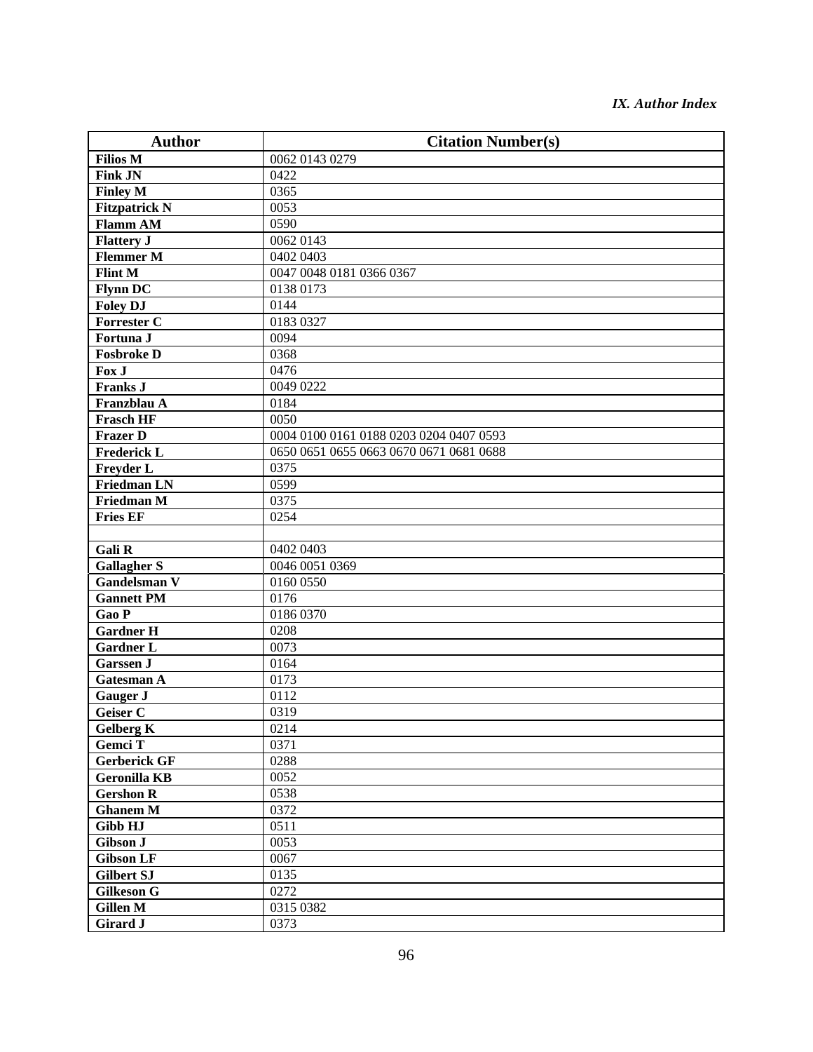| Author | Citation Number(s) |
| --- | --- |
| **Filios M** | 0062 0143 0279 |
| **Fink JN** | 0422 |
| **Finley M** | 0365 |
| **Fitzpatrick N** | 0053 |
| **Flamm AM** | 0590 |
| **Flattery J** | 0062 0143 |
| **Flemmer M** | 0402 0403 |
| **Flint M** | 0047 0048 0181 0366 0367 |
| **Flynn DC** | 0138 0173 |
| **Foley DJ** | 0144 |
| **Forrester C** | 0183 0327 |
| **Fortuna J** | 0094 |
| **Fosbroke D** | 0368 |
| **Fox J** | 0476 |
| **Franks J** | 0049 0222 |
| **Franzblau A** | 0184 |
| **Frasch HF** | 0050 |
| **Frazer D** | 0004 0100 0161 0188 0203 0204 0407 0593 |
| **Frederick L** | 0650 0651 0655 0663 0670 0671 0681 0688 |
| **Freyder L** | 0375 |
| **Friedman LN** | 0599 |
| **Friedman M** | 0375 |
| **Fries EF** | 0254 |
| | |
| **Gali R** | 0402 0403 |
| **Gallagher S** | 0046 0051 0369 |
| **Gandelsman V** | 0160 0550 |
| **Gannett PM** | 0176 |
| **Gao P** | 0186 0370 |
| **Gardner H** | 0208 |
| **Gardner L** | 0073 |
| **Garssen J** | 0164 |
| **Gatesman A** | 0173 |
| **Gauger J** | 0112 |
| **Geiser C** | 0319 |
| **Gelberg K** | 0214 |
| **Gemci T** | 0371 |
| **Gerberick GF** | 0288 |
| **Geronilla KB** | 0052 |
| **Gershon R** | 0538 |
| **Ghanem M** | 0372 |
| **Gibb HJ** | 0511 |
| **Gibson J** | 0053 |
| **Gibson LF** | 0067 |
| **Gilbert SJ** | 0135 |
| **Gilkeson G** | 0272 |
| **Gillen M** | 0315 0382 |
| **Girard J** | 0373 |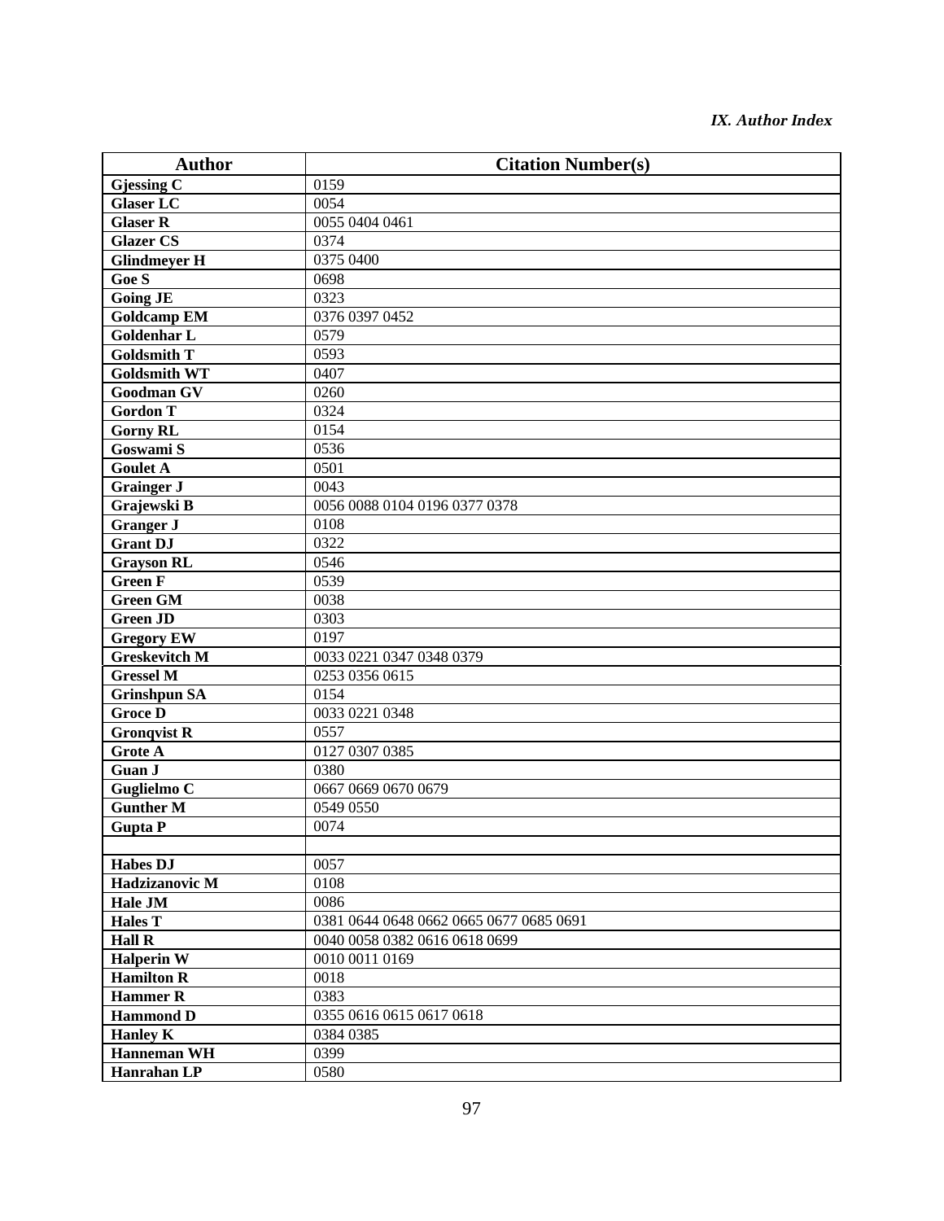| Author | Citation Number(s) |
|---|---|
| **Gjessing C** | 0159 |
| **Glaser LC** | 0054 |
| **Glaser R** | 0055 0404 0461 |
| **Glazer CS** | 0374 |
| **Glindmeyer H** | 0375 0400 |
| **Goe S** | 0698 |
| **Going JE** | 0323 |
| **Goldcamp EM** | 0376 0397 0452 |
| **Goldenhar L** | 0579 |
| **Goldsmith T** | 0593 |
| **Goldsmith WT** | 0407 |
| **Goodman GV** | 0260 |
| **Gordon T** | 0324 |
| **Gorny RL** | 0154 |
| **Goswami S** | 0536 |
| **Goulet A** | 0501 |
| **Grainger J** | 0043 |
| **Grajewski B** | 0056 0088 0104 0196 0377 0378 |
| **Granger J** | 0108 |
| **Grant DJ** | 0322 |
| **Grayson RL** | 0546 |
| **Green F** | 0539 |
| **Green GM** | 0038 |
| **Green JD** | 0303 |
| **Gregory EW** | 0197 |
| **Greskevitch M** | 0033 0221 0347 0348 0379 |
| **Gressel M** | 0253 0356 0615 |
| **Grinshpun SA** | 0154 |
| **Groce D** | 0033 0221 0348 |
| **Gronqvist R** | 0557 |
| **Grote A** | 0127 0307 0385 |
| **Guan J** | 0380 |
| **Guglielmo C** | 0667 0669 0670 0679 |
| **Gunther M** | 0549 0550 |
| **Gupta P** | 0074 |
| | |
| **Habes DJ** | 0057 |
| **Hadzizanovic M** | 0108 |
| **Hale JM** | 0086 |
| **Hales T** | 0381 0644 0648 0662 0665 0677 0685 0691 |
| **Hall R** | 0040 0058 0382 0616 0618 0699 |
| **Halperin W** | 0010 0011 0169 |
| **Hamilton R** | 0018 |
| **Hammer R** | 0383 |
| **Hammond D** | 0355 0616 0615 0617 0618 |
| **Hanley K** | 0384 0385 |
| **Hanneman WH** | 0399 |
| **Hanrahan LP** | 0580 |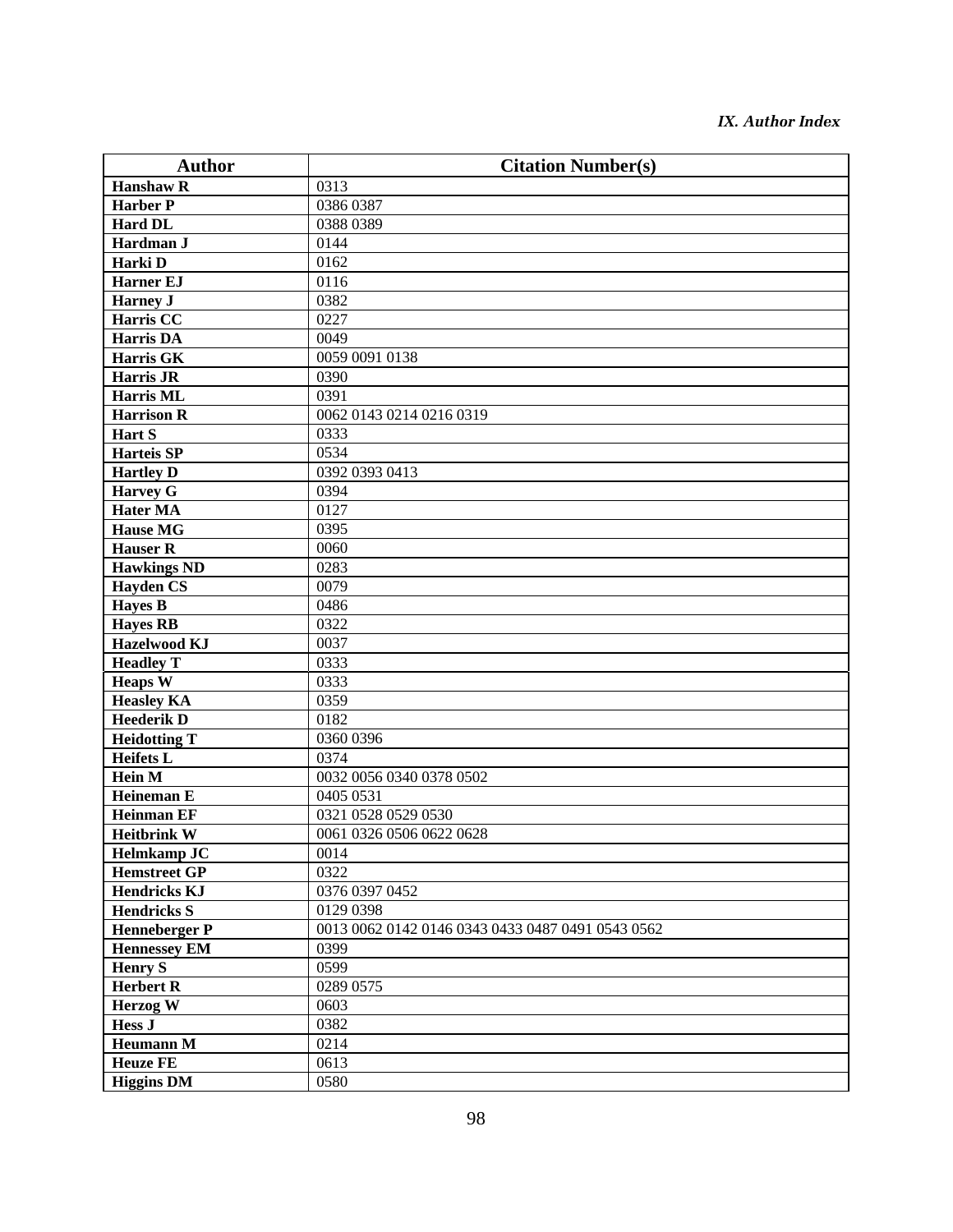| Author | Citation Number(s) |
|---|---|
| **Hanshaw R** | 0313 |
| **Harber P** | 0386 0387 |
| **Hard DL** | 0388 0389 |
| **Hardman J** | 0144 |
| **Harki D** | 0162 |
| **Harner EJ** | 0116 |
| **Harney J** | 0382 |
| **Harris CC** | 0227 |
| **Harris DA** | 0049 |
| **Harris GK** | 0059 0091 0138 |
| **Harris JR** | 0390 |
| **Harris ML** | 0391 |
| **Harrison R** | 0062 0143 0214 0216 0319 |
| **Hart S** | 0333 |
| **Harteis SP** | 0534 |
| **Hartley D** | 0392 0393 0413 |
| **Harvey G** | 0394 |
| **Hater MA** | 0127 |
| **Hause MG** | 0395 |
| **Hauser R** | 0060 |
| **Hawkings ND** | 0283 |
| **Hayden CS** | 0079 |
| **Hayes B** | 0486 |
| **Hayes RB** | 0322 |
| **Hazelwood KJ** | 0037 |
| **Headley T** | 0333 |
| **Heaps W** | 0333 |
| **Heasley KA** | 0359 |
| **Heederik D** | 0182 |
| **Heidotting T** | 0360 0396 |
| **Heifets L** | 0374 |
| **Hein M** | 0032 0056 0340 0378 0502 |
| **Heineman E** | 0405 0531 |
| **Heinman EF** | 0321 0528 0529 0530 |
| **Heitbrink W** | 0061 0326 0506 0622 0628 |
| **Helmkamp JC** | 0014 |
| **Hemstreet GP** | 0322 |
| **Hendricks KJ** | 0376 0397 0452 |
| **Hendricks S** | 0129 0398 |
| **Henneberger P** | 0013 0062 0142 0146 0343 0433 0487 0491 0543 0562 |
| **Hennessey EM** | 0399 |
| **Henry S** | 0599 |
| **Herbert R** | 0289 0575 |
| **Herzog W** | 0603 |
| **Hess J** | 0382 |
| **Heumann M** | 0214 |
| **Heuze FE** | 0613 |
| **Higgins DM** | 0580 |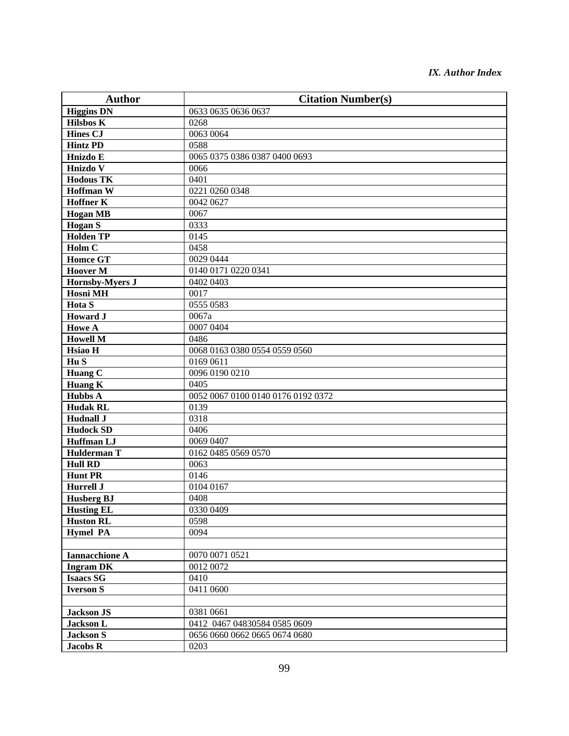| Author | Citation Number(s) |
|---|---|
| **Higgins DN** | 0633 0635 0636 0637 |
| **Hilsbos K** | 0268 |
| **Hines CJ** | 0063 0064 |
| **Hintz PD** | 0588 |
| **Hnizdo E** | 0065 0375 0386 0387 0400 0693 |
| **Hnizdo V** | 0066 |
| **Hodous TK** | 0401 |
| **Hoffman W** | 0221 0260 0348 |
| **Hoffner K** | 0042 0627 |
| **Hogan MB** | 0067 |
| **Hogan S** | 0333 |
| **Holden TP** | 0145 |
| **Holm C** | 0458 |
| **Homce GT** | 0029 0444 |
| **Hoover M** | 0140 0171 0220 0341 |
| **Hornsby-Myers J** | 0402 0403 |
| **Hosni MH** | 0017 |
| **Hota S** | 0555 0583 |
| **Howard J** | 0067a |
| **Howe A** | 0007 0404 |
| **Howell M** | 0486 |
| **Hsiao H** | 0068 0163 0380 0554 0559 0560 |
| **Hu S** | 0169 0611 |
| **Huang C** | 0096 0190 0210 |
| **Huang K** | 0405 |
| **Hubbs A** | 0052 0067 0100 0140 0176 0192 0372 |
| **Hudak RL** | 0139 |
| **Hudnall J** | 0318 |
| **Hudock SD** | 0406 |
| **Huffman LJ** | 0069 0407 |
| **Hulderman T** | 0162 0485 0569 0570 |
| **Hull RD** | 0063 |
| **Hunt PR** | 0146 |
| **Hurrell J** | 0104 0167 |
| **Husberg BJ** | 0408 |
| **Husting EL** | 0330 0409 |
| **Huston RL** | 0598 |
| **Hymel PA** | 0094 |
| | |
| **Iannacchione A** | 0070 0071 0521 |
| **Ingram DK** | 0012 0072 |
| **Isaacs SG** | 0410 |
| **Iverson S** | 0411 0600 |
| | |
| **Jackson JS** | 0381 0661 |
| **Jackson L** | 0412 0467 04830584 0585 0609 |
| **Jackson S** | 0656 0660 0662 0665 0674 0680 |
| **Jacobs R** | 0203 |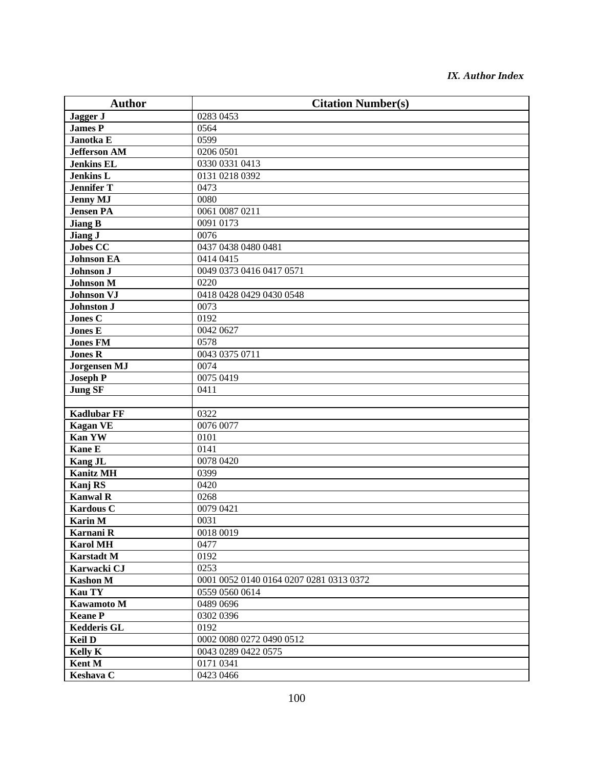| Author | Citation Number(s) |
|---|---|
| **Jagger J** | 0283 0453 |
| **James P** | 0564 |
| **Janotka E** | 0599 |
| **Jefferson AM** | 0206 0501 |
| **Jenkins EL** | 0330 0331 0413 |
| **Jenkins L** | 0131 0218 0392 |
| **Jennifer T** | 0473 |
| **Jenny MJ** | 0080 |
| **Jensen PA** | 0061 0087 0211 |
| **Jiang B** | 0091 0173 |
| **Jiang J** | 0076 |
| **Jobes CC** | 0437 0438 0480 0481 |
| **Johnson EA** | 0414 0415 |
| **Johnson J** | 0049 0373 0416 0417 0571 |
| **Johnson M** | 0220 |
| **Johnson VJ** | 0418 0428 0429 0430 0548 |
| **Johnston J** | 0073 |
| **Jones C** | 0192 |
| **Jones E** | 0042 0627 |
| **Jones FM** | 0578 |
| **Jones R** | 0043 0375 0711 |
| **Jorgensen MJ** | 0074 |
| **Joseph P** | 0075 0419 |
| **Jung SF** | 0411 |
| | |
| **Kadlubar FF** | 0322 |
| **Kagan VE** | 0076 0077 |
| **Kan YW** | 0101 |
| **Kane E** | 0141 |
| **Kang JL** | 0078 0420 |
| **Kanitz MH** | 0399 |
| **Kanj RS** | 0420 |
| **Kanwal R** | 0268 |
| **Kardous C** | 0079 0421 |
| **Karin M** | 0031 |
| **Karnani R** | 0018 0019 |
| **Karol MH** | 0477 |
| **Karstadt M** | 0192 |
| **Karwacki CJ** | 0253 |
| **Kashon M** | 0001 0052 0140 0164 0207 0281 0313 0372 |
| **Kau TY** | 0559 0560 0614 |
| **Kawamoto M** | 0489 0696 |
| **Keane P** | 0302 0396 |
| **Kedderis GL** | 0192 |
| **Keil D** | 0002 0080 0272 0490 0512 |
| **Kelly K** | 0043 0289 0422 0575 |
| **Kent M** | 0171 0341 |
| **Keshava C** | 0423 0466 |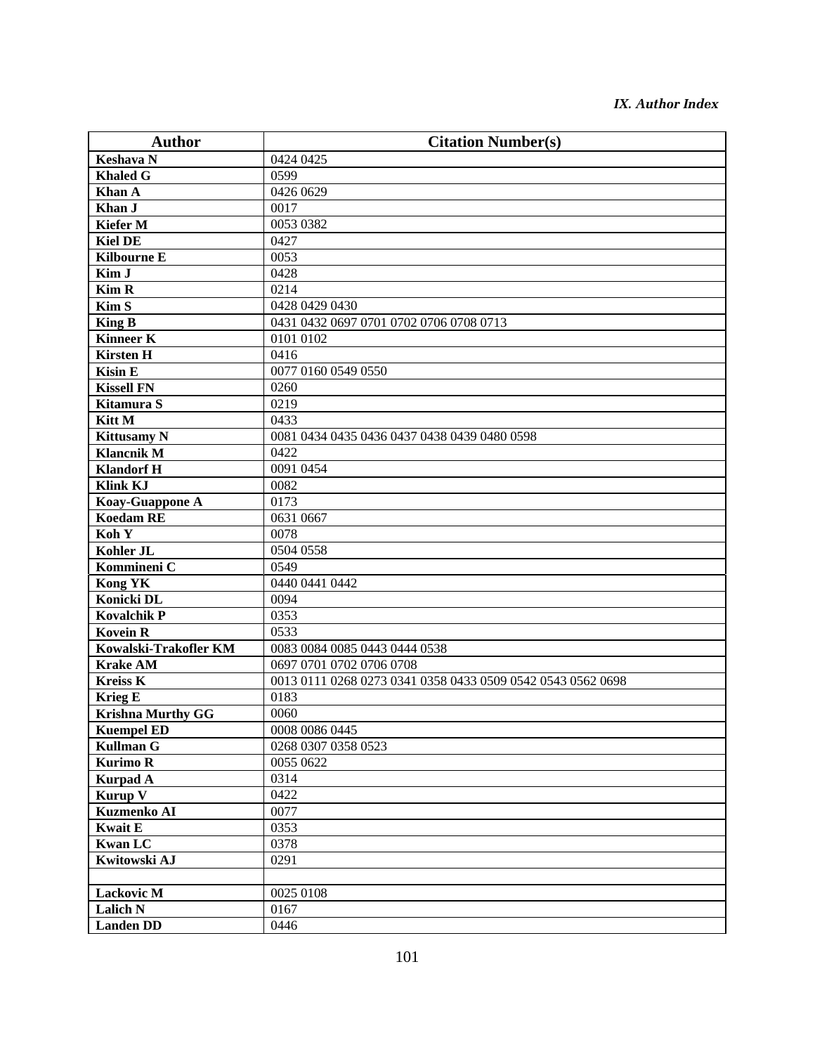| Author | Citation Number(s) |
|---|---|
| **Keshava N** | 0424 0425 |
| **Khaled G** | 0599 |
| **Khan A** | 0426 0629 |
| **Khan J** | 0017 |
| **Kiefer M** | 0053 0382 |
| **Kiel DE** | 0427 |
| **Kilbourne E** | 0053 |
| **Kim J** | 0428 |
| **Kim R** | 0214 |
| **Kim S** | 0428 0429 0430 |
| **King B** | 0431 0432 0697 0701 0702 0706 0708 0713 |
| **Kinneer K** | 0101 0102 |
| **Kirsten H** | 0416 |
| **Kisin E** | 0077 0160 0549 0550 |
| **Kissell FN** | 0260 |
| **Kitamura S** | 0219 |
| **Kitt M** | 0433 |
| **Kittusamy N** | 0081 0434 0435 0436 0437 0438 0439 0480 0598 |
| **Klancnik M** | 0422 |
| **Klandorf H** | 0091 0454 |
| **Klink KJ** | 0082 |
| **Koay-Guappone A** | 0173 |
| **Koedam RE** | 0631 0667 |
| **Koh Y** | 0078 |
| **Kohler JL** | 0504 0558 |
| **Kommineni C** | 0549 |
| **Kong YK** | 0440 0441 0442 |
| **Konicki DL** | 0094 |
| **Kovalchik P** | 0353 |
| **Kovein R** | 0533 |
| **Kowalski-Trakofler KM** | 0083 0084 0085 0443 0444 0538 |
| **Krake AM** | 0697 0701 0702 0706 0708 |
| **Kreiss K** | 0013 0111 0268 0273 0341 0358 0433 0509 0542 0543 0562 0698 |
| **Krieg E** | 0183 |
| **Krishna Murthy GG** | 0060 |
| **Kuempel ED** | 0008 0086 0445 |
| **Kullman G** | 0268 0307 0358 0523 |
| **Kurimo R** | 0055 0622 |
| **Kurpad A** | 0314 |
| **Kurup V** | 0422 |
| **Kuzmenko AI** | 0077 |
| **Kwait E** | 0353 |
| **Kwan LC** | 0378 |
| **Kwitowski AJ** | 0291 |
| | |
| **Lackovic M** | 0025 0108 |
| **Lalich N** | 0167 |
| **Landen DD** | 0446 |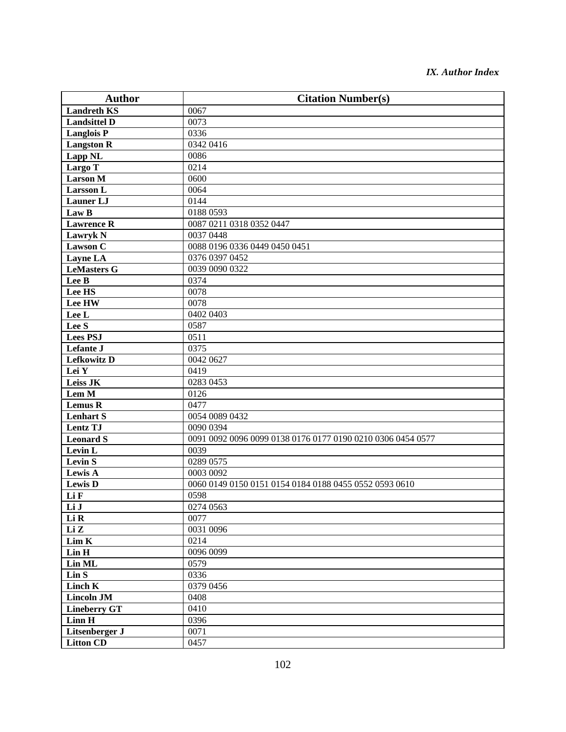| Author | Citation Number(s) |
| --- | --- |
| **Landreth KS** | 0067 |
| **Landsittel D** | 0073 |
| **Langlois P** | 0336 |
| **Langston R** | 0342 0416 |
| **Lapp NL** | 0086 |
| **Largo T** | 0214 |
| **Larson M** | 0600 |
| **Larsson L** | 0064 |
| **Launer LJ** | 0144 |
| **Law B** | 0188 0593 |
| **Lawrence R** | 0087 0211 0318 0352 0447 |
| **Lawryk N** | 0037 0448 |
| **Lawson C** | 0088 0196 0336 0449 0450 0451 |
| **Layne LA** | 0376 0397 0452 |
| **LeMasters G** | 0039 0090 0322 |
| **Lee B** | 0374 |
| **Lee HS** | 0078 |
| **Lee HW** | 0078 |
| **Lee L** | 0402 0403 |
| **Lee S** | 0587 |
| **Lees PSJ** | 0511 |
| **Lefante J** | 0375 |
| **Lefkowitz D** | 0042 0627 |
| **Lei Y** | 0419 |
| **Leiss JK** | 0283 0453 |
| **Lem M** | 0126 |
| **Lemus R** | 0477 |
| **Lenhart S** | 0054 0089 0432 |
| **Lentz TJ** | 0090 0394 |
| **Leonard S** | 0091 0092 0096 0099 0138 0176 0177 0190 0210 0306 0454 0577 |
| **Levin L** | 0039 |
| **Levin S** | 0289 0575 |
| **Lewis A** | 0003 0092 |
| **Lewis D** | 0060 0149 0150 0151 0154 0184 0188 0455 0552 0593 0610 |
| **Li F** | 0598 |
| **Li J** | 0274 0563 |
| **Li R** | 0077 |
| **Li Z** | 0031 0096 |
| **Lim K** | 0214 |
| **Lin H** | 0096 0099 |
| **Lin ML** | 0579 |
| **Lin S** | 0336 |
| **Linch K** | 0379 0456 |
| **Lincoln JM** | 0408 |
| **Lineberry GT** | 0410 |
| **Linn H** | 0396 |
| **Litsenberger J** | 0071 |
| **Litton CD** | 0457 |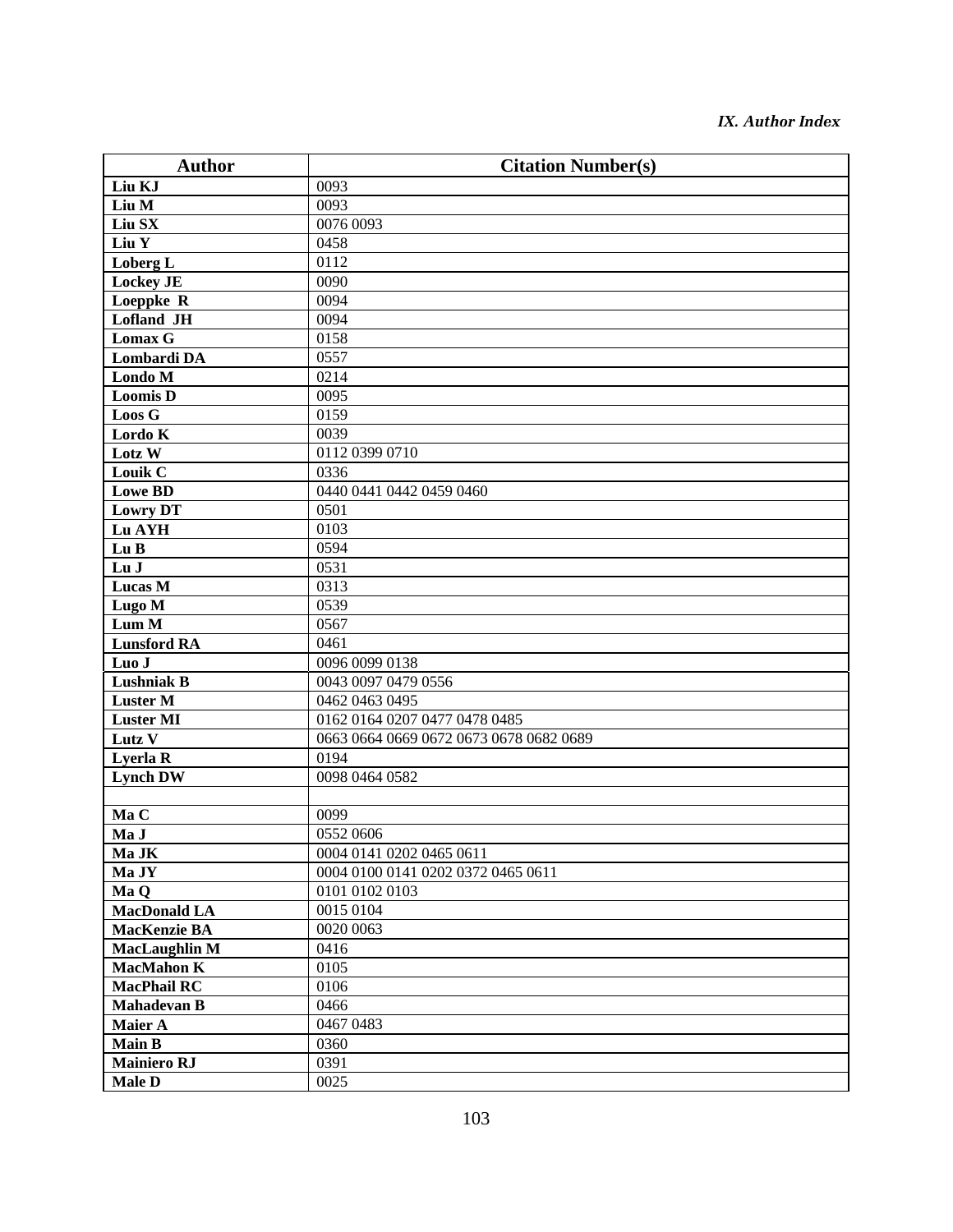| Author | Citation Number(s) |
|---|---|
| **Liu KJ** | 0093 |
| **Liu M** | 0093 |
| **Liu SX** | 0076 0093 |
| **Liu Y** | 0458 |
| **Loberg L** | 0112 |
| **Lockey JE** | 0090 |
| **Loeppke R** | 0094 |
| **Lofland JH** | 0094 |
| **Lomax G** | 0158 |
| **Lombardi DA** | 0557 |
| **Londo M** | 0214 |
| **Loomis D** | 0095 |
| **Loos G** | 0159 |
| **Lordo K** | 0039 |
| **Lotz W** | 0112 0399 0710 |
| **Louik C** | 0336 |
| **Lowe BD** | 0440 0441 0442 0459 0460 |
| **Lowry DT** | 0501 |
| **Lu AYH** | 0103 |
| **Lu B** | 0594 |
| **Lu J** | 0531 |
| **Lucas M** | 0313 |
| **Lugo M** | 0539 |
| **Lum M** | 0567 |
| **Lunsford RA** | 0461 |
| **Luo J** | 0096 0099 0138 |
| **Lushniak B** | 0043 0097 0479 0556 |
| **Luster M** | 0462 0463 0495 |
| **Luster MI** | 0162 0164 0207 0477 0478 0485 |
| **Lutz V** | 0663 0664 0669 0672 0673 0678 0682 0689 |
| **Lyerla R** | 0194 |
| **Lynch DW** | 0098 0464 0582 |
| | |
| **Ma C** | 0099 |
| **Ma J** | 0552 0606 |
| **Ma JK** | 0004 0141 0202 0465 0611 |
| **Ma JY** | 0004 0100 0141 0202 0372 0465 0611 |
| **Ma Q** | 0101 0102 0103 |
| **MacDonald LA** | 0015 0104 |
| **MacKenzie BA** | 0020 0063 |
| **MacLaughlin M** | 0416 |
| **MacMahon K** | 0105 |
| **MacPhail RC** | 0106 |
| **Mahadevan B** | 0466 |
| **Maier A** | 0467 0483 |
| **Main B** | 0360 |
| **Mainiero RJ** | 0391 |
| **Male D** | 0025 |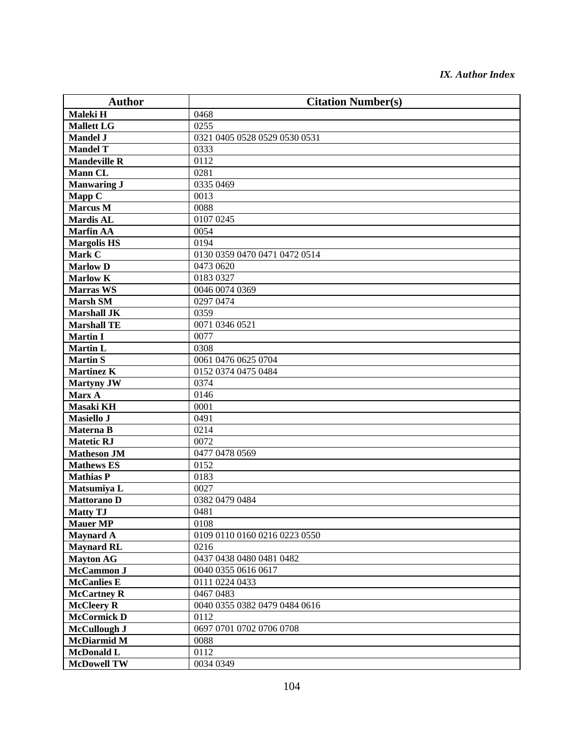| Author | Citation Number(s) |
|---|---|
| **Maleki H** | 0468 |
| **Mallett LG** | 0255 |
| **Mandel J** | 0321 0405 0528 0529 0530 0531 |
| **Mandel T** | 0333 |
| **Mandeville R** | 0112 |
| **Mann CL** | 0281 |
| **Manwaring J** | 0335 0469 |
| **Mapp C** | 0013 |
| **Marcus M** | 0088 |
| **Mardis AL** | 0107 0245 |
| **Marfin AA** | 0054 |
| **Margolis HS** | 0194 |
| **Mark C** | 0130 0359 0470 0471 0472 0514 |
| **Marlow D** | 0473 0620 |
| **Marlow K** | 0183 0327 |
| **Marras WS** | 0046 0074 0369 |
| **Marsh SM** | 0297 0474 |
| **Marshall JK** | 0359 |
| **Marshall TE** | 0071 0346 0521 |
| **Martin I** | 0077 |
| **Martin L** | 0308 |
| **Martin S** | 0061 0476 0625 0704 |
| **Martinez K** | 0152 0374 0475 0484 |
| **Martyny JW** | 0374 |
| **Marx A** | 0146 |
| **Masaki KH** | 0001 |
| **Masiello J** | 0491 |
| **Materna B** | 0214 |
| **Matetic RJ** | 0072 |
| **Matheson JM** | 0477 0478 0569 |
| **Mathews ES** | 0152 |
| **Mathias P** | 0183 |
| **Matsumiya L** | 0027 |
| **Mattorano D** | 0382 0479 0484 |
| **Matty TJ** | 0481 |
| **Mauer MP** | 0108 |
| **Maynard A** | 0109 0110 0160 0216 0223 0550 |
| **Maynard RL** | 0216 |
| **Mayton AG** | 0437 0438 0480 0481 0482 |
| **McCammon J** | 0040 0355 0616 0617 |
| **McCanlies E** | 0111 0224 0433 |
| **McCartney R** | 0467 0483 |
| **McCleery R** | 0040 0355 0382 0479 0484 0616 |
| **McCormick D** | 0112 |
| **McCullough J** | 0697 0701 0702 0706 0708 |
| **McDiarmid M** | 0088 |
| **McDonald L** | 0112 |
| **McDowell TW** | 0034 0349 |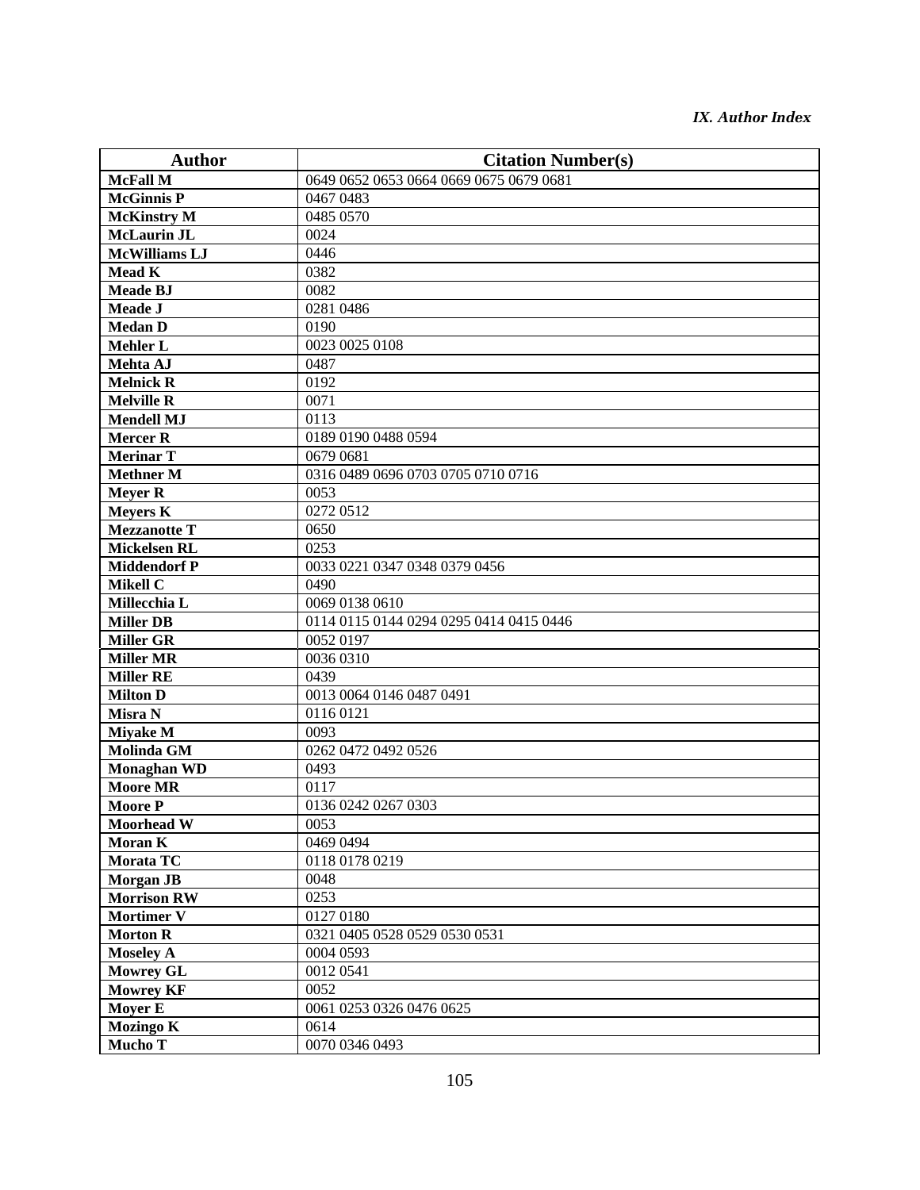| Author | Citation Number(s) |
| --- | --- |
| **McFall M** | 0649 0652 0653 0664 0669 0675 0679 0681 |
| **McGinnis P** | 0467 0483 |
| **McKinstry M** | 0485 0570 |
| **McLaurin JL** | 0024 |
| **McWilliams LJ** | 0446 |
| **Mead K** | 0382 |
| **Meade BJ** | 0082 |
| **Meade J** | 0281 0486 |
| **Medan D** | 0190 |
| **Mehler L** | 0023 0025 0108 |
| **Mehta AJ** | 0487 |
| **Melnick R** | 0192 |
| **Melville R** | 0071 |
| **Mendell MJ** | 0113 |
| **Mercer R** | 0189 0190 0488 0594 |
| **Merinar T** | 0679 0681 |
| **Methner M** | 0316 0489 0696 0703 0705 0710 0716 |
| **Meyer R** | 0053 |
| **Meyers K** | 0272 0512 |
| **Mezzanotte T** | 0650 |
| **Mickelsen RL** | 0253 |
| **Middendorf P** | 0033 0221 0347 0348 0379 0456 |
| **Mikell C** | 0490 |
| **Millecchia L** | 0069 0138 0610 |
| **Miller DB** | 0114 0115 0144 0294 0295 0414 0415 0446 |
| **Miller GR** | 0052 0197 |
| **Miller MR** | 0036 0310 |
| **Miller RE** | 0439 |
| **Milton D** | 0013 0064 0146 0487 0491 |
| **Misra N** | 0116 0121 |
| **Miyake M** | 0093 |
| **Molinda GM** | 0262 0472 0492 0526 |
| **Monaghan WD** | 0493 |
| **Moore MR** | 0117 |
| **Moore P** | 0136 0242 0267 0303 |
| **Moorhead W** | 0053 |
| **Moran K** | 0469 0494 |
| **Morata TC** | 0118 0178 0219 |
| **Morgan JB** | 0048 |
| **Morrison RW** | 0253 |
| **Mortimer V** | 0127 0180 |
| **Morton R** | 0321 0405 0528 0529 0530 0531 |
| **Moseley A** | 0004 0593 |
| **Mowrey GL** | 0012 0541 |
| **Mowrey KF** | 0052 |
| **Moyer E** | 0061 0253 0326 0476 0625 |
| **Mozingo K** | 0614 |
| **Mucho T** | 0070 0346 0493 |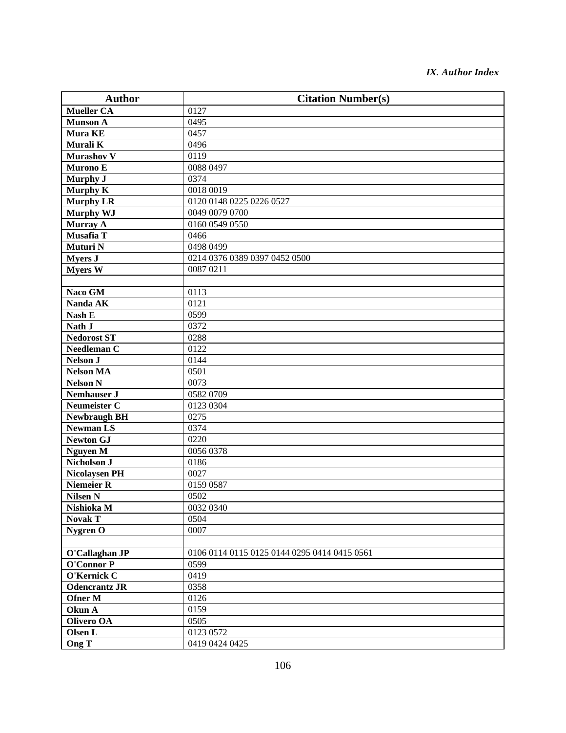| Author | Citation Number(s) |
|---|---|
| **Mueller CA** | 0127 |
| **Munson A** | 0495 |
| **Mura KE** | 0457 |
| **Murali K** | 0496 |
| **Murashov V** | 0119 |
| **Murono E** | 0088 0497 |
| **Murphy J** | 0374 |
| **Murphy K** | 0018 0019 |
| **Murphy LR** | 0120 0148 0225 0226 0527 |
| **Murphy WJ** | 0049 0079 0700 |
| **Murray A** | 0160 0549 0550 |
| **Musafia T** | 0466 |
| **Muturi N** | 0498 0499 |
| **Myers J** | 0214 0376 0389 0397 0452 0500 |
| **Myers W** | 0087 0211 |
| | |
| **Naco GM** | 0113 |
| **Nanda AK** | 0121 |
| **Nash E** | 0599 |
| **Nath J** | 0372 |
| **Nedorost ST** | 0288 |
| **Needleman C** | 0122 |
| **Nelson J** | 0144 |
| **Nelson MA** | 0501 |
| **Nelson N** | 0073 |
| **Nemhauser J** | 0582 0709 |
| **Neumeister C** | 0123 0304 |
| **Newbraugh BH** | 0275 |
| **Newman LS** | 0374 |
| **Newton GJ** | 0220 |
| **Nguyen M** | 0056 0378 |
| **Nicholson J** | 0186 |
| **Nicolaysen PH** | 0027 |
| **Niemeier R** | 0159 0587 |
| **Nilsen N** | 0502 |
| **Nishioka M** | 0032 0340 |
| **Novak T** | 0504 |
| **Nygren O** | 0007 |
| | |
| **O'Callaghan JP** | 0106 0114 0115 0125 0144 0295 0414 0415 0561 |
| **O'Connor P** | 0599 |
| **O'Kernick C** | 0419 |
| **Odencrantz JR** | 0358 |
| **Ofner M** | 0126 |
| **Okun A** | 0159 |
| **Olivero OA** | 0505 |
| **Olsen L** | 0123 0572 |
| **Ong T** | 0419 0424 0425 |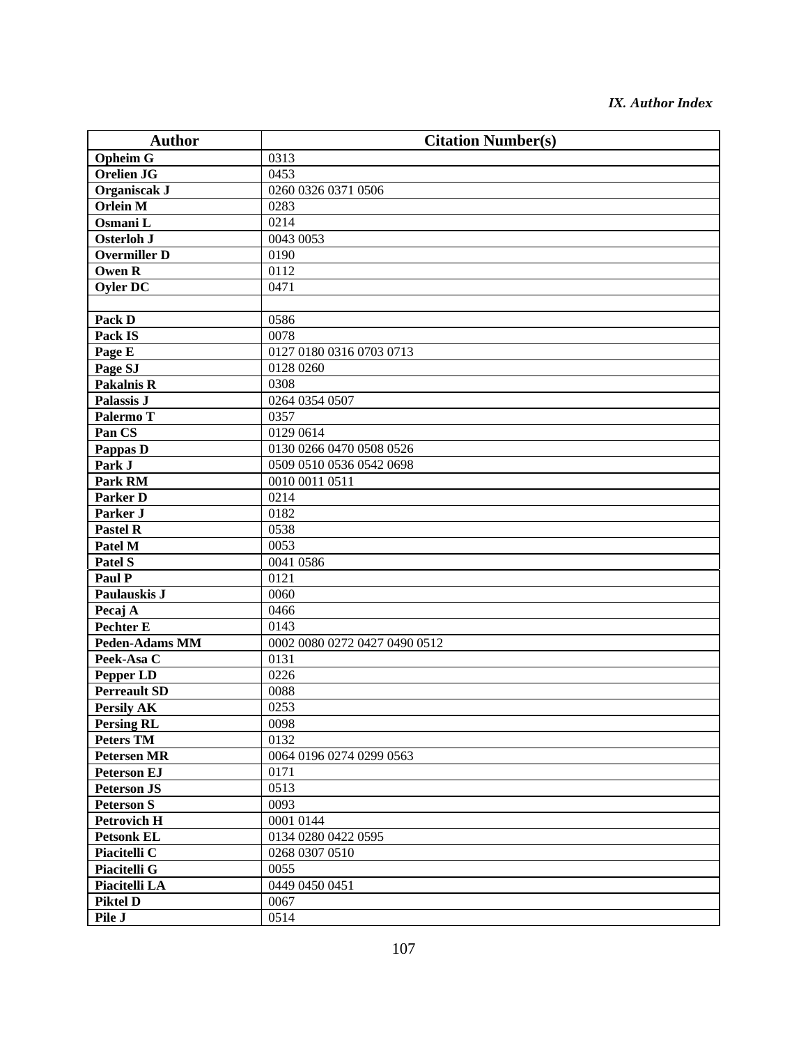| Author | Citation Number(s) |
|---|---|
| **Opheim G** | 0313 |
| **Orelien JG** | 0453 |
| **Organiscak J** | 0260 0326 0371 0506 |
| **Orlein M** | 0283 |
| **Osmani L** | 0214 |
| **Osterloh J** | 0043 0053 |
| **Overmiller D** | 0190 |
| **Owen R** | 0112 |
| **Oyler DC** | 0471 |
| | |
| **Pack D** | 0586 |
| **Pack IS** | 0078 |
| **Page E** | 0127 0180 0316 0703 0713 |
| **Page SJ** | 0128 0260 |
| **Pakalnis R** | 0308 |
| **Palassis J** | 0264 0354 0507 |
| **Palermo T** | 0357 |
| **Pan CS** | 0129 0614 |
| **Pappas D** | 0130 0266 0470 0508 0526 |
| **Park J** | 0509 0510 0536 0542 0698 |
| **Park RM** | 0010 0011 0511 |
| **Parker D** | 0214 |
| **Parker J** | 0182 |
| **Pastel R** | 0538 |
| **Patel M** | 0053 |
| **Patel S** | 0041 0586 |
| **Paul P** | 0121 |
| **Paulauskis J** | 0060 |
| **Pecaj A** | 0466 |
| **Pechter E** | 0143 |
| **Peden-Adams MM** | 0002 0080 0272 0427 0490 0512 |
| **Peek-Asa C** | 0131 |
| **Pepper LD** | 0226 |
| **Perreault SD** | 0088 |
| **Persily AK** | 0253 |
| **Persing RL** | 0098 |
| **Peters TM** | 0132 |
| **Petersen MR** | 0064 0196 0274 0299 0563 |
| **Peterson EJ** | 0171 |
| **Peterson JS** | 0513 |
| **Peterson S** | 0093 |
| **Petrovich H** | 0001 0144 |
| **Petsonk EL** | 0134 0280 0422 0595 |
| **Piacitelli C** | 0268 0307 0510 |
| **Piacitelli G** | 0055 |
| **Piacitelli LA** | 0449 0450 0451 |
| **Piktel D** | 0067 |
| **Pile J** | 0514 |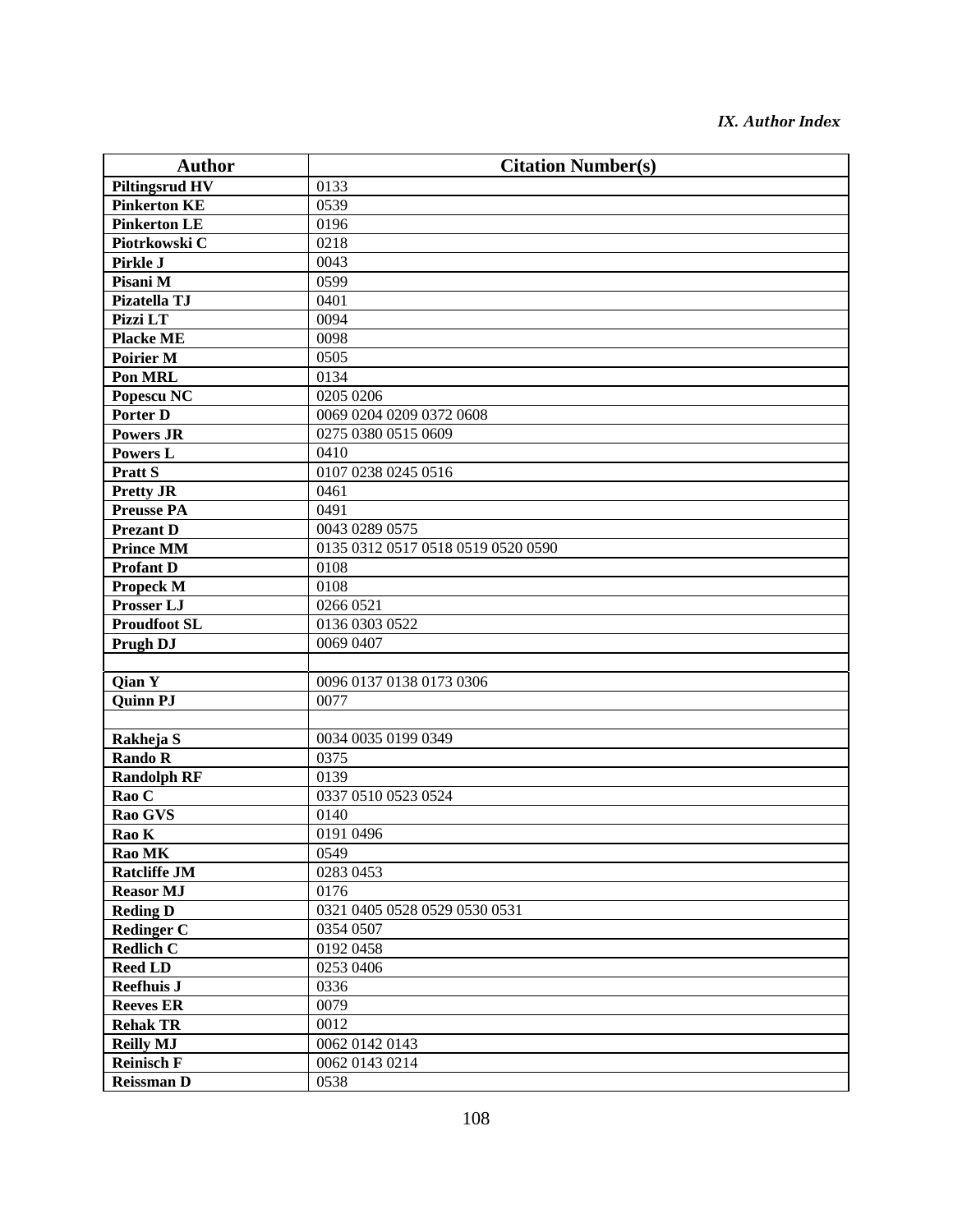| Author | Citation Number(s) |
|---|---|
| **Piltingsrud HV** | 0133 |
| **Pinkerton KE** | 0539 |
| **Pinkerton LE** | 0196 |
| **Piotrkowski C** | 0218 |
| **Pirkle J** | 0043 |
| **Pisani M** | 0599 |
| **Pizatella TJ** | 0401 |
| **Pizzi LT** | 0094 |
| **Placke ME** | 0098 |
| **Poirier M** | 0505 |
| **Pon MRL** | 0134 |
| **Popescu NC** | 0205 0206 |
| **Porter D** | 0069 0204 0209 0372 0608 |
| **Powers JR** | 0275 0380 0515 0609 |
| **Powers L** | 0410 |
| **Pratt S** | 0107 0238 0245 0516 |
| **Pretty JR** | 0461 |
| **Preusse PA** | 0491 |
| **Prezant D** | 0043 0289 0575 |
| **Prince MM** | 0135 0312 0517 0518 0519 0520 0590 |
| **Profant D** | 0108 |
| **Propeck M** | 0108 |
| **Prosser LJ** | 0266 0521 |
| **Proudfoot SL** | 0136 0303 0522 |
| **Prugh DJ** | 0069 0407 |
| | |
| **Qian Y** | 0096 0137 0138 0173 0306 |
| **Quinn PJ** | 0077 |
| | |
| **Rakheja S** | 0034 0035 0199 0349 |
| **Rando R** | 0375 |
| **Randolph RF** | 0139 |
| **Rao C** | 0337 0510 0523 0524 |
| **Rao GVS** | 0140 |
| **Rao K** | 0191 0496 |
| **Rao MK** | 0549 |
| **Ratcliffe JM** | 0283 0453 |
| **Reasor MJ** | 0176 |
| **Reding D** | 0321 0405 0528 0529 0530 0531 |
| **Redinger C** | 0354 0507 |
| **Redlich C** | 0192 0458 |
| **Reed LD** | 0253 0406 |
| **Reefhuis J** | 0336 |
| **Reeves ER** | 0079 |
| **Rehak TR** | 0012 |
| **Reilly MJ** | 0062 0142 0143 |
| **Reinisch F** | 0062 0143 0214 |
| **Reissman D** | 0538 |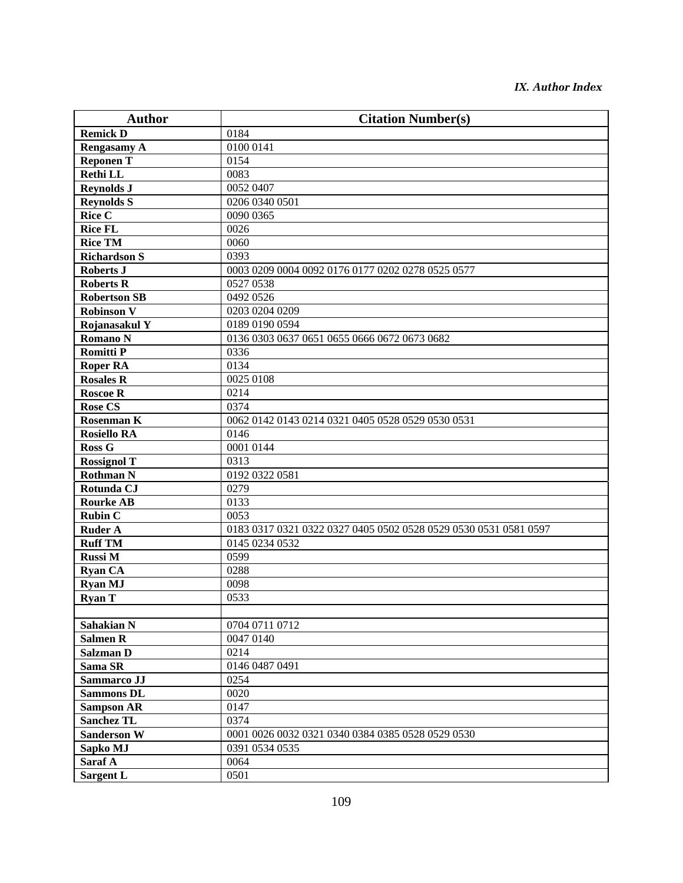| Author | Citation Number(s) |
|---|---|
| **Remick D** | 0184 |
| **Rengasamy A** | 0100 0141 |
| **Reponen T** | 0154 |
| **Rethi LL** | 0083 |
| **Reynolds J** | 0052 0407 |
| **Reynolds S** | 0206 0340 0501 |
| **Rice C** | 0090 0365 |
| **Rice FL** | 0026 |
| **Rice TM** | 0060 |
| **Richardson S** | 0393 |
| **Roberts J** | 0003 0209 0004 0092 0176 0177 0202 0278 0525 0577 |
| **Roberts R** | 0527 0538 |
| **Robertson SB** | 0492 0526 |
| **Robinson V** | 0203 0204 0209 |
| **Rojanasakul Y** | 0189 0190 0594 |
| **Romano N** | 0136 0303 0637 0651 0655 0666 0672 0673 0682 |
| **Romitti P** | 0336 |
| **Roper RA** | 0134 |
| **Rosales R** | 0025 0108 |
| **Roscoe R** | 0214 |
| **Rose CS** | 0374 |
| **Rosenman K** | 0062 0142 0143 0214 0321 0405 0528 0529 0530 0531 |
| **Rosiello RA** | 0146 |
| **Ross G** | 0001 0144 |
| **Rossignol T** | 0313 |
| **Rothman N** | 0192 0322 0581 |
| **Rotunda CJ** | 0279 |
| **Rourke AB** | 0133 |
| **Rubin C** | 0053 |
| **Ruder A** | 0183 0317 0321 0322 0327 0405 0502 0528 0529 0530 0531 0581 0597 |
| **Ruff TM** | 0145 0234 0532 |
| **Russi M** | 0599 |
| **Ryan CA** | 0288 |
| **Ryan MJ** | 0098 |
| **Ryan T** | 0533 |
| | |
| **Sahakian N** | 0704 0711 0712 |
| **Salmen R** | 0047 0140 |
| **Salzman D** | 0214 |
| **Sama SR** | 0146 0487 0491 |
| **Sammarco JJ** | 0254 |
| **Sammons DL** | 0020 |
| **Sampson AR** | 0147 |
| **Sanchez TL** | 0374 |
| **Sanderson W** | 0001 0026 0032 0321 0340 0384 0385 0528 0529 0530 |
| **Sapko MJ** | 0391 0534 0535 |
| **Saraf A** | 0064 |
| **Sargent L** | 0501 |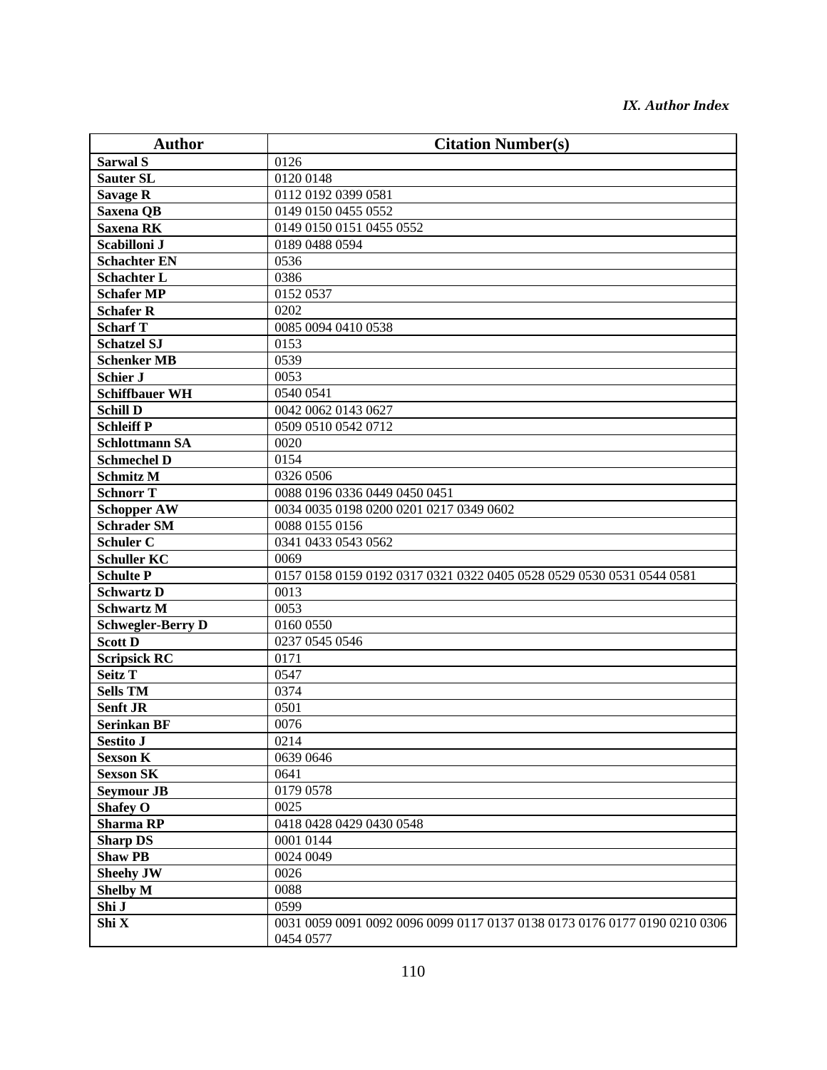| Author | Citation Number(s) |
|---|---|
| **Sarwal S** | 0126 |
| **Sauter SL** | 0120 0148 |
| **Savage R** | 0112 0192 0399 0581 |
| **Saxena QB** | 0149 0150 0455 0552 |
| **Saxena RK** | 0149 0150 0151 0455 0552 |
| **Scabilloni J** | 0189 0488 0594 |
| **Schachter EN** | 0536 |
| **Schachter L** | 0386 |
| **Schafer MP** | 0152 0537 |
| **Schafer R** | 0202 |
| **Scharf T** | 0085 0094 0410 0538 |
| **Schatzel SJ** | 0153 |
| **Schenker MB** | 0539 |
| **Schier J** | 0053 |
| **Schiffbauer WH** | 0540 0541 |
| **Schill D** | 0042 0062 0143 0627 |
| **Schleiff P** | 0509 0510 0542 0712 |
| **Schlottmann SA** | 0020 |
| **Schmechel D** | 0154 |
| **Schmitz M** | 0326 0506 |
| **Schnorr T** | 0088 0196 0336 0449 0450 0451 |
| **Schopper AW** | 0034 0035 0198 0200 0201 0217 0349 0602 |
| **Schrader SM** | 0088 0155 0156 |
| **Schuler C** | 0341 0433 0543 0562 |
| **Schuller KC** | 0069 |
| **Schulte P** | 0157 0158 0159 0192 0317 0321 0322 0405 0528 0529 0530 0531 0544 0581 |
| **Schwartz D** | 0013 |
| **Schwartz M** | 0053 |
| **Schwegler-Berry D** | 0160 0550 |
| **Scott D** | 0237 0545 0546 |
| **Scripsick RC** | 0171 |
| **Seitz T** | 0547 |
| **Sells TM** | 0374 |
| **Senft JR** | 0501 |
| **Serinkan BF** | 0076 |
| **Sestito J** | 0214 |
| **Sexson K** | 0639 0646 |
| **Sexson SK** | 0641 |
| **Seymour JB** | 0179 0578 |
| **Shafey O** | 0025 |
| **Sharma RP** | 0418 0428 0429 0430 0548 |
| **Sharp DS** | 0001 0144 |
| **Shaw PB** | 0024 0049 |
| **Sheehy JW** | 0026 |
| **Shelby M** | 0088 |
| **Shi J** | 0599 |
| **Shi X** | 0031 0059 0091 0092 0096 0099 0117 0137 0138 0173 0176 0177 0190 0210 0306 0454 0577 |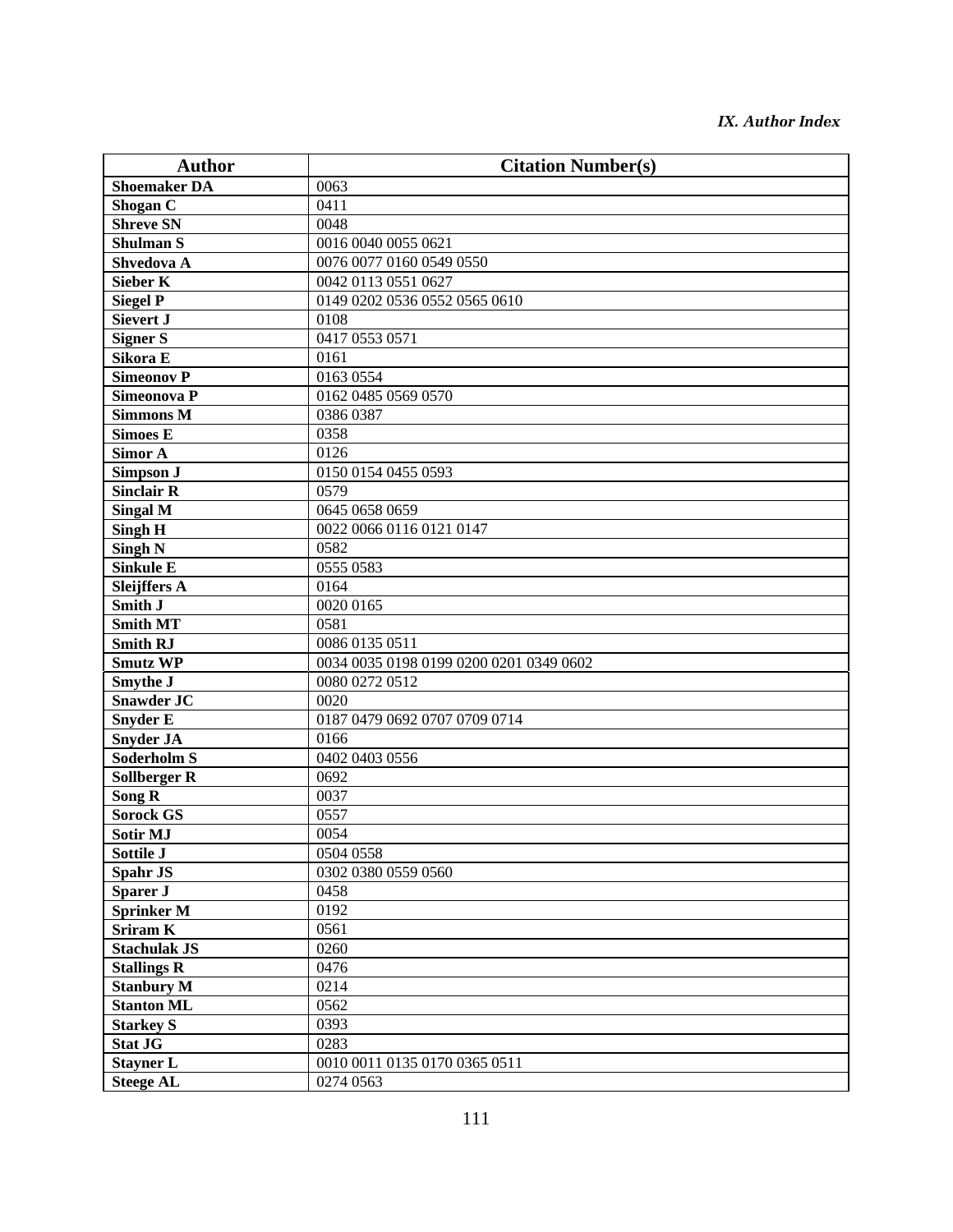| Author | Citation Number(s) |
|---|---|
| **Shoemaker DA** | 0063 |
| **Shogan C** | 0411 |
| **Shreve SN** | 0048 |
| **Shulman S** | 0016 0040 0055 0621 |
| **Shvedova A** | 0076 0077 0160 0549 0550 |
| **Sieber K** | 0042 0113 0551 0627 |
| **Siegel P** | 0149 0202 0536 0552 0565 0610 |
| **Sievert J** | 0108 |
| **Signer S** | 0417 0553 0571 |
| **Sikora E** | 0161 |
| **Simeonov P** | 0163 0554 |
| **Simeonova P** | 0162 0485 0569 0570 |
| **Simmons M** | 0386 0387 |
| **Simoes E** | 0358 |
| **Simor A** | 0126 |
| **Simpson J** | 0150 0154 0455 0593 |
| **Sinclair R** | 0579 |
| **Singal M** | 0645 0658 0659 |
| **Singh H** | 0022 0066 0116 0121 0147 |
| **Singh N** | 0582 |
| **Sinkule E** | 0555 0583 |
| **Sleijffers A** | 0164 |
| **Smith J** | 0020 0165 |
| **Smith MT** | 0581 |
| **Smith RJ** | 0086 0135 0511 |
| **Smutz WP** | 0034 0035 0198 0199 0200 0201 0349 0602 |
| **Smythe J** | 0080 0272 0512 |
| **Snawder JC** | 0020 |
| **Snyder E** | 0187 0479 0692 0707 0709 0714 |
| **Snyder JA** | 0166 |
| **Soderholm S** | 0402 0403 0556 |
| **Sollberger R** | 0692 |
| **Song R** | 0037 |
| **Sorock GS** | 0557 |
| **Sotir MJ** | 0054 |
| **Sottile J** | 0504 0558 |
| **Spahr JS** | 0302 0380 0559 0560 |
| **Sparer J** | 0458 |
| **Sprinker M** | 0192 |
| **Sriram K** | 0561 |
| **Stachulak JS** | 0260 |
| **Stallings R** | 0476 |
| **Stanbury M** | 0214 |
| **Stanton ML** | 0562 |
| **Starkey S** | 0393 |
| **Stat JG** | 0283 |
| **Stayner L** | 0010 0011 0135 0170 0365 0511 |
| **Steege AL** | 0274 0563 |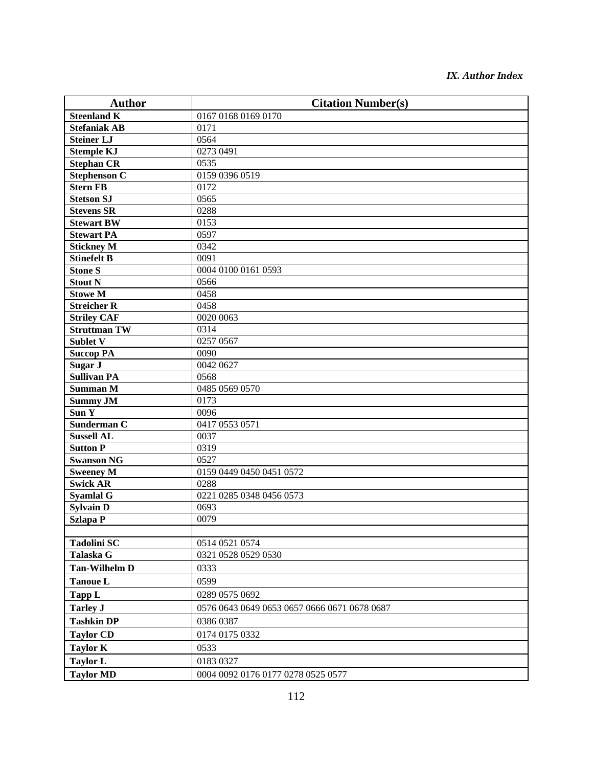| Author | Citation Number(s) |
|---|---|
| **Steenland K** | 0167 0168 0169 0170 |
| **Stefaniak AB** | 0171 |
| **Steiner LJ** | 0564 |
| **Stemple KJ** | 0273 0491 |
| **Stephan CR** | 0535 |
| **Stephenson C** | 0159 0396 0519 |
| **Stern FB** | 0172 |
| **Stetson SJ** | 0565 |
| **Stevens SR** | 0288 |
| **Stewart BW** | 0153 |
| **Stewart PA** | 0597 |
| **Stickney M** | 0342 |
| **Stinefelt B** | 0091 |
| **Stone S** | 0004 0100 0161 0593 |
| **Stout N** | 0566 |
| **Stowe M** | 0458 |
| **Streicher R** | 0458 |
| **Striley CAF** | 0020 0063 |
| **Struttman TW** | 0314 |
| **Sublet V** | 0257 0567 |
| **Succop PA** | 0090 |
| **Sugar J** | 0042 0627 |
| **Sullivan PA** | 0568 |
| **Summan M** | 0485 0569 0570 |
| **Summy JM** | 0173 |
| **Sun Y** | 0096 |
| **Sunderman C** | 0417 0553 0571 |
| **Sussell AL** | 0037 |
| **Sutton P** | 0319 |
| **Swanson NG** | 0527 |
| **Sweeney M** | 0159 0449 0450 0451 0572 |
| **Swick AR** | 0288 |
| **Syamlal G** | 0221 0285 0348 0456 0573 |
| **Sylvain D** | 0693 |
| **Szlapa P** | 0079 |
| | |
| **Tadolini SC** | 0514 0521 0574 |
| **Talaska G** | 0321 0528 0529 0530 |
| **Tan-Wilhelm D** | 0333 |
| **Tanoue L** | 0599 |
| **Tapp L** | 0289 0575 0692 |
| **Tarley J** | 0576 0643 0649 0653 0657 0666 0671 0678 0687 |
| **Tashkin DP** | 0386 0387 |
| **Taylor CD** | 0174 0175 0332 |
| **Taylor K** | 0533 |
| **Taylor L** | 0183 0327 |
| **Taylor MD** | 0004 0092 0176 0177 0278 0525 0577 |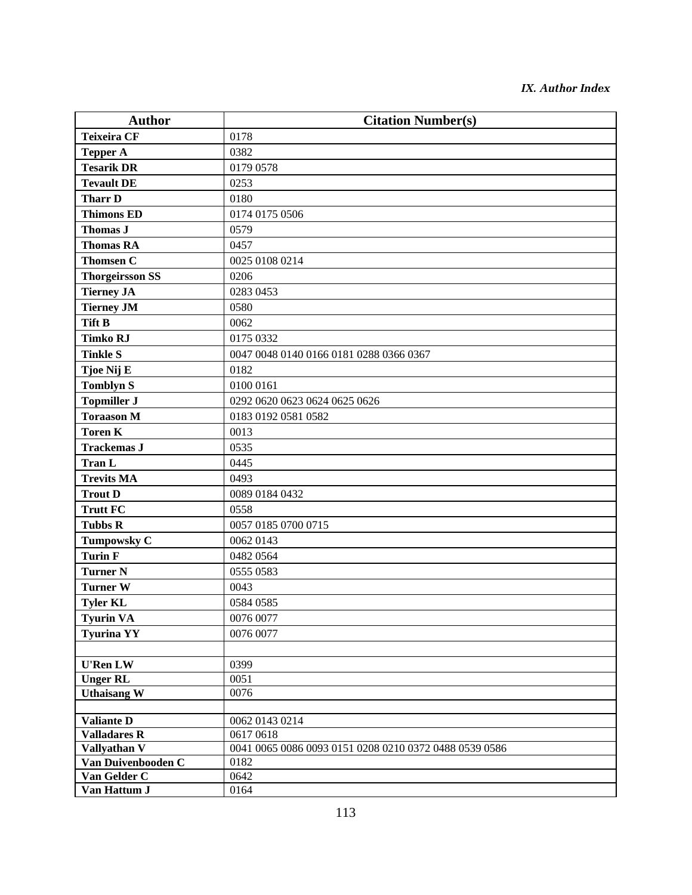| Author | Citation Number(s) |
|---|---|
| **Teixeira CF** | 0178 |
| **Tepper A** | 0382 |
| **Tesarik DR** | 0179 0578 |
| **Tevault DE** | 0253 |
| **Tharr D** | 0180 |
| **Thimons ED** | 0174 0175 0506 |
| **Thomas J** | 0579 |
| **Thomas RA** | 0457 |
| **Thomsen C** | 0025 0108 0214 |
| **Thorgeirsson SS** | 0206 |
| **Tierney JA** | 0283 0453 |
| **Tierney JM** | 0580 |
| **Tift B** | 0062 |
| **Timko RJ** | 0175 0332 |
| **Tinkle S** | 0047 0048 0140 0166 0181 0288 0366 0367 |
| **Tjoe Nij E** | 0182 |
| **Tomblyn S** | 0100 0161 |
| **Topmiller J** | 0292 0620 0623 0624 0625 0626 |
| **Toraason M** | 0183 0192 0581 0582 |
| **Toren K** | 0013 |
| **Trackemas J** | 0535 |
| **Tran L** | 0445 |
| **Trevits MA** | 0493 |
| **Trout D** | 0089 0184 0432 |
| **Trutt FC** | 0558 |
| **Tubbs R** | 0057 0185 0700 0715 |
| **Tumpowsky C** | 0062 0143 |
| **Turin F** | 0482 0564 |
| **Turner N** | 0555 0583 |
| **Turner W** | 0043 |
| **Tyler KL** | 0584 0585 |
| **Tyurin VA** | 0076 0077 |
| **Tyurina YY** | 0076 0077 |
| | |
| **U'Ren LW** | 0399 |
| **Unger RL** | 0051 |
| **Uthaisang W** | 0076 |
| | |
| **Valiante D** | 0062 0143 0214 |
| **Valladares R** | 0617 0618 |
| **Vallyathan V** | 0041 0065 0086 0093 0151 0208 0210 0372 0488 0539 0586 |
| **Van Duivenbooden C** | 0182 |
| **Van Gelder C** | 0642 |
| **Van Hattum J** | 0164 |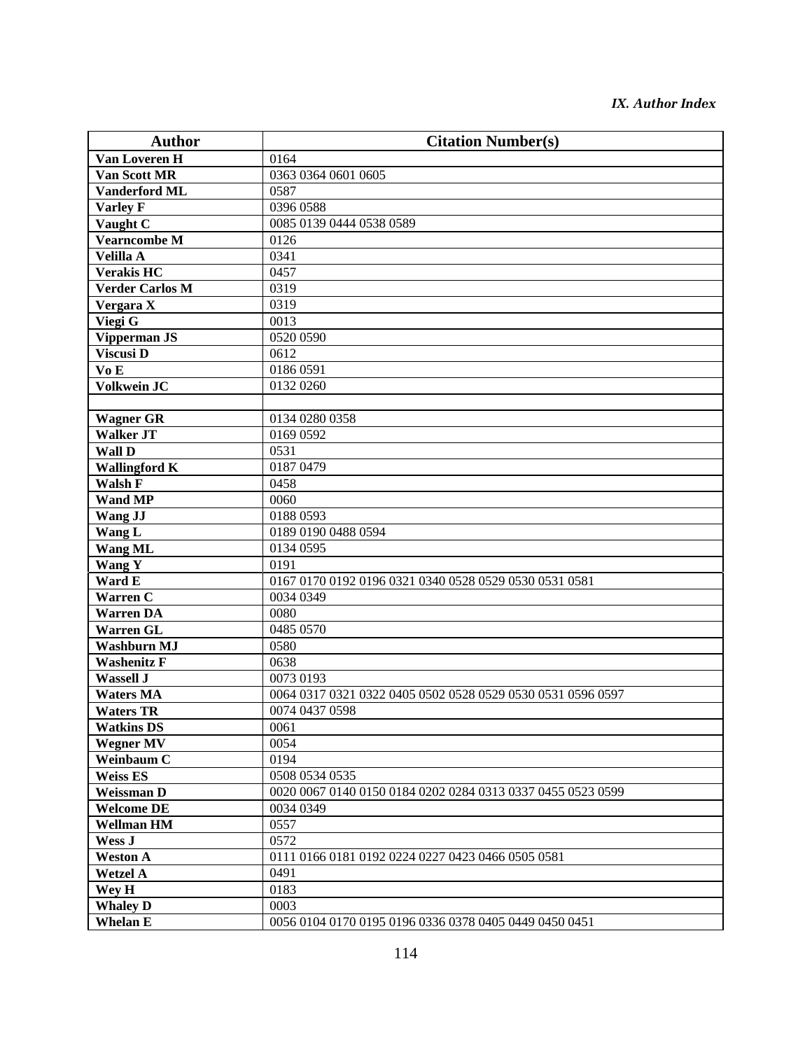| Author | Citation Number(s) |
|---|---|
| **Van Loveren H** | 0164 |
| **Van Scott MR** | 0363 0364 0601 0605 |
| **Vanderford ML** | 0587 |
| **Varley F** | 0396 0588 |
| **Vaught C** | 0085 0139 0444 0538 0589 |
| **Vearncombe M** | 0126 |
| **Velilla A** | 0341 |
| **Verakis HC** | 0457 |
| **Verder Carlos M** | 0319 |
| **Vergara X** | 0319 |
| **Viegi G** | 0013 |
| **Vipperman JS** | 0520 0590 |
| **Viscusi D** | 0612 |
| **Vo E** | 0186 0591 |
| **Volkwein JC** | 0132 0260 |
| | |
| **Wagner GR** | 0134 0280 0358 |
| **Walker JT** | 0169 0592 |
| **Wall D** | 0531 |
| **Wallingford K** | 0187 0479 |
| **Walsh F** | 0458 |
| **Wand MP** | 0060 |
| **Wang JJ** | 0188 0593 |
| **Wang L** | 0189 0190 0488 0594 |
| **Wang ML** | 0134 0595 |
| **Wang Y** | 0191 |
| **Ward E** | 0167 0170 0192 0196 0321 0340 0528 0529 0530 0531 0581 |
| **Warren C** | 0034 0349 |
| **Warren DA** | 0080 |
| **Warren GL** | 0485 0570 |
| **Washburn MJ** | 0580 |
| **Washenitz F** | 0638 |
| **Wassell J** | 0073 0193 |
| **Waters MA** | 0064 0317 0321 0322 0405 0502 0528 0529 0530 0531 0596 0597 |
| **Waters TR** | 0074 0437 0598 |
| **Watkins DS** | 0061 |
| **Wegner MV** | 0054 |
| **Weinbaum C** | 0194 |
| **Weiss ES** | 0508 0534 0535 |
| **Weissman D** | 0020 0067 0140 0150 0184 0202 0284 0313 0337 0455 0523 0599 |
| **Welcome DE** | 0034 0349 |
| **Wellman HM** | 0557 |
| **Wess J** | 0572 |
| **Weston A** | 0111 0166 0181 0192 0224 0227 0423 0466 0505 0581 |
| **Wetzel A** | 0491 |
| **Wey H** | 0183 |
| **Whaley D** | 0003 |
| **Whelan E** | 0056 0104 0170 0195 0196 0336 0378 0405 0449 0450 0451 |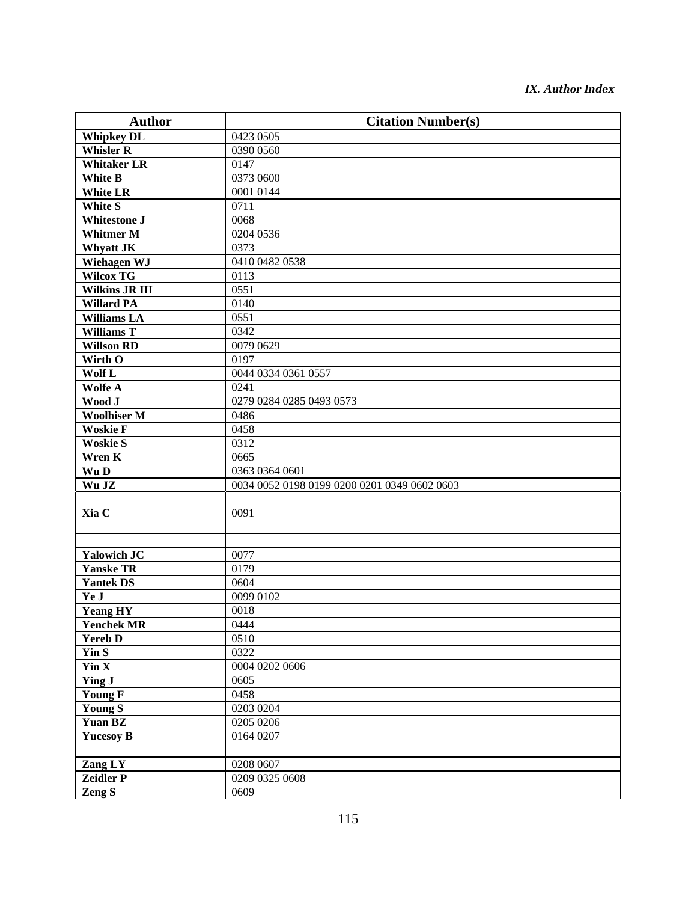| Author | Citation Number(s) |
|---|---|
| **Whipkey DL** | 0423 0505 |
| **Whisler R** | 0390 0560 |
| **Whitaker LR** | 0147 |
| **White B** | 0373 0600 |
| **White LR** | 0001 0144 |
| **White S** | 0711 |
| **Whitestone J** | 0068 |
| **Whitmer M** | 0204 0536 |
| **Whyatt JK** | 0373 |
| **Wiehagen WJ** | 0410 0482 0538 |
| **Wilcox TG** | 0113 |
| **Wilkins JR III** | 0551 |
| **Willard PA** | 0140 |
| **Williams LA** | 0551 |
| **Williams T** | 0342 |
| **Willson RD** | 0079 0629 |
| **Wirth O** | 0197 |
| **Wolf L** | 0044 0334 0361 0557 |
| **Wolfe A** | 0241 |
| **Wood J** | 0279 0284 0285 0493 0573 |
| **Woolhiser M** | 0486 |
| **Woskie F** | 0458 |
| **Woskie S** | 0312 |
| **Wren K** | 0665 |
| **Wu D** | 0363 0364 0601 |
| **Wu JZ** | 0034 0052 0198 0199 0200 0201 0349 0602 0603 |
| | |
| **Xia C** | 0091 |
| | |
| | |
| **Yalowich JC** | 0077 |
| **Yanske TR** | 0179 |
| **Yantek DS** | 0604 |
| **Ye J** | 0099 0102 |
| **Yeang HY** | 0018 |
| **Yenchek MR** | 0444 |
| **Yereb D** | 0510 |
| **Yin S** | 0322 |
| **Yin X** | 0004 0202 0606 |
| **Ying J** | 0605 |
| **Young F** | 0458 |
| **Young S** | 0203 0204 |
| **Yuan BZ** | 0205 0206 |
| **Yucesoy B** | 0164 0207 |
| | |
| **Zang LY** | 0208 0607 |
| **Zeidler P** | 0209 0325 0608 |
| **Zeng S** | 0609 |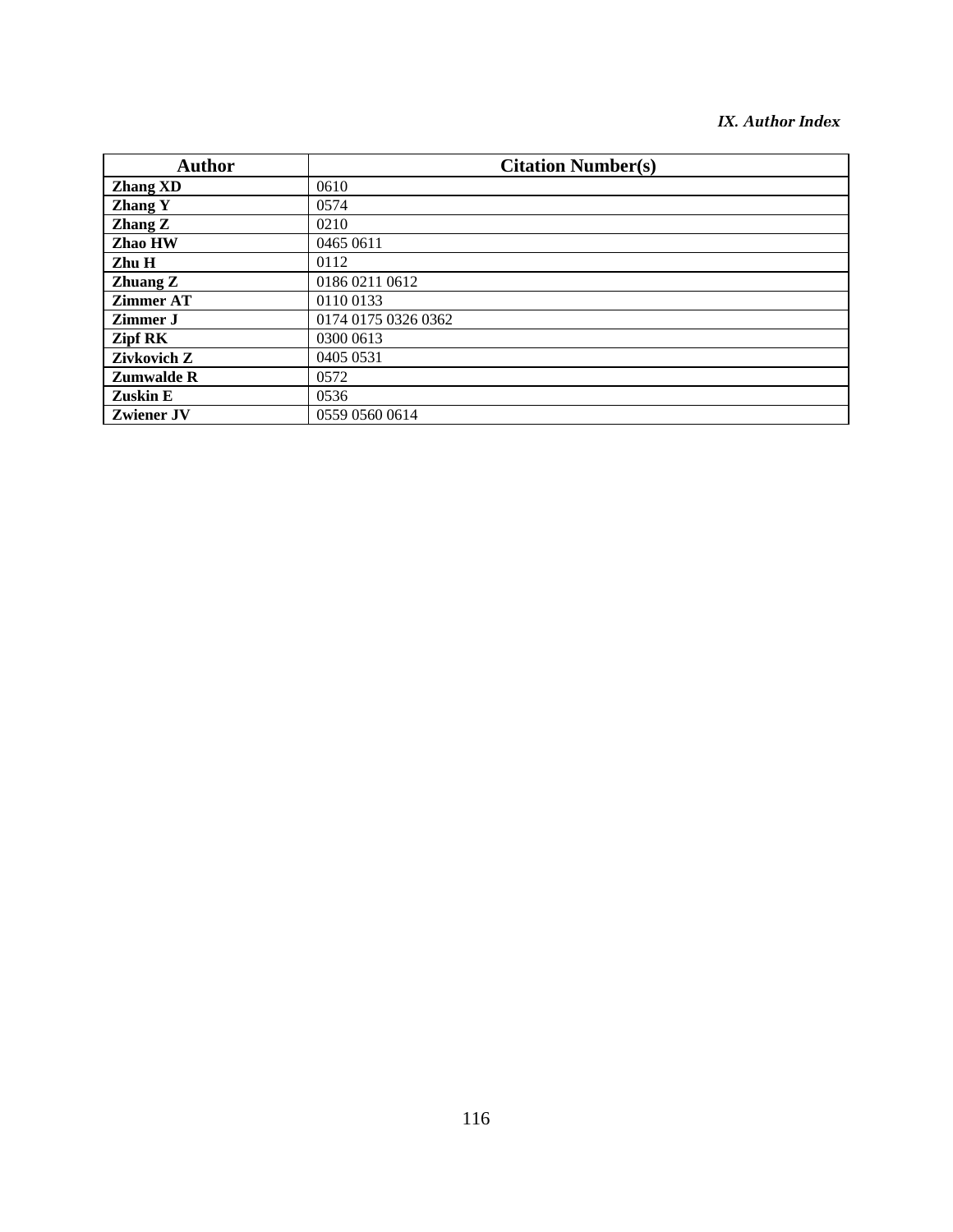| Author | Citation Number(s) |
| --- | --- |
| **Zhang XD** | 0610 |
| **Zhang Y** | 0574 |
| **Zhang Z** | 0210 |
| **Zhao HW** | 0465 0611 |
| **Zhu H** | 0112 |
| **Zhuang Z** | 0186 0211 0612 |
| **Zimmer AT** | 0110 0133 |
| **Zimmer J** | 0174 0175 0326 0362 |
| **Zipf RK** | 0300 0613 |
| **Zivkovich Z** | 0405 0531 |
| **Zumwalde R** | 0572 |
| **Zuskin E** | 0536 |
| **Zwiener JV** | 0559 0560 0614 |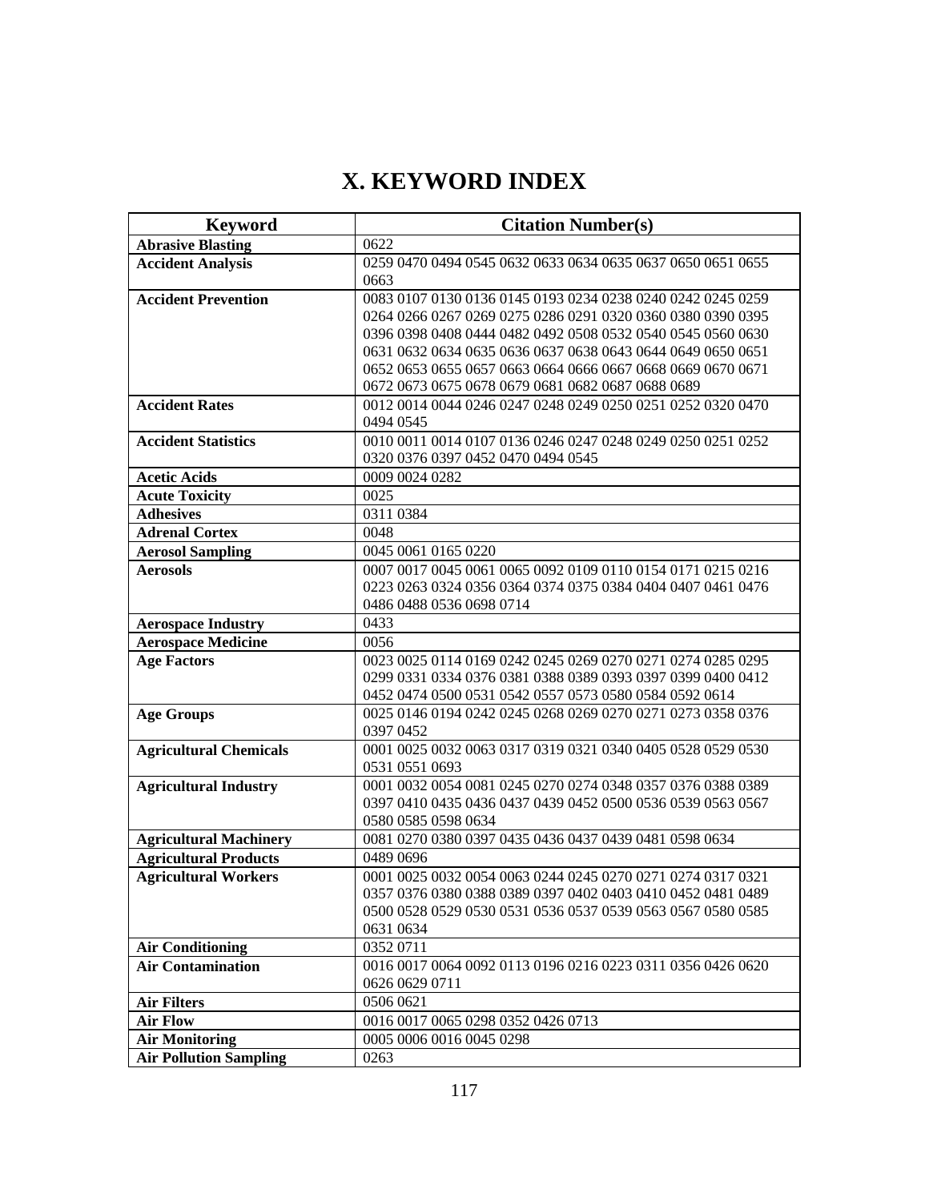# X. KEYWORD INDEX

| Keyword | Citation Number(s) |
|---|---|
| **Abrasive Blasting** | 0622 |
| **Accident Analysis** | 0259 0470 0494 0545 0632 0633 0634 0635 0637 0650 0651 0655 0663 |
| **Accident Prevention** | 0083 0107 0130 0136 0145 0193 0234 0238 0240 0242 0245 0259 0264 0266 0267 0269 0275 0286 0291 0320 0360 0380 0390 0395 0396 0398 0408 0444 0482 0492 0508 0532 0540 0545 0560 0630 0631 0632 0634 0635 0636 0637 0638 0643 0644 0649 0650 0651 0652 0653 0655 0657 0663 0664 0666 0667 0668 0669 0670 0671 0672 0673 0675 0678 0679 0681 0682 0687 0688 0689 |
| **Accident Rates** | 0012 0014 0044 0246 0247 0248 0249 0250 0251 0252 0320 0470 0494 0545 |
| **Accident Statistics** | 0010 0011 0014 0107 0136 0246 0247 0248 0249 0250 0251 0252 0320 0376 0397 0452 0470 0494 0545 |
| **Acetic Acids** | 0009 0024 0282 |
| **Acute Toxicity** | 0025 |
| **Adhesives** | 0311 0384 |
| **Adrenal Cortex** | 0048 |
| **Aerosol Sampling** | 0045 0061 0165 0220 |
| **Aerosols** | 0007 0017 0045 0061 0065 0092 0109 0110 0154 0171 0215 0216 0223 0263 0324 0356 0364 0374 0375 0384 0404 0407 0461 0476 0486 0488 0536 0698 0714 |
| **Aerospace Industry** | 0433 |
| **Aerospace Medicine** | 0056 |
| **Age Factors** | 0023 0025 0114 0169 0242 0245 0269 0270 0271 0274 0285 0295 0299 0331 0334 0376 0381 0388 0389 0393 0397 0399 0400 0412 0452 0474 0500 0531 0542 0557 0573 0580 0584 0592 0614 |
| **Age Groups** | 0025 0146 0194 0242 0245 0268 0269 0270 0271 0273 0358 0376 0397 0452 |
| **Agricultural Chemicals** | 0001 0025 0032 0063 0317 0319 0321 0340 0405 0528 0529 0530 0531 0551 0693 |
| **Agricultural Industry** | 0001 0032 0054 0081 0245 0270 0274 0348 0357 0376 0388 0389 0397 0410 0435 0436 0437 0439 0452 0500 0536 0539 0563 0567 0580 0585 0598 0634 |
| **Agricultural Machinery** | 0081 0270 0380 0397 0435 0436 0437 0439 0481 0598 0634 |
| **Agricultural Products** | 0489 0696 |
| **Agricultural Workers** | 0001 0025 0032 0054 0063 0244 0245 0270 0271 0274 0317 0321 0357 0376 0380 0388 0389 0397 0402 0403 0410 0452 0481 0489 0500 0528 0529 0530 0531 0536 0537 0539 0563 0567 0580 0585 0631 0634 |
| **Air Conditioning** | 0352 0711 |
| **Air Contamination** | 0016 0017 0064 0092 0113 0196 0216 0223 0311 0356 0426 0620 0626 0629 0711 |
| **Air Filters** | 0506 0621 |
| **Air Flow** | 0016 0017 0065 0298 0352 0426 0713 |
| **Air Monitoring** | 0005 0006 0016 0045 0298 |
| **Air Pollution Sampling** | 0263 |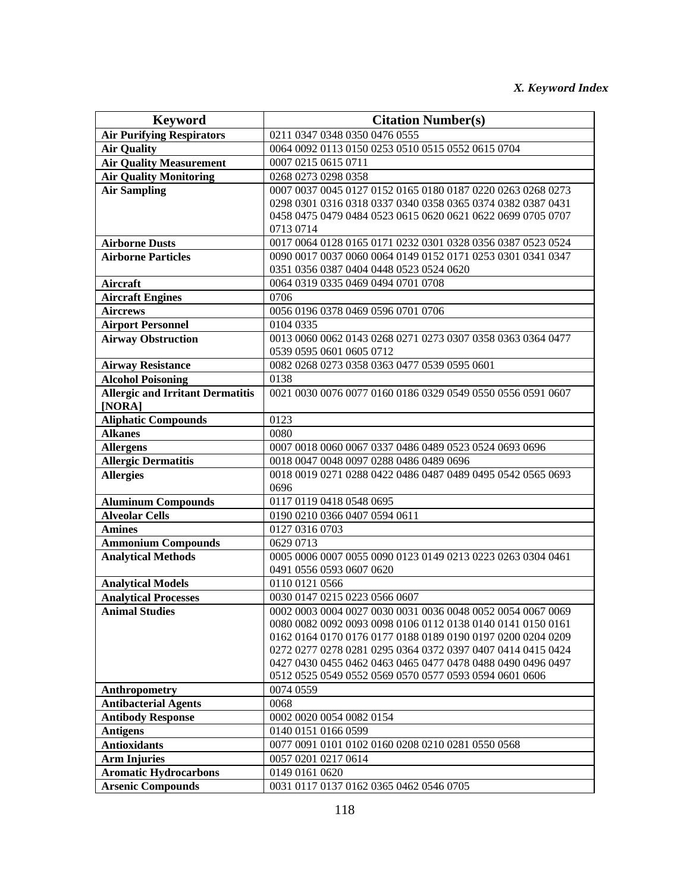*X. Keyword Index*

| Keyword | Citation Number(s) |
|---|---|
| **Air Purifying Respirators** | 0211 0347 0348 0350 0476 0555 |
| **Air Quality** | 0064 0092 0113 0150 0253 0510 0515 0552 0615 0704 |
| **Air Quality Measurement** | 0007 0215 0615 0711 |
| **Air Quality Monitoring** | 0268 0273 0298 0358 |
| **Air Sampling** | 0007 0037 0045 0127 0152 0165 0180 0187 0220 0263 0268 0273 0298 0301 0316 0318 0337 0340 0358 0365 0374 0382 0387 0431 0458 0475 0479 0484 0523 0615 0620 0621 0622 0699 0705 0707 0713 0714 |
| **Airborne Dusts** | 0017 0064 0128 0165 0171 0232 0301 0328 0356 0387 0523 0524 |
| **Airborne Particles** | 0090 0017 0037 0060 0064 0149 0152 0171 0253 0301 0341 0347 0351 0356 0387 0404 0448 0523 0524 0620 |
| **Aircraft** | 0064 0319 0335 0469 0494 0701 0708 |
| **Aircraft Engines** | 0706 |
| **Aircrews** | 0056 0196 0378 0469 0596 0701 0706 |
| **Airport Personnel** | 0104 0335 |
| **Airway Obstruction** | 0013 0060 0062 0143 0268 0271 0273 0307 0358 0363 0364 0477 0539 0595 0601 0605 0712 |
| **Airway Resistance** | 0082 0268 0273 0358 0363 0477 0539 0595 0601 |
| **Alcohol Poisoning** | 0138 |
| **Allergic and Irritant Dermatitis [NORA]** | 0021 0030 0076 0077 0160 0186 0329 0549 0550 0556 0591 0607 |
| **Aliphatic Compounds** | 0123 |
| **Alkanes** | 0080 |
| **Allergens** | 0007 0018 0060 0067 0337 0486 0489 0523 0524 0693 0696 |
| **Allergic Dermatitis** | 0018 0047 0048 0097 0288 0486 0489 0696 |
| **Allergies** | 0018 0019 0271 0288 0422 0486 0487 0489 0495 0542 0565 0693 0696 |
| **Aluminum Compounds** | 0117 0119 0418 0548 0695 |
| **Alveolar Cells** | 0190 0210 0366 0407 0594 0611 |
| **Amines** | 0127 0316 0703 |
| **Ammonium Compounds** | 0629 0713 |
| **Analytical Methods** | 0005 0006 0007 0055 0090 0123 0149 0213 0223 0263 0304 0461 0491 0556 0593 0607 0620 |
| **Analytical Models** | 0110 0121 0566 |
| **Analytical Processes** | 0030 0147 0215 0223 0566 0607 |
| **Animal Studies** | 0002 0003 0004 0027 0030 0031 0036 0048 0052 0054 0067 0069 0080 0082 0092 0093 0098 0106 0112 0138 0140 0141 0150 0161 0162 0164 0170 0176 0177 0188 0189 0190 0197 0200 0204 0209 0272 0277 0278 0281 0295 0364 0372 0397 0407 0414 0415 0424 0427 0430 0455 0462 0463 0465 0477 0478 0488 0490 0496 0497 0512 0525 0549 0552 0569 0570 0577 0593 0594 0601 0606 |
| **Anthropometry** | 0074 0559 |
| **Antibacterial Agents** | 0068 |
| **Antibody Response** | 0002 0020 0054 0082 0154 |
| **Antigens** | 0140 0151 0166 0599 |
| **Antioxidants** | 0077 0091 0101 0102 0160 0208 0210 0281 0550 0568 |
| **Arm Injuries** | 0057 0201 0217 0614 |
| **Aromatic Hydrocarbons** | 0149 0161 0620 |
| **Arsenic Compounds** | 0031 0117 0137 0162 0365 0462 0546 0705 |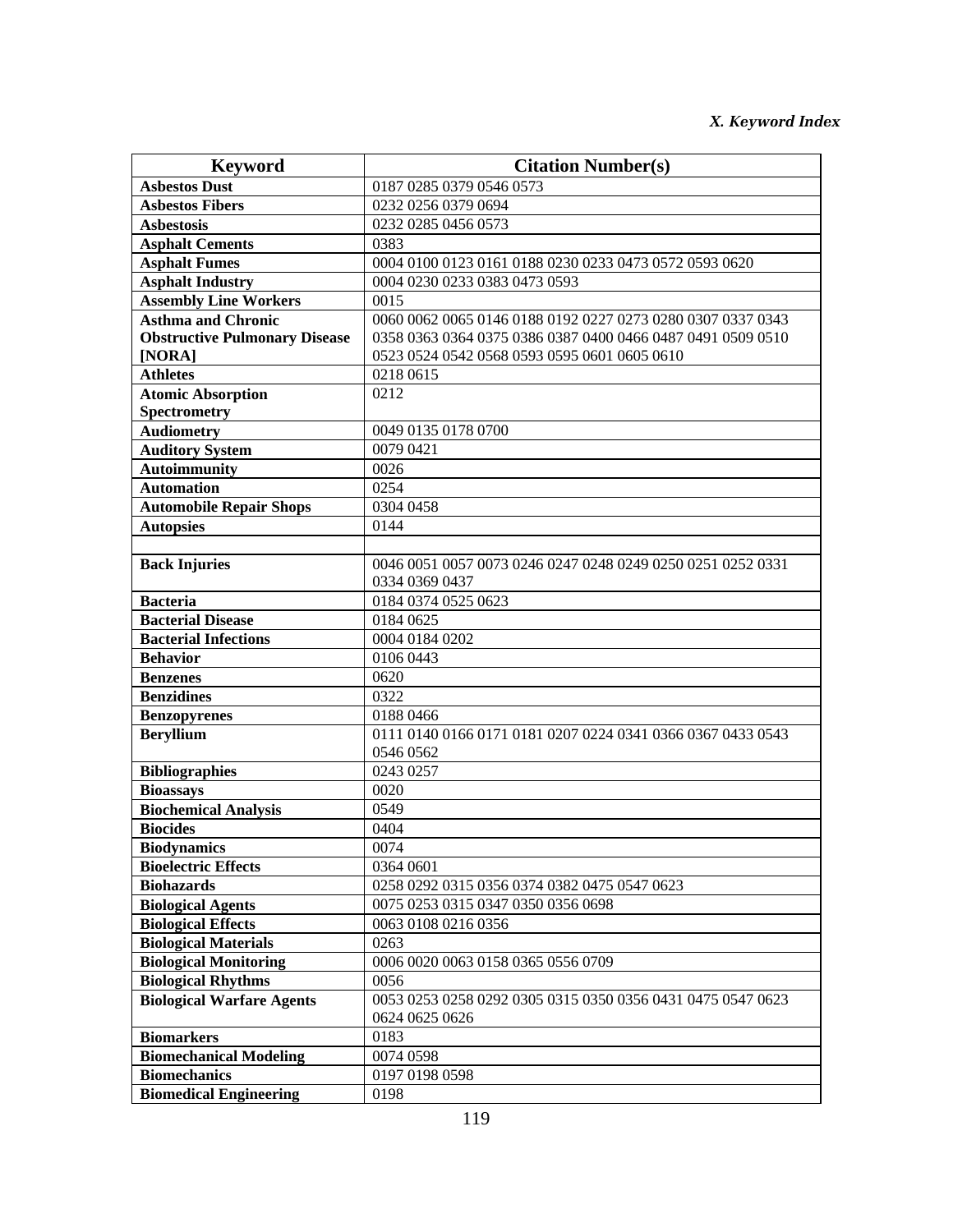*X. Keyword Index*

| Keyword | Citation Number(s) |
|---|---|
| **Asbestos Dust** | 0187 0285 0379 0546 0573 |
| **Asbestos Fibers** | 0232 0256 0379 0694 |
| **Asbestosis** | 0232 0285 0456 0573 |
| **Asphalt Cements** | 0383 |
| **Asphalt Fumes** | 0004 0100 0123 0161 0188 0230 0233 0473 0572 0593 0620 |
| **Asphalt Industry** | 0004 0230 0233 0383 0473 0593 |
| **Assembly Line Workers** | 0015 |
| **Asthma and Chronic Obstructive Pulmonary Disease [NORA]** | 0060 0062 0065 0146 0188 0192 0227 0273 0280 0307 0337 0343 0358 0363 0364 0375 0386 0387 0400 0466 0487 0491 0509 0510 0523 0524 0542 0568 0593 0595 0601 0605 0610 |
| **Athletes** | 0218 0615 |
| **Atomic Absorption Spectrometry** | 0212 |
| **Audiometry** | 0049 0135 0178 0700 |
| **Auditory System** | 0079 0421 |
| **Autoimmunity** | 0026 |
| **Automation** | 0254 |
| **Automobile Repair Shops** | 0304 0458 |
| **Autopsies** | 0144 |
| | |
| **Back Injuries** | 0046 0051 0057 0073 0246 0247 0248 0249 0250 0251 0252 0331 0334 0369 0437 |
| **Bacteria** | 0184 0374 0525 0623 |
| **Bacterial Disease** | 0184 0625 |
| **Bacterial Infections** | 0004 0184 0202 |
| **Behavior** | 0106 0443 |
| **Benzenes** | 0620 |
| **Benzidines** | 0322 |
| **Benzopyrenes** | 0188 0466 |
| **Beryllium** | 0111 0140 0166 0171 0181 0207 0224 0341 0366 0367 0433 0543 0546 0562 |
| **Bibliographies** | 0243 0257 |
| **Bioassays** | 0020 |
| **Biochemical Analysis** | 0549 |
| **Biocides** | 0404 |
| **Biodynamics** | 0074 |
| **Bioelectric Effects** | 0364 0601 |
| **Biohazards** | 0258 0292 0315 0356 0374 0382 0475 0547 0623 |
| **Biological Agents** | 0075 0253 0315 0347 0350 0356 0698 |
| **Biological Effects** | 0063 0108 0216 0356 |
| **Biological Materials** | 0263 |
| **Biological Monitoring** | 0006 0020 0063 0158 0365 0556 0709 |
| **Biological Rhythms** | 0056 |
| **Biological Warfare Agents** | 0053 0253 0258 0292 0305 0315 0350 0356 0431 0475 0547 0623 0624 0625 0626 |
| **Biomarkers** | 0183 |
| **Biomechanical Modeling** | 0074 0598 |
| **Biomechanics** | 0197 0198 0598 |
| **Biomedical Engineering** | 0198 |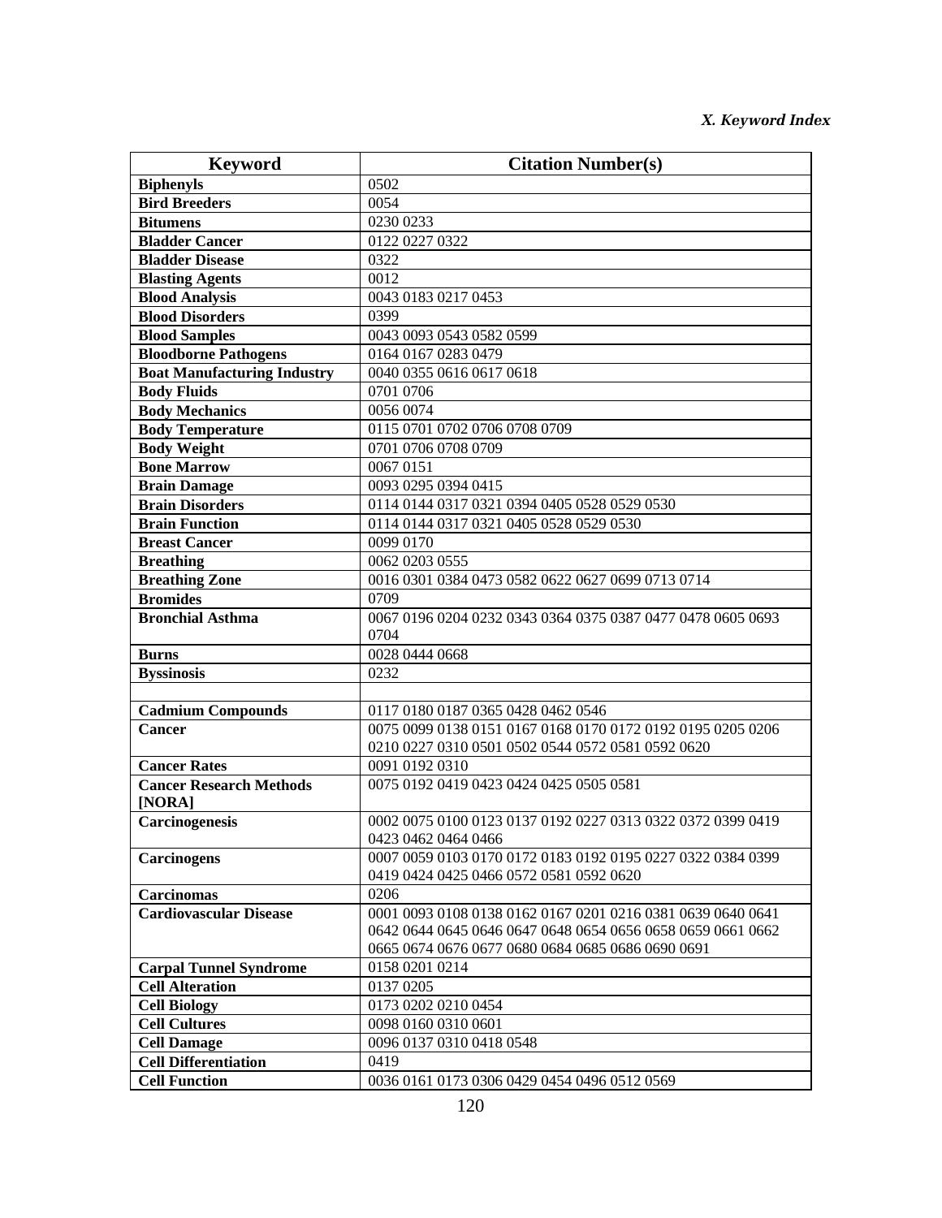| Keyword | Citation Number(s) |
|---|---|
| **Biphenyls** | 0502 |
| **Bird Breeders** | 0054 |
| **Bitumens** | 0230 0233 |
| **Bladder Cancer** | 0122 0227 0322 |
| **Bladder Disease** | 0322 |
| **Blasting Agents** | 0012 |
| **Blood Analysis** | 0043 0183 0217 0453 |
| **Blood Disorders** | 0399 |
| **Blood Samples** | 0043 0093 0543 0582 0599 |
| **Bloodborne Pathogens** | 0164 0167 0283 0479 |
| **Boat Manufacturing Industry** | 0040 0355 0616 0617 0618 |
| **Body Fluids** | 0701 0706 |
| **Body Mechanics** | 0056 0074 |
| **Body Temperature** | 0115 0701 0702 0706 0708 0709 |
| **Body Weight** | 0701 0706 0708 0709 |
| **Bone Marrow** | 0067 0151 |
| **Brain Damage** | 0093 0295 0394 0415 |
| **Brain Disorders** | 0114 0144 0317 0321 0394 0405 0528 0529 0530 |
| **Brain Function** | 0114 0144 0317 0321 0405 0528 0529 0530 |
| **Breast Cancer** | 0099 0170 |
| **Breathing** | 0062 0203 0555 |
| **Breathing Zone** | 0016 0301 0384 0473 0582 0622 0627 0699 0713 0714 |
| **Bromides** | 0709 |
| **Bronchial Asthma** | 0067 0196 0204 0232 0343 0364 0375 0387 0477 0478 0605 0693 0704 |
| **Burns** | 0028 0444 0668 |
| **Byssinosis** | 0232 |
| | |
| **Cadmium Compounds** | 0117 0180 0187 0365 0428 0462 0546 |
| **Cancer** | 0075 0099 0138 0151 0167 0168 0170 0172 0192 0195 0205 0206 0210 0227 0310 0501 0502 0544 0572 0581 0592 0620 |
| **Cancer Rates** | 0091 0192 0310 |
| **Cancer Research Methods [NORA]** | 0075 0192 0419 0423 0424 0425 0505 0581 |
| **Carcinogenesis** | 0002 0075 0100 0123 0137 0192 0227 0313 0322 0372 0399 0419 0423 0462 0464 0466 |
| **Carcinogens** | 0007 0059 0103 0170 0172 0183 0192 0195 0227 0322 0384 0399 0419 0424 0425 0466 0572 0581 0592 0620 |
| **Carcinomas** | 0206 |
| **Cardiovascular Disease** | 0001 0093 0108 0138 0162 0167 0201 0216 0381 0639 0640 0641 0642 0644 0645 0646 0647 0648 0654 0656 0658 0659 0661 0662 0665 0674 0676 0677 0680 0684 0685 0686 0690 0691 |
| **Carpal Tunnel Syndrome** | 0158 0201 0214 |
| **Cell Alteration** | 0137 0205 |
| **Cell Biology** | 0173 0202 0210 0454 |
| **Cell Cultures** | 0098 0160 0310 0601 |
| **Cell Damage** | 0096 0137 0310 0418 0548 |
| **Cell Differentiation** | 0419 |
| **Cell Function** | 0036 0161 0173 0306 0429 0454 0496 0512 0569 |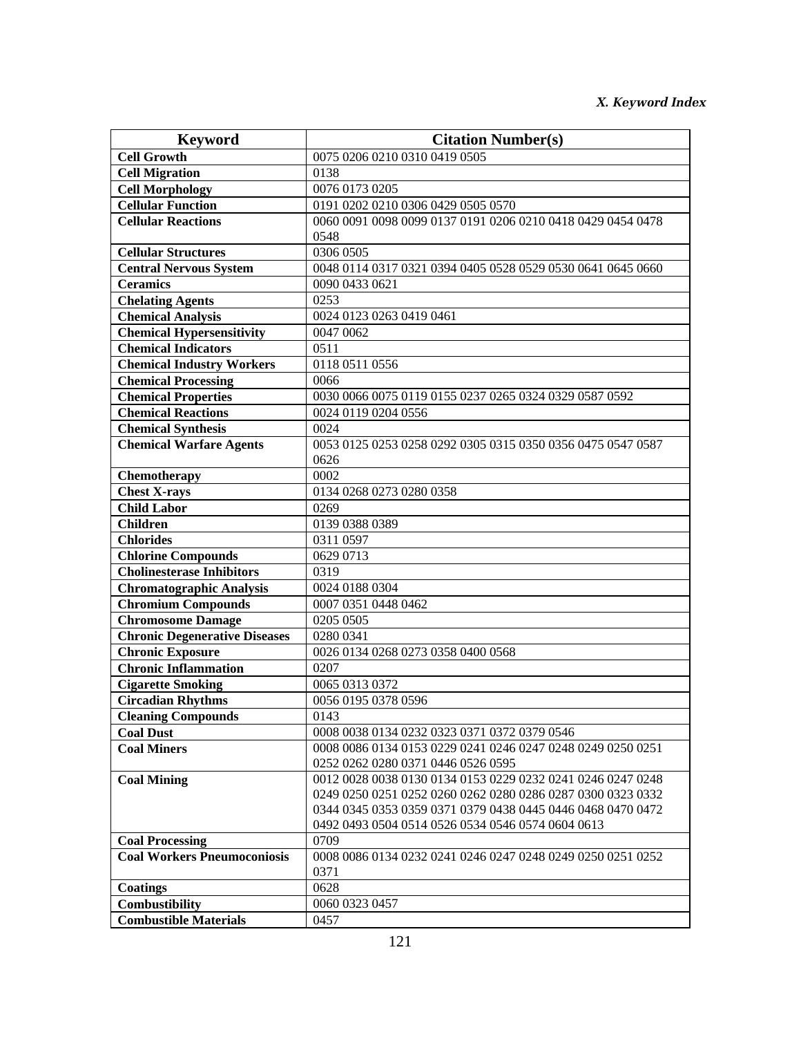| Keyword | Citation Number(s) |
|---|---|
| **Cell Growth** | 0075 0206 0210 0310 0419 0505 |
| **Cell Migration** | 0138 |
| **Cell Morphology** | 0076 0173 0205 |
| **Cellular Function** | 0191 0202 0210 0306 0429 0505 0570 |
| **Cellular Reactions** | 0060 0091 0098 0099 0137 0191 0206 0210 0418 0429 0454 0478 0548 |
| **Cellular Structures** | 0306 0505 |
| **Central Nervous System** | 0048 0114 0317 0321 0394 0405 0528 0529 0530 0641 0645 0660 |
| **Ceramics** | 0090 0433 0621 |
| **Chelating Agents** | 0253 |
| **Chemical Analysis** | 0024 0123 0263 0419 0461 |
| **Chemical Hypersensitivity** | 0047 0062 |
| **Chemical Indicators** | 0511 |
| **Chemical Industry Workers** | 0118 0511 0556 |
| **Chemical Processing** | 0066 |
| **Chemical Properties** | 0030 0066 0075 0119 0155 0237 0265 0324 0329 0587 0592 |
| **Chemical Reactions** | 0024 0119 0204 0556 |
| **Chemical Synthesis** | 0024 |
| **Chemical Warfare Agents** | 0053 0125 0253 0258 0292 0305 0315 0350 0356 0475 0547 0587 0626 |
| **Chemotherapy** | 0002 |
| **Chest X-rays** | 0134 0268 0273 0280 0358 |
| **Child Labor** | 0269 |
| **Children** | 0139 0388 0389 |
| **Chlorides** | 0311 0597 |
| **Chlorine Compounds** | 0629 0713 |
| **Cholinesterase Inhibitors** | 0319 |
| **Chromatographic Analysis** | 0024 0188 0304 |
| **Chromium Compounds** | 0007 0351 0448 0462 |
| **Chromosome Damage** | 0205 0505 |
| **Chronic Degenerative Diseases** | 0280 0341 |
| **Chronic Exposure** | 0026 0134 0268 0273 0358 0400 0568 |
| **Chronic Inflammation** | 0207 |
| **Cigarette Smoking** | 0065 0313 0372 |
| **Circadian Rhythms** | 0056 0195 0378 0596 |
| **Cleaning Compounds** | 0143 |
| **Coal Dust** | 0008 0038 0134 0232 0323 0371 0372 0379 0546 |
| **Coal Miners** | 0008 0086 0134 0153 0229 0241 0246 0247 0248 0249 0250 0251 0252 0262 0280 0371 0446 0526 0595 |
| **Coal Mining** | 0012 0028 0038 0130 0134 0153 0229 0232 0241 0246 0247 0248 0249 0250 0251 0252 0260 0262 0280 0286 0287 0300 0323 0332 0344 0345 0353 0359 0371 0379 0438 0445 0446 0468 0470 0472 0492 0493 0504 0514 0526 0534 0546 0574 0604 0613 |
| **Coal Processing** | 0709 |
| **Coal Workers Pneumoconiosis** | 0008 0086 0134 0232 0241 0246 0247 0248 0249 0250 0251 0252 0371 |
| **Coatings** | 0628 |
| **Combustibility** | 0060 0323 0457 |
| **Combustible Materials** | 0457 |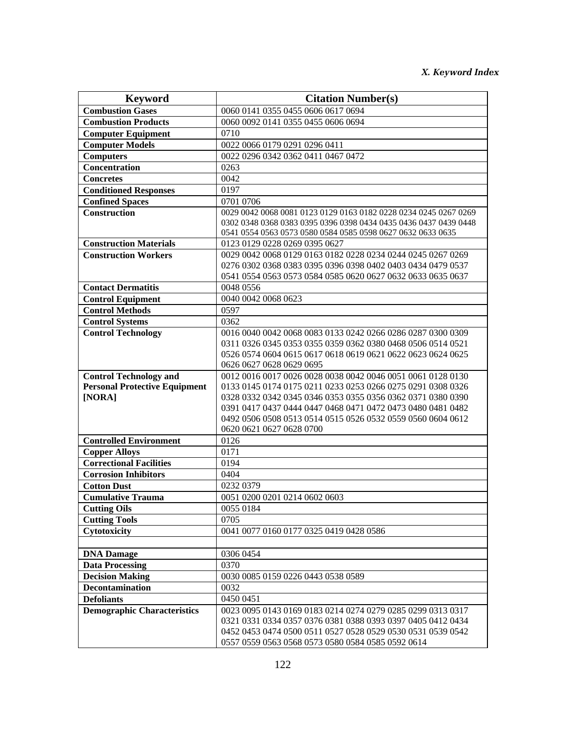| Keyword | Citation Number(s) |
|---|---|
| **Combustion Gases** | 0060 0141 0355 0455 0606 0617 0694 |
| **Combustion Products** | 0060 0092 0141 0355 0455 0606 0694 |
| **Computer Equipment** | 0710 |
| **Computer Models** | 0022 0066 0179 0291 0296 0411 |
| **Computers** | 0022 0296 0342 0362 0411 0467 0472 |
| **Concentration** | 0263 |
| **Concretes** | 0042 |
| **Conditioned Responses** | 0197 |
| **Confined Spaces** | 0701 0706 |
| **Construction** | 0029 0042 0068 0081 0123 0129 0163 0182 0228 0234 0245 0267 0269 0302 0348 0368 0383 0395 0396 0398 0434 0435 0436 0437 0439 0448 0541 0554 0563 0573 0580 0584 0585 0598 0627 0632 0633 0635 |
| **Construction Materials** | 0123 0129 0228 0269 0395 0627 |
| **Construction Workers** | 0029 0042 0068 0129 0163 0182 0228 0234 0244 0245 0267 0269 0276 0302 0368 0383 0395 0396 0398 0402 0403 0434 0479 0537 0541 0554 0563 0573 0584 0585 0620 0627 0632 0633 0635 0637 |
| **Contact Dermatitis** | 0048 0556 |
| **Control Equipment** | 0040 0042 0068 0623 |
| **Control Methods** | 0597 |
| **Control Systems** | 0362 |
| **Control Technology** | 0016 0040 0042 0068 0083 0133 0242 0266 0286 0287 0300 0309 0311 0326 0345 0353 0355 0359 0362 0380 0468 0506 0514 0521 0526 0574 0604 0615 0617 0618 0619 0621 0622 0623 0624 0625 0626 0627 0628 0629 0695 |
| **Control Technology and Personal Protective Equipment [NORA]** | 0012 0016 0017 0026 0028 0038 0042 0046 0051 0061 0128 0130 0133 0145 0174 0175 0211 0233 0253 0266 0275 0291 0308 0326 0328 0332 0342 0345 0346 0353 0355 0356 0362 0371 0380 0390 0391 0417 0437 0444 0447 0468 0471 0472 0473 0480 0481 0482 0492 0506 0508 0513 0514 0515 0526 0532 0559 0560 0604 0612 0620 0621 0627 0628 0700 |
| **Controlled Environment** | 0126 |
| **Copper Alloys** | 0171 |
| **Correctional Facilities** | 0194 |
| **Corrosion Inhibitors** | 0404 |
| **Cotton Dust** | 0232 0379 |
| **Cumulative Trauma** | 0051 0200 0201 0214 0602 0603 |
| **Cutting Oils** | 0055 0184 |
| **Cutting Tools** | 0705 |
| **Cytotoxicity** | 0041 0077 0160 0177 0325 0419 0428 0586 |
| | |
| **DNA Damage** | 0306 0454 |
| **Data Processing** | 0370 |
| **Decision Making** | 0030 0085 0159 0226 0443 0538 0589 |
| **Decontamination** | 0032 |
| **Defoliants** | 0450 0451 |
| **Demographic Characteristics** | 0023 0095 0143 0169 0183 0214 0274 0279 0285 0299 0313 0317 0321 0331 0334 0357 0376 0381 0388 0393 0397 0405 0412 0434 0452 0453 0474 0500 0511 0527 0528 0529 0530 0531 0539 0542 0557 0559 0563 0568 0573 0580 0584 0585 0592 0614 |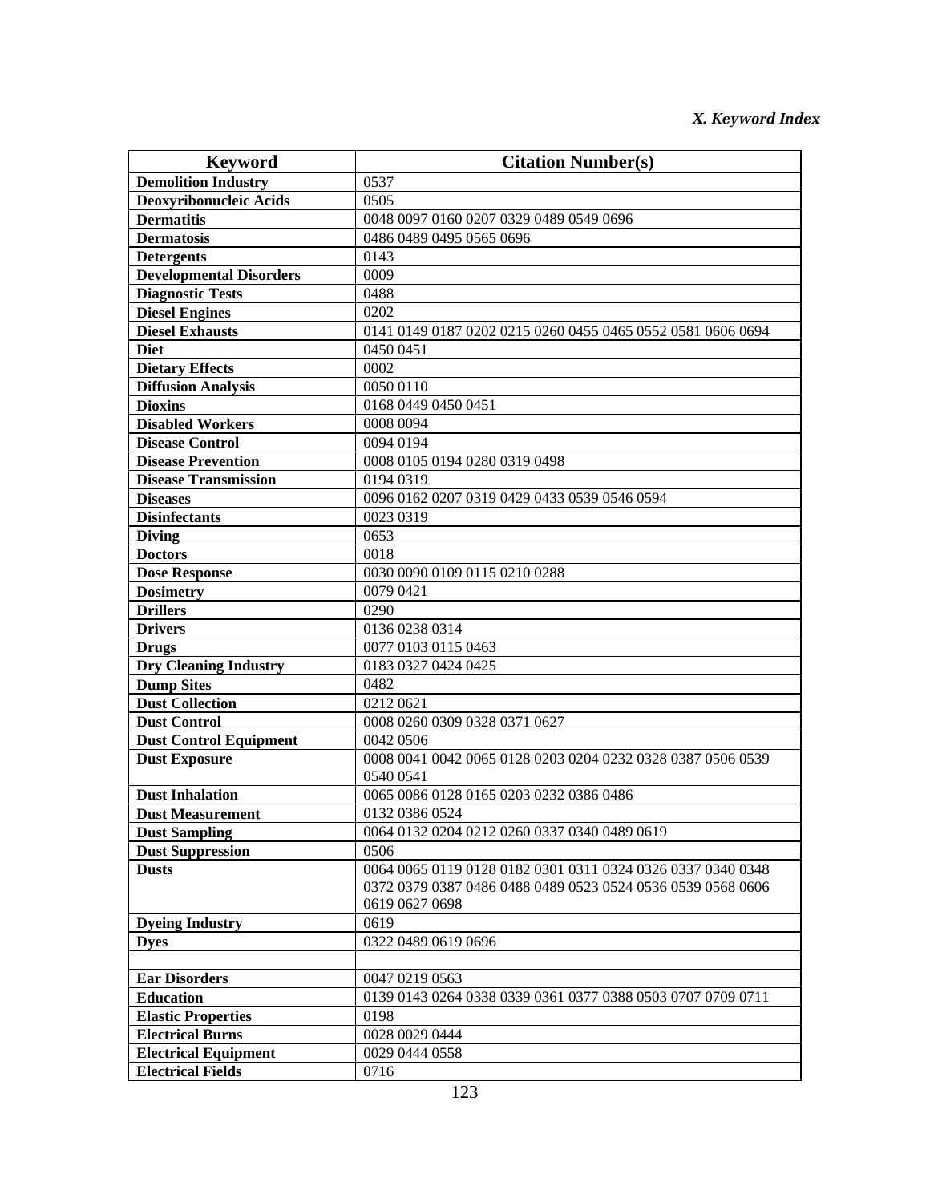| Keyword | Citation Number(s) |
|---|---|
| **Demolition Industry** | 0537 |
| **Deoxyribonucleic Acids** | 0505 |
| **Dermatitis** | 0048 0097 0160 0207 0329 0489 0549 0696 |
| **Dermatosis** | 0486 0489 0495 0565 0696 |
| **Detergents** | 0143 |
| **Developmental Disorders** | 0009 |
| **Diagnostic Tests** | 0488 |
| **Diesel Engines** | 0202 |
| **Diesel Exhausts** | 0141 0149 0187 0202 0215 0260 0455 0465 0552 0581 0606 0694 |
| **Diet** | 0450 0451 |
| **Dietary Effects** | 0002 |
| **Diffusion Analysis** | 0050 0110 |
| **Dioxins** | 0168 0449 0450 0451 |
| **Disabled Workers** | 0008 0094 |
| **Disease Control** | 0094 0194 |
| **Disease Prevention** | 0008 0105 0194 0280 0319 0498 |
| **Disease Transmission** | 0194 0319 |
| **Diseases** | 0096 0162 0207 0319 0429 0433 0539 0546 0594 |
| **Disinfectants** | 0023 0319 |
| **Diving** | 0653 |
| **Doctors** | 0018 |
| **Dose Response** | 0030 0090 0109 0115 0210 0288 |
| **Dosimetry** | 0079 0421 |
| **Drillers** | 0290 |
| **Drivers** | 0136 0238 0314 |
| **Drugs** | 0077 0103 0115 0463 |
| **Dry Cleaning Industry** | 0183 0327 0424 0425 |
| **Dump Sites** | 0482 |
| **Dust Collection** | 0212 0621 |
| **Dust Control** | 0008 0260 0309 0328 0371 0627 |
| **Dust Control Equipment** | 0042 0506 |
| **Dust Exposure** | 0008 0041 0042 0065 0128 0203 0204 0232 0328 0387 0506 0539 0540 0541 |
| **Dust Inhalation** | 0065 0086 0128 0165 0203 0232 0386 0486 |
| **Dust Measurement** | 0132 0386 0524 |
| **Dust Sampling** | 0064 0132 0204 0212 0260 0337 0340 0489 0619 |
| **Dust Suppression** | 0506 |
| **Dusts** | 0064 0065 0119 0128 0182 0301 0311 0324 0326 0337 0340 0348 0372 0379 0387 0486 0488 0489 0523 0524 0536 0539 0568 0606 0619 0627 0698 |
| **Dyeing Industry** | 0619 |
| **Dyes** | 0322 0489 0619 0696 |
| | |
| **Ear Disorders** | 0047 0219 0563 |
| **Education** | 0139 0143 0264 0338 0339 0361 0377 0388 0503 0707 0709 0711 |
| **Elastic Properties** | 0198 |
| **Electrical Burns** | 0028 0029 0444 |
| **Electrical Equipment** | 0029 0444 0558 |
| **Electrical Fields** | 0716 |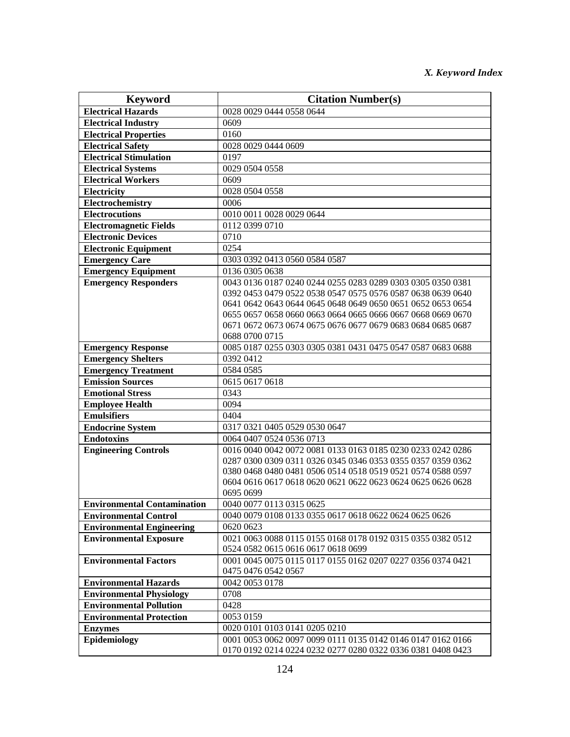| Keyword | Citation Number(s) |
|---|---|
| **Electrical Hazards** | 0028 0029 0444 0558 0644 |
| **Electrical Industry** | 0609 |
| **Electrical Properties** | 0160 |
| **Electrical Safety** | 0028 0029 0444 0609 |
| **Electrical Stimulation** | 0197 |
| **Electrical Systems** | 0029 0504 0558 |
| **Electrical Workers** | 0609 |
| **Electricity** | 0028 0504 0558 |
| **Electrochemistry** | 0006 |
| **Electrocutions** | 0010 0011 0028 0029 0644 |
| **Electromagnetic Fields** | 0112 0399 0710 |
| **Electronic Devices** | 0710 |
| **Electronic Equipment** | 0254 |
| **Emergency Care** | 0303 0392 0413 0560 0584 0587 |
| **Emergency Equipment** | 0136 0305 0638 |
| **Emergency Responders** | 0043 0136 0187 0240 0244 0255 0283 0289 0303 0305 0350 0381 0392 0453 0479 0522 0538 0547 0575 0576 0587 0638 0639 0640 0641 0642 0643 0644 0645 0648 0649 0650 0651 0652 0653 0654 0655 0657 0658 0660 0663 0664 0665 0666 0667 0668 0669 0670 0671 0672 0673 0674 0675 0676 0677 0679 0683 0684 0685 0687 0688 0700 0715 |
| **Emergency Response** | 0085 0187 0255 0303 0305 0381 0431 0475 0547 0587 0683 0688 |
| **Emergency Shelters** | 0392 0412 |
| **Emergency Treatment** | 0584 0585 |
| **Emission Sources** | 0615 0617 0618 |
| **Emotional Stress** | 0343 |
| **Employee Health** | 0094 |
| **Emulsifiers** | 0404 |
| **Endocrine System** | 0317 0321 0405 0529 0530 0647 |
| **Endotoxins** | 0064 0407 0524 0536 0713 |
| **Engineering Controls** | 0016 0040 0042 0072 0081 0133 0163 0185 0230 0233 0242 0286 0287 0300 0309 0311 0326 0345 0346 0353 0355 0357 0359 0362 0380 0468 0480 0481 0506 0514 0518 0519 0521 0574 0588 0597 0604 0616 0617 0618 0620 0621 0622 0623 0624 0625 0626 0628 0695 0699 |
| **Environmental Contamination** | 0040 0077 0113 0315 0625 |
| **Environmental Control** | 0040 0079 0108 0133 0355 0617 0618 0622 0624 0625 0626 |
| **Environmental Engineering** | 0620 0623 |
| **Environmental Exposure** | 0021 0063 0088 0115 0155 0168 0178 0192 0315 0355 0382 0512 0524 0582 0615 0616 0617 0618 0699 |
| **Environmental Factors** | 0001 0045 0075 0115 0117 0155 0162 0207 0227 0356 0374 0421 0475 0476 0542 0567 |
| **Environmental Hazards** | 0042 0053 0178 |
| **Environmental Physiology** | 0708 |
| **Environmental Pollution** | 0428 |
| **Environmental Protection** | 0053 0159 |
| **Enzymes** | 0020 0101 0103 0141 0205 0210 |
| **Epidemiology** | 0001 0053 0062 0097 0099 0111 0135 0142 0146 0147 0162 0166 0170 0192 0214 0224 0232 0277 0280 0322 0336 0381 0408 0423 |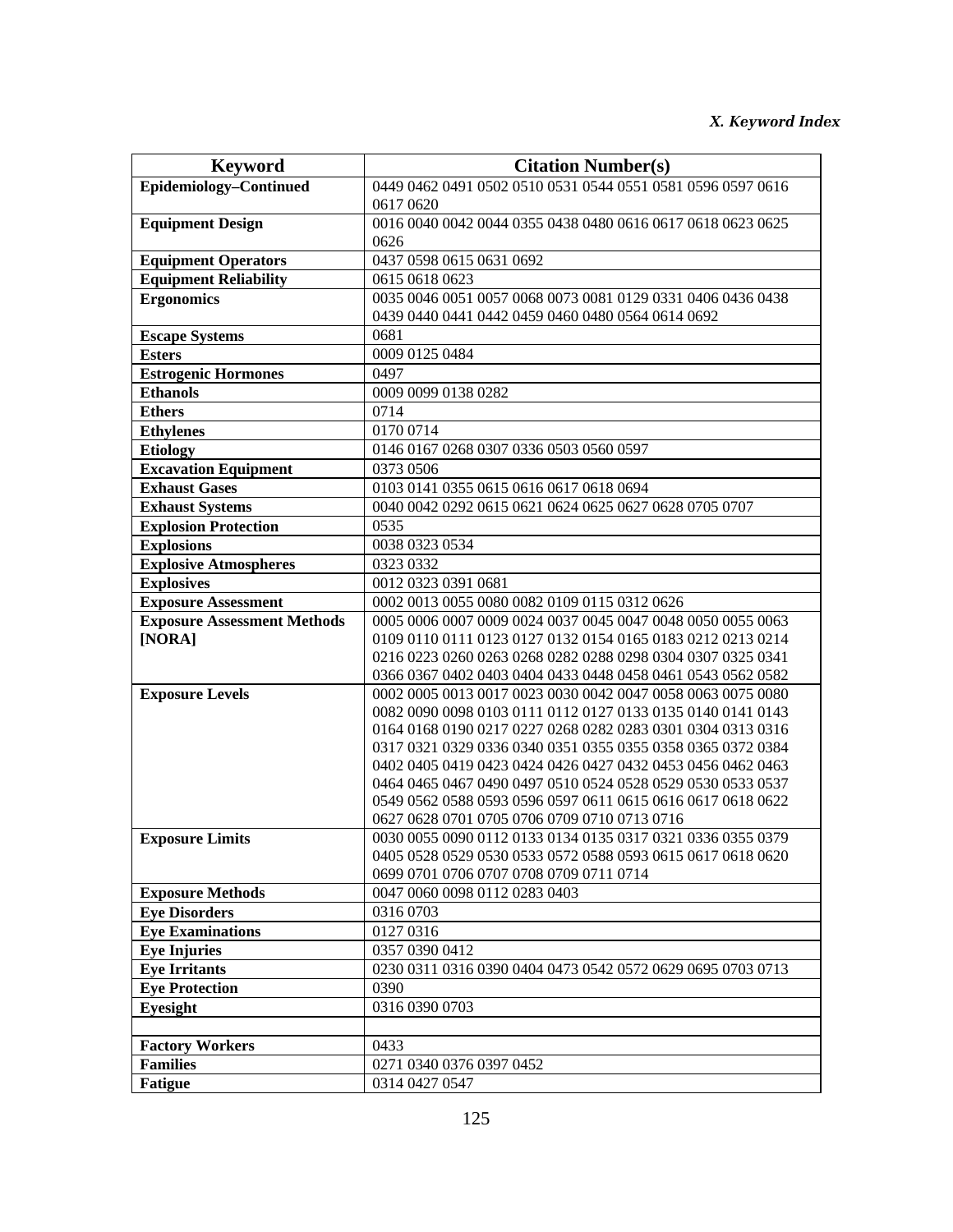| Keyword | Citation Number(s) |
|---|---|
| **Epidemiology–Continued** | 0449 0462 0491 0502 0510 0531 0544 0551 0581 0596 0597 0616 0617 0620 |
| **Equipment Design** | 0016 0040 0042 0044 0355 0438 0480 0616 0617 0618 0623 0625 0626 |
| **Equipment Operators** | 0437 0598 0615 0631 0692 |
| **Equipment Reliability** | 0615 0618 0623 |
| **Ergonomics** | 0035 0046 0051 0057 0068 0073 0081 0129 0331 0406 0436 0438 0439 0440 0441 0442 0459 0460 0480 0564 0614 0692 |
| **Escape Systems** | 0681 |
| **Esters** | 0009 0125 0484 |
| **Estrogenic Hormones** | 0497 |
| **Ethanols** | 0009 0099 0138 0282 |
| **Ethers** | 0714 |
| **Ethylenes** | 0170 0714 |
| **Etiology** | 0146 0167 0268 0307 0336 0503 0560 0597 |
| **Excavation Equipment** | 0373 0506 |
| **Exhaust Gases** | 0103 0141 0355 0615 0616 0617 0618 0694 |
| **Exhaust Systems** | 0040 0042 0292 0615 0621 0624 0625 0627 0628 0705 0707 |
| **Explosion Protection** | 0535 |
| **Explosions** | 0038 0323 0534 |
| **Explosive Atmospheres** | 0323 0332 |
| **Explosives** | 0012 0323 0391 0681 |
| **Exposure Assessment** | 0002 0013 0055 0080 0082 0109 0115 0312 0626 |
| **Exposure Assessment Methods [NORA]** | 0005 0006 0007 0009 0024 0037 0045 0047 0048 0050 0055 0063 0109 0110 0111 0123 0127 0132 0154 0165 0183 0212 0213 0214 0216 0223 0260 0263 0268 0282 0288 0298 0304 0307 0325 0341 0366 0367 0402 0403 0404 0433 0448 0458 0461 0543 0562 0582 |
| **Exposure Levels** | 0002 0005 0013 0017 0023 0030 0042 0047 0058 0063 0075 0080 0082 0090 0098 0103 0111 0112 0127 0133 0135 0140 0141 0143 0164 0168 0190 0217 0227 0268 0282 0283 0301 0304 0313 0316 0317 0321 0329 0336 0340 0351 0355 0355 0358 0365 0372 0384 0402 0405 0419 0423 0424 0426 0427 0432 0453 0456 0462 0463 0464 0465 0467 0490 0497 0510 0524 0528 0529 0530 0533 0537 0549 0562 0588 0593 0596 0597 0611 0615 0616 0617 0618 0622 0627 0628 0701 0705 0706 0709 0710 0713 0716 |
| **Exposure Limits** | 0030 0055 0090 0112 0133 0134 0135 0317 0321 0336 0355 0379 0405 0528 0529 0530 0533 0572 0588 0593 0615 0617 0618 0620 0699 0701 0706 0707 0708 0709 0711 0714 |
| **Exposure Methods** | 0047 0060 0098 0112 0283 0403 |
| **Eye Disorders** | 0316 0703 |
| **Eye Examinations** | 0127 0316 |
| **Eye Injuries** | 0357 0390 0412 |
| **Eye Irritants** | 0230 0311 0316 0390 0404 0473 0542 0572 0629 0695 0703 0713 |
| **Eye Protection** | 0390 |
| **Eyesight** | 0316 0390 0703 |
| | |
| **Factory Workers** | 0433 |
| **Families** | 0271 0340 0376 0397 0452 |
| **Fatigue** | 0314 0427 0547 |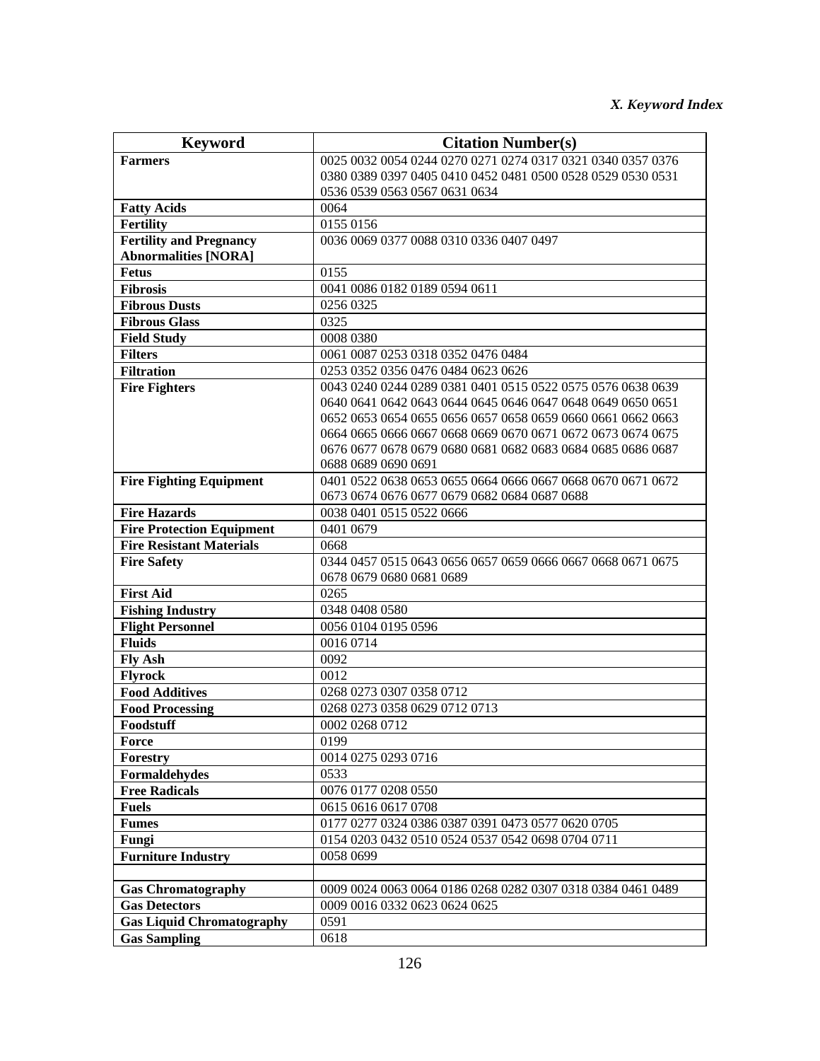| Keyword | Citation Number(s) |
|---|---|
| **Farmers** | 0025 0032 0054 0244 0270 0271 0274 0317 0321 0340 0357 0376 0380 0389 0397 0405 0410 0452 0481 0500 0528 0529 0530 0531 0536 0539 0563 0567 0631 0634 |
| **Fatty Acids** | 0064 |
| **Fertility** | 0155 0156 |
| **Fertility and Pregnancy Abnormalities [NORA]** | 0036 0069 0377 0088 0310 0336 0407 0497 |
| **Fetus** | 0155 |
| **Fibrosis** | 0041 0086 0182 0189 0594 0611 |
| **Fibrous Dusts** | 0256 0325 |
| **Fibrous Glass** | 0325 |
| **Field Study** | 0008 0380 |
| **Filters** | 0061 0087 0253 0318 0352 0476 0484 |
| **Filtration** | 0253 0352 0356 0476 0484 0623 0626 |
| **Fire Fighters** | 0043 0240 0244 0289 0381 0401 0515 0522 0575 0576 0638 0639 0640 0641 0642 0643 0644 0645 0646 0647 0648 0649 0650 0651 0652 0653 0654 0655 0656 0657 0658 0659 0660 0661 0662 0663 0664 0665 0666 0667 0668 0669 0670 0671 0672 0673 0674 0675 0676 0677 0678 0679 0680 0681 0682 0683 0684 0685 0686 0687 0688 0689 0690 0691 |
| **Fire Fighting Equipment** | 0401 0522 0638 0653 0655 0664 0666 0667 0668 0670 0671 0672 0673 0674 0676 0677 0679 0682 0684 0687 0688 |
| **Fire Hazards** | 0038 0401 0515 0522 0666 |
| **Fire Protection Equipment** | 0401 0679 |
| **Fire Resistant Materials** | 0668 |
| **Fire Safety** | 0344 0457 0515 0643 0656 0657 0659 0666 0667 0668 0671 0675 0678 0679 0680 0681 0689 |
| **First Aid** | 0265 |
| **Fishing Industry** | 0348 0408 0580 |
| **Flight Personnel** | 0056 0104 0195 0596 |
| **Fluids** | 0016 0714 |
| **Fly Ash** | 0092 |
| **Flyrock** | 0012 |
| **Food Additives** | 0268 0273 0307 0358 0712 |
| **Food Processing** | 0268 0273 0358 0629 0712 0713 |
| **Foodstuff** | 0002 0268 0712 |
| **Force** | 0199 |
| **Forestry** | 0014 0275 0293 0716 |
| **Formaldehydes** | 0533 |
| **Free Radicals** | 0076 0177 0208 0550 |
| **Fuels** | 0615 0616 0617 0708 |
| **Fumes** | 0177 0277 0324 0386 0387 0391 0473 0577 0620 0705 |
| **Fungi** | 0154 0203 0432 0510 0524 0537 0542 0698 0704 0711 |
| **Furniture Industry** | 0058 0699 |
| | |
| **Gas Chromatography** | 0009 0024 0063 0064 0186 0268 0282 0307 0318 0384 0461 0489 |
| **Gas Detectors** | 0009 0016 0332 0623 0624 0625 |
| **Gas Liquid Chromatography** | 0591 |
| **Gas Sampling** | 0618 |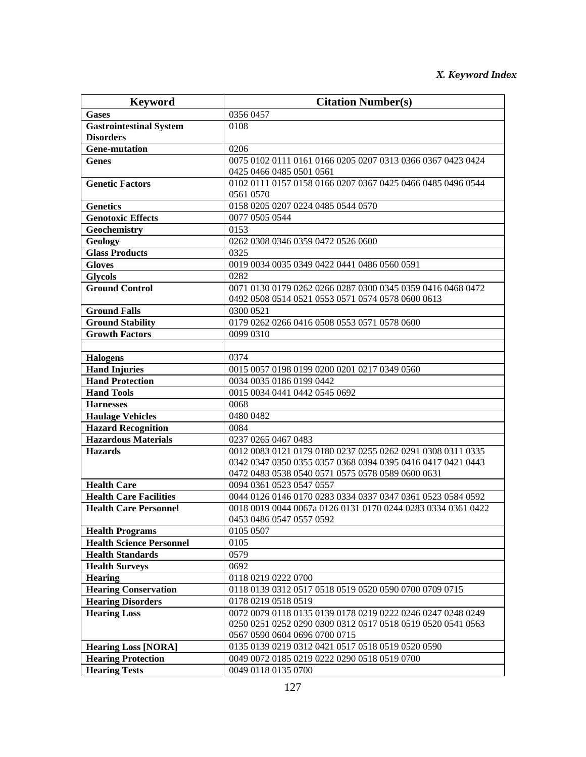*X. Keyword Index*

| Keyword | Citation Number(s) |
|---|---|
| **Gases** | 0356 0457 |
| **Gastrointestinal System Disorders** | 0108 |
| **Gene-mutation** | 0206 |
| **Genes** | 0075 0102 0111 0161 0166 0205 0207 0313 0366 0367 0423 0424 0425 0466 0485 0501 0561 |
| **Genetic Factors** | 0102 0111 0157 0158 0166 0207 0367 0425 0466 0485 0496 0544 0561 0570 |
| **Genetics** | 0158 0205 0207 0224 0485 0544 0570 |
| **Genotoxic Effects** | 0077 0505 0544 |
| **Geochemistry** | 0153 |
| **Geology** | 0262 0308 0346 0359 0472 0526 0600 |
| **Glass Products** | 0325 |
| **Gloves** | 0019 0034 0035 0349 0422 0441 0486 0560 0591 |
| **Glycols** | 0282 |
| **Ground Control** | 0071 0130 0179 0262 0266 0287 0300 0345 0359 0416 0468 0472 0492 0508 0514 0521 0553 0571 0574 0578 0600 0613 |
| **Ground Falls** | 0300 0521 |
| **Ground Stability** | 0179 0262 0266 0416 0508 0553 0571 0578 0600 |
| **Growth Factors** | 0099 0310 |
| | |
| **Halogens** | 0374 |
| **Hand Injuries** | 0015 0057 0198 0199 0200 0201 0217 0349 0560 |
| **Hand Protection** | 0034 0035 0186 0199 0442 |
| **Hand Tools** | 0015 0034 0441 0442 0545 0692 |
| **Harnesses** | 0068 |
| **Haulage Vehicles** | 0480 0482 |
| **Hazard Recognition** | 0084 |
| **Hazardous Materials** | 0237 0265 0467 0483 |
| **Hazards** | 0012 0083 0121 0179 0180 0237 0255 0262 0291 0308 0311 0335 0342 0347 0350 0355 0357 0368 0394 0395 0416 0417 0421 0443 0472 0483 0538 0540 0571 0575 0578 0589 0600 0631 |
| **Health Care** | 0094 0361 0523 0547 0557 |
| **Health Care Facilities** | 0044 0126 0146 0170 0283 0334 0337 0347 0361 0523 0584 0592 |
| **Health Care Personnel** | 0018 0019 0044 0067a 0126 0131 0170 0244 0283 0334 0361 0422 0453 0486 0547 0557 0592 |
| **Health Programs** | 0105 0507 |
| **Health Science Personnel** | 0105 |
| **Health Standards** | 0579 |
| **Health Surveys** | 0692 |
| **Hearing** | 0118 0219 0222 0700 |
| **Hearing Conservation** | 0118 0139 0312 0517 0518 0519 0520 0590 0700 0709 0715 |
| **Hearing Disorders** | 0178 0219 0518 0519 |
| **Hearing Loss** | 0072 0079 0118 0135 0139 0178 0219 0222 0246 0247 0248 0249 0250 0251 0252 0290 0312 0517 0518 0519 0520 0541 0563 0567 0590 0604 0696 0700 0715 |
| **Hearing Loss [NORA]** | 0135 0139 0219 0312 0421 0517 0518 0519 0520 0590 |
| **Hearing Protection** | 0049 0072 0185 0219 0222 0290 0518 0519 0700 |
| **Hearing Tests** | 0049 0118 0135 0700 |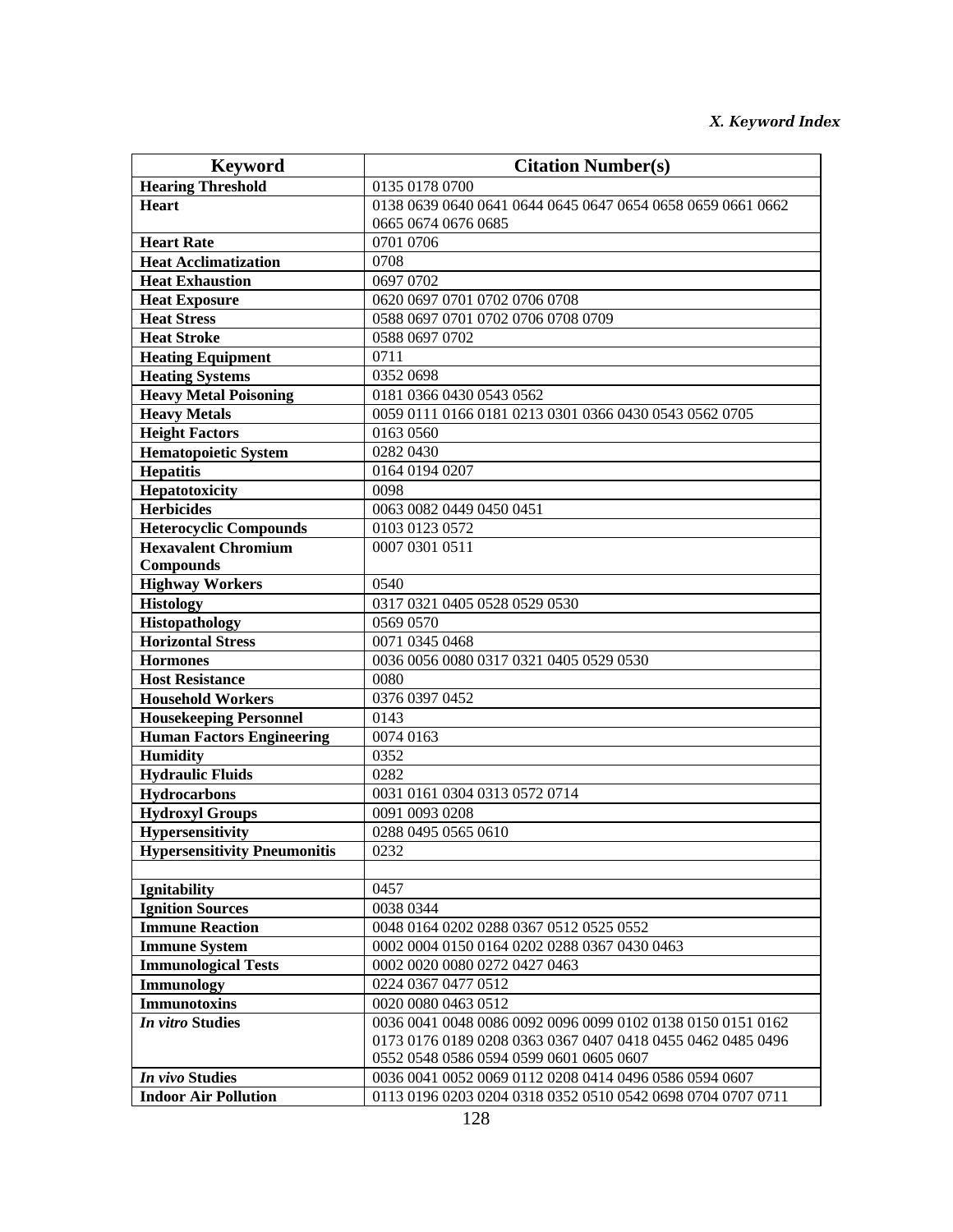| Keyword | Citation Number(s) |
|---|---|
| **Hearing Threshold** | 0135 0178 0700 |
| **Heart** | 0138 0639 0640 0641 0644 0645 0647 0654 0658 0659 0661 0662 0665 0674 0676 0685 |
| **Heart Rate** | 0701 0706 |
| **Heat Acclimatization** | 0708 |
| **Heat Exhaustion** | 0697 0702 |
| **Heat Exposure** | 0620 0697 0701 0702 0706 0708 |
| **Heat Stress** | 0588 0697 0701 0702 0706 0708 0709 |
| **Heat Stroke** | 0588 0697 0702 |
| **Heating Equipment** | 0711 |
| **Heating Systems** | 0352 0698 |
| **Heavy Metal Poisoning** | 0181 0366 0430 0543 0562 |
| **Heavy Metals** | 0059 0111 0166 0181 0213 0301 0366 0430 0543 0562 0705 |
| **Height Factors** | 0163 0560 |
| **Hematopoietic System** | 0282 0430 |
| **Hepatitis** | 0164 0194 0207 |
| **Hepatotoxicity** | 0098 |
| **Herbicides** | 0063 0082 0449 0450 0451 |
| **Heterocyclic Compounds** | 0103 0123 0572 |
| **Hexavalent Chromium Compounds** | 0007 0301 0511 |
| **Highway Workers** | 0540 |
| **Histology** | 0317 0321 0405 0528 0529 0530 |
| **Histopathology** | 0569 0570 |
| **Horizontal Stress** | 0071 0345 0468 |
| **Hormones** | 0036 0056 0080 0317 0321 0405 0529 0530 |
| **Host Resistance** | 0080 |
| **Household Workers** | 0376 0397 0452 |
| **Housekeeping Personnel** | 0143 |
| **Human Factors Engineering** | 0074 0163 |
| **Humidity** | 0352 |
| **Hydraulic Fluids** | 0282 |
| **Hydrocarbons** | 0031 0161 0304 0313 0572 0714 |
| **Hydroxyl Groups** | 0091 0093 0208 |
| **Hypersensitivity** | 0288 0495 0565 0610 |
| **Hypersensitivity Pneumonitis** | 0232 |
| | |
| **Ignitability** | 0457 |
| **Ignition Sources** | 0038 0344 |
| **Immune Reaction** | 0048 0164 0202 0288 0367 0512 0525 0552 |
| **Immune System** | 0002 0004 0150 0164 0202 0288 0367 0430 0463 |
| **Immunological Tests** | 0002 0020 0080 0272 0427 0463 |
| **Immunology** | 0224 0367 0477 0512 |
| **Immunotoxins** | 0020 0080 0463 0512 |
| ***In vitro* Studies** | 0036 0041 0048 0086 0092 0096 0099 0102 0138 0150 0151 0162 0173 0176 0189 0208 0363 0367 0407 0418 0455 0462 0485 0496 0552 0548 0586 0594 0599 0601 0605 0607 |
| ***In vivo* Studies** | 0036 0041 0052 0069 0112 0208 0414 0496 0586 0594 0607 |
| **Indoor Air Pollution** | 0113 0196 0203 0204 0318 0352 0510 0542 0698 0704 0707 0711 |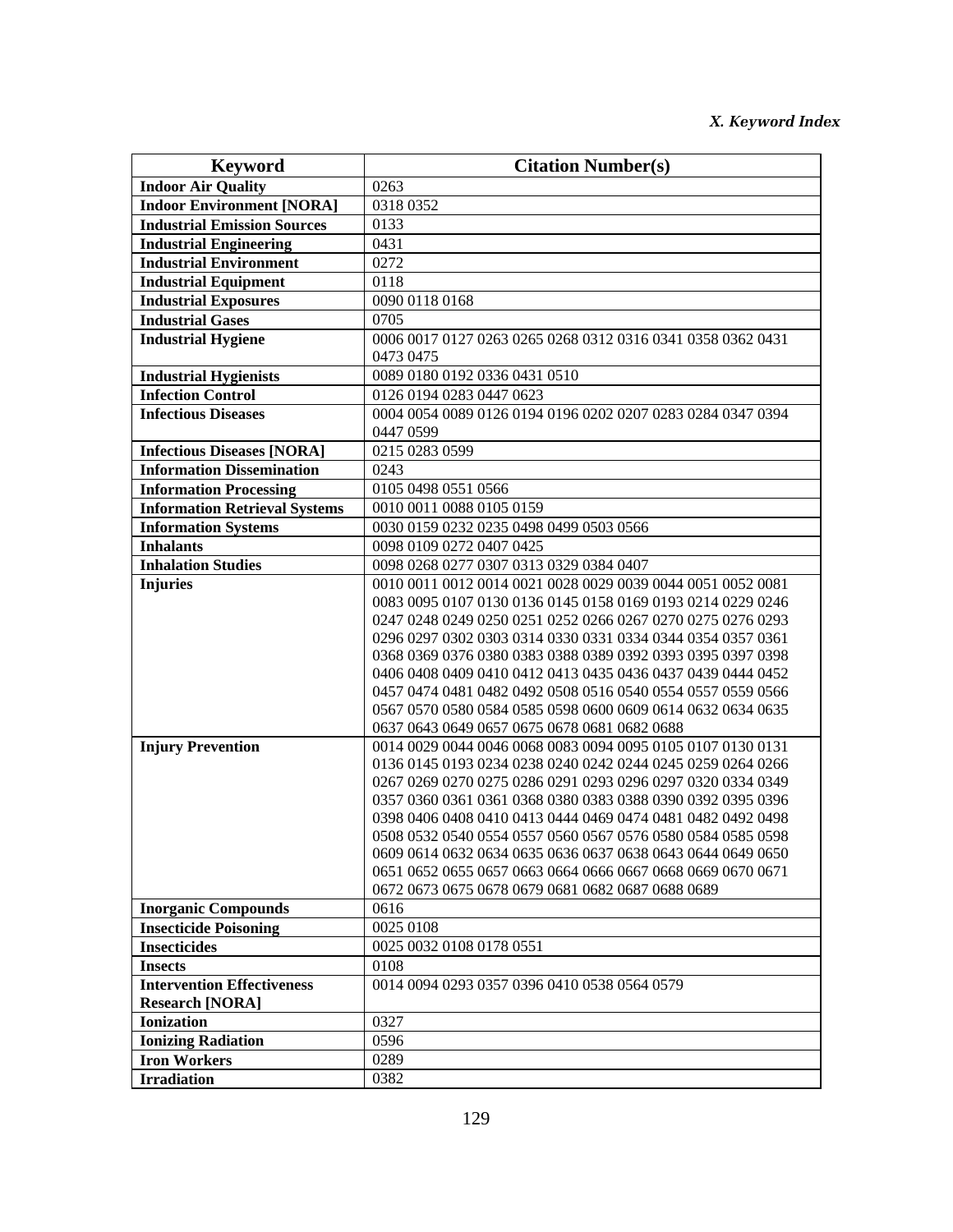| Keyword | Citation Number(s) |
|---|---|
| **Indoor Air Quality** | 0263 |
| **Indoor Environment [NORA]** | 0318 0352 |
| **Industrial Emission Sources** | 0133 |
| **Industrial Engineering** | 0431 |
| **Industrial Environment** | 0272 |
| **Industrial Equipment** | 0118 |
| **Industrial Exposures** | 0090 0118 0168 |
| **Industrial Gases** | 0705 |
| **Industrial Hygiene** | 0006 0017 0127 0263 0265 0268 0312 0316 0341 0358 0362 0431 0473 0475 |
| **Industrial Hygienists** | 0089 0180 0192 0336 0431 0510 |
| **Infection Control** | 0126 0194 0283 0447 0623 |
| **Infectious Diseases** | 0004 0054 0089 0126 0194 0196 0202 0207 0283 0284 0347 0394 0447 0599 |
| **Infectious Diseases [NORA]** | 0215 0283 0599 |
| **Information Dissemination** | 0243 |
| **Information Processing** | 0105 0498 0551 0566 |
| **Information Retrieval Systems** | 0010 0011 0088 0105 0159 |
| **Information Systems** | 0030 0159 0232 0235 0498 0499 0503 0566 |
| **Inhalants** | 0098 0109 0272 0407 0425 |
| **Inhalation Studies** | 0098 0268 0277 0307 0313 0329 0384 0407 |
| **Injuries** | 0010 0011 0012 0014 0021 0028 0029 0039 0044 0051 0052 0081 0083 0095 0107 0130 0136 0145 0158 0169 0193 0214 0229 0246 0247 0248 0249 0250 0251 0252 0266 0267 0270 0275 0276 0293 0296 0297 0302 0303 0314 0330 0331 0334 0344 0354 0357 0361 0368 0369 0376 0380 0383 0388 0389 0392 0393 0395 0397 0398 0406 0408 0409 0410 0412 0413 0435 0436 0437 0439 0444 0452 0457 0474 0481 0482 0492 0508 0516 0540 0554 0557 0559 0566 0567 0570 0580 0584 0585 0598 0600 0609 0614 0632 0634 0635 0637 0643 0649 0657 0675 0678 0681 0682 0688 |
| **Injury Prevention** | 0014 0029 0044 0046 0068 0083 0094 0095 0105 0107 0130 0131 0136 0145 0193 0234 0238 0240 0242 0244 0245 0259 0264 0266 0267 0269 0270 0275 0286 0291 0293 0296 0297 0320 0334 0349 0357 0360 0361 0361 0368 0380 0383 0388 0390 0392 0395 0396 0398 0406 0408 0410 0413 0444 0469 0474 0481 0482 0492 0498 0508 0532 0540 0554 0557 0560 0567 0576 0580 0584 0585 0598 0609 0614 0632 0634 0635 0636 0637 0638 0643 0644 0649 0650 0651 0652 0655 0657 0663 0664 0666 0667 0668 0669 0670 0671 0672 0673 0675 0678 0679 0681 0682 0687 0688 0689 |
| **Inorganic Compounds** | 0616 |
| **Insecticide Poisoning** | 0025 0108 |
| **Insecticides** | 0025 0032 0108 0178 0551 |
| **Insects** | 0108 |
| **Intervention Effectiveness Research [NORA]** | 0014 0094 0293 0357 0396 0410 0538 0564 0579 |
| **Ionization** | 0327 |
| **Ionizing Radiation** | 0596 |
| **Iron Workers** | 0289 |
| **Irradiation** | 0382 |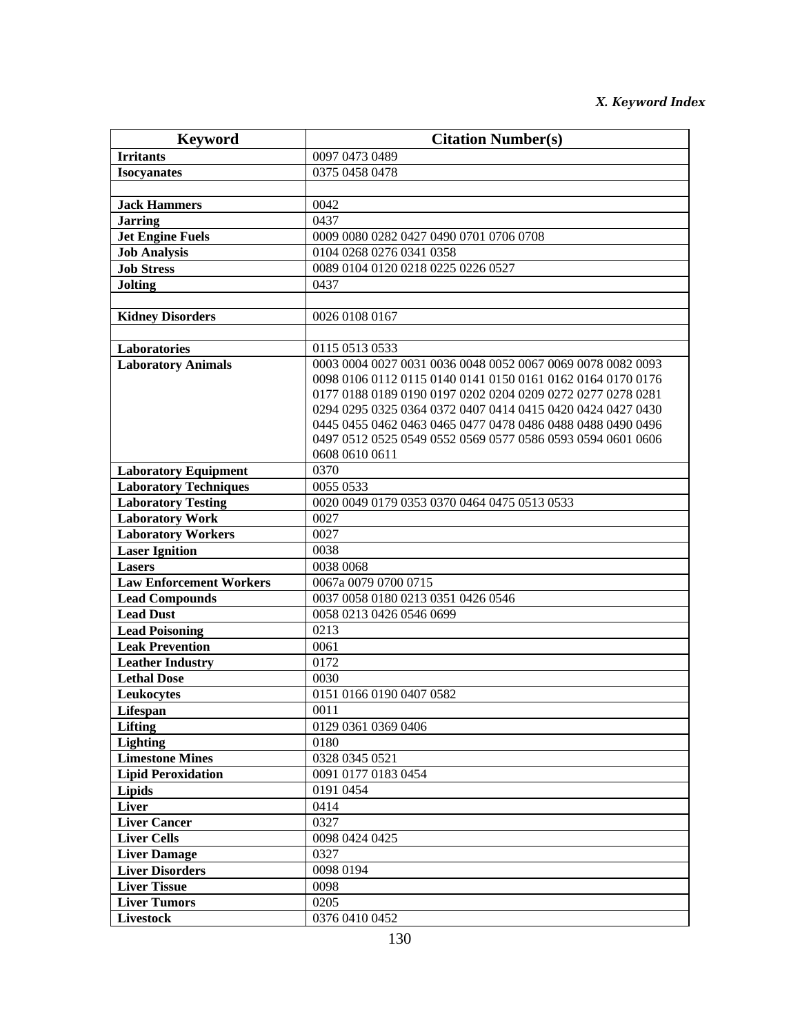*X. Keyword Index*

| Keyword | Citation Number(s) |
|---|---|
| **Irritants** | 0097 0473 0489 |
| **Isocyanates** | 0375 0458 0478 |
| | |
| **Jack Hammers** | 0042 |
| **Jarring** | 0437 |
| **Jet Engine Fuels** | 0009 0080 0282 0427 0490 0701 0706 0708 |
| **Job Analysis** | 0104 0268 0276 0341 0358 |
| **Job Stress** | 0089 0104 0120 0218 0225 0226 0527 |
| **Jolting** | 0437 |
| | |
| **Kidney Disorders** | 0026 0108 0167 |
| | |
| **Laboratories** | 0115 0513 0533 |
| **Laboratory Animals** | 0003 0004 0027 0031 0036 0048 0052 0067 0069 0078 0082 0093 0098 0106 0112 0115 0140 0141 0150 0161 0162 0164 0170 0176 0177 0188 0189 0190 0197 0202 0204 0209 0272 0277 0278 0281 0294 0295 0325 0364 0372 0407 0414 0415 0420 0424 0427 0430 0445 0455 0462 0463 0465 0477 0478 0486 0488 0488 0490 0496 0497 0512 0525 0549 0552 0569 0577 0586 0593 0594 0601 0606 0608 0610 0611 |
| **Laboratory Equipment** | 0370 |
| **Laboratory Techniques** | 0055 0533 |
| **Laboratory Testing** | 0020 0049 0179 0353 0370 0464 0475 0513 0533 |
| **Laboratory Work** | 0027 |
| **Laboratory Workers** | 0027 |
| **Laser Ignition** | 0038 |
| **Lasers** | 0038 0068 |
| **Law Enforcement Workers** | 0067a 0079 0700 0715 |
| **Lead Compounds** | 0037 0058 0180 0213 0351 0426 0546 |
| **Lead Dust** | 0058 0213 0426 0546 0699 |
| **Lead Poisoning** | 0213 |
| **Leak Prevention** | 0061 |
| **Leather Industry** | 0172 |
| **Lethal Dose** | 0030 |
| **Leukocytes** | 0151 0166 0190 0407 0582 |
| **Lifespan** | 0011 |
| **Lifting** | 0129 0361 0369 0406 |
| **Lighting** | 0180 |
| **Limestone Mines** | 0328 0345 0521 |
| **Lipid Peroxidation** | 0091 0177 0183 0454 |
| **Lipids** | 0191 0454 |
| **Liver** | 0414 |
| **Liver Cancer** | 0327 |
| **Liver Cells** | 0098 0424 0425 |
| **Liver Damage** | 0327 |
| **Liver Disorders** | 0098 0194 |
| **Liver Tissue** | 0098 |
| **Liver Tumors** | 0205 |
| **Livestock** | 0376 0410 0452 |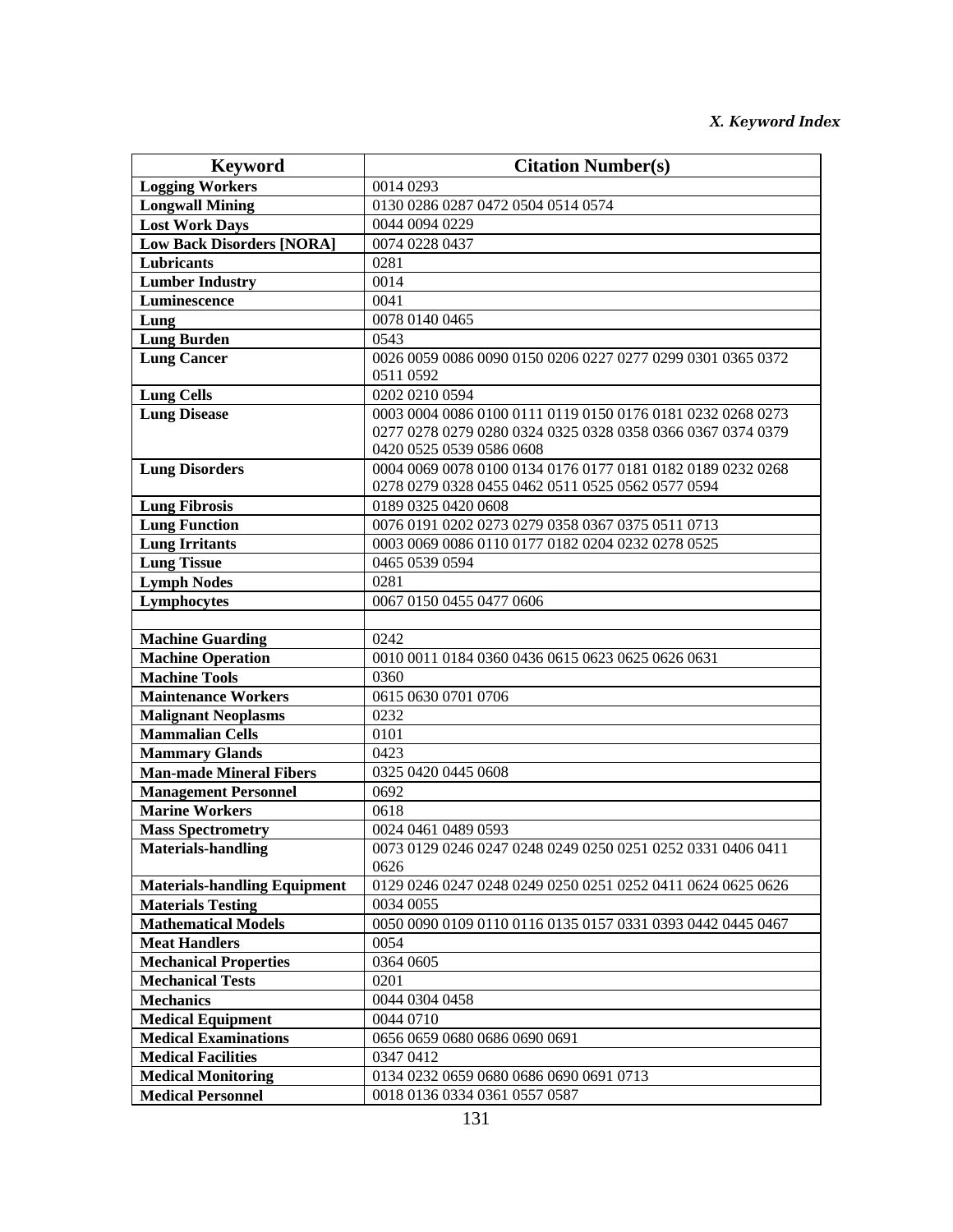| Keyword | Citation Number(s) |
|---|---|
| **Logging Workers** | 0014 0293 |
| **Longwall Mining** | 0130 0286 0287 0472 0504 0514 0574 |
| **Lost Work Days** | 0044 0094 0229 |
| **Low Back Disorders [NORA]** | 0074 0228 0437 |
| **Lubricants** | 0281 |
| **Lumber Industry** | 0014 |
| **Luminescence** | 0041 |
| **Lung** | 0078 0140 0465 |
| **Lung Burden** | 0543 |
| **Lung Cancer** | 0026 0059 0086 0090 0150 0206 0227 0277 0299 0301 0365 0372 0511 0592 |
| **Lung Cells** | 0202 0210 0594 |
| **Lung Disease** | 0003 0004 0086 0100 0111 0119 0150 0176 0181 0232 0268 0273 0277 0278 0279 0280 0324 0325 0328 0358 0366 0367 0374 0379 0420 0525 0539 0586 0608 |
| **Lung Disorders** | 0004 0069 0078 0100 0134 0176 0177 0181 0182 0189 0232 0268 0278 0279 0328 0455 0462 0511 0525 0562 0577 0594 |
| **Lung Fibrosis** | 0189 0325 0420 0608 |
| **Lung Function** | 0076 0191 0202 0273 0279 0358 0367 0375 0511 0713 |
| **Lung Irritants** | 0003 0069 0086 0110 0177 0182 0204 0232 0278 0525 |
| **Lung Tissue** | 0465 0539 0594 |
| **Lymph Nodes** | 0281 |
| **Lymphocytes** | 0067 0150 0455 0477 0606 |
| | |
| **Machine Guarding** | 0242 |
| **Machine Operation** | 0010 0011 0184 0360 0436 0615 0623 0625 0626 0631 |
| **Machine Tools** | 0360 |
| **Maintenance Workers** | 0615 0630 0701 0706 |
| **Malignant Neoplasms** | 0232 |
| **Mammalian Cells** | 0101 |
| **Mammary Glands** | 0423 |
| **Man-made Mineral Fibers** | 0325 0420 0445 0608 |
| **Management Personnel** | 0692 |
| **Marine Workers** | 0618 |
| **Mass Spectrometry** | 0024 0461 0489 0593 |
| **Materials-handling** | 0073 0129 0246 0247 0248 0249 0250 0251 0252 0331 0406 0411 0626 |
| **Materials-handling Equipment** | 0129 0246 0247 0248 0249 0250 0251 0252 0411 0624 0625 0626 |
| **Materials Testing** | 0034 0055 |
| **Mathematical Models** | 0050 0090 0109 0110 0116 0135 0157 0331 0393 0442 0445 0467 |
| **Meat Handlers** | 0054 |
| **Mechanical Properties** | 0364 0605 |
| **Mechanical Tests** | 0201 |
| **Mechanics** | 0044 0304 0458 |
| **Medical Equipment** | 0044 0710 |
| **Medical Examinations** | 0656 0659 0680 0686 0690 0691 |
| **Medical Facilities** | 0347 0412 |
| **Medical Monitoring** | 0134 0232 0659 0680 0686 0690 0691 0713 |
| **Medical Personnel** | 0018 0136 0334 0361 0557 0587 |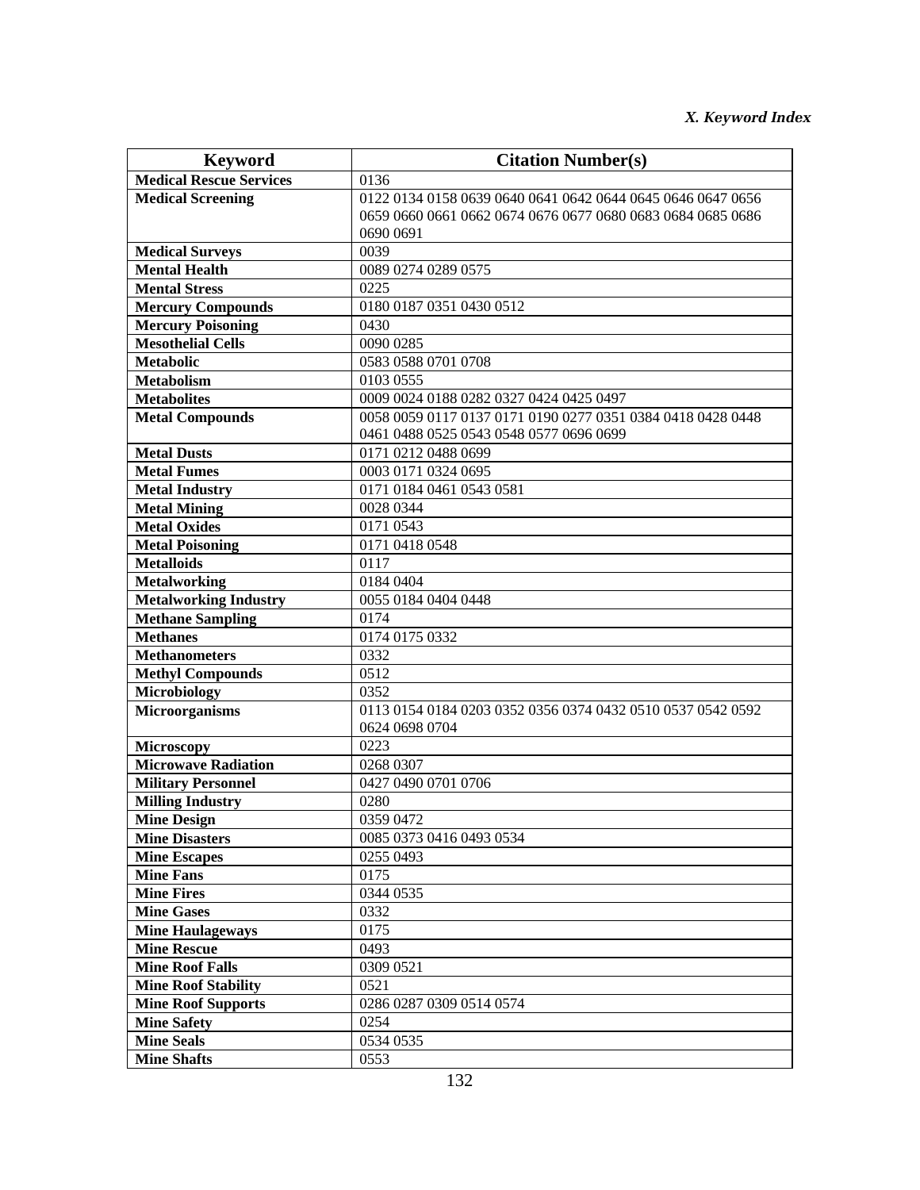| Keyword | Citation Number(s) |
| --- | --- |
| **Medical Rescue Services** | 0136 |
| **Medical Screening** | 0122 0134 0158 0639 0640 0641 0642 0644 0645 0646 0647 0656 0659 0660 0661 0662 0674 0676 0677 0680 0683 0684 0685 0686 0690 0691 |
| **Medical Surveys** | 0039 |
| **Mental Health** | 0089 0274 0289 0575 |
| **Mental Stress** | 0225 |
| **Mercury Compounds** | 0180 0187 0351 0430 0512 |
| **Mercury Poisoning** | 0430 |
| **Mesothelial Cells** | 0090 0285 |
| **Metabolic** | 0583 0588 0701 0708 |
| **Metabolism** | 0103 0555 |
| **Metabolites** | 0009 0024 0188 0282 0327 0424 0425 0497 |
| **Metal Compounds** | 0058 0059 0117 0137 0171 0190 0277 0351 0384 0418 0428 0448 0461 0488 0525 0543 0548 0577 0696 0699 |
| **Metal Dusts** | 0171 0212 0488 0699 |
| **Metal Fumes** | 0003 0171 0324 0695 |
| **Metal Industry** | 0171 0184 0461 0543 0581 |
| **Metal Mining** | 0028 0344 |
| **Metal Oxides** | 0171 0543 |
| **Metal Poisoning** | 0171 0418 0548 |
| **Metalloids** | 0117 |
| **Metalworking** | 0184 0404 |
| **Metalworking Industry** | 0055 0184 0404 0448 |
| **Methane Sampling** | 0174 |
| **Methanes** | 0174 0175 0332 |
| **Methanometers** | 0332 |
| **Methyl Compounds** | 0512 |
| **Microbiology** | 0352 |
| **Microorganisms** | 0113 0154 0184 0203 0352 0356 0374 0432 0510 0537 0542 0592 0624 0698 0704 |
| **Microscopy** | 0223 |
| **Microwave Radiation** | 0268 0307 |
| **Military Personnel** | 0427 0490 0701 0706 |
| **Milling Industry** | 0280 |
| **Mine Design** | 0359 0472 |
| **Mine Disasters** | 0085 0373 0416 0493 0534 |
| **Mine Escapes** | 0255 0493 |
| **Mine Fans** | 0175 |
| **Mine Fires** | 0344 0535 |
| **Mine Gases** | 0332 |
| **Mine Haulageways** | 0175 |
| **Mine Rescue** | 0493 |
| **Mine Roof Falls** | 0309 0521 |
| **Mine Roof Stability** | 0521 |
| **Mine Roof Supports** | 0286 0287 0309 0514 0574 |
| **Mine Safety** | 0254 |
| **Mine Seals** | 0534 0535 |
| **Mine Shafts** | 0553 |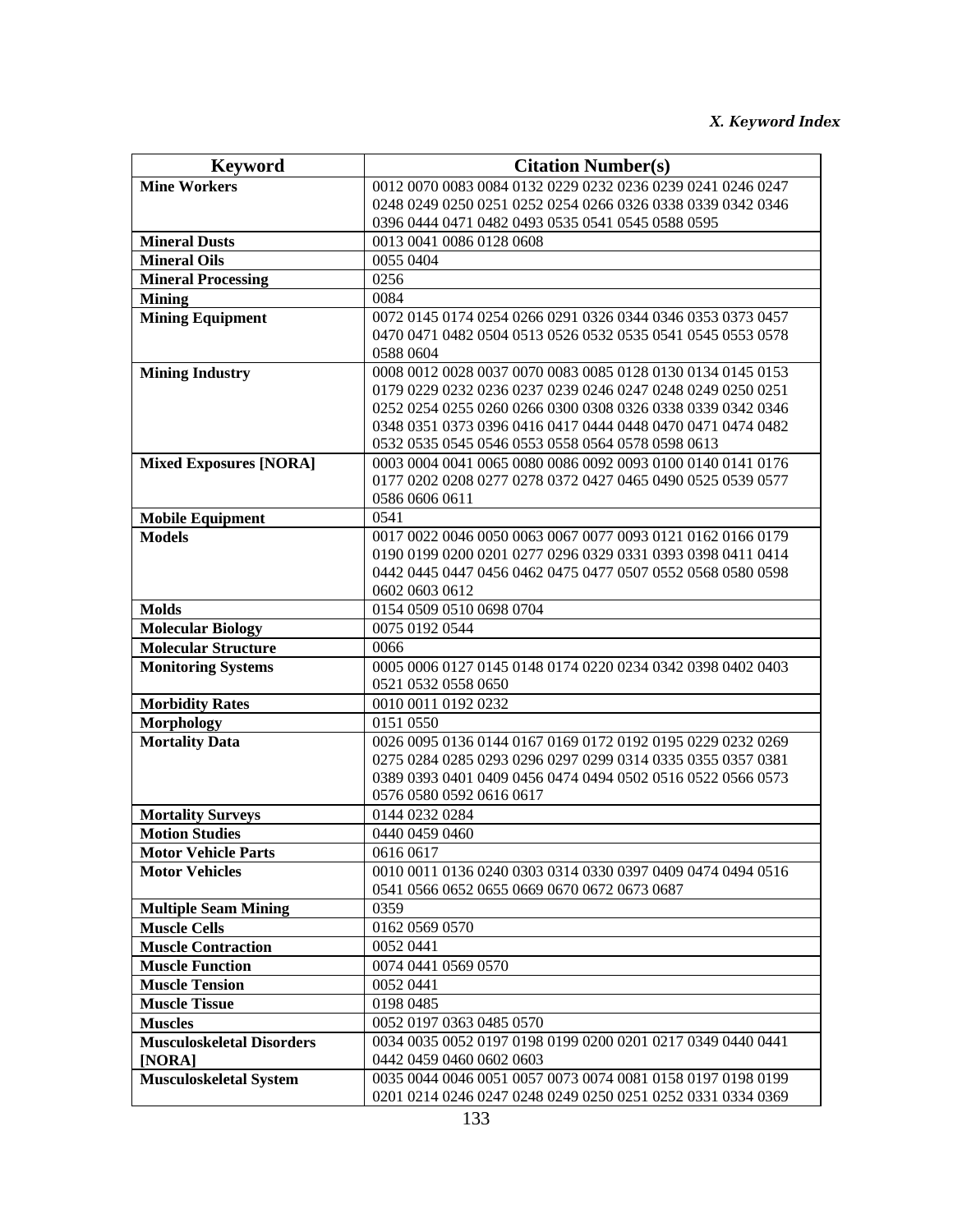| Keyword | Citation Number(s) |
|---|---|
| **Mine Workers** | 0012 0070 0083 0084 0132 0229 0232 0236 0239 0241 0246 0247 0248 0249 0250 0251 0252 0254 0266 0326 0338 0339 0342 0346 0396 0444 0471 0482 0493 0535 0541 0545 0588 0595 |
| **Mineral Dusts** | 0013 0041 0086 0128 0608 |
| **Mineral Oils** | 0055 0404 |
| **Mineral Processing** | 0256 |
| **Mining** | 0084 |
| **Mining Equipment** | 0072 0145 0174 0254 0266 0291 0326 0344 0346 0353 0373 0457 0470 0471 0482 0504 0513 0526 0532 0535 0541 0545 0553 0578 0588 0604 |
| **Mining Industry** | 0008 0012 0028 0037 0070 0083 0085 0128 0130 0134 0145 0153 0179 0229 0232 0236 0237 0239 0246 0247 0248 0249 0250 0251 0252 0254 0255 0260 0266 0300 0308 0326 0338 0339 0342 0346 0348 0351 0373 0396 0416 0417 0444 0448 0470 0471 0474 0482 0532 0535 0545 0546 0553 0558 0564 0578 0598 0613 |
| **Mixed Exposures [NORA]** | 0003 0004 0041 0065 0080 0086 0092 0093 0100 0140 0141 0176 0177 0202 0208 0277 0278 0372 0427 0465 0490 0525 0539 0577 0586 0606 0611 |
| **Mobile Equipment** | 0541 |
| **Models** | 0017 0022 0046 0050 0063 0067 0077 0093 0121 0162 0166 0179 0190 0199 0200 0201 0277 0296 0329 0331 0393 0398 0411 0414 0442 0445 0447 0456 0462 0475 0477 0507 0552 0568 0580 0598 0602 0603 0612 |
| **Molds** | 0154 0509 0510 0698 0704 |
| **Molecular Biology** | 0075 0192 0544 |
| **Molecular Structure** | 0066 |
| **Monitoring Systems** | 0005 0006 0127 0145 0148 0174 0220 0234 0342 0398 0402 0403 0521 0532 0558 0650 |
| **Morbidity Rates** | 0010 0011 0192 0232 |
| **Morphology** | 0151 0550 |
| **Mortality Data** | 0026 0095 0136 0144 0167 0169 0172 0192 0195 0229 0232 0269 0275 0284 0285 0293 0296 0297 0299 0314 0335 0355 0357 0381 0389 0393 0401 0409 0456 0474 0494 0502 0516 0522 0566 0573 0576 0580 0592 0616 0617 |
| **Mortality Surveys** | 0144 0232 0284 |
| **Motion Studies** | 0440 0459 0460 |
| **Motor Vehicle Parts** | 0616 0617 |
| **Motor Vehicles** | 0010 0011 0136 0240 0303 0314 0330 0397 0409 0474 0494 0516 0541 0566 0652 0655 0669 0670 0672 0673 0687 |
| **Multiple Seam Mining** | 0359 |
| **Muscle Cells** | 0162 0569 0570 |
| **Muscle Contraction** | 0052 0441 |
| **Muscle Function** | 0074 0441 0569 0570 |
| **Muscle Tension** | 0052 0441 |
| **Muscle Tissue** | 0198 0485 |
| **Muscles** | 0052 0197 0363 0485 0570 |
| **Musculoskeletal Disorders [NORA]** | 0034 0035 0052 0197 0198 0199 0200 0201 0217 0349 0440 0441 0442 0459 0460 0602 0603 |
| **Musculoskeletal System** | 0035 0044 0046 0051 0057 0073 0074 0081 0158 0197 0198 0199 0201 0214 0246 0247 0248 0249 0250 0251 0252 0331 0334 0369 |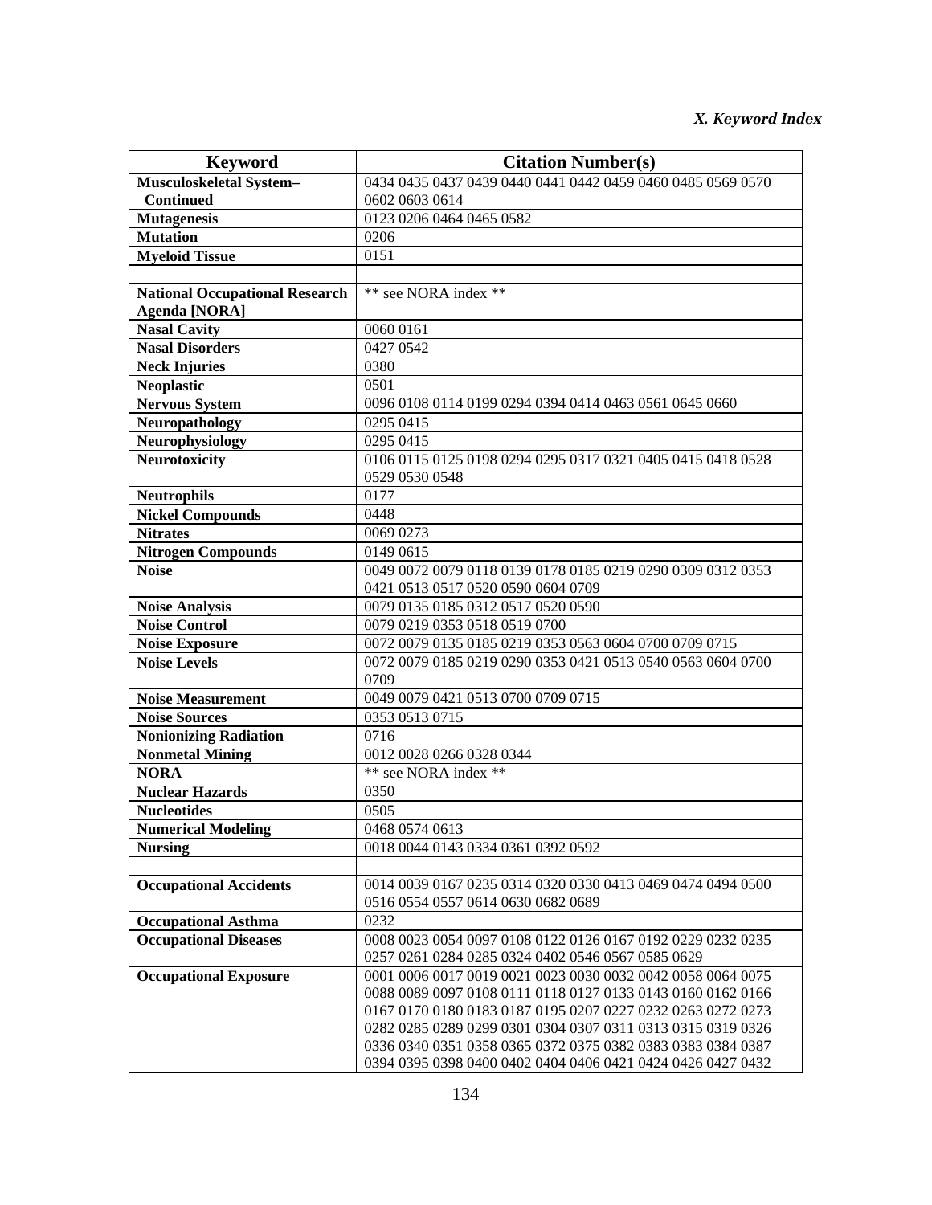| Keyword | Citation Number(s) |
|---|---|
| **Musculoskeletal System–Continued** | 0434 0435 0437 0439 0440 0441 0442 0459 0460 0485 0569 0570 0602 0603 0614 |
| **Mutagenesis** | 0123 0206 0464 0465 0582 |
| **Mutation** | 0206 |
| **Myeloid Tissue** | 0151 |
| | |
| **National Occupational Research Agenda [NORA]** | ** see NORA index ** |
| **Nasal Cavity** | 0060 0161 |
| **Nasal Disorders** | 0427 0542 |
| **Neck Injuries** | 0380 |
| **Neoplastic** | 0501 |
| **Nervous System** | 0096 0108 0114 0199 0294 0394 0414 0463 0561 0645 0660 |
| **Neuropathology** | 0295 0415 |
| **Neurophysiology** | 0295 0415 |
| **Neurotoxicity** | 0106 0115 0125 0198 0294 0295 0317 0321 0405 0415 0418 0528 0529 0530 0548 |
| **Neutrophils** | 0177 |
| **Nickel Compounds** | 0448 |
| **Nitrates** | 0069 0273 |
| **Nitrogen Compounds** | 0149 0615 |
| **Noise** | 0049 0072 0079 0118 0139 0178 0185 0219 0290 0309 0312 0353 0421 0513 0517 0520 0590 0604 0709 |
| **Noise Analysis** | 0079 0135 0185 0312 0517 0520 0590 |
| **Noise Control** | 0079 0219 0353 0518 0519 0700 |
| **Noise Exposure** | 0072 0079 0135 0185 0219 0353 0563 0604 0700 0709 0715 |
| **Noise Levels** | 0072 0079 0185 0219 0290 0353 0421 0513 0540 0563 0604 0700 0709 |
| **Noise Measurement** | 0049 0079 0421 0513 0700 0709 0715 |
| **Noise Sources** | 0353 0513 0715 |
| **Nonionizing Radiation** | 0716 |
| **Nonmetal Mining** | 0012 0028 0266 0328 0344 |
| **NORA** | ** see NORA index ** |
| **Nuclear Hazards** | 0350 |
| **Nucleotides** | 0505 |
| **Numerical Modeling** | 0468 0574 0613 |
| **Nursing** | 0018 0044 0143 0334 0361 0392 0592 |
| | |
| **Occupational Accidents** | 0014 0039 0167 0235 0314 0320 0330 0413 0469 0474 0494 0500 0516 0554 0557 0614 0630 0682 0689 |
| **Occupational Asthma** | 0232 |
| **Occupational Diseases** | 0008 0023 0054 0097 0108 0122 0126 0167 0192 0229 0232 0235 0257 0261 0284 0285 0324 0402 0546 0567 0585 0629 |
| **Occupational Exposure** | 0001 0006 0017 0019 0021 0023 0030 0032 0042 0058 0064 0075 0088 0089 0097 0108 0111 0118 0127 0133 0143 0160 0162 0166 0167 0170 0180 0183 0187 0195 0207 0227 0232 0263 0272 0273 0282 0285 0289 0299 0301 0304 0307 0311 0313 0315 0319 0326 0336 0340 0351 0358 0365 0372 0375 0382 0383 0383 0384 0387 0394 0395 0398 0400 0402 0404 0406 0421 0424 0426 0427 0432 |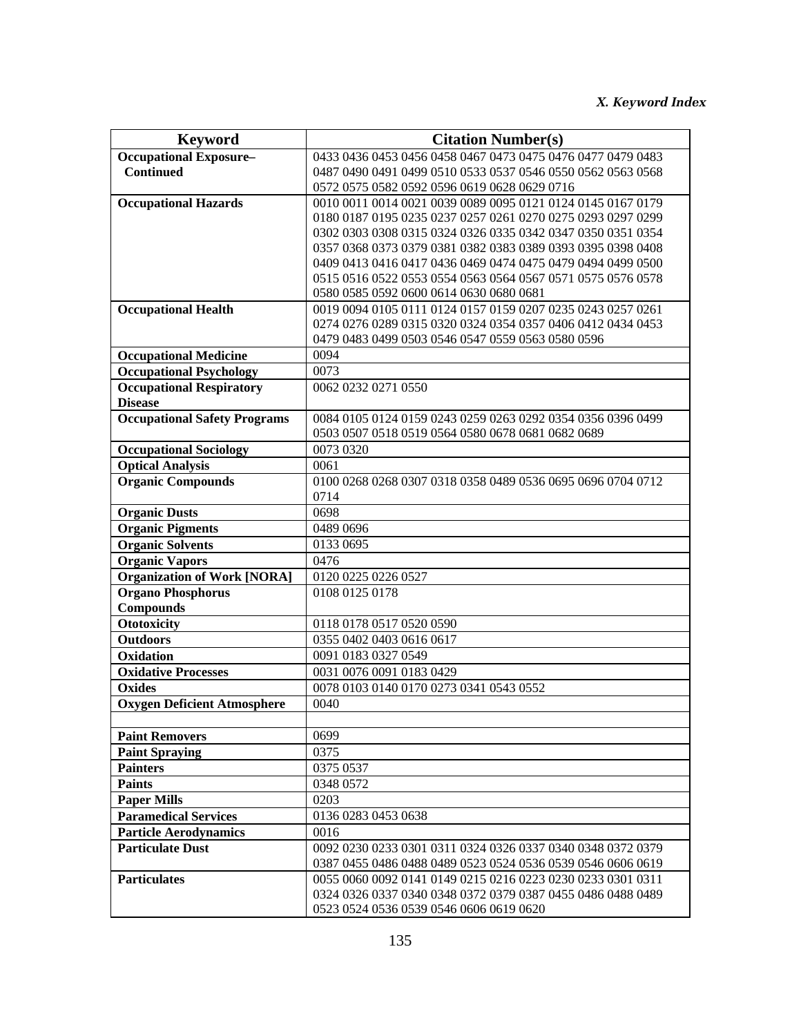| Keyword | Citation Number(s) |
|---|---|
| **Occupational Exposure–Continued** | 0433 0436 0453 0456 0458 0467 0473 0475 0476 0477 0479 0483 0487 0490 0491 0499 0510 0533 0537 0546 0550 0562 0563 0568 0572 0575 0582 0592 0596 0619 0628 0629 0716 |
| **Occupational Hazards** | 0010 0011 0014 0021 0039 0089 0095 0121 0124 0145 0167 0179 0180 0187 0195 0235 0237 0257 0261 0270 0275 0293 0297 0299 0302 0303 0308 0315 0324 0326 0335 0342 0347 0350 0351 0354 0357 0368 0373 0379 0381 0382 0383 0389 0393 0395 0398 0408 0409 0413 0416 0417 0436 0469 0474 0475 0479 0494 0499 0500 0515 0516 0522 0553 0554 0563 0564 0567 0571 0575 0576 0578 0580 0585 0592 0600 0614 0630 0680 0681 |
| **Occupational Health** | 0019 0094 0105 0111 0124 0157 0159 0207 0235 0243 0257 0261 0274 0276 0289 0315 0320 0324 0354 0357 0406 0412 0434 0453 0479 0483 0499 0503 0546 0547 0559 0563 0580 0596 |
| **Occupational Medicine** | 0094 |
| **Occupational Psychology** | 0073 |
| **Occupational Respiratory Disease** | 0062 0232 0271 0550 |
| **Occupational Safety Programs** | 0084 0105 0124 0159 0243 0259 0263 0292 0354 0356 0396 0499 0503 0507 0518 0519 0564 0580 0678 0681 0682 0689 |
| **Occupational Sociology** | 0073 0320 |
| **Optical Analysis** | 0061 |
| **Organic Compounds** | 0100 0268 0268 0307 0318 0358 0489 0536 0695 0696 0704 0712 0714 |
| **Organic Dusts** | 0698 |
| **Organic Pigments** | 0489 0696 |
| **Organic Solvents** | 0133 0695 |
| **Organic Vapors** | 0476 |
| **Organization of Work [NORA]** | 0120 0225 0226 0527 |
| **Organo Phosphorus Compounds** | 0108 0125 0178 |
| **Ototoxicity** | 0118 0178 0517 0520 0590 |
| **Outdoors** | 0355 0402 0403 0616 0617 |
| **Oxidation** | 0091 0183 0327 0549 |
| **Oxidative Processes** | 0031 0076 0091 0183 0429 |
| **Oxides** | 0078 0103 0140 0170 0273 0341 0543 0552 |
| **Oxygen Deficient Atmosphere** | 0040 |
| | |
| **Paint Removers** | 0699 |
| **Paint Spraying** | 0375 |
| **Painters** | 0375 0537 |
| **Paints** | 0348 0572 |
| **Paper Mills** | 0203 |
| **Paramedical Services** | 0136 0283 0453 0638 |
| **Particle Aerodynamics** | 0016 |
| **Particulate Dust** | 0092 0230 0233 0301 0311 0324 0326 0337 0340 0348 0372 0379 0387 0455 0486 0488 0489 0523 0524 0536 0539 0546 0606 0619 |
| **Particulates** | 0055 0060 0092 0141 0149 0215 0216 0223 0230 0233 0301 0311 0324 0326 0337 0340 0348 0372 0379 0387 0455 0486 0488 0489 0523 0524 0536 0539 0546 0606 0619 0620 |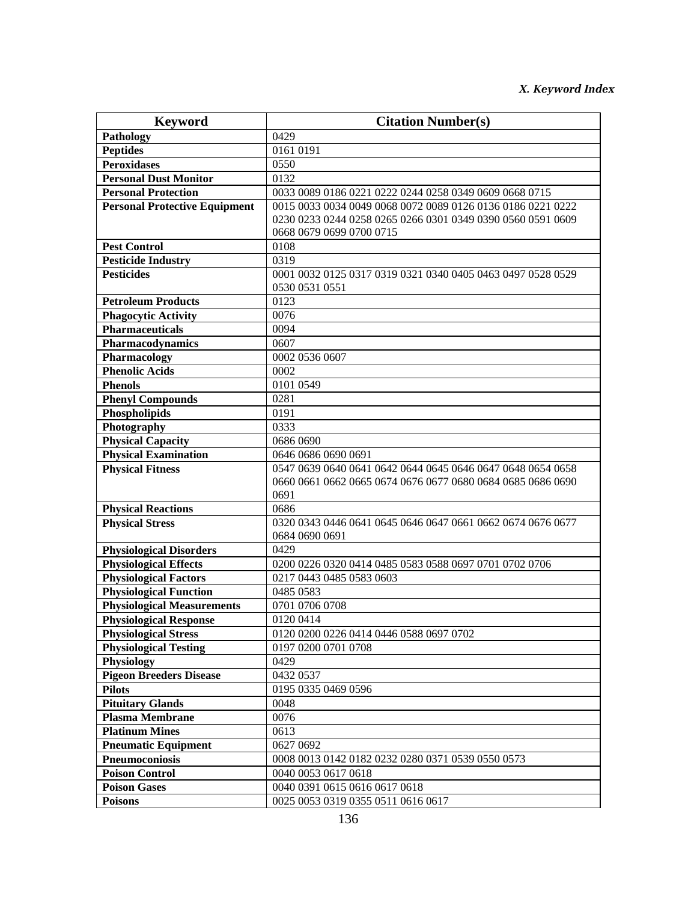*X. Keyword Index*

| Keyword | Citation Number(s) |
|---|---|
| **Pathology** | 0429 |
| **Peptides** | 0161 0191 |
| **Peroxidases** | 0550 |
| **Personal Dust Monitor** | 0132 |
| **Personal Protection** | 0033 0089 0186 0221 0222 0244 0258 0349 0609 0668 0715 |
| **Personal Protective Equipment** | 0015 0033 0034 0049 0068 0072 0089 0126 0136 0186 0221 0222 0230 0233 0244 0258 0265 0266 0301 0349 0390 0560 0591 0609 0668 0679 0699 0700 0715 |
| **Pest Control** | 0108 |
| **Pesticide Industry** | 0319 |
| **Pesticides** | 0001 0032 0125 0317 0319 0321 0340 0405 0463 0497 0528 0529 0530 0531 0551 |
| **Petroleum Products** | 0123 |
| **Phagocytic Activity** | 0076 |
| **Pharmaceuticals** | 0094 |
| **Pharmacodynamics** | 0607 |
| **Pharmacology** | 0002 0536 0607 |
| **Phenolic Acids** | 0002 |
| **Phenols** | 0101 0549 |
| **Phenyl Compounds** | 0281 |
| **Phospholipids** | 0191 |
| **Photography** | 0333 |
| **Physical Capacity** | 0686 0690 |
| **Physical Examination** | 0646 0686 0690 0691 |
| **Physical Fitness** | 0547 0639 0640 0641 0642 0644 0645 0646 0647 0648 0654 0658 0660 0661 0662 0665 0674 0676 0677 0680 0684 0685 0686 0690 0691 |
| **Physical Reactions** | 0686 |
| **Physical Stress** | 0320 0343 0446 0641 0645 0646 0647 0661 0662 0674 0676 0677 0684 0690 0691 |
| **Physiological Disorders** | 0429 |
| **Physiological Effects** | 0200 0226 0320 0414 0485 0583 0588 0697 0701 0702 0706 |
| **Physiological Factors** | 0217 0443 0485 0583 0603 |
| **Physiological Function** | 0485 0583 |
| **Physiological Measurements** | 0701 0706 0708 |
| **Physiological Response** | 0120 0414 |
| **Physiological Stress** | 0120 0200 0226 0414 0446 0588 0697 0702 |
| **Physiological Testing** | 0197 0200 0701 0708 |
| **Physiology** | 0429 |
| **Pigeon Breeders Disease** | 0432 0537 |
| **Pilots** | 0195 0335 0469 0596 |
| **Pituitary Glands** | 0048 |
| **Plasma Membrane** | 0076 |
| **Platinum Mines** | 0613 |
| **Pneumatic Equipment** | 0627 0692 |
| **Pneumoconiosis** | 0008 0013 0142 0182 0232 0280 0371 0539 0550 0573 |
| **Poison Control** | 0040 0053 0617 0618 |
| **Poison Gases** | 0040 0391 0615 0616 0617 0618 |
| **Poisons** | 0025 0053 0319 0355 0511 0616 0617 |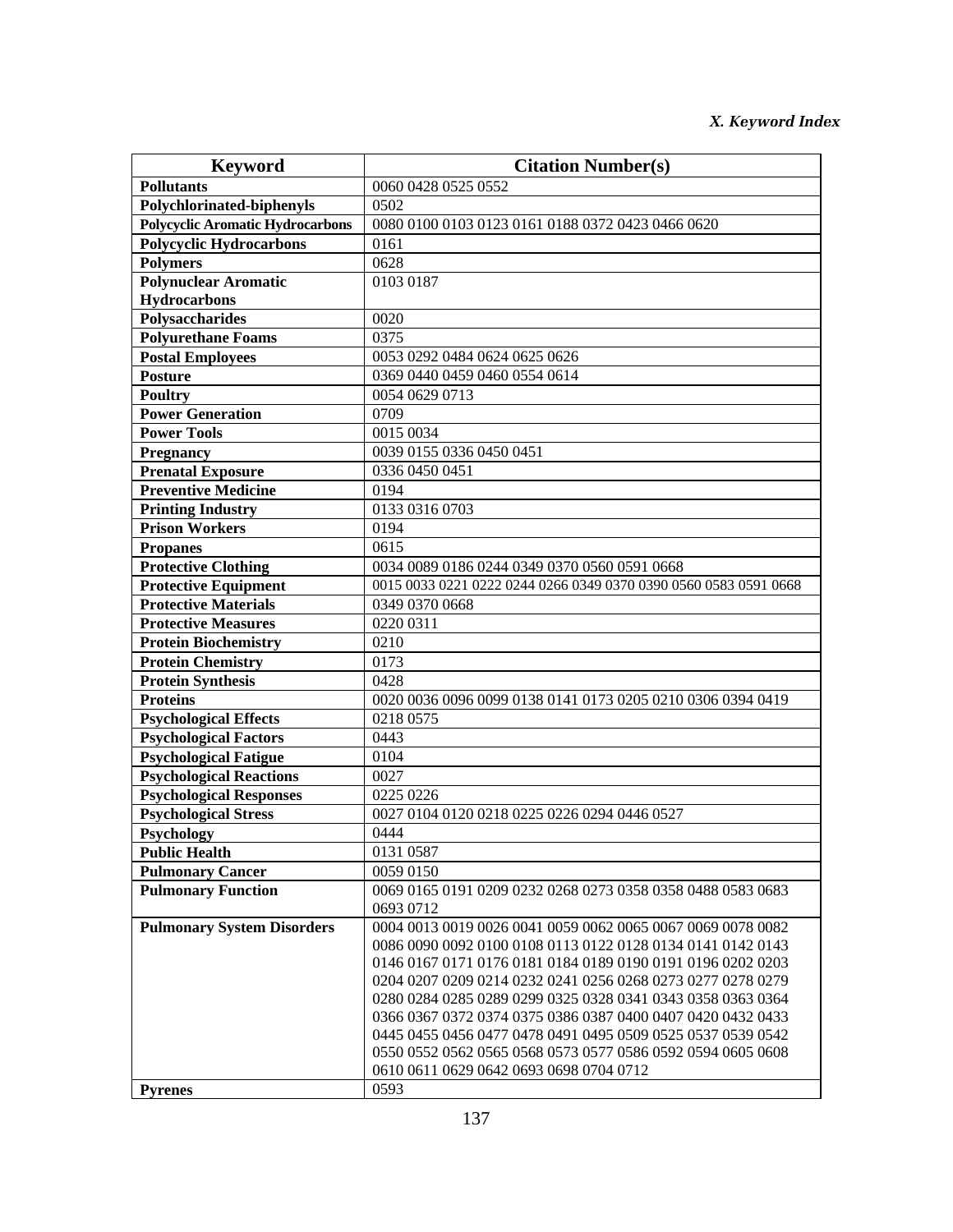*X. Keyword Index*

| Keyword | Citation Number(s) |
|---|---|
| **Pollutants** | 0060 0428 0525 0552 |
| **Polychlorinated-biphenyls** | 0502 |
| **Polycyclic Aromatic Hydrocarbons** | 0080 0100 0103 0123 0161 0188 0372 0423 0466 0620 |
| **Polycyclic Hydrocarbons** | 0161 |
| **Polymers** | 0628 |
| **Polynuclear Aromatic Hydrocarbons** | 0103 0187 |
| **Polysaccharides** | 0020 |
| **Polyurethane Foams** | 0375 |
| **Postal Employees** | 0053 0292 0484 0624 0625 0626 |
| **Posture** | 0369 0440 0459 0460 0554 0614 |
| **Poultry** | 0054 0629 0713 |
| **Power Generation** | 0709 |
| **Power Tools** | 0015 0034 |
| **Pregnancy** | 0039 0155 0336 0450 0451 |
| **Prenatal Exposure** | 0336 0450 0451 |
| **Preventive Medicine** | 0194 |
| **Printing Industry** | 0133 0316 0703 |
| **Prison Workers** | 0194 |
| **Propanes** | 0615 |
| **Protective Clothing** | 0034 0089 0186 0244 0349 0370 0560 0591 0668 |
| **Protective Equipment** | 0015 0033 0221 0222 0244 0266 0349 0370 0390 0560 0583 0591 0668 |
| **Protective Materials** | 0349 0370 0668 |
| **Protective Measures** | 0220 0311 |
| **Protein Biochemistry** | 0210 |
| **Protein Chemistry** | 0173 |
| **Protein Synthesis** | 0428 |
| **Proteins** | 0020 0036 0096 0099 0138 0141 0173 0205 0210 0306 0394 0419 |
| **Psychological Effects** | 0218 0575 |
| **Psychological Factors** | 0443 |
| **Psychological Fatigue** | 0104 |
| **Psychological Reactions** | 0027 |
| **Psychological Responses** | 0225 0226 |
| **Psychological Stress** | 0027 0104 0120 0218 0225 0226 0294 0446 0527 |
| **Psychology** | 0444 |
| **Public Health** | 0131 0587 |
| **Pulmonary Cancer** | 0059 0150 |
| **Pulmonary Function** | 0069 0165 0191 0209 0232 0268 0273 0358 0358 0488 0583 0683 0693 0712 |
| **Pulmonary System Disorders** | 0004 0013 0019 0026 0041 0059 0062 0065 0067 0069 0078 0082 0086 0090 0092 0100 0108 0113 0122 0128 0134 0141 0142 0143 0146 0167 0171 0176 0181 0184 0189 0190 0191 0196 0202 0203 0204 0207 0209 0214 0232 0241 0256 0268 0273 0277 0278 0279 0280 0284 0285 0289 0299 0325 0328 0341 0343 0358 0363 0364 0366 0367 0372 0374 0375 0386 0387 0400 0407 0420 0432 0433 0445 0455 0456 0477 0478 0491 0495 0509 0525 0537 0539 0542 0550 0552 0562 0565 0568 0573 0577 0586 0592 0594 0605 0608 0610 0611 0629 0642 0693 0698 0704 0712 |
| **Pyrenes** | 0593 |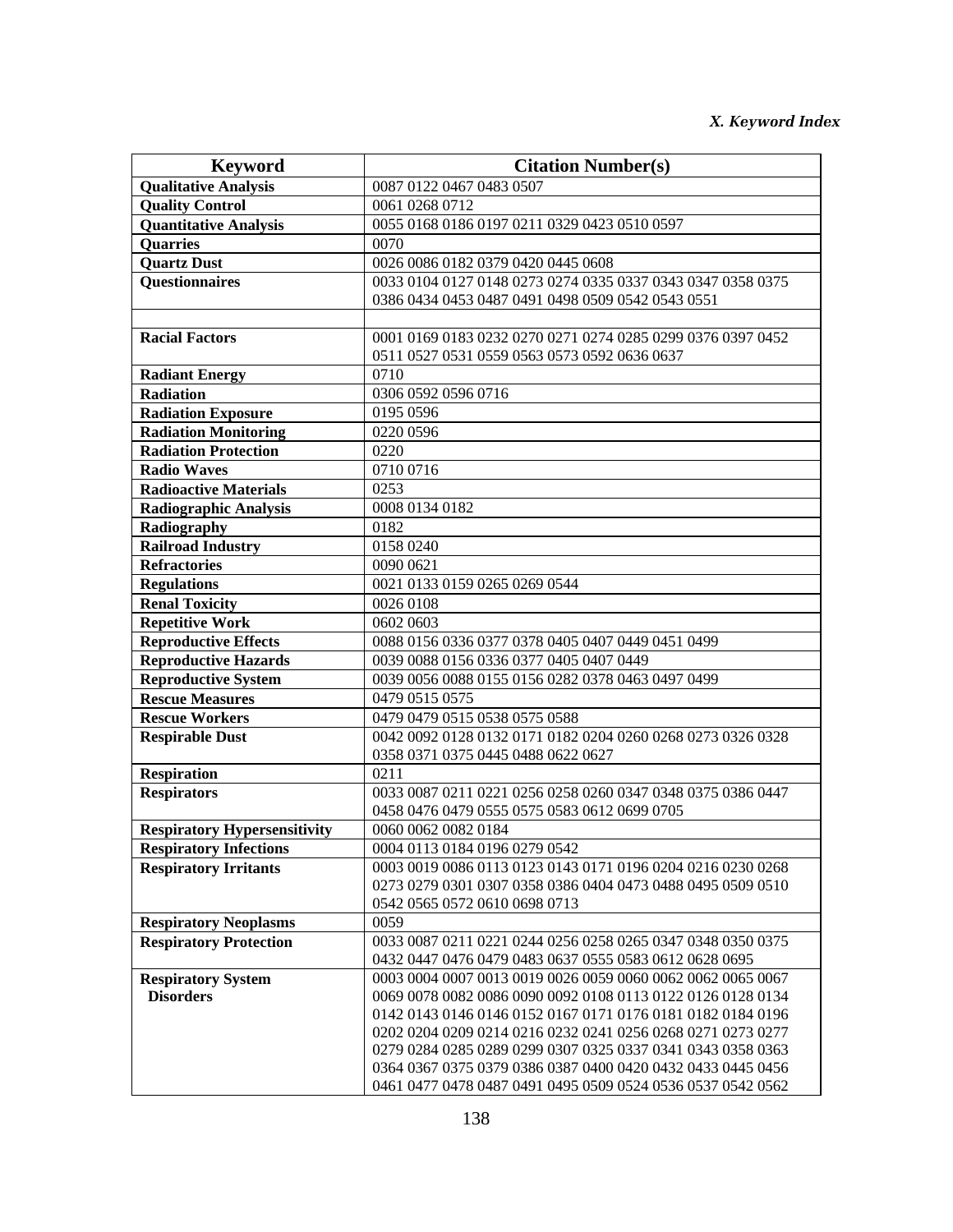| Keyword | Citation Number(s) |
|---|---|
| **Qualitative Analysis** | 0087 0122 0467 0483 0507 |
| **Quality Control** | 0061 0268 0712 |
| **Quantitative Analysis** | 0055 0168 0186 0197 0211 0329 0423 0510 0597 |
| **Quarries** | 0070 |
| **Quartz Dust** | 0026 0086 0182 0379 0420 0445 0608 |
| **Questionnaires** | 0033 0104 0127 0148 0273 0274 0335 0337 0343 0347 0358 0375 0386 0434 0453 0487 0491 0498 0509 0542 0543 0551 |
| | |
| **Racial Factors** | 0001 0169 0183 0232 0270 0271 0274 0285 0299 0376 0397 0452 0511 0527 0531 0559 0563 0573 0592 0636 0637 |
| **Radiant Energy** | 0710 |
| **Radiation** | 0306 0592 0596 0716 |
| **Radiation Exposure** | 0195 0596 |
| **Radiation Monitoring** | 0220 0596 |
| **Radiation Protection** | 0220 |
| **Radio Waves** | 0710 0716 |
| **Radioactive Materials** | 0253 |
| **Radiographic Analysis** | 0008 0134 0182 |
| **Radiography** | 0182 |
| **Railroad Industry** | 0158 0240 |
| **Refractories** | 0090 0621 |
| **Regulations** | 0021 0133 0159 0265 0269 0544 |
| **Renal Toxicity** | 0026 0108 |
| **Repetitive Work** | 0602 0603 |
| **Reproductive Effects** | 0088 0156 0336 0377 0378 0405 0407 0449 0451 0499 |
| **Reproductive Hazards** | 0039 0088 0156 0336 0377 0405 0407 0449 |
| **Reproductive System** | 0039 0056 0088 0155 0156 0282 0378 0463 0497 0499 |
| **Rescue Measures** | 0479 0515 0575 |
| **Rescue Workers** | 0479 0479 0515 0538 0575 0588 |
| **Respirable Dust** | 0042 0092 0128 0132 0171 0182 0204 0260 0268 0273 0326 0328 0358 0371 0375 0445 0488 0622 0627 |
| **Respiration** | 0211 |
| **Respirators** | 0033 0087 0211 0221 0256 0258 0260 0347 0348 0375 0386 0447 0458 0476 0479 0555 0575 0583 0612 0699 0705 |
| **Respiratory Hypersensitivity** | 0060 0062 0082 0184 |
| **Respiratory Infections** | 0004 0113 0184 0196 0279 0542 |
| **Respiratory Irritants** | 0003 0019 0086 0113 0123 0143 0171 0196 0204 0216 0230 0268 0273 0279 0301 0307 0358 0386 0404 0473 0488 0495 0509 0510 0542 0565 0572 0610 0698 0713 |
| **Respiratory Neoplasms** | 0059 |
| **Respiratory Protection** | 0033 0087 0211 0221 0244 0256 0258 0265 0347 0348 0350 0375 0432 0447 0476 0479 0483 0637 0555 0583 0612 0628 0695 |
| **Respiratory System Disorders** | 0003 0004 0007 0013 0019 0026 0059 0060 0062 0062 0065 0067 0069 0078 0082 0086 0090 0092 0108 0113 0122 0126 0128 0134 0142 0143 0146 0146 0152 0167 0171 0176 0181 0182 0184 0196 0202 0204 0209 0214 0216 0232 0241 0256 0268 0271 0273 0277 0279 0284 0285 0289 0299 0307 0325 0337 0341 0343 0358 0363 0364 0367 0375 0379 0386 0387 0400 0420 0432 0433 0445 0456 0461 0477 0478 0487 0491 0495 0509 0524 0536 0537 0542 0562 |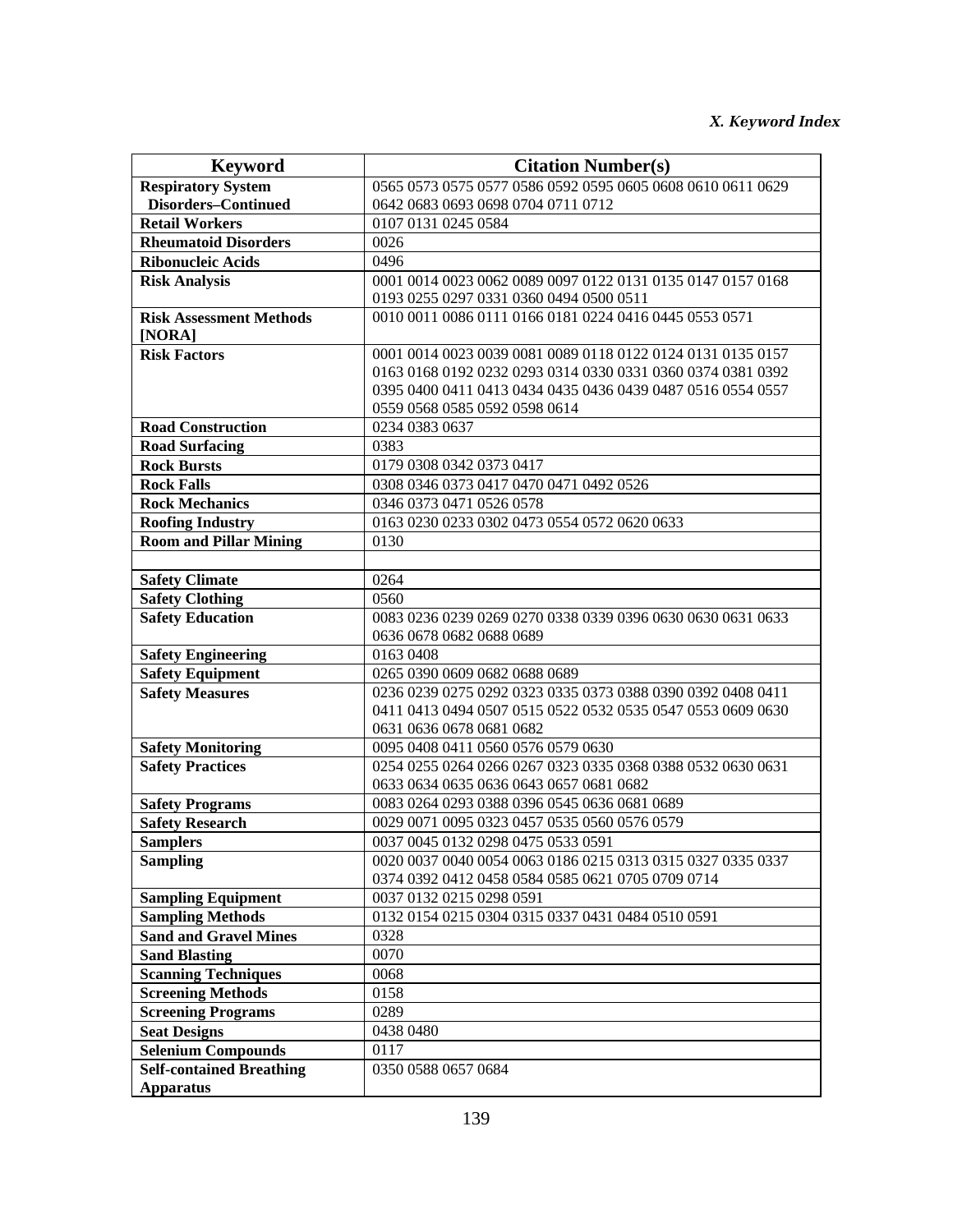| Keyword | Citation Number(s) |
|---|---|
| **Respiratory System Disorders–Continued** | 0565 0573 0575 0577 0586 0592 0595 0605 0608 0610 0611 0629 0642 0683 0693 0698 0704 0711 0712 |
| **Retail Workers** | 0107 0131 0245 0584 |
| **Rheumatoid Disorders** | 0026 |
| **Ribonucleic Acids** | 0496 |
| **Risk Analysis** | 0001 0014 0023 0062 0089 0097 0122 0131 0135 0147 0157 0168 0193 0255 0297 0331 0360 0494 0500 0511 |
| **Risk Assessment Methods [NORA]** | 0010 0011 0086 0111 0166 0181 0224 0416 0445 0553 0571 |
| **Risk Factors** | 0001 0014 0023 0039 0081 0089 0118 0122 0124 0131 0135 0157 0163 0168 0192 0232 0293 0314 0330 0331 0360 0374 0381 0392 0395 0400 0411 0413 0434 0435 0436 0439 0487 0516 0554 0557 0559 0568 0585 0592 0598 0614 |
| **Road Construction** | 0234 0383 0637 |
| **Road Surfacing** | 0383 |
| **Rock Bursts** | 0179 0308 0342 0373 0417 |
| **Rock Falls** | 0308 0346 0373 0417 0470 0471 0492 0526 |
| **Rock Mechanics** | 0346 0373 0471 0526 0578 |
| **Roofing Industry** | 0163 0230 0233 0302 0473 0554 0572 0620 0633 |
| **Room and Pillar Mining** | 0130 |
| | |
| **Safety Climate** | 0264 |
| **Safety Clothing** | 0560 |
| **Safety Education** | 0083 0236 0239 0269 0270 0338 0339 0396 0630 0630 0631 0633 0636 0678 0682 0688 0689 |
| **Safety Engineering** | 0163 0408 |
| **Safety Equipment** | 0265 0390 0609 0682 0688 0689 |
| **Safety Measures** | 0236 0239 0275 0292 0323 0335 0373 0388 0390 0392 0408 0411 0411 0413 0494 0507 0515 0522 0532 0535 0547 0553 0609 0630 0631 0636 0678 0681 0682 |
| **Safety Monitoring** | 0095 0408 0411 0560 0576 0579 0630 |
| **Safety Practices** | 0254 0255 0264 0266 0267 0323 0335 0368 0388 0532 0630 0631 0633 0634 0635 0636 0643 0657 0681 0682 |
| **Safety Programs** | 0083 0264 0293 0388 0396 0545 0636 0681 0689 |
| **Safety Research** | 0029 0071 0095 0323 0457 0535 0560 0576 0579 |
| **Samplers** | 0037 0045 0132 0298 0475 0533 0591 |
| **Sampling** | 0020 0037 0040 0054 0063 0186 0215 0313 0315 0327 0335 0337 0374 0392 0412 0458 0584 0585 0621 0705 0709 0714 |
| **Sampling Equipment** | 0037 0132 0215 0298 0591 |
| **Sampling Methods** | 0132 0154 0215 0304 0315 0337 0431 0484 0510 0591 |
| **Sand and Gravel Mines** | 0328 |
| **Sand Blasting** | 0070 |
| **Scanning Techniques** | 0068 |
| **Screening Methods** | 0158 |
| **Screening Programs** | 0289 |
| **Seat Designs** | 0438 0480 |
| **Selenium Compounds** | 0117 |
| **Self-contained Breathing Apparatus** | 0350 0588 0657 0684 |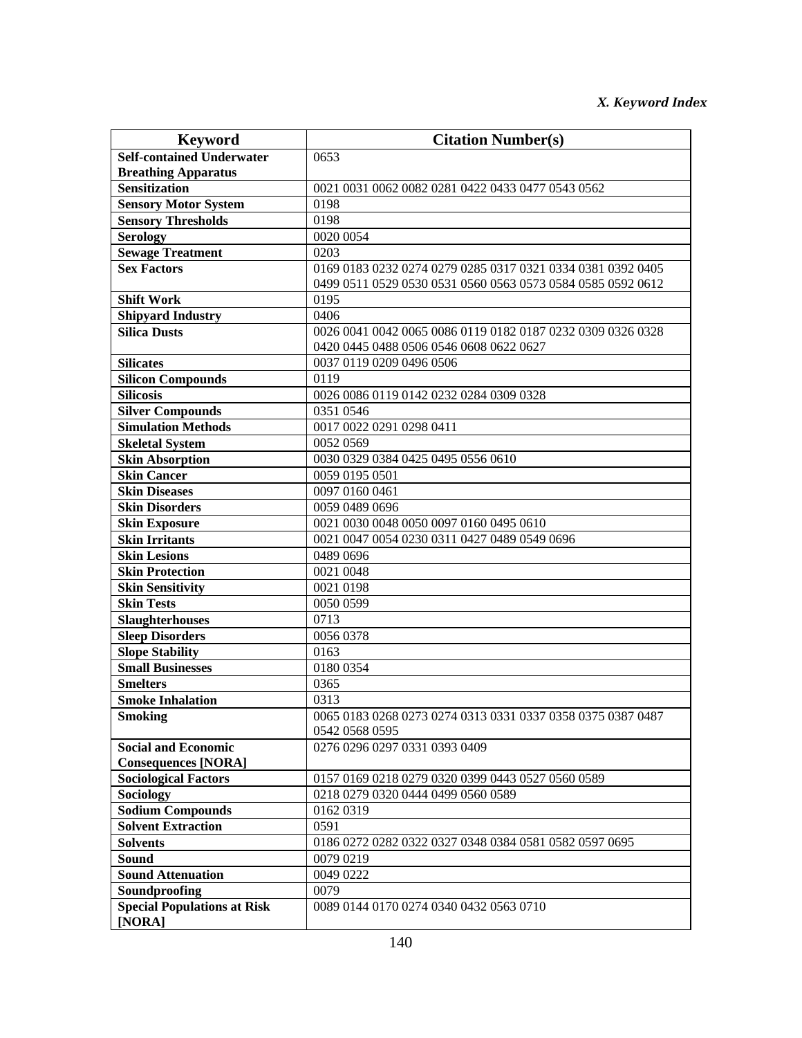| Keyword | Citation Number(s) |
| --- | --- |
| **Self-contained Underwater Breathing Apparatus** | 0653 |
| **Sensitization** | 0021 0031 0062 0082 0281 0422 0433 0477 0543 0562 |
| **Sensory Motor System** | 0198 |
| **Sensory Thresholds** | 0198 |
| **Serology** | 0020 0054 |
| **Sewage Treatment** | 0203 |
| **Sex Factors** | 0169 0183 0232 0274 0279 0285 0317 0321 0334 0381 0392 0405 0499 0511 0529 0530 0531 0560 0563 0573 0584 0585 0592 0612 |
| **Shift Work** | 0195 |
| **Shipyard Industry** | 0406 |
| **Silica Dusts** | 0026 0041 0042 0065 0086 0119 0182 0187 0232 0309 0326 0328 0420 0445 0488 0506 0546 0608 0622 0627 |
| **Silicates** | 0037 0119 0209 0496 0506 |
| **Silicon Compounds** | 0119 |
| **Silicosis** | 0026 0086 0119 0142 0232 0284 0309 0328 |
| **Silver Compounds** | 0351 0546 |
| **Simulation Methods** | 0017 0022 0291 0298 0411 |
| **Skeletal System** | 0052 0569 |
| **Skin Absorption** | 0030 0329 0384 0425 0495 0556 0610 |
| **Skin Cancer** | 0059 0195 0501 |
| **Skin Diseases** | 0097 0160 0461 |
| **Skin Disorders** | 0059 0489 0696 |
| **Skin Exposure** | 0021 0030 0048 0050 0097 0160 0495 0610 |
| **Skin Irritants** | 0021 0047 0054 0230 0311 0427 0489 0549 0696 |
| **Skin Lesions** | 0489 0696 |
| **Skin Protection** | 0021 0048 |
| **Skin Sensitivity** | 0021 0198 |
| **Skin Tests** | 0050 0599 |
| **Slaughterhouses** | 0713 |
| **Sleep Disorders** | 0056 0378 |
| **Slope Stability** | 0163 |
| **Small Businesses** | 0180 0354 |
| **Smelters** | 0365 |
| **Smoke Inhalation** | 0313 |
| **Smoking** | 0065 0183 0268 0273 0274 0313 0331 0337 0358 0375 0387 0487 0542 0568 0595 |
| **Social and Economic Consequences [NORA]** | 0276 0296 0297 0331 0393 0409 |
| **Sociological Factors** | 0157 0169 0218 0279 0320 0399 0443 0527 0560 0589 |
| **Sociology** | 0218 0279 0320 0444 0499 0560 0589 |
| **Sodium Compounds** | 0162 0319 |
| **Solvent Extraction** | 0591 |
| **Solvents** | 0186 0272 0282 0322 0327 0348 0384 0581 0582 0597 0695 |
| **Sound** | 0079 0219 |
| **Sound Attenuation** | 0049 0222 |
| **Soundproofing** | 0079 |
| **Special Populations at Risk [NORA]** | 0089 0144 0170 0274 0340 0432 0563 0710 |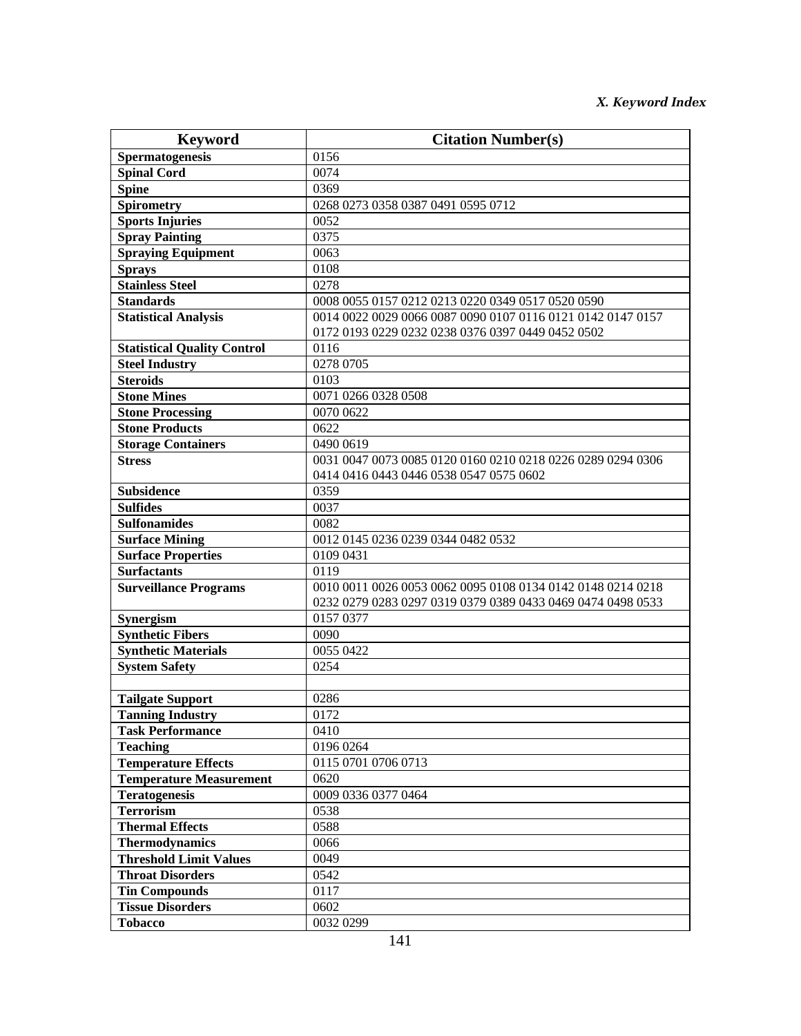| Keyword | Citation Number(s) |
| --- | --- |
| **Spermatogenesis** | 0156 |
| **Spinal Cord** | 0074 |
| **Spine** | 0369 |
| **Spirometry** | 0268 0273 0358 0387 0491 0595 0712 |
| **Sports Injuries** | 0052 |
| **Spray Painting** | 0375 |
| **Spraying Equipment** | 0063 |
| **Sprays** | 0108 |
| **Stainless Steel** | 0278 |
| **Standards** | 0008 0055 0157 0212 0213 0220 0349 0517 0520 0590 |
| **Statistical Analysis** | 0014 0022 0029 0066 0087 0090 0107 0116 0121 0142 0147 0157 0172 0193 0229 0232 0238 0376 0397 0449 0452 0502 |
| **Statistical Quality Control** | 0116 |
| **Steel Industry** | 0278 0705 |
| **Steroids** | 0103 |
| **Stone Mines** | 0071 0266 0328 0508 |
| **Stone Processing** | 0070 0622 |
| **Stone Products** | 0622 |
| **Storage Containers** | 0490 0619 |
| **Stress** | 0031 0047 0073 0085 0120 0160 0210 0218 0226 0289 0294 0306 0414 0416 0443 0446 0538 0547 0575 0602 |
| **Subsidence** | 0359 |
| **Sulfides** | 0037 |
| **Sulfonamides** | 0082 |
| **Surface Mining** | 0012 0145 0236 0239 0344 0482 0532 |
| **Surface Properties** | 0109 0431 |
| **Surfactants** | 0119 |
| **Surveillance Programs** | 0010 0011 0026 0053 0062 0095 0108 0134 0142 0148 0214 0218 0232 0279 0283 0297 0319 0379 0389 0433 0469 0474 0498 0533 |
| **Synergism** | 0157 0377 |
| **Synthetic Fibers** | 0090 |
| **Synthetic Materials** | 0055 0422 |
| **System Safety** | 0254 |
| | |
| **Tailgate Support** | 0286 |
| **Tanning Industry** | 0172 |
| **Task Performance** | 0410 |
| **Teaching** | 0196 0264 |
| **Temperature Effects** | 0115 0701 0706 0713 |
| **Temperature Measurement** | 0620 |
| **Teratogenesis** | 0009 0336 0377 0464 |
| **Terrorism** | 0538 |
| **Thermal Effects** | 0588 |
| **Thermodynamics** | 0066 |
| **Threshold Limit Values** | 0049 |
| **Throat Disorders** | 0542 |
| **Tin Compounds** | 0117 |
| **Tissue Disorders** | 0602 |
| **Tobacco** | 0032 0299 |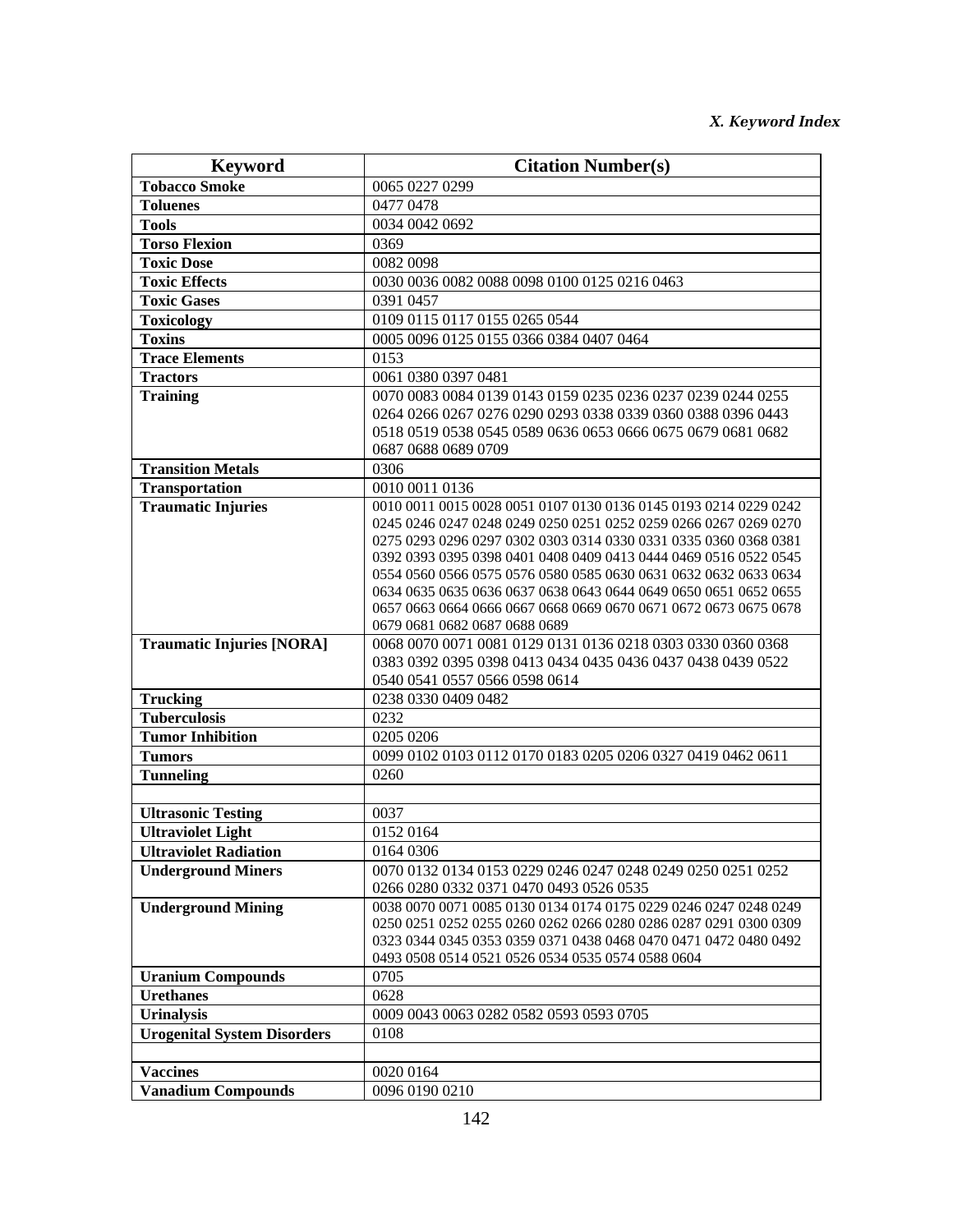| Keyword | Citation Number(s) |
|---|---|
| **Tobacco Smoke** | 0065 0227 0299 |
| **Toluenes** | 0477 0478 |
| **Tools** | 0034 0042 0692 |
| **Torso Flexion** | 0369 |
| **Toxic Dose** | 0082 0098 |
| **Toxic Effects** | 0030 0036 0082 0088 0098 0100 0125 0216 0463 |
| **Toxic Gases** | 0391 0457 |
| **Toxicology** | 0109 0115 0117 0155 0265 0544 |
| **Toxins** | 0005 0096 0125 0155 0366 0384 0407 0464 |
| **Trace Elements** | 0153 |
| **Tractors** | 0061 0380 0397 0481 |
| **Training** | 0070 0083 0084 0139 0143 0159 0235 0236 0237 0239 0244 0255 0264 0266 0267 0276 0290 0293 0338 0339 0360 0388 0396 0443 0518 0519 0538 0545 0589 0636 0653 0666 0675 0679 0681 0682 0687 0688 0689 0709 |
| **Transition Metals** | 0306 |
| **Transportation** | 0010 0011 0136 |
| **Traumatic Injuries** | 0010 0011 0015 0028 0051 0107 0130 0136 0145 0193 0214 0229 0242 0245 0246 0247 0248 0249 0250 0251 0252 0259 0266 0267 0269 0270 0275 0293 0296 0297 0302 0303 0314 0330 0331 0335 0360 0368 0381 0392 0393 0395 0398 0401 0408 0409 0413 0444 0469 0516 0522 0545 0554 0560 0566 0575 0576 0580 0585 0630 0631 0632 0632 0633 0634 0634 0635 0635 0636 0637 0638 0643 0644 0649 0650 0651 0652 0655 0657 0663 0664 0666 0667 0668 0669 0670 0671 0672 0673 0675 0678 0679 0681 0682 0687 0688 0689 |
| **Traumatic Injuries [NORA]** | 0068 0070 0071 0081 0129 0131 0136 0218 0303 0330 0360 0368 0383 0392 0395 0398 0413 0434 0435 0436 0437 0438 0439 0522 0540 0541 0557 0566 0598 0614 |
| **Trucking** | 0238 0330 0409 0482 |
| **Tuberculosis** | 0232 |
| **Tumor Inhibition** | 0205 0206 |
| **Tumors** | 0099 0102 0103 0112 0170 0183 0205 0206 0327 0419 0462 0611 |
| **Tunneling** | 0260 |
| | |
| **Ultrasonic Testing** | 0037 |
| **Ultraviolet Light** | 0152 0164 |
| **Ultraviolet Radiation** | 0164 0306 |
| **Underground Miners** | 0070 0132 0134 0153 0229 0246 0247 0248 0249 0250 0251 0252 0266 0280 0332 0371 0470 0493 0526 0535 |
| **Underground Mining** | 0038 0070 0071 0085 0130 0134 0174 0175 0229 0246 0247 0248 0249 0250 0251 0252 0255 0260 0262 0266 0280 0286 0287 0291 0300 0309 0323 0344 0345 0353 0359 0371 0438 0468 0470 0471 0472 0480 0492 0493 0508 0514 0521 0526 0534 0535 0574 0588 0604 |
| **Uranium Compounds** | 0705 |
| **Urethanes** | 0628 |
| **Urinalysis** | 0009 0043 0063 0282 0582 0593 0593 0705 |
| **Urogenital System Disorders** | 0108 |
| | |
| **Vaccines** | 0020 0164 |
| **Vanadium Compounds** | 0096 0190 0210 |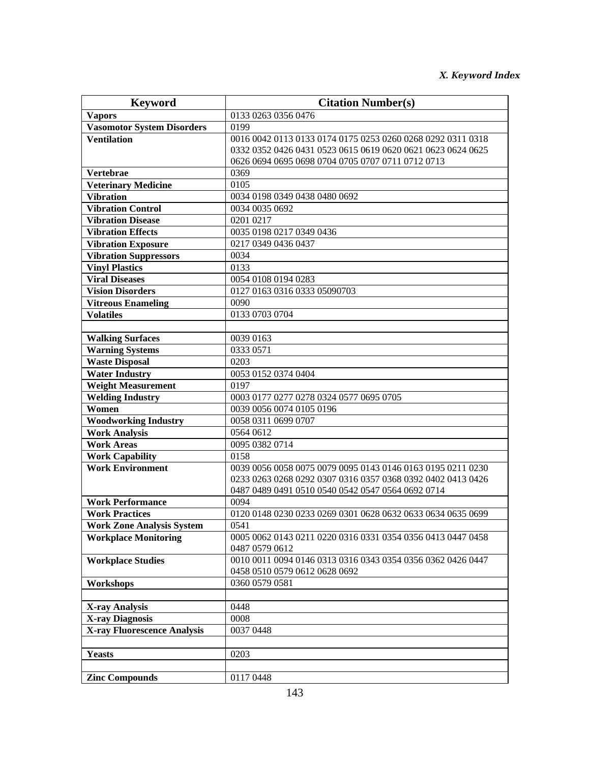*X. Keyword Index*

| Keyword | Citation Number(s) |
|---|---|
| **Vapors** | 0133 0263 0356 0476 |
| **Vasomotor System Disorders** | 0199 |
| **Ventilation** | 0016 0042 0113 0133 0174 0175 0253 0260 0268 0292 0311 0318 0332 0352 0426 0431 0523 0615 0619 0620 0621 0623 0624 0625 0626 0694 0695 0698 0704 0705 0707 0711 0712 0713 |
| **Vertebrae** | 0369 |
| **Veterinary Medicine** | 0105 |
| **Vibration** | 0034 0198 0349 0438 0480 0692 |
| **Vibration Control** | 0034 0035 0692 |
| **Vibration Disease** | 0201 0217 |
| **Vibration Effects** | 0035 0198 0217 0349 0436 |
| **Vibration Exposure** | 0217 0349 0436 0437 |
| **Vibration Suppressors** | 0034 |
| **Vinyl Plastics** | 0133 |
| **Viral Diseases** | 0054 0108 0194 0283 |
| **Vision Disorders** | 0127 0163 0316 0333 05090703 |
| **Vitreous Enameling** | 0090 |
| **Volatiles** | 0133 0703 0704 |
| | |
| **Walking Surfaces** | 0039 0163 |
| **Warning Systems** | 0333 0571 |
| **Waste Disposal** | 0203 |
| **Water Industry** | 0053 0152 0374 0404 |
| **Weight Measurement** | 0197 |
| **Welding Industry** | 0003 0177 0277 0278 0324 0577 0695 0705 |
| **Women** | 0039 0056 0074 0105 0196 |
| **Woodworking Industry** | 0058 0311 0699 0707 |
| **Work Analysis** | 0564 0612 |
| **Work Areas** | 0095 0382 0714 |
| **Work Capability** | 0158 |
| **Work Environment** | 0039 0056 0058 0075 0079 0095 0143 0146 0163 0195 0211 0230 0233 0263 0268 0292 0307 0316 0357 0368 0392 0402 0413 0426 0487 0489 0491 0510 0540 0542 0547 0564 0692 0714 |
| **Work Performance** | 0094 |
| **Work Practices** | 0120 0148 0230 0233 0269 0301 0628 0632 0633 0634 0635 0699 |
| **Work Zone Analysis System** | 0541 |
| **Workplace Monitoring** | 0005 0062 0143 0211 0220 0316 0331 0354 0356 0413 0447 0458 0487 0579 0612 |
| **Workplace Studies** | 0010 0011 0094 0146 0313 0316 0343 0354 0356 0362 0426 0447 0458 0510 0579 0612 0628 0692 |
| **Workshops** | 0360 0579 0581 |
| | |
| **X-ray Analysis** | 0448 |
| **X-ray Diagnosis** | 0008 |
| **X-ray Fluorescence Analysis** | 0037 0448 |
| | |
| **Yeasts** | 0203 |
| | |
| **Zinc Compounds** | 0117 0448 |